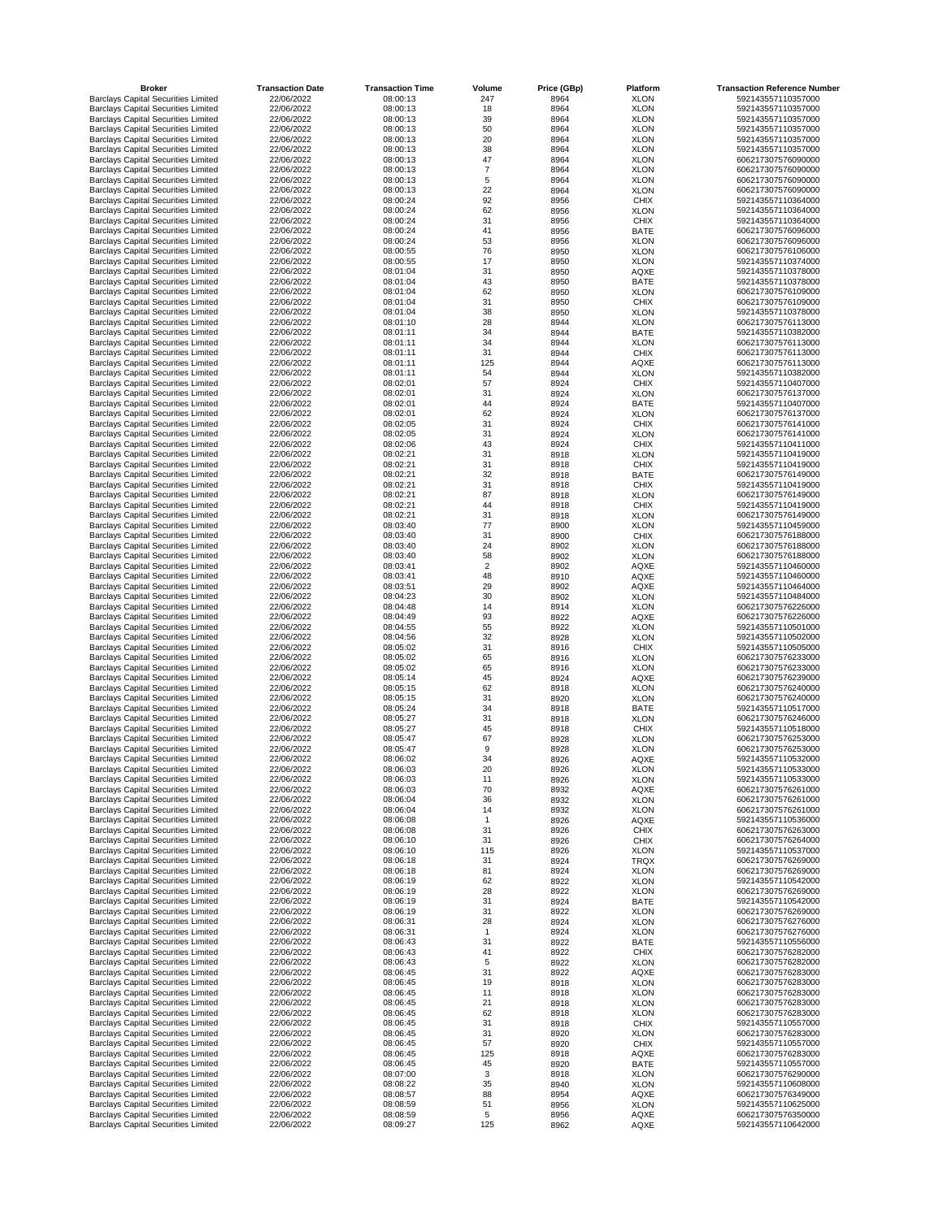| Broker | Transaction Date | Transaction Time | Volume | Price (GBp) | Platform | Transaction Reference Number |
|---|---|---|---|---|---|---|
| Barclays Capital Securities Limited | 22/06/2022 | 08:00:13 | 247 | 8964 | XLON | 592143557110357000 |
| Barclays Capital Securities Limited | 22/06/2022 | 08:00:13 | 18 | 8964 | XLON | 592143557110357000 |
| Barclays Capital Securities Limited | 22/06/2022 | 08:00:13 | 39 | 8964 | XLON | 592143557110357000 |
| Barclays Capital Securities Limited | 22/06/2022 | 08:00:13 | 50 | 8964 | XLON | 592143557110357000 |
| Barclays Capital Securities Limited | 22/06/2022 | 08:00:13 | 20 | 8964 | XLON | 592143557110357000 |
| Barclays Capital Securities Limited | 22/06/2022 | 08:00:13 | 38 | 8964 | XLON | 592143557110357000 |
| Barclays Capital Securities Limited | 22/06/2022 | 08:00:13 | 47 | 8964 | XLON | 606217307576090000 |
| Barclays Capital Securities Limited | 22/06/2022 | 08:00:13 | 7 | 8964 | XLON | 606217307576090000 |
| Barclays Capital Securities Limited | 22/06/2022 | 08:00:13 | 5 | 8964 | XLON | 606217307576090000 |
| Barclays Capital Securities Limited | 22/06/2022 | 08:00:13 | 22 | 8964 | XLON | 606217307576090000 |
| Barclays Capital Securities Limited | 22/06/2022 | 08:00:24 | 92 | 8956 | CHIX | 592143557110364000 |
| Barclays Capital Securities Limited | 22/06/2022 | 08:00:24 | 62 | 8956 | XLON | 592143557110364000 |
| Barclays Capital Securities Limited | 22/06/2022 | 08:00:24 | 31 | 8956 | CHIX | 592143557110364000 |
| Barclays Capital Securities Limited | 22/06/2022 | 08:00:24 | 41 | 8956 | BATE | 606217307576096000 |
| Barclays Capital Securities Limited | 22/06/2022 | 08:00:24 | 53 | 8956 | XLON | 606217307576096000 |
| Barclays Capital Securities Limited | 22/06/2022 | 08:00:55 | 76 | 8950 | XLON | 606217307576106000 |
| Barclays Capital Securities Limited | 22/06/2022 | 08:00:55 | 17 | 8950 | XLON | 592143557110374000 |
| Barclays Capital Securities Limited | 22/06/2022 | 08:01:04 | 31 | 8950 | AQXE | 592143557110378000 |
| Barclays Capital Securities Limited | 22/06/2022 | 08:01:04 | 43 | 8950 | BATE | 592143557110378000 |
| Barclays Capital Securities Limited | 22/06/2022 | 08:01:04 | 62 | 8950 | XLON | 606217307576109000 |
| Barclays Capital Securities Limited | 22/06/2022 | 08:01:04 | 31 | 8950 | CHIX | 606217307576109000 |
| Barclays Capital Securities Limited | 22/06/2022 | 08:01:04 | 38 | 8950 | XLON | 592143557110378000 |
| Barclays Capital Securities Limited | 22/06/2022 | 08:01:10 | 28 | 8944 | XLON | 606217307576113000 |
| Barclays Capital Securities Limited | 22/06/2022 | 08:01:11 | 34 | 8944 | BATE | 592143557110382000 |
| Barclays Capital Securities Limited | 22/06/2022 | 08:01:11 | 34 | 8944 | XLON | 606217307576113000 |
| Barclays Capital Securities Limited | 22/06/2022 | 08:01:11 | 31 | 8944 | CHIX | 606217307576113000 |
| Barclays Capital Securities Limited | 22/06/2022 | 08:01:11 | 125 | 8944 | AQXE | 606217307576113000 |
| Barclays Capital Securities Limited | 22/06/2022 | 08:01:11 | 54 | 8944 | XLON | 592143557110382000 |
| Barclays Capital Securities Limited | 22/06/2022 | 08:02:01 | 57 | 8924 | CHIX | 592143557110407000 |
| Barclays Capital Securities Limited | 22/06/2022 | 08:02:01 | 31 | 8924 | XLON | 606217307576137000 |
| Barclays Capital Securities Limited | 22/06/2022 | 08:02:01 | 44 | 8924 | BATE | 592143557110407000 |
| Barclays Capital Securities Limited | 22/06/2022 | 08:02:01 | 62 | 8924 | XLON | 606217307576137000 |
| Barclays Capital Securities Limited | 22/06/2022 | 08:02:05 | 31 | 8924 | CHIX | 606217307576141000 |
| Barclays Capital Securities Limited | 22/06/2022 | 08:02:05 | 31 | 8924 | XLON | 606217307576141000 |
| Barclays Capital Securities Limited | 22/06/2022 | 08:02:06 | 43 | 8924 | CHIX | 592143557110411000 |
| Barclays Capital Securities Limited | 22/06/2022 | 08:02:21 | 31 | 8918 | XLON | 592143557110419000 |
| Barclays Capital Securities Limited | 22/06/2022 | 08:02:21 | 31 | 8918 | CHIX | 592143557110419000 |
| Barclays Capital Securities Limited | 22/06/2022 | 08:02:21 | 32 | 8918 | BATE | 606217307576149000 |
| Barclays Capital Securities Limited | 22/06/2022 | 08:02:21 | 31 | 8918 | CHIX | 592143557110419000 |
| Barclays Capital Securities Limited | 22/06/2022 | 08:02:21 | 87 | 8918 | XLON | 606217307576149000 |
| Barclays Capital Securities Limited | 22/06/2022 | 08:02:21 | 44 | 8918 | CHIX | 592143557110419000 |
| Barclays Capital Securities Limited | 22/06/2022 | 08:02:21 | 31 | 8918 | XLON | 606217307576149000 |
| Barclays Capital Securities Limited | 22/06/2022 | 08:03:40 | 77 | 8900 | XLON | 592143557110459000 |
| Barclays Capital Securities Limited | 22/06/2022 | 08:03:40 | 31 | 8900 | CHIX | 606217307576188000 |
| Barclays Capital Securities Limited | 22/06/2022 | 08:03:40 | 24 | 8902 | XLON | 606217307576188000 |
| Barclays Capital Securities Limited | 22/06/2022 | 08:03:40 | 58 | 8902 | XLON | 606217307576188000 |
| Barclays Capital Securities Limited | 22/06/2022 | 08:03:41 | 2 | 8902 | AQXE | 592143557110460000 |
| Barclays Capital Securities Limited | 22/06/2022 | 08:03:41 | 48 | 8910 | AQXE | 592143557110460000 |
| Barclays Capital Securities Limited | 22/06/2022 | 08:03:51 | 29 | 8902 | AQXE | 592143557110464000 |
| Barclays Capital Securities Limited | 22/06/2022 | 08:04:23 | 30 | 8902 | XLON | 592143557110484000 |
| Barclays Capital Securities Limited | 22/06/2022 | 08:04:48 | 14 | 8914 | XLON | 606217307576226000 |
| Barclays Capital Securities Limited | 22/06/2022 | 08:04:49 | 93 | 8922 | AQXE | 606217307576226000 |
| Barclays Capital Securities Limited | 22/06/2022 | 08:04:55 | 55 | 8922 | XLON | 592143557110501000 |
| Barclays Capital Securities Limited | 22/06/2022 | 08:04:56 | 32 | 8928 | XLON | 592143557110502000 |
| Barclays Capital Securities Limited | 22/06/2022 | 08:05:02 | 31 | 8916 | CHIX | 592143557110505000 |
| Barclays Capital Securities Limited | 22/06/2022 | 08:05:02 | 65 | 8916 | XLON | 606217307576233000 |
| Barclays Capital Securities Limited | 22/06/2022 | 08:05:02 | 65 | 8916 | XLON | 606217307576233000 |
| Barclays Capital Securities Limited | 22/06/2022 | 08:05:14 | 45 | 8924 | AQXE | 606217307576239000 |
| Barclays Capital Securities Limited | 22/06/2022 | 08:05:15 | 62 | 8918 | XLON | 606217307576240000 |
| Barclays Capital Securities Limited | 22/06/2022 | 08:05:15 | 31 | 8920 | XLON | 606217307576240000 |
| Barclays Capital Securities Limited | 22/06/2022 | 08:05:24 | 34 | 8918 | BATE | 592143557110517000 |
| Barclays Capital Securities Limited | 22/06/2022 | 08:05:27 | 31 | 8918 | XLON | 606217307576246000 |
| Barclays Capital Securities Limited | 22/06/2022 | 08:05:27 | 45 | 8918 | CHIX | 592143557110518000 |
| Barclays Capital Securities Limited | 22/06/2022 | 08:05:47 | 67 | 8928 | XLON | 606217307576253000 |
| Barclays Capital Securities Limited | 22/06/2022 | 08:05:47 | 9 | 8928 | XLON | 606217307576253000 |
| Barclays Capital Securities Limited | 22/06/2022 | 08:06:02 | 34 | 8926 | AQXE | 592143557110532000 |
| Barclays Capital Securities Limited | 22/06/2022 | 08:06:03 | 20 | 8926 | XLON | 592143557110533000 |
| Barclays Capital Securities Limited | 22/06/2022 | 08:06:03 | 11 | 8926 | XLON | 592143557110533000 |
| Barclays Capital Securities Limited | 22/06/2022 | 08:06:03 | 70 | 8932 | AQXE | 606217307576261000 |
| Barclays Capital Securities Limited | 22/06/2022 | 08:06:04 | 36 | 8932 | XLON | 606217307576261000 |
| Barclays Capital Securities Limited | 22/06/2022 | 08:06:04 | 14 | 8932 | XLON | 606217307576261000 |
| Barclays Capital Securities Limited | 22/06/2022 | 08:06:08 | 1 | 8926 | AQXE | 592143557110536000 |
| Barclays Capital Securities Limited | 22/06/2022 | 08:06:08 | 31 | 8926 | CHIX | 606217307576263000 |
| Barclays Capital Securities Limited | 22/06/2022 | 08:06:10 | 31 | 8926 | CHIX | 606217307576264000 |
| Barclays Capital Securities Limited | 22/06/2022 | 08:06:10 | 115 | 8926 | XLON | 592143557110537000 |
| Barclays Capital Securities Limited | 22/06/2022 | 08:06:18 | 31 | 8924 | TRQX | 606217307576269000 |
| Barclays Capital Securities Limited | 22/06/2022 | 08:06:18 | 81 | 8924 | XLON | 606217307576269000 |
| Barclays Capital Securities Limited | 22/06/2022 | 08:06:19 | 62 | 8922 | XLON | 592143557110542000 |
| Barclays Capital Securities Limited | 22/06/2022 | 08:06:19 | 28 | 8922 | XLON | 606217307576269000 |
| Barclays Capital Securities Limited | 22/06/2022 | 08:06:19 | 31 | 8924 | BATE | 592143557110542000 |
| Barclays Capital Securities Limited | 22/06/2022 | 08:06:19 | 31 | 8922 | XLON | 606217307576269000 |
| Barclays Capital Securities Limited | 22/06/2022 | 08:06:31 | 28 | 8924 | XLON | 606217307576276000 |
| Barclays Capital Securities Limited | 22/06/2022 | 08:06:31 | 1 | 8924 | XLON | 606217307576276000 |
| Barclays Capital Securities Limited | 22/06/2022 | 08:06:43 | 31 | 8922 | BATE | 592143557110556000 |
| Barclays Capital Securities Limited | 22/06/2022 | 08:06:43 | 41 | 8922 | CHIX | 606217307576282000 |
| Barclays Capital Securities Limited | 22/06/2022 | 08:06:43 | 5 | 8922 | XLON | 606217307576282000 |
| Barclays Capital Securities Limited | 22/06/2022 | 08:06:45 | 31 | 8922 | AQXE | 606217307576283000 |
| Barclays Capital Securities Limited | 22/06/2022 | 08:06:45 | 19 | 8918 | XLON | 606217307576283000 |
| Barclays Capital Securities Limited | 22/06/2022 | 08:06:45 | 11 | 8918 | XLON | 606217307576283000 |
| Barclays Capital Securities Limited | 22/06/2022 | 08:06:45 | 21 | 8918 | XLON | 606217307576283000 |
| Barclays Capital Securities Limited | 22/06/2022 | 08:06:45 | 62 | 8918 | XLON | 606217307576283000 |
| Barclays Capital Securities Limited | 22/06/2022 | 08:06:45 | 31 | 8918 | CHIX | 592143557110557000 |
| Barclays Capital Securities Limited | 22/06/2022 | 08:06:45 | 31 | 8920 | XLON | 606217307576283000 |
| Barclays Capital Securities Limited | 22/06/2022 | 08:06:45 | 57 | 8920 | CHIX | 592143557110557000 |
| Barclays Capital Securities Limited | 22/06/2022 | 08:06:45 | 125 | 8918 | AQXE | 606217307576283000 |
| Barclays Capital Securities Limited | 22/06/2022 | 08:06:45 | 45 | 8920 | BATE | 592143557110557000 |
| Barclays Capital Securities Limited | 22/06/2022 | 08:07:00 | 3 | 8918 | XLON | 606217307576290000 |
| Barclays Capital Securities Limited | 22/06/2022 | 08:08:22 | 35 | 8940 | XLON | 592143557110608000 |
| Barclays Capital Securities Limited | 22/06/2022 | 08:08:57 | 88 | 8954 | AQXE | 606217307576349000 |
| Barclays Capital Securities Limited | 22/06/2022 | 08:08:59 | 51 | 8956 | XLON | 592143557110625000 |
| Barclays Capital Securities Limited | 22/06/2022 | 08:08:59 | 5 | 8956 | AQXE | 606217307576350000 |
| Barclays Capital Securities Limited | 22/06/2022 | 08:09:27 | 125 | 8962 | AQXE | 592143557110642000 |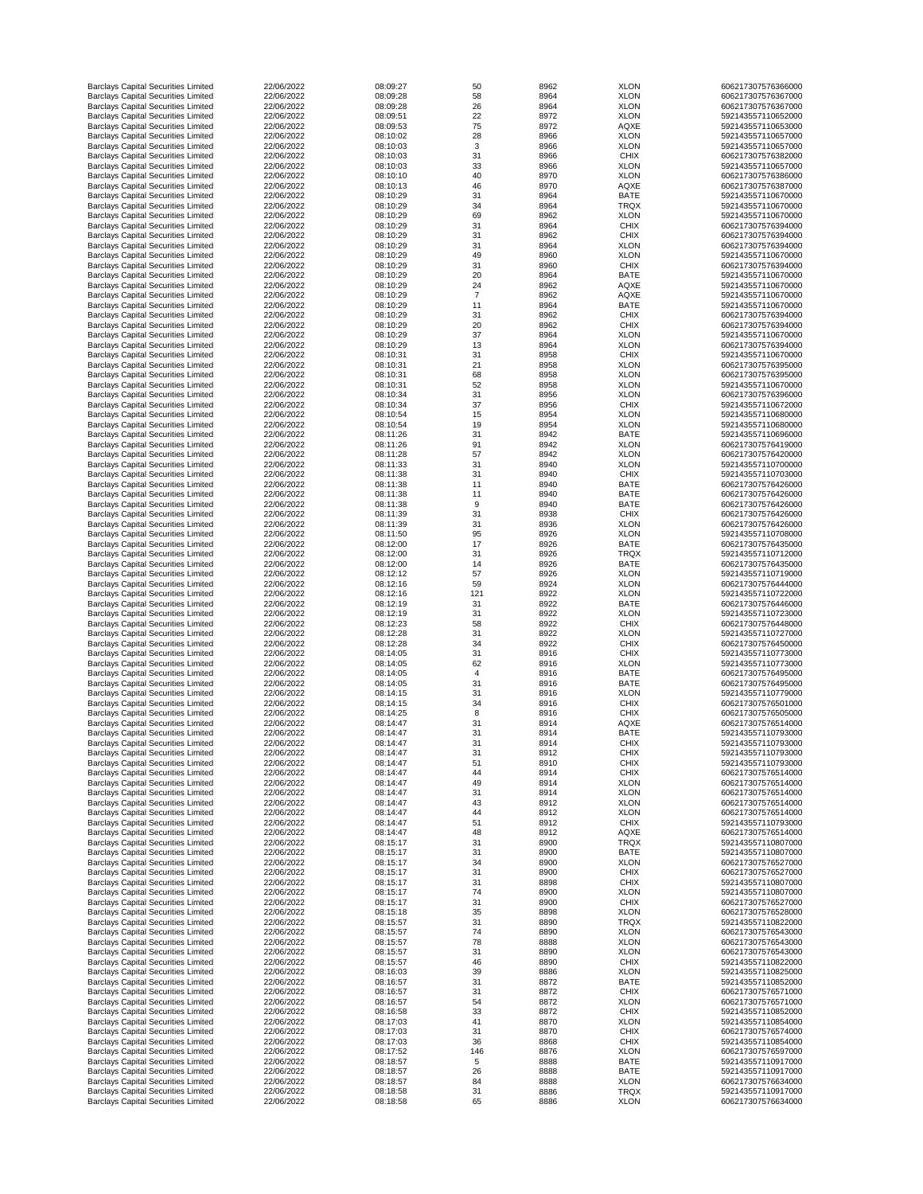| | | | | | | |
|---|---|---|---|---|---|---|
| Barclays Capital Securities Limited | 22/06/2022 | 08:09:27 | 50 | 8962 | XLON | 606217307576366000 |
| Barclays Capital Securities Limited | 22/06/2022 | 08:09:28 | 58 | 8964 | XLON | 606217307576367000 |
| Barclays Capital Securities Limited | 22/06/2022 | 08:09:28 | 26 | 8964 | XLON | 606217307576367000 |
| Barclays Capital Securities Limited | 22/06/2022 | 08:09:51 | 22 | 8972 | XLON | 592143557110652000 |
| Barclays Capital Securities Limited | 22/06/2022 | 08:09:53 | 75 | 8972 | AQXE | 592143557110653000 |
| Barclays Capital Securities Limited | 22/06/2022 | 08:10:02 | 28 | 8966 | XLON | 592143557110657000 |
| Barclays Capital Securities Limited | 22/06/2022 | 08:10:03 | 3 | 8966 | XLON | 592143557110657000 |
| Barclays Capital Securities Limited | 22/06/2022 | 08:10:03 | 31 | 8966 | CHIX | 606217307576382000 |
| Barclays Capital Securities Limited | 22/06/2022 | 08:10:03 | 33 | 8966 | XLON | 592143557110657000 |
| Barclays Capital Securities Limited | 22/06/2022 | 08:10:10 | 40 | 8970 | XLON | 606217307576386000 |
| Barclays Capital Securities Limited | 22/06/2022 | 08:10:13 | 46 | 8970 | AQXE | 606217307576387000 |
| Barclays Capital Securities Limited | 22/06/2022 | 08:10:29 | 31 | 8964 | BATE | 592143557110670000 |
| Barclays Capital Securities Limited | 22/06/2022 | 08:10:29 | 34 | 8964 | TRQX | 592143557110670000 |
| Barclays Capital Securities Limited | 22/06/2022 | 08:10:29 | 69 | 8962 | XLON | 592143557110670000 |
| Barclays Capital Securities Limited | 22/06/2022 | 08:10:29 | 31 | 8964 | CHIX | 606217307576394000 |
| Barclays Capital Securities Limited | 22/06/2022 | 08:10:29 | 31 | 8962 | CHIX | 606217307576394000 |
| Barclays Capital Securities Limited | 22/06/2022 | 08:10:29 | 31 | 8964 | XLON | 606217307576394000 |
| Barclays Capital Securities Limited | 22/06/2022 | 08:10:29 | 49 | 8960 | XLON | 592143557110670000 |
| Barclays Capital Securities Limited | 22/06/2022 | 08:10:29 | 31 | 8960 | CHIX | 606217307576394000 |
| Barclays Capital Securities Limited | 22/06/2022 | 08:10:29 | 20 | 8964 | BATE | 592143557110670000 |
| Barclays Capital Securities Limited | 22/06/2022 | 08:10:29 | 24 | 8962 | AQXE | 592143557110670000 |
| Barclays Capital Securities Limited | 22/06/2022 | 08:10:29 | 7 | 8962 | AQXE | 592143557110670000 |
| Barclays Capital Securities Limited | 22/06/2022 | 08:10:29 | 11 | 8964 | BATE | 592143557110670000 |
| Barclays Capital Securities Limited | 22/06/2022 | 08:10:29 | 31 | 8962 | CHIX | 606217307576394000 |
| Barclays Capital Securities Limited | 22/06/2022 | 08:10:29 | 20 | 8962 | CHIX | 606217307576394000 |
| Barclays Capital Securities Limited | 22/06/2022 | 08:10:29 | 37 | 8964 | XLON | 592143557110670000 |
| Barclays Capital Securities Limited | 22/06/2022 | 08:10:29 | 13 | 8964 | XLON | 606217307576394000 |
| Barclays Capital Securities Limited | 22/06/2022 | 08:10:31 | 31 | 8958 | CHIX | 592143557110670000 |
| Barclays Capital Securities Limited | 22/06/2022 | 08:10:31 | 21 | 8958 | XLON | 606217307576395000 |
| Barclays Capital Securities Limited | 22/06/2022 | 08:10:31 | 68 | 8958 | XLON | 606217307576395000 |
| Barclays Capital Securities Limited | 22/06/2022 | 08:10:31 | 52 | 8958 | XLON | 592143557110670000 |
| Barclays Capital Securities Limited | 22/06/2022 | 08:10:34 | 31 | 8956 | XLON | 606217307576396000 |
| Barclays Capital Securities Limited | 22/06/2022 | 08:10:34 | 37 | 8956 | CHIX | 592143557110672000 |
| Barclays Capital Securities Limited | 22/06/2022 | 08:10:54 | 15 | 8954 | XLON | 592143557110680000 |
| Barclays Capital Securities Limited | 22/06/2022 | 08:10:54 | 19 | 8954 | XLON | 592143557110680000 |
| Barclays Capital Securities Limited | 22/06/2022 | 08:11:26 | 31 | 8942 | BATE | 592143557110696000 |
| Barclays Capital Securities Limited | 22/06/2022 | 08:11:26 | 91 | 8942 | XLON | 606217307576419000 |
| Barclays Capital Securities Limited | 22/06/2022 | 08:11:28 | 57 | 8942 | XLON | 606217307576420000 |
| Barclays Capital Securities Limited | 22/06/2022 | 08:11:33 | 31 | 8940 | XLON | 592143557110700000 |
| Barclays Capital Securities Limited | 22/06/2022 | 08:11:38 | 31 | 8940 | CHIX | 592143557110703000 |
| Barclays Capital Securities Limited | 22/06/2022 | 08:11:38 | 11 | 8940 | BATE | 606217307576426000 |
| Barclays Capital Securities Limited | 22/06/2022 | 08:11:38 | 11 | 8940 | BATE | 606217307576426000 |
| Barclays Capital Securities Limited | 22/06/2022 | 08:11:38 | 9 | 8940 | BATE | 606217307576426000 |
| Barclays Capital Securities Limited | 22/06/2022 | 08:11:39 | 31 | 8938 | CHIX | 606217307576426000 |
| Barclays Capital Securities Limited | 22/06/2022 | 08:11:39 | 31 | 8936 | XLON | 606217307576426000 |
| Barclays Capital Securities Limited | 22/06/2022 | 08:11:50 | 95 | 8926 | XLON | 592143557110708000 |
| Barclays Capital Securities Limited | 22/06/2022 | 08:12:00 | 17 | 8926 | BATE | 606217307576435000 |
| Barclays Capital Securities Limited | 22/06/2022 | 08:12:00 | 31 | 8926 | TRQX | 592143557110712000 |
| Barclays Capital Securities Limited | 22/06/2022 | 08:12:00 | 14 | 8926 | BATE | 606217307576435000 |
| Barclays Capital Securities Limited | 22/06/2022 | 08:12:12 | 57 | 8926 | XLON | 592143557110719000 |
| Barclays Capital Securities Limited | 22/06/2022 | 08:12:16 | 59 | 8924 | XLON | 606217307576444000 |
| Barclays Capital Securities Limited | 22/06/2022 | 08:12:16 | 121 | 8922 | XLON | 592143557110722000 |
| Barclays Capital Securities Limited | 22/06/2022 | 08:12:19 | 31 | 8922 | BATE | 606217307576446000 |
| Barclays Capital Securities Limited | 22/06/2022 | 08:12:19 | 31 | 8922 | XLON | 592143557110723000 |
| Barclays Capital Securities Limited | 22/06/2022 | 08:12:23 | 58 | 8922 | CHIX | 606217307576448000 |
| Barclays Capital Securities Limited | 22/06/2022 | 08:12:28 | 31 | 8922 | XLON | 592143557110727000 |
| Barclays Capital Securities Limited | 22/06/2022 | 08:12:28 | 34 | 8922 | CHIX | 606217307576450000 |
| Barclays Capital Securities Limited | 22/06/2022 | 08:14:05 | 31 | 8916 | CHIX | 592143557110773000 |
| Barclays Capital Securities Limited | 22/06/2022 | 08:14:05 | 62 | 8916 | XLON | 592143557110773000 |
| Barclays Capital Securities Limited | 22/06/2022 | 08:14:05 | 4 | 8916 | BATE | 606217307576495000 |
| Barclays Capital Securities Limited | 22/06/2022 | 08:14:05 | 31 | 8916 | BATE | 606217307576495000 |
| Barclays Capital Securities Limited | 22/06/2022 | 08:14:15 | 31 | 8916 | XLON | 592143557110779000 |
| Barclays Capital Securities Limited | 22/06/2022 | 08:14:15 | 34 | 8916 | CHIX | 606217307576501000 |
| Barclays Capital Securities Limited | 22/06/2022 | 08:14:25 | 8 | 8916 | CHIX | 606217307576505000 |
| Barclays Capital Securities Limited | 22/06/2022 | 08:14:47 | 31 | 8914 | AQXE | 606217307576514000 |
| Barclays Capital Securities Limited | 22/06/2022 | 08:14:47 | 31 | 8914 | BATE | 592143557110793000 |
| Barclays Capital Securities Limited | 22/06/2022 | 08:14:47 | 31 | 8914 | CHIX | 592143557110793000 |
| Barclays Capital Securities Limited | 22/06/2022 | 08:14:47 | 31 | 8912 | CHIX | 592143557110793000 |
| Barclays Capital Securities Limited | 22/06/2022 | 08:14:47 | 51 | 8910 | CHIX | 592143557110793000 |
| Barclays Capital Securities Limited | 22/06/2022 | 08:14:47 | 44 | 8914 | CHIX | 606217307576514000 |
| Barclays Capital Securities Limited | 22/06/2022 | 08:14:47 | 49 | 8914 | XLON | 606217307576514000 |
| Barclays Capital Securities Limited | 22/06/2022 | 08:14:47 | 31 | 8914 | XLON | 606217307576514000 |
| Barclays Capital Securities Limited | 22/06/2022 | 08:14:47 | 43 | 8912 | XLON | 606217307576514000 |
| Barclays Capital Securities Limited | 22/06/2022 | 08:14:47 | 44 | 8912 | XLON | 606217307576514000 |
| Barclays Capital Securities Limited | 22/06/2022 | 08:14:47 | 51 | 8912 | CHIX | 592143557110793000 |
| Barclays Capital Securities Limited | 22/06/2022 | 08:14:47 | 48 | 8912 | AQXE | 606217307576514000 |
| Barclays Capital Securities Limited | 22/06/2022 | 08:15:17 | 31 | 8900 | TRQX | 592143557110807000 |
| Barclays Capital Securities Limited | 22/06/2022 | 08:15:17 | 31 | 8900 | BATE | 592143557110807000 |
| Barclays Capital Securities Limited | 22/06/2022 | 08:15:17 | 34 | 8900 | XLON | 606217307576527000 |
| Barclays Capital Securities Limited | 22/06/2022 | 08:15:17 | 31 | 8900 | CHIX | 606217307576527000 |
| Barclays Capital Securities Limited | 22/06/2022 | 08:15:17 | 31 | 8898 | CHIX | 592143557110807000 |
| Barclays Capital Securities Limited | 22/06/2022 | 08:15:17 | 74 | 8900 | XLON | 592143557110807000 |
| Barclays Capital Securities Limited | 22/06/2022 | 08:15:17 | 31 | 8900 | CHIX | 606217307576527000 |
| Barclays Capital Securities Limited | 22/06/2022 | 08:15:18 | 35 | 8898 | XLON | 606217307576528000 |
| Barclays Capital Securities Limited | 22/06/2022 | 08:15:57 | 31 | 8890 | TRQX | 592143557110822000 |
| Barclays Capital Securities Limited | 22/06/2022 | 08:15:57 | 74 | 8890 | XLON | 606217307576543000 |
| Barclays Capital Securities Limited | 22/06/2022 | 08:15:57 | 78 | 8888 | XLON | 606217307576543000 |
| Barclays Capital Securities Limited | 22/06/2022 | 08:15:57 | 31 | 8890 | XLON | 606217307576543000 |
| Barclays Capital Securities Limited | 22/06/2022 | 08:15:57 | 46 | 8890 | CHIX | 592143557110822000 |
| Barclays Capital Securities Limited | 22/06/2022 | 08:16:03 | 39 | 8886 | XLON | 592143557110825000 |
| Barclays Capital Securities Limited | 22/06/2022 | 08:16:57 | 31 | 8872 | BATE | 592143557110852000 |
| Barclays Capital Securities Limited | 22/06/2022 | 08:16:57 | 31 | 8872 | CHIX | 606217307576571000 |
| Barclays Capital Securities Limited | 22/06/2022 | 08:16:57 | 54 | 8872 | XLON | 606217307576571000 |
| Barclays Capital Securities Limited | 22/06/2022 | 08:16:58 | 33 | 8872 | CHIX | 592143557110852000 |
| Barclays Capital Securities Limited | 22/06/2022 | 08:17:03 | 41 | 8870 | XLON | 592143557110854000 |
| Barclays Capital Securities Limited | 22/06/2022 | 08:17:03 | 31 | 8870 | CHIX | 606217307576574000 |
| Barclays Capital Securities Limited | 22/06/2022 | 08:17:03 | 36 | 8868 | CHIX | 592143557110854000 |
| Barclays Capital Securities Limited | 22/06/2022 | 08:17:52 | 146 | 8876 | XLON | 606217307576597000 |
| Barclays Capital Securities Limited | 22/06/2022 | 08:18:57 | 5 | 8888 | BATE | 592143557110917000 |
| Barclays Capital Securities Limited | 22/06/2022 | 08:18:57 | 26 | 8888 | BATE | 592143557110917000 |
| Barclays Capital Securities Limited | 22/06/2022 | 08:18:57 | 84 | 8888 | XLON | 606217307576634000 |
| Barclays Capital Securities Limited | 22/06/2022 | 08:18:58 | 31 | 8886 | TRQX | 592143557110917000 |
| Barclays Capital Securities Limited | 22/06/2022 | 08:18:58 | 65 | 8886 | XLON | 606217307576634000 |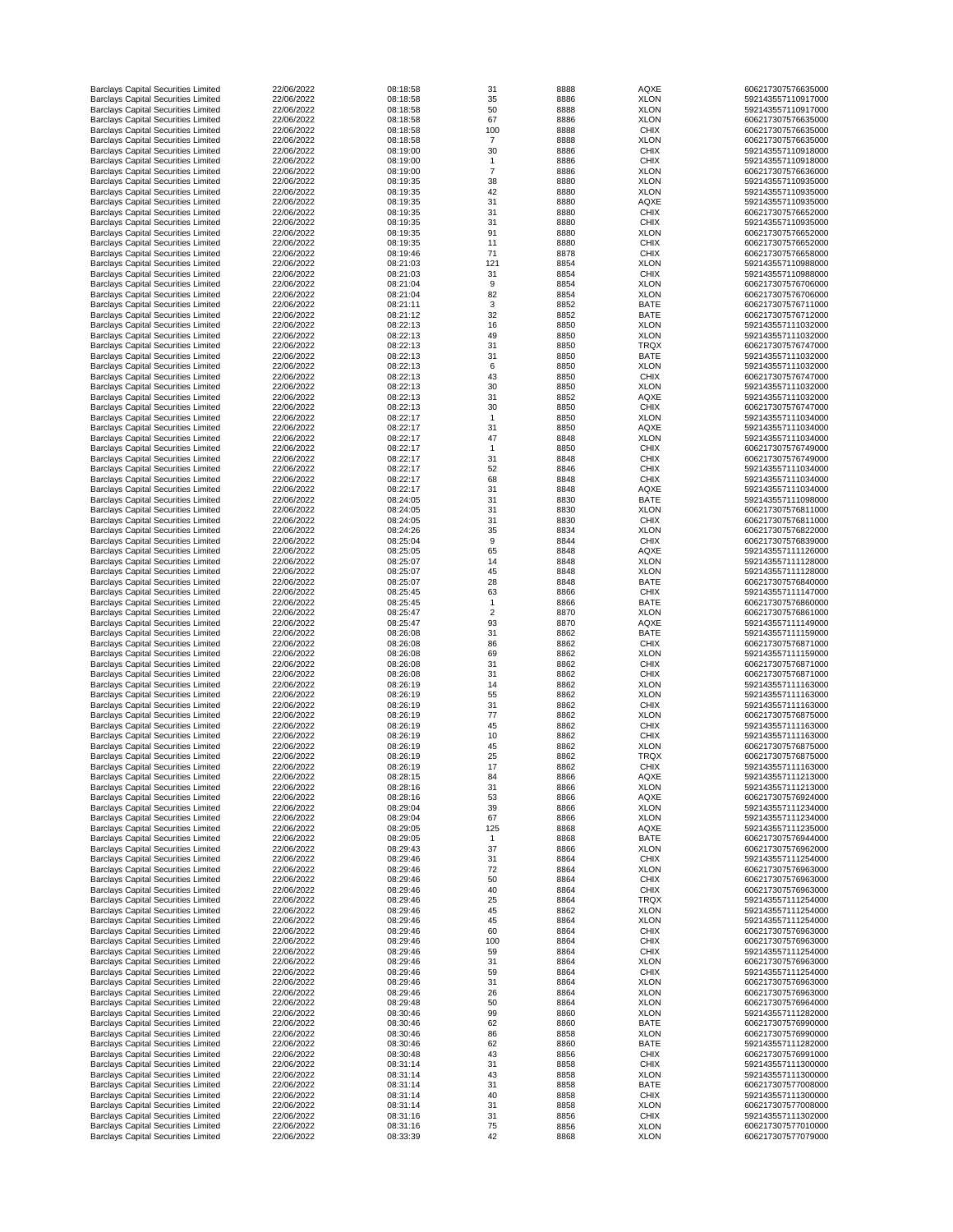| | | | | | | |
|---|---|---|---|---|---|---|
| Barclays Capital Securities Limited | 22/06/2022 | 08:18:58 | 31 | 8888 | AQXE | 606217307576635000 |
| Barclays Capital Securities Limited | 22/06/2022 | 08:18:58 | 35 | 8886 | XLON | 592143557110917000 |
| Barclays Capital Securities Limited | 22/06/2022 | 08:18:58 | 50 | 8888 | XLON | 592143557110917000 |
| Barclays Capital Securities Limited | 22/06/2022 | 08:18:58 | 67 | 8886 | XLON | 606217307576635000 |
| Barclays Capital Securities Limited | 22/06/2022 | 08:18:58 | 100 | 8888 | CHIX | 606217307576635000 |
| Barclays Capital Securities Limited | 22/06/2022 | 08:18:58 | 7 | 8888 | XLON | 606217307576635000 |
| Barclays Capital Securities Limited | 22/06/2022 | 08:19:00 | 30 | 8886 | CHIX | 592143557110918000 |
| Barclays Capital Securities Limited | 22/06/2022 | 08:19:00 | 1 | 8886 | CHIX | 592143557110918000 |
| Barclays Capital Securities Limited | 22/06/2022 | 08:19:00 | 7 | 8886 | XLON | 606217307576636000 |
| Barclays Capital Securities Limited | 22/06/2022 | 08:19:35 | 38 | 8880 | XLON | 592143557110935000 |
| Barclays Capital Securities Limited | 22/06/2022 | 08:19:35 | 42 | 8880 | XLON | 592143557110935000 |
| Barclays Capital Securities Limited | 22/06/2022 | 08:19:35 | 31 | 8880 | AQXE | 592143557110935000 |
| Barclays Capital Securities Limited | 22/06/2022 | 08:19:35 | 31 | 8880 | CHIX | 606217307576652000 |
| Barclays Capital Securities Limited | 22/06/2022 | 08:19:35 | 31 | 8880 | CHIX | 592143557110935000 |
| Barclays Capital Securities Limited | 22/06/2022 | 08:19:35 | 91 | 8880 | XLON | 606217307576652000 |
| Barclays Capital Securities Limited | 22/06/2022 | 08:19:35 | 11 | 8880 | CHIX | 606217307576652000 |
| Barclays Capital Securities Limited | 22/06/2022 | 08:19:46 | 71 | 8878 | CHIX | 606217307576658000 |
| Barclays Capital Securities Limited | 22/06/2022 | 08:21:03 | 121 | 8854 | XLON | 592143557110988000 |
| Barclays Capital Securities Limited | 22/06/2022 | 08:21:03 | 31 | 8854 | CHIX | 592143557110988000 |
| Barclays Capital Securities Limited | 22/06/2022 | 08:21:04 | 9 | 8854 | XLON | 606217307576706000 |
| Barclays Capital Securities Limited | 22/06/2022 | 08:21:04 | 82 | 8854 | XLON | 606217307576706000 |
| Barclays Capital Securities Limited | 22/06/2022 | 08:21:11 | 3 | 8852 | BATE | 606217307576711000 |
| Barclays Capital Securities Limited | 22/06/2022 | 08:21:12 | 32 | 8852 | BATE | 606217307576712000 |
| Barclays Capital Securities Limited | 22/06/2022 | 08:22:13 | 16 | 8850 | XLON | 592143557111032000 |
| Barclays Capital Securities Limited | 22/06/2022 | 08:22:13 | 49 | 8850 | XLON | 592143557111032000 |
| Barclays Capital Securities Limited | 22/06/2022 | 08:22:13 | 31 | 8850 | TRQX | 606217307576747000 |
| Barclays Capital Securities Limited | 22/06/2022 | 08:22:13 | 31 | 8850 | BATE | 592143557111032000 |
| Barclays Capital Securities Limited | 22/06/2022 | 08:22:13 | 6 | 8850 | XLON | 592143557111032000 |
| Barclays Capital Securities Limited | 22/06/2022 | 08:22:13 | 43 | 8850 | CHIX | 606217307576747000 |
| Barclays Capital Securities Limited | 22/06/2022 | 08:22:13 | 30 | 8850 | XLON | 592143557111032000 |
| Barclays Capital Securities Limited | 22/06/2022 | 08:22:13 | 31 | 8852 | AQXE | 592143557111032000 |
| Barclays Capital Securities Limited | 22/06/2022 | 08:22:13 | 30 | 8850 | CHIX | 606217307576747000 |
| Barclays Capital Securities Limited | 22/06/2022 | 08:22:17 | 1 | 8850 | XLON | 592143557111034000 |
| Barclays Capital Securities Limited | 22/06/2022 | 08:22:17 | 31 | 8850 | AQXE | 592143557111034000 |
| Barclays Capital Securities Limited | 22/06/2022 | 08:22:17 | 47 | 8848 | XLON | 592143557111034000 |
| Barclays Capital Securities Limited | 22/06/2022 | 08:22:17 | 1 | 8850 | CHIX | 606217307576749000 |
| Barclays Capital Securities Limited | 22/06/2022 | 08:22:17 | 31 | 8848 | CHIX | 606217307576749000 |
| Barclays Capital Securities Limited | 22/06/2022 | 08:22:17 | 52 | 8846 | CHIX | 592143557111034000 |
| Barclays Capital Securities Limited | 22/06/2022 | 08:22:17 | 68 | 8848 | CHIX | 592143557111034000 |
| Barclays Capital Securities Limited | 22/06/2022 | 08:22:17 | 31 | 8848 | AQXE | 592143557111034000 |
| Barclays Capital Securities Limited | 22/06/2022 | 08:24:05 | 31 | 8830 | BATE | 592143557111098000 |
| Barclays Capital Securities Limited | 22/06/2022 | 08:24:05 | 31 | 8830 | XLON | 606217307576811000 |
| Barclays Capital Securities Limited | 22/06/2022 | 08:24:05 | 31 | 8830 | CHIX | 606217307576811000 |
| Barclays Capital Securities Limited | 22/06/2022 | 08:24:26 | 35 | 8834 | XLON | 606217307576822000 |
| Barclays Capital Securities Limited | 22/06/2022 | 08:25:04 | 9 | 8844 | CHIX | 606217307576839000 |
| Barclays Capital Securities Limited | 22/06/2022 | 08:25:05 | 65 | 8848 | AQXE | 592143557111126000 |
| Barclays Capital Securities Limited | 22/06/2022 | 08:25:07 | 14 | 8848 | XLON | 592143557111128000 |
| Barclays Capital Securities Limited | 22/06/2022 | 08:25:07 | 45 | 8848 | XLON | 592143557111128000 |
| Barclays Capital Securities Limited | 22/06/2022 | 08:25:07 | 28 | 8848 | BATE | 606217307576840000 |
| Barclays Capital Securities Limited | 22/06/2022 | 08:25:45 | 63 | 8866 | CHIX | 592143557111147000 |
| Barclays Capital Securities Limited | 22/06/2022 | 08:25:45 | 1 | 8866 | BATE | 606217307576860000 |
| Barclays Capital Securities Limited | 22/06/2022 | 08:25:47 | 2 | 8870 | XLON | 606217307576861000 |
| Barclays Capital Securities Limited | 22/06/2022 | 08:25:47 | 93 | 8870 | AQXE | 592143557111149000 |
| Barclays Capital Securities Limited | 22/06/2022 | 08:26:08 | 31 | 8862 | BATE | 592143557111159000 |
| Barclays Capital Securities Limited | 22/06/2022 | 08:26:08 | 86 | 8862 | CHIX | 606217307576871000 |
| Barclays Capital Securities Limited | 22/06/2022 | 08:26:08 | 69 | 8862 | XLON | 592143557111159000 |
| Barclays Capital Securities Limited | 22/06/2022 | 08:26:08 | 31 | 8862 | CHIX | 606217307576871000 |
| Barclays Capital Securities Limited | 22/06/2022 | 08:26:08 | 31 | 8862 | CHIX | 606217307576871000 |
| Barclays Capital Securities Limited | 22/06/2022 | 08:26:19 | 14 | 8862 | XLON | 592143557111163000 |
| Barclays Capital Securities Limited | 22/06/2022 | 08:26:19 | 55 | 8862 | XLON | 592143557111163000 |
| Barclays Capital Securities Limited | 22/06/2022 | 08:26:19 | 31 | 8862 | CHIX | 592143557111163000 |
| Barclays Capital Securities Limited | 22/06/2022 | 08:26:19 | 77 | 8862 | XLON | 606217307576875000 |
| Barclays Capital Securities Limited | 22/06/2022 | 08:26:19 | 45 | 8862 | CHIX | 592143557111163000 |
| Barclays Capital Securities Limited | 22/06/2022 | 08:26:19 | 10 | 8862 | CHIX | 592143557111163000 |
| Barclays Capital Securities Limited | 22/06/2022 | 08:26:19 | 45 | 8862 | XLON | 606217307576875000 |
| Barclays Capital Securities Limited | 22/06/2022 | 08:26:19 | 25 | 8862 | TRQX | 606217307576875000 |
| Barclays Capital Securities Limited | 22/06/2022 | 08:26:19 | 17 | 8862 | CHIX | 592143557111163000 |
| Barclays Capital Securities Limited | 22/06/2022 | 08:28:15 | 84 | 8866 | AQXE | 592143557111213000 |
| Barclays Capital Securities Limited | 22/06/2022 | 08:28:16 | 31 | 8866 | XLON | 592143557111213000 |
| Barclays Capital Securities Limited | 22/06/2022 | 08:28:16 | 53 | 8866 | AQXE | 606217307576924000 |
| Barclays Capital Securities Limited | 22/06/2022 | 08:29:04 | 39 | 8866 | XLON | 592143557111234000 |
| Barclays Capital Securities Limited | 22/06/2022 | 08:29:04 | 67 | 8866 | XLON | 592143557111234000 |
| Barclays Capital Securities Limited | 22/06/2022 | 08:29:05 | 125 | 8868 | AQXE | 592143557111235000 |
| Barclays Capital Securities Limited | 22/06/2022 | 08:29:05 | 1 | 8868 | BATE | 606217307576944000 |
| Barclays Capital Securities Limited | 22/06/2022 | 08:29:43 | 37 | 8866 | XLON | 606217307576962000 |
| Barclays Capital Securities Limited | 22/06/2022 | 08:29:46 | 31 | 8864 | CHIX | 592143557111254000 |
| Barclays Capital Securities Limited | 22/06/2022 | 08:29:46 | 72 | 8864 | XLON | 606217307576963000 |
| Barclays Capital Securities Limited | 22/06/2022 | 08:29:46 | 50 | 8864 | CHIX | 606217307576963000 |
| Barclays Capital Securities Limited | 22/06/2022 | 08:29:46 | 40 | 8864 | CHIX | 606217307576963000 |
| Barclays Capital Securities Limited | 22/06/2022 | 08:29:46 | 25 | 8864 | TRQX | 592143557111254000 |
| Barclays Capital Securities Limited | 22/06/2022 | 08:29:46 | 45 | 8862 | XLON | 592143557111254000 |
| Barclays Capital Securities Limited | 22/06/2022 | 08:29:46 | 45 | 8864 | XLON | 592143557111254000 |
| Barclays Capital Securities Limited | 22/06/2022 | 08:29:46 | 60 | 8864 | CHIX | 606217307576963000 |
| Barclays Capital Securities Limited | 22/06/2022 | 08:29:46 | 100 | 8864 | CHIX | 606217307576963000 |
| Barclays Capital Securities Limited | 22/06/2022 | 08:29:46 | 59 | 8864 | CHIX | 592143557111254000 |
| Barclays Capital Securities Limited | 22/06/2022 | 08:29:46 | 31 | 8864 | XLON | 606217307576963000 |
| Barclays Capital Securities Limited | 22/06/2022 | 08:29:46 | 59 | 8864 | CHIX | 592143557111254000 |
| Barclays Capital Securities Limited | 22/06/2022 | 08:29:46 | 31 | 8864 | XLON | 606217307576963000 |
| Barclays Capital Securities Limited | 22/06/2022 | 08:29:46 | 26 | 8864 | XLON | 606217307576963000 |
| Barclays Capital Securities Limited | 22/06/2022 | 08:29:48 | 50 | 8864 | XLON | 606217307576964000 |
| Barclays Capital Securities Limited | 22/06/2022 | 08:30:46 | 99 | 8860 | XLON | 592143557111282000 |
| Barclays Capital Securities Limited | 22/06/2022 | 08:30:46 | 62 | 8860 | BATE | 606217307576990000 |
| Barclays Capital Securities Limited | 22/06/2022 | 08:30:46 | 86 | 8858 | XLON | 606217307576990000 |
| Barclays Capital Securities Limited | 22/06/2022 | 08:30:46 | 62 | 8860 | BATE | 592143557111282000 |
| Barclays Capital Securities Limited | 22/06/2022 | 08:30:48 | 43 | 8856 | CHIX | 606217307576991000 |
| Barclays Capital Securities Limited | 22/06/2022 | 08:31:14 | 31 | 8858 | CHIX | 592143557111300000 |
| Barclays Capital Securities Limited | 22/06/2022 | 08:31:14 | 43 | 8858 | XLON | 592143557111300000 |
| Barclays Capital Securities Limited | 22/06/2022 | 08:31:14 | 31 | 8858 | BATE | 606217307577008000 |
| Barclays Capital Securities Limited | 22/06/2022 | 08:31:14 | 40 | 8858 | CHIX | 592143557111300000 |
| Barclays Capital Securities Limited | 22/06/2022 | 08:31:14 | 31 | 8858 | XLON | 606217307577008000 |
| Barclays Capital Securities Limited | 22/06/2022 | 08:31:16 | 31 | 8856 | CHIX | 592143557111302000 |
| Barclays Capital Securities Limited | 22/06/2022 | 08:31:16 | 75 | 8856 | XLON | 606217307577010000 |
| Barclays Capital Securities Limited | 22/06/2022 | 08:33:39 | 42 | 8868 | XLON | 606217307577079000 |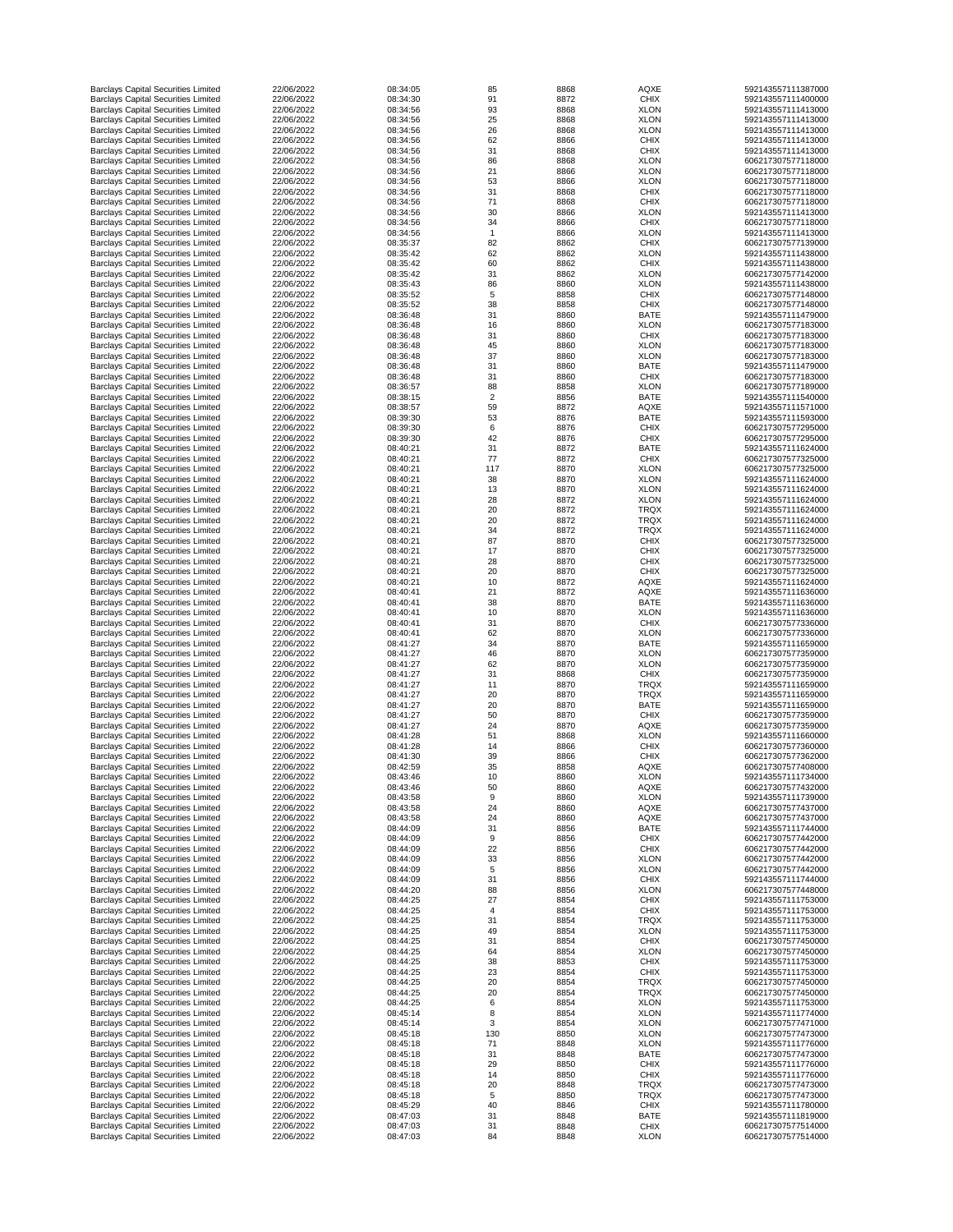| | | | | | | |
|---|---|---|---|---|---|---|
| Barclays Capital Securities Limited | 22/06/2022 | 08:34:05 | 85 | 8868 | AQXE | 592143557111387000 |
| Barclays Capital Securities Limited | 22/06/2022 | 08:34:30 | 91 | 8872 | CHIX | 592143557111400000 |
| Barclays Capital Securities Limited | 22/06/2022 | 08:34:56 | 93 | 8868 | XLON | 592143557111413000 |
| Barclays Capital Securities Limited | 22/06/2022 | 08:34:56 | 25 | 8868 | XLON | 592143557111413000 |
| Barclays Capital Securities Limited | 22/06/2022 | 08:34:56 | 26 | 8868 | XLON | 592143557111413000 |
| Barclays Capital Securities Limited | 22/06/2022 | 08:34:56 | 62 | 8866 | CHIX | 592143557111413000 |
| Barclays Capital Securities Limited | 22/06/2022 | 08:34:56 | 31 | 8868 | CHIX | 592143557111413000 |
| Barclays Capital Securities Limited | 22/06/2022 | 08:34:56 | 86 | 8868 | XLON | 606217307577118000 |
| Barclays Capital Securities Limited | 22/06/2022 | 08:34:56 | 21 | 8866 | XLON | 606217307577118000 |
| Barclays Capital Securities Limited | 22/06/2022 | 08:34:56 | 53 | 8866 | XLON | 606217307577118000 |
| Barclays Capital Securities Limited | 22/06/2022 | 08:34:56 | 31 | 8868 | CHIX | 606217307577118000 |
| Barclays Capital Securities Limited | 22/06/2022 | 08:34:56 | 71 | 8868 | CHIX | 606217307577118000 |
| Barclays Capital Securities Limited | 22/06/2022 | 08:34:56 | 30 | 8866 | XLON | 592143557111413000 |
| Barclays Capital Securities Limited | 22/06/2022 | 08:34:56 | 34 | 8866 | CHIX | 606217307577118000 |
| Barclays Capital Securities Limited | 22/06/2022 | 08:34:56 | 1 | 8866 | XLON | 592143557111413000 |
| Barclays Capital Securities Limited | 22/06/2022 | 08:35:37 | 82 | 8862 | CHIX | 606217307577139000 |
| Barclays Capital Securities Limited | 22/06/2022 | 08:35:42 | 62 | 8862 | XLON | 592143557111438000 |
| Barclays Capital Securities Limited | 22/06/2022 | 08:35:42 | 60 | 8862 | CHIX | 592143557111438000 |
| Barclays Capital Securities Limited | 22/06/2022 | 08:35:42 | 31 | 8862 | XLON | 606217307577142000 |
| Barclays Capital Securities Limited | 22/06/2022 | 08:35:43 | 86 | 8860 | XLON | 592143557111438000 |
| Barclays Capital Securities Limited | 22/06/2022 | 08:35:52 | 5 | 8858 | CHIX | 606217307577148000 |
| Barclays Capital Securities Limited | 22/06/2022 | 08:35:52 | 38 | 8858 | CHIX | 606217307577148000 |
| Barclays Capital Securities Limited | 22/06/2022 | 08:36:48 | 31 | 8860 | BATE | 592143557111479000 |
| Barclays Capital Securities Limited | 22/06/2022 | 08:36:48 | 16 | 8860 | XLON | 606217307577183000 |
| Barclays Capital Securities Limited | 22/06/2022 | 08:36:48 | 31 | 8860 | CHIX | 606217307577183000 |
| Barclays Capital Securities Limited | 22/06/2022 | 08:36:48 | 45 | 8860 | XLON | 606217307577183000 |
| Barclays Capital Securities Limited | 22/06/2022 | 08:36:48 | 37 | 8860 | XLON | 606217307577183000 |
| Barclays Capital Securities Limited | 22/06/2022 | 08:36:48 | 31 | 8860 | BATE | 592143557111479000 |
| Barclays Capital Securities Limited | 22/06/2022 | 08:36:48 | 31 | 8860 | CHIX | 606217307577183000 |
| Barclays Capital Securities Limited | 22/06/2022 | 08:36:57 | 88 | 8858 | XLON | 606217307577189000 |
| Barclays Capital Securities Limited | 22/06/2022 | 08:38:15 | 2 | 8856 | BATE | 592143557111540000 |
| Barclays Capital Securities Limited | 22/06/2022 | 08:38:57 | 59 | 8872 | AQXE | 592143557111571000 |
| Barclays Capital Securities Limited | 22/06/2022 | 08:39:30 | 53 | 8876 | BATE | 592143557111593000 |
| Barclays Capital Securities Limited | 22/06/2022 | 08:39:30 | 6 | 8876 | CHIX | 606217307577295000 |
| Barclays Capital Securities Limited | 22/06/2022 | 08:39:30 | 42 | 8876 | CHIX | 606217307577295000 |
| Barclays Capital Securities Limited | 22/06/2022 | 08:40:21 | 31 | 8872 | BATE | 592143557111624000 |
| Barclays Capital Securities Limited | 22/06/2022 | 08:40:21 | 77 | 8872 | CHIX | 606217307577325000 |
| Barclays Capital Securities Limited | 22/06/2022 | 08:40:21 | 117 | 8870 | XLON | 606217307577325000 |
| Barclays Capital Securities Limited | 22/06/2022 | 08:40:21 | 38 | 8870 | XLON | 592143557111624000 |
| Barclays Capital Securities Limited | 22/06/2022 | 08:40:21 | 13 | 8870 | XLON | 592143557111624000 |
| Barclays Capital Securities Limited | 22/06/2022 | 08:40:21 | 28 | 8872 | XLON | 592143557111624000 |
| Barclays Capital Securities Limited | 22/06/2022 | 08:40:21 | 20 | 8872 | TRQX | 592143557111624000 |
| Barclays Capital Securities Limited | 22/06/2022 | 08:40:21 | 20 | 8872 | TRQX | 592143557111624000 |
| Barclays Capital Securities Limited | 22/06/2022 | 08:40:21 | 34 | 8872 | TRQX | 592143557111624000 |
| Barclays Capital Securities Limited | 22/06/2022 | 08:40:21 | 87 | 8870 | CHIX | 606217307577325000 |
| Barclays Capital Securities Limited | 22/06/2022 | 08:40:21 | 17 | 8870 | CHIX | 606217307577325000 |
| Barclays Capital Securities Limited | 22/06/2022 | 08:40:21 | 28 | 8870 | CHIX | 606217307577325000 |
| Barclays Capital Securities Limited | 22/06/2022 | 08:40:21 | 20 | 8870 | CHIX | 606217307577325000 |
| Barclays Capital Securities Limited | 22/06/2022 | 08:40:21 | 10 | 8872 | AQXE | 592143557111624000 |
| Barclays Capital Securities Limited | 22/06/2022 | 08:40:41 | 21 | 8872 | AQXE | 592143557111636000 |
| Barclays Capital Securities Limited | 22/06/2022 | 08:40:41 | 38 | 8870 | BATE | 592143557111636000 |
| Barclays Capital Securities Limited | 22/06/2022 | 08:40:41 | 10 | 8870 | XLON | 592143557111636000 |
| Barclays Capital Securities Limited | 22/06/2022 | 08:40:41 | 31 | 8870 | CHIX | 606217307577336000 |
| Barclays Capital Securities Limited | 22/06/2022 | 08:40:41 | 62 | 8870 | XLON | 606217307577336000 |
| Barclays Capital Securities Limited | 22/06/2022 | 08:41:27 | 34 | 8870 | BATE | 592143557111659000 |
| Barclays Capital Securities Limited | 22/06/2022 | 08:41:27 | 46 | 8870 | XLON | 606217307577359000 |
| Barclays Capital Securities Limited | 22/06/2022 | 08:41:27 | 62 | 8870 | XLON | 606217307577359000 |
| Barclays Capital Securities Limited | 22/06/2022 | 08:41:27 | 31 | 8868 | CHIX | 606217307577359000 |
| Barclays Capital Securities Limited | 22/06/2022 | 08:41:27 | 11 | 8870 | TRQX | 592143557111659000 |
| Barclays Capital Securities Limited | 22/06/2022 | 08:41:27 | 20 | 8870 | TRQX | 592143557111659000 |
| Barclays Capital Securities Limited | 22/06/2022 | 08:41:27 | 20 | 8870 | BATE | 592143557111659000 |
| Barclays Capital Securities Limited | 22/06/2022 | 08:41:27 | 50 | 8870 | CHIX | 606217307577359000 |
| Barclays Capital Securities Limited | 22/06/2022 | 08:41:27 | 24 | 8870 | AQXE | 606217307577359000 |
| Barclays Capital Securities Limited | 22/06/2022 | 08:41:28 | 51 | 8868 | XLON | 592143557111660000 |
| Barclays Capital Securities Limited | 22/06/2022 | 08:41:28 | 14 | 8866 | CHIX | 606217307577360000 |
| Barclays Capital Securities Limited | 22/06/2022 | 08:41:30 | 39 | 8866 | CHIX | 606217307577362000 |
| Barclays Capital Securities Limited | 22/06/2022 | 08:42:59 | 35 | 8858 | AQXE | 606217307577408000 |
| Barclays Capital Securities Limited | 22/06/2022 | 08:43:46 | 10 | 8860 | XLON | 592143557111734000 |
| Barclays Capital Securities Limited | 22/06/2022 | 08:43:46 | 50 | 8860 | AQXE | 606217307577432000 |
| Barclays Capital Securities Limited | 22/06/2022 | 08:43:58 | 9 | 8860 | XLON | 592143557111739000 |
| Barclays Capital Securities Limited | 22/06/2022 | 08:43:58 | 24 | 8860 | AQXE | 606217307577437000 |
| Barclays Capital Securities Limited | 22/06/2022 | 08:43:58 | 24 | 8860 | AQXE | 606217307577437000 |
| Barclays Capital Securities Limited | 22/06/2022 | 08:44:09 | 31 | 8856 | BATE | 592143557111744000 |
| Barclays Capital Securities Limited | 22/06/2022 | 08:44:09 | 9 | 8856 | CHIX | 606217307577442000 |
| Barclays Capital Securities Limited | 22/06/2022 | 08:44:09 | 22 | 8856 | CHIX | 606217307577442000 |
| Barclays Capital Securities Limited | 22/06/2022 | 08:44:09 | 33 | 8856 | XLON | 606217307577442000 |
| Barclays Capital Securities Limited | 22/06/2022 | 08:44:09 | 5 | 8856 | XLON | 606217307577442000 |
| Barclays Capital Securities Limited | 22/06/2022 | 08:44:09 | 31 | 8856 | CHIX | 592143557111744000 |
| Barclays Capital Securities Limited | 22/06/2022 | 08:44:20 | 88 | 8856 | XLON | 606217307577448000 |
| Barclays Capital Securities Limited | 22/06/2022 | 08:44:25 | 27 | 8854 | CHIX | 592143557111753000 |
| Barclays Capital Securities Limited | 22/06/2022 | 08:44:25 | 4 | 8854 | CHIX | 592143557111753000 |
| Barclays Capital Securities Limited | 22/06/2022 | 08:44:25 | 31 | 8854 | TRQX | 592143557111753000 |
| Barclays Capital Securities Limited | 22/06/2022 | 08:44:25 | 49 | 8854 | XLON | 592143557111753000 |
| Barclays Capital Securities Limited | 22/06/2022 | 08:44:25 | 31 | 8854 | CHIX | 606217307577450000 |
| Barclays Capital Securities Limited | 22/06/2022 | 08:44:25 | 64 | 8854 | XLON | 606217307577450000 |
| Barclays Capital Securities Limited | 22/06/2022 | 08:44:25 | 38 | 8853 | CHIX | 592143557111753000 |
| Barclays Capital Securities Limited | 22/06/2022 | 08:44:25 | 23 | 8854 | CHIX | 592143557111753000 |
| Barclays Capital Securities Limited | 22/06/2022 | 08:44:25 | 20 | 8854 | TRQX | 606217307577450000 |
| Barclays Capital Securities Limited | 22/06/2022 | 08:44:25 | 20 | 8854 | TRQX | 606217307577450000 |
| Barclays Capital Securities Limited | 22/06/2022 | 08:44:25 | 6 | 8854 | XLON | 592143557111753000 |
| Barclays Capital Securities Limited | 22/06/2022 | 08:45:14 | 8 | 8854 | XLON | 592143557111774000 |
| Barclays Capital Securities Limited | 22/06/2022 | 08:45:14 | 3 | 8854 | XLON | 606217307577471000 |
| Barclays Capital Securities Limited | 22/06/2022 | 08:45:18 | 130 | 8850 | XLON | 606217307577473000 |
| Barclays Capital Securities Limited | 22/06/2022 | 08:45:18 | 71 | 8848 | XLON | 592143557111776000 |
| Barclays Capital Securities Limited | 22/06/2022 | 08:45:18 | 31 | 8848 | BATE | 606217307577473000 |
| Barclays Capital Securities Limited | 22/06/2022 | 08:45:18 | 29 | 8850 | CHIX | 592143557111776000 |
| Barclays Capital Securities Limited | 22/06/2022 | 08:45:18 | 14 | 8850 | CHIX | 592143557111776000 |
| Barclays Capital Securities Limited | 22/06/2022 | 08:45:18 | 20 | 8848 | TRQX | 606217307577473000 |
| Barclays Capital Securities Limited | 22/06/2022 | 08:45:18 | 5 | 8850 | TRQX | 606217307577473000 |
| Barclays Capital Securities Limited | 22/06/2022 | 08:45:29 | 40 | 8846 | CHIX | 592143557111780000 |
| Barclays Capital Securities Limited | 22/06/2022 | 08:47:03 | 31 | 8848 | BATE | 592143557111819000 |
| Barclays Capital Securities Limited | 22/06/2022 | 08:47:03 | 31 | 8848 | CHIX | 606217307577514000 |
| Barclays Capital Securities Limited | 22/06/2022 | 08:47:03 | 84 | 8848 | XLON | 606217307577514000 |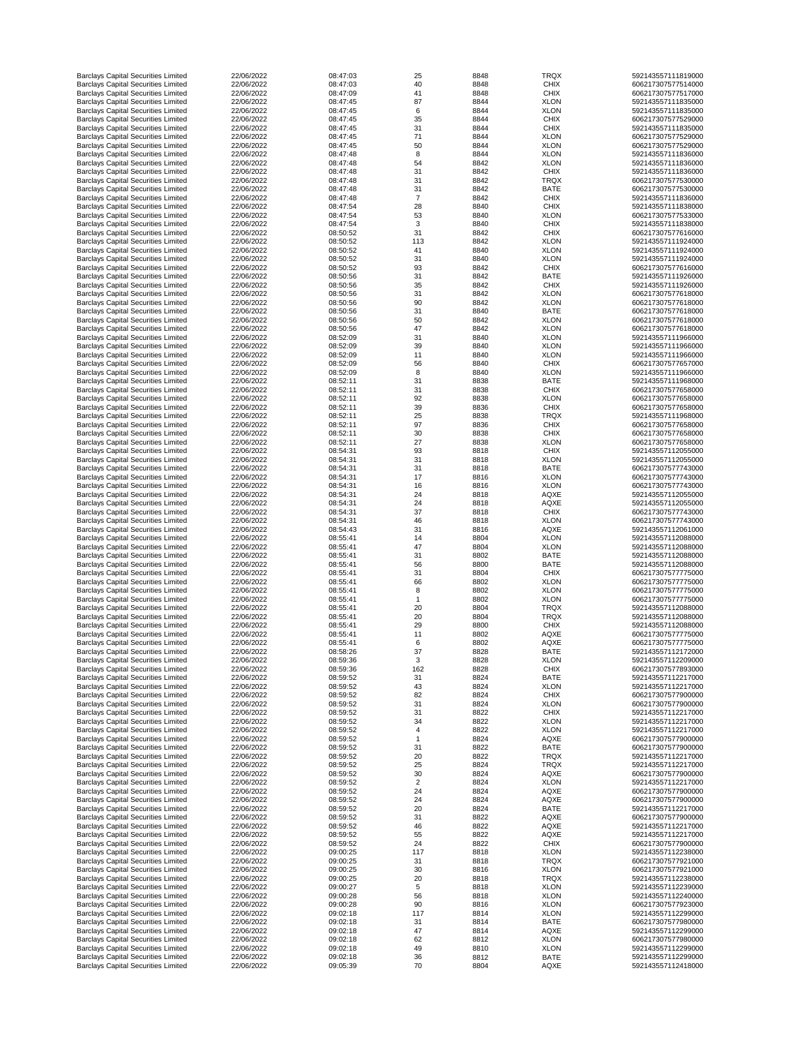| | | | | | | |
|---|---|---|---|---|---|---|
| Barclays Capital Securities Limited | 22/06/2022 | 08:47:03 | 25 | 8848 | TRQX | 592143557111819000 |
| Barclays Capital Securities Limited | 22/06/2022 | 08:47:03 | 40 | 8848 | CHIX | 606217307577514000 |
| Barclays Capital Securities Limited | 22/06/2022 | 08:47:09 | 41 | 8848 | CHIX | 606217307577517000 |
| Barclays Capital Securities Limited | 22/06/2022 | 08:47:45 | 87 | 8844 | XLON | 592143557111835000 |
| Barclays Capital Securities Limited | 22/06/2022 | 08:47:45 | 6 | 8844 | XLON | 592143557111835000 |
| Barclays Capital Securities Limited | 22/06/2022 | 08:47:45 | 35 | 8844 | CHIX | 606217307577529000 |
| Barclays Capital Securities Limited | 22/06/2022 | 08:47:45 | 31 | 8844 | CHIX | 592143557111835000 |
| Barclays Capital Securities Limited | 22/06/2022 | 08:47:45 | 71 | 8844 | XLON | 606217307577529000 |
| Barclays Capital Securities Limited | 22/06/2022 | 08:47:45 | 50 | 8844 | XLON | 606217307577529000 |
| Barclays Capital Securities Limited | 22/06/2022 | 08:47:48 | 8 | 8844 | XLON | 592143557111836000 |
| Barclays Capital Securities Limited | 22/06/2022 | 08:47:48 | 54 | 8842 | XLON | 592143557111836000 |
| Barclays Capital Securities Limited | 22/06/2022 | 08:47:48 | 31 | 8842 | CHIX | 592143557111836000 |
| Barclays Capital Securities Limited | 22/06/2022 | 08:47:48 | 31 | 8842 | TRQX | 606217307577530000 |
| Barclays Capital Securities Limited | 22/06/2022 | 08:47:48 | 31 | 8842 | BATE | 606217307577530000 |
| Barclays Capital Securities Limited | 22/06/2022 | 08:47:48 | 7 | 8842 | CHIX | 592143557111836000 |
| Barclays Capital Securities Limited | 22/06/2022 | 08:47:54 | 28 | 8840 | CHIX | 592143557111838000 |
| Barclays Capital Securities Limited | 22/06/2022 | 08:47:54 | 53 | 8840 | XLON | 606217307577533000 |
| Barclays Capital Securities Limited | 22/06/2022 | 08:47:54 | 3 | 8840 | CHIX | 592143557111838000 |
| Barclays Capital Securities Limited | 22/06/2022 | 08:50:52 | 31 | 8842 | CHIX | 606217307577616000 |
| Barclays Capital Securities Limited | 22/06/2022 | 08:50:52 | 113 | 8842 | XLON | 592143557111924000 |
| Barclays Capital Securities Limited | 22/06/2022 | 08:50:52 | 41 | 8840 | XLON | 592143557111924000 |
| Barclays Capital Securities Limited | 22/06/2022 | 08:50:52 | 31 | 8840 | XLON | 592143557111924000 |
| Barclays Capital Securities Limited | 22/06/2022 | 08:50:52 | 93 | 8842 | CHIX | 606217307577616000 |
| Barclays Capital Securities Limited | 22/06/2022 | 08:50:56 | 31 | 8842 | BATE | 592143557111926000 |
| Barclays Capital Securities Limited | 22/06/2022 | 08:50:56 | 35 | 8842 | CHIX | 592143557111926000 |
| Barclays Capital Securities Limited | 22/06/2022 | 08:50:56 | 31 | 8842 | XLON | 606217307577618000 |
| Barclays Capital Securities Limited | 22/06/2022 | 08:50:56 | 90 | 8842 | XLON | 606217307577618000 |
| Barclays Capital Securities Limited | 22/06/2022 | 08:50:56 | 31 | 8840 | BATE | 606217307577618000 |
| Barclays Capital Securities Limited | 22/06/2022 | 08:50:56 | 50 | 8842 | XLON | 606217307577618000 |
| Barclays Capital Securities Limited | 22/06/2022 | 08:50:56 | 47 | 8842 | XLON | 606217307577618000 |
| Barclays Capital Securities Limited | 22/06/2022 | 08:52:09 | 31 | 8840 | XLON | 592143557111966000 |
| Barclays Capital Securities Limited | 22/06/2022 | 08:52:09 | 39 | 8840 | XLON | 592143557111966000 |
| Barclays Capital Securities Limited | 22/06/2022 | 08:52:09 | 11 | 8840 | XLON | 592143557111966000 |
| Barclays Capital Securities Limited | 22/06/2022 | 08:52:09 | 56 | 8840 | CHIX | 606217307577657000 |
| Barclays Capital Securities Limited | 22/06/2022 | 08:52:09 | 8 | 8840 | XLON | 592143557111966000 |
| Barclays Capital Securities Limited | 22/06/2022 | 08:52:11 | 31 | 8838 | BATE | 592143557111968000 |
| Barclays Capital Securities Limited | 22/06/2022 | 08:52:11 | 31 | 8838 | CHIX | 606217307577658000 |
| Barclays Capital Securities Limited | 22/06/2022 | 08:52:11 | 92 | 8838 | XLON | 606217307577658000 |
| Barclays Capital Securities Limited | 22/06/2022 | 08:52:11 | 39 | 8836 | CHIX | 606217307577658000 |
| Barclays Capital Securities Limited | 22/06/2022 | 08:52:11 | 25 | 8838 | TRQX | 592143557111968000 |
| Barclays Capital Securities Limited | 22/06/2022 | 08:52:11 | 97 | 8836 | CHIX | 606217307577658000 |
| Barclays Capital Securities Limited | 22/06/2022 | 08:52:11 | 30 | 8838 | CHIX | 606217307577658000 |
| Barclays Capital Securities Limited | 22/06/2022 | 08:52:11 | 27 | 8838 | XLON | 606217307577658000 |
| Barclays Capital Securities Limited | 22/06/2022 | 08:54:31 | 93 | 8818 | CHIX | 592143557112055000 |
| Barclays Capital Securities Limited | 22/06/2022 | 08:54:31 | 31 | 8818 | XLON | 592143557112055000 |
| Barclays Capital Securities Limited | 22/06/2022 | 08:54:31 | 31 | 8818 | BATE | 606217307577743000 |
| Barclays Capital Securities Limited | 22/06/2022 | 08:54:31 | 17 | 8816 | XLON | 606217307577743000 |
| Barclays Capital Securities Limited | 22/06/2022 | 08:54:31 | 16 | 8816 | XLON | 606217307577743000 |
| Barclays Capital Securities Limited | 22/06/2022 | 08:54:31 | 24 | 8818 | AQXE | 592143557112055000 |
| Barclays Capital Securities Limited | 22/06/2022 | 08:54:31 | 24 | 8818 | AQXE | 592143557112055000 |
| Barclays Capital Securities Limited | 22/06/2022 | 08:54:31 | 37 | 8818 | CHIX | 606217307577743000 |
| Barclays Capital Securities Limited | 22/06/2022 | 08:54:31 | 46 | 8818 | XLON | 606217307577743000 |
| Barclays Capital Securities Limited | 22/06/2022 | 08:54:43 | 31 | 8816 | AQXE | 592143557112061000 |
| Barclays Capital Securities Limited | 22/06/2022 | 08:55:41 | 14 | 8804 | XLON | 592143557112088000 |
| Barclays Capital Securities Limited | 22/06/2022 | 08:55:41 | 47 | 8804 | XLON | 592143557112088000 |
| Barclays Capital Securities Limited | 22/06/2022 | 08:55:41 | 31 | 8802 | BATE | 592143557112088000 |
| Barclays Capital Securities Limited | 22/06/2022 | 08:55:41 | 56 | 8800 | BATE | 592143557112088000 |
| Barclays Capital Securities Limited | 22/06/2022 | 08:55:41 | 31 | 8804 | CHIX | 606217307577775000 |
| Barclays Capital Securities Limited | 22/06/2022 | 08:55:41 | 66 | 8802 | XLON | 606217307577775000 |
| Barclays Capital Securities Limited | 22/06/2022 | 08:55:41 | 8 | 8802 | XLON | 606217307577775000 |
| Barclays Capital Securities Limited | 22/06/2022 | 08:55:41 | 1 | 8802 | XLON | 606217307577775000 |
| Barclays Capital Securities Limited | 22/06/2022 | 08:55:41 | 20 | 8804 | TRQX | 592143557112088000 |
| Barclays Capital Securities Limited | 22/06/2022 | 08:55:41 | 20 | 8804 | TRQX | 592143557112088000 |
| Barclays Capital Securities Limited | 22/06/2022 | 08:55:41 | 29 | 8800 | CHIX | 592143557112088000 |
| Barclays Capital Securities Limited | 22/06/2022 | 08:55:41 | 11 | 8802 | AQXE | 606217307577775000 |
| Barclays Capital Securities Limited | 22/06/2022 | 08:55:41 | 6 | 8802 | AQXE | 606217307577775000 |
| Barclays Capital Securities Limited | 22/06/2022 | 08:58:26 | 37 | 8828 | BATE | 592143557112172000 |
| Barclays Capital Securities Limited | 22/06/2022 | 08:59:36 | 3 | 8828 | XLON | 592143557112209000 |
| Barclays Capital Securities Limited | 22/06/2022 | 08:59:36 | 162 | 8828 | CHIX | 606217307577893000 |
| Barclays Capital Securities Limited | 22/06/2022 | 08:59:52 | 31 | 8824 | BATE | 592143557112217000 |
| Barclays Capital Securities Limited | 22/06/2022 | 08:59:52 | 43 | 8824 | XLON | 592143557112217000 |
| Barclays Capital Securities Limited | 22/06/2022 | 08:59:52 | 82 | 8824 | CHIX | 606217307577900000 |
| Barclays Capital Securities Limited | 22/06/2022 | 08:59:52 | 31 | 8824 | XLON | 606217307577900000 |
| Barclays Capital Securities Limited | 22/06/2022 | 08:59:52 | 31 | 8822 | CHIX | 592143557112217000 |
| Barclays Capital Securities Limited | 22/06/2022 | 08:59:52 | 34 | 8822 | XLON | 592143557112217000 |
| Barclays Capital Securities Limited | 22/06/2022 | 08:59:52 | 4 | 8822 | XLON | 592143557112217000 |
| Barclays Capital Securities Limited | 22/06/2022 | 08:59:52 | 1 | 8824 | AQXE | 606217307577900000 |
| Barclays Capital Securities Limited | 22/06/2022 | 08:59:52 | 31 | 8822 | BATE | 606217307577900000 |
| Barclays Capital Securities Limited | 22/06/2022 | 08:59:52 | 20 | 8822 | TRQX | 592143557112217000 |
| Barclays Capital Securities Limited | 22/06/2022 | 08:59:52 | 25 | 8824 | TRQX | 592143557112217000 |
| Barclays Capital Securities Limited | 22/06/2022 | 08:59:52 | 30 | 8824 | AQXE | 606217307577900000 |
| Barclays Capital Securities Limited | 22/06/2022 | 08:59:52 | 2 | 8824 | XLON | 592143557112217000 |
| Barclays Capital Securities Limited | 22/06/2022 | 08:59:52 | 24 | 8824 | AQXE | 606217307577900000 |
| Barclays Capital Securities Limited | 22/06/2022 | 08:59:52 | 24 | 8824 | AQXE | 606217307577900000 |
| Barclays Capital Securities Limited | 22/06/2022 | 08:59:52 | 20 | 8824 | BATE | 592143557112217000 |
| Barclays Capital Securities Limited | 22/06/2022 | 08:59:52 | 31 | 8822 | AQXE | 606217307577900000 |
| Barclays Capital Securities Limited | 22/06/2022 | 08:59:52 | 46 | 8822 | AQXE | 592143557112217000 |
| Barclays Capital Securities Limited | 22/06/2022 | 08:59:52 | 55 | 8822 | AQXE | 592143557112217000 |
| Barclays Capital Securities Limited | 22/06/2022 | 08:59:52 | 24 | 8822 | CHIX | 606217307577900000 |
| Barclays Capital Securities Limited | 22/06/2022 | 09:00:25 | 117 | 8818 | XLON | 592143557112238000 |
| Barclays Capital Securities Limited | 22/06/2022 | 09:00:25 | 31 | 8818 | TRQX | 606217307577921000 |
| Barclays Capital Securities Limited | 22/06/2022 | 09:00:25 | 30 | 8816 | XLON | 606217307577921000 |
| Barclays Capital Securities Limited | 22/06/2022 | 09:00:25 | 20 | 8818 | TRQX | 592143557112238000 |
| Barclays Capital Securities Limited | 22/06/2022 | 09:00:27 | 5 | 8818 | XLON | 592143557112239000 |
| Barclays Capital Securities Limited | 22/06/2022 | 09:00:28 | 56 | 8818 | XLON | 592143557112240000 |
| Barclays Capital Securities Limited | 22/06/2022 | 09:00:28 | 90 | 8816 | XLON | 606217307577923000 |
| Barclays Capital Securities Limited | 22/06/2022 | 09:02:18 | 117 | 8814 | XLON | 592143557112299000 |
| Barclays Capital Securities Limited | 22/06/2022 | 09:02:18 | 31 | 8814 | BATE | 606217307577980000 |
| Barclays Capital Securities Limited | 22/06/2022 | 09:02:18 | 47 | 8814 | AQXE | 592143557112299000 |
| Barclays Capital Securities Limited | 22/06/2022 | 09:02:18 | 62 | 8812 | XLON | 606217307577980000 |
| Barclays Capital Securities Limited | 22/06/2022 | 09:02:18 | 49 | 8810 | XLON | 592143557112299000 |
| Barclays Capital Securities Limited | 22/06/2022 | 09:02:18 | 36 | 8812 | BATE | 592143557112299000 |
| Barclays Capital Securities Limited | 22/06/2022 | 09:05:39 | 70 | 8804 | AQXE | 592143557112418000 |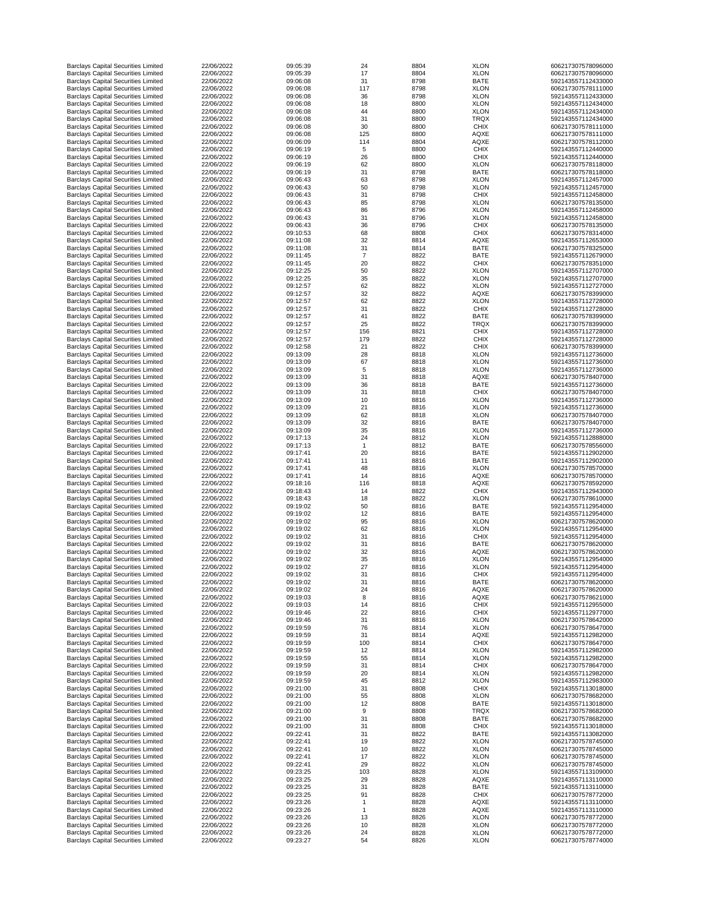| | | | | | | |
|---|---|---|---|---|---|---|
| Barclays Capital Securities Limited | 22/06/2022 | 09:05:39 | 24 | 8804 | XLON | 606217307578096000 |
| Barclays Capital Securities Limited | 22/06/2022 | 09:05:39 | 17 | 8804 | XLON | 606217307578096000 |
| Barclays Capital Securities Limited | 22/06/2022 | 09:06:08 | 31 | 8798 | BATE | 592143557112433000 |
| Barclays Capital Securities Limited | 22/06/2022 | 09:06:08 | 117 | 8798 | XLON | 606217307578111000 |
| Barclays Capital Securities Limited | 22/06/2022 | 09:06:08 | 36 | 8798 | XLON | 592143557112433000 |
| Barclays Capital Securities Limited | 22/06/2022 | 09:06:08 | 18 | 8800 | XLON | 592143557112434000 |
| Barclays Capital Securities Limited | 22/06/2022 | 09:06:08 | 44 | 8800 | XLON | 592143557112434000 |
| Barclays Capital Securities Limited | 22/06/2022 | 09:06:08 | 31 | 8800 | TRQX | 592143557112434000 |
| Barclays Capital Securities Limited | 22/06/2022 | 09:06:08 | 30 | 8800 | CHIX | 606217307578111000 |
| Barclays Capital Securities Limited | 22/06/2022 | 09:06:08 | 125 | 8800 | AQXE | 606217307578111000 |
| Barclays Capital Securities Limited | 22/06/2022 | 09:06:09 | 114 | 8804 | AQXE | 606217307578112000 |
| Barclays Capital Securities Limited | 22/06/2022 | 09:06:19 | 5 | 8800 | CHIX | 592143557112440000 |
| Barclays Capital Securities Limited | 22/06/2022 | 09:06:19 | 26 | 8800 | CHIX | 592143557112440000 |
| Barclays Capital Securities Limited | 22/06/2022 | 09:06:19 | 62 | 8800 | XLON | 606217307578118000 |
| Barclays Capital Securities Limited | 22/06/2022 | 09:06:19 | 31 | 8798 | BATE | 606217307578118000 |
| Barclays Capital Securities Limited | 22/06/2022 | 09:06:43 | 63 | 8798 | XLON | 592143557112457000 |
| Barclays Capital Securities Limited | 22/06/2022 | 09:06:43 | 50 | 8798 | XLON | 592143557112457000 |
| Barclays Capital Securities Limited | 22/06/2022 | 09:06:43 | 31 | 8798 | CHIX | 592143557112458000 |
| Barclays Capital Securities Limited | 22/06/2022 | 09:06:43 | 85 | 8798 | XLON | 606217307578135000 |
| Barclays Capital Securities Limited | 22/06/2022 | 09:06:43 | 86 | 8796 | XLON | 592143557112458000 |
| Barclays Capital Securities Limited | 22/06/2022 | 09:06:43 | 31 | 8796 | XLON | 592143557112458000 |
| Barclays Capital Securities Limited | 22/06/2022 | 09:06:43 | 36 | 8796 | CHIX | 606217307578135000 |
| Barclays Capital Securities Limited | 22/06/2022 | 09:10:53 | 68 | 8808 | CHIX | 606217307578314000 |
| Barclays Capital Securities Limited | 22/06/2022 | 09:11:08 | 32 | 8814 | AQXE | 592143557112653000 |
| Barclays Capital Securities Limited | 22/06/2022 | 09:11:08 | 31 | 8814 | BATE | 606217307578325000 |
| Barclays Capital Securities Limited | 22/06/2022 | 09:11:45 | 7 | 8822 | BATE | 592143557112679000 |
| Barclays Capital Securities Limited | 22/06/2022 | 09:11:45 | 20 | 8822 | CHIX | 606217307578351000 |
| Barclays Capital Securities Limited | 22/06/2022 | 09:12:25 | 50 | 8822 | XLON | 592143557112707000 |
| Barclays Capital Securities Limited | 22/06/2022 | 09:12:25 | 35 | 8822 | XLON | 592143557112707000 |
| Barclays Capital Securities Limited | 22/06/2022 | 09:12:57 | 62 | 8822 | XLON | 592143557112727000 |
| Barclays Capital Securities Limited | 22/06/2022 | 09:12:57 | 32 | 8822 | AQXE | 606217307578399000 |
| Barclays Capital Securities Limited | 22/06/2022 | 09:12:57 | 62 | 8822 | XLON | 592143557112728000 |
| Barclays Capital Securities Limited | 22/06/2022 | 09:12:57 | 31 | 8822 | CHIX | 592143557112728000 |
| Barclays Capital Securities Limited | 22/06/2022 | 09:12:57 | 41 | 8822 | BATE | 606217307578399000 |
| Barclays Capital Securities Limited | 22/06/2022 | 09:12:57 | 25 | 8822 | TRQX | 606217307578399000 |
| Barclays Capital Securities Limited | 22/06/2022 | 09:12:57 | 156 | 8821 | CHIX | 592143557112728000 |
| Barclays Capital Securities Limited | 22/06/2022 | 09:12:57 | 179 | 8822 | CHIX | 592143557112728000 |
| Barclays Capital Securities Limited | 22/06/2022 | 09:12:58 | 21 | 8822 | CHIX | 606217307578399000 |
| Barclays Capital Securities Limited | 22/06/2022 | 09:13:09 | 28 | 8818 | XLON | 592143557112736000 |
| Barclays Capital Securities Limited | 22/06/2022 | 09:13:09 | 67 | 8818 | XLON | 592143557112736000 |
| Barclays Capital Securities Limited | 22/06/2022 | 09:13:09 | 5 | 8818 | XLON | 592143557112736000 |
| Barclays Capital Securities Limited | 22/06/2022 | 09:13:09 | 31 | 8818 | AQXE | 606217307578407000 |
| Barclays Capital Securities Limited | 22/06/2022 | 09:13:09 | 36 | 8818 | BATE | 592143557112736000 |
| Barclays Capital Securities Limited | 22/06/2022 | 09:13:09 | 31 | 8818 | CHIX | 606217307578407000 |
| Barclays Capital Securities Limited | 22/06/2022 | 09:13:09 | 10 | 8816 | XLON | 592143557112736000 |
| Barclays Capital Securities Limited | 22/06/2022 | 09:13:09 | 21 | 8816 | XLON | 592143557112736000 |
| Barclays Capital Securities Limited | 22/06/2022 | 09:13:09 | 62 | 8818 | XLON | 606217307578407000 |
| Barclays Capital Securities Limited | 22/06/2022 | 09:13:09 | 32 | 8816 | BATE | 606217307578407000 |
| Barclays Capital Securities Limited | 22/06/2022 | 09:13:09 | 35 | 8816 | XLON | 592143557112736000 |
| Barclays Capital Securities Limited | 22/06/2022 | 09:17:13 | 24 | 8812 | XLON | 592143557112888000 |
| Barclays Capital Securities Limited | 22/06/2022 | 09:17:13 | 1 | 8812 | BATE | 606217307578556000 |
| Barclays Capital Securities Limited | 22/06/2022 | 09:17:41 | 20 | 8816 | BATE | 592143557112902000 |
| Barclays Capital Securities Limited | 22/06/2022 | 09:17:41 | 11 | 8816 | BATE | 592143557112902000 |
| Barclays Capital Securities Limited | 22/06/2022 | 09:17:41 | 48 | 8816 | XLON | 606217307578570000 |
| Barclays Capital Securities Limited | 22/06/2022 | 09:17:41 | 14 | 8816 | AQXE | 606217307578570000 |
| Barclays Capital Securities Limited | 22/06/2022 | 09:18:16 | 116 | 8818 | AQXE | 606217307578592000 |
| Barclays Capital Securities Limited | 22/06/2022 | 09:18:43 | 14 | 8822 | CHIX | 592143557112943000 |
| Barclays Capital Securities Limited | 22/06/2022 | 09:18:43 | 18 | 8822 | XLON | 606217307578610000 |
| Barclays Capital Securities Limited | 22/06/2022 | 09:19:02 | 50 | 8816 | BATE | 592143557112954000 |
| Barclays Capital Securities Limited | 22/06/2022 | 09:19:02 | 12 | 8816 | BATE | 592143557112954000 |
| Barclays Capital Securities Limited | 22/06/2022 | 09:19:02 | 95 | 8816 | XLON | 606217307578620000 |
| Barclays Capital Securities Limited | 22/06/2022 | 09:19:02 | 62 | 8816 | XLON | 592143557112954000 |
| Barclays Capital Securities Limited | 22/06/2022 | 09:19:02 | 31 | 8816 | CHIX | 592143557112954000 |
| Barclays Capital Securities Limited | 22/06/2022 | 09:19:02 | 31 | 8816 | BATE | 606217307578620000 |
| Barclays Capital Securities Limited | 22/06/2022 | 09:19:02 | 32 | 8816 | AQXE | 606217307578620000 |
| Barclays Capital Securities Limited | 22/06/2022 | 09:19:02 | 35 | 8816 | XLON | 592143557112954000 |
| Barclays Capital Securities Limited | 22/06/2022 | 09:19:02 | 27 | 8816 | XLON | 592143557112954000 |
| Barclays Capital Securities Limited | 22/06/2022 | 09:19:02 | 31 | 8816 | CHIX | 592143557112954000 |
| Barclays Capital Securities Limited | 22/06/2022 | 09:19:02 | 31 | 8816 | BATE | 606217307578620000 |
| Barclays Capital Securities Limited | 22/06/2022 | 09:19:02 | 24 | 8816 | AQXE | 606217307578620000 |
| Barclays Capital Securities Limited | 22/06/2022 | 09:19:03 | 8 | 8816 | AQXE | 606217307578621000 |
| Barclays Capital Securities Limited | 22/06/2022 | 09:19:03 | 14 | 8816 | CHIX | 592143557112955000 |
| Barclays Capital Securities Limited | 22/06/2022 | 09:19:46 | 22 | 8816 | CHIX | 592143557112977000 |
| Barclays Capital Securities Limited | 22/06/2022 | 09:19:46 | 31 | 8816 | XLON | 606217307578642000 |
| Barclays Capital Securities Limited | 22/06/2022 | 09:19:59 | 76 | 8814 | XLON | 606217307578647000 |
| Barclays Capital Securities Limited | 22/06/2022 | 09:19:59 | 31 | 8814 | AQXE | 592143557112982000 |
| Barclays Capital Securities Limited | 22/06/2022 | 09:19:59 | 100 | 8814 | CHIX | 606217307578647000 |
| Barclays Capital Securities Limited | 22/06/2022 | 09:19:59 | 12 | 8814 | XLON | 592143557112982000 |
| Barclays Capital Securities Limited | 22/06/2022 | 09:19:59 | 55 | 8814 | XLON | 592143557112982000 |
| Barclays Capital Securities Limited | 22/06/2022 | 09:19:59 | 31 | 8814 | CHIX | 606217307578647000 |
| Barclays Capital Securities Limited | 22/06/2022 | 09:19:59 | 20 | 8814 | XLON | 592143557112982000 |
| Barclays Capital Securities Limited | 22/06/2022 | 09:19:59 | 45 | 8812 | XLON | 592143557112983000 |
| Barclays Capital Securities Limited | 22/06/2022 | 09:21:00 | 31 | 8808 | CHIX | 592143557113018000 |
| Barclays Capital Securities Limited | 22/06/2022 | 09:21:00 | 55 | 8808 | XLON | 606217307578682000 |
| Barclays Capital Securities Limited | 22/06/2022 | 09:21:00 | 12 | 8808 | BATE | 592143557113018000 |
| Barclays Capital Securities Limited | 22/06/2022 | 09:21:00 | 9 | 8808 | TRQX | 606217307578682000 |
| Barclays Capital Securities Limited | 22/06/2022 | 09:21:00 | 31 | 8808 | BATE | 606217307578682000 |
| Barclays Capital Securities Limited | 22/06/2022 | 09:21:00 | 31 | 8808 | CHIX | 592143557113018000 |
| Barclays Capital Securities Limited | 22/06/2022 | 09:22:41 | 31 | 8822 | BATE | 592143557113082000 |
| Barclays Capital Securities Limited | 22/06/2022 | 09:22:41 | 19 | 8822 | XLON | 606217307578745000 |
| Barclays Capital Securities Limited | 22/06/2022 | 09:22:41 | 10 | 8822 | XLON | 606217307578745000 |
| Barclays Capital Securities Limited | 22/06/2022 | 09:22:41 | 17 | 8822 | XLON | 606217307578745000 |
| Barclays Capital Securities Limited | 22/06/2022 | 09:22:41 | 29 | 8822 | XLON | 606217307578745000 |
| Barclays Capital Securities Limited | 22/06/2022 | 09:23:25 | 103 | 8828 | XLON | 592143557113109000 |
| Barclays Capital Securities Limited | 22/06/2022 | 09:23:25 | 29 | 8828 | AQXE | 592143557113110000 |
| Barclays Capital Securities Limited | 22/06/2022 | 09:23:25 | 31 | 8828 | BATE | 592143557113110000 |
| Barclays Capital Securities Limited | 22/06/2022 | 09:23:25 | 91 | 8828 | CHIX | 606217307578772000 |
| Barclays Capital Securities Limited | 22/06/2022 | 09:23:26 | 1 | 8828 | AQXE | 592143557113110000 |
| Barclays Capital Securities Limited | 22/06/2022 | 09:23:26 | 1 | 8828 | AQXE | 592143557113110000 |
| Barclays Capital Securities Limited | 22/06/2022 | 09:23:26 | 13 | 8826 | XLON | 606217307578772000 |
| Barclays Capital Securities Limited | 22/06/2022 | 09:23:26 | 10 | 8828 | XLON | 606217307578772000 |
| Barclays Capital Securities Limited | 22/06/2022 | 09:23:26 | 24 | 8828 | XLON | 606217307578772000 |
| Barclays Capital Securities Limited | 22/06/2022 | 09:23:27 | 54 | 8826 | XLON | 606217307578774000 |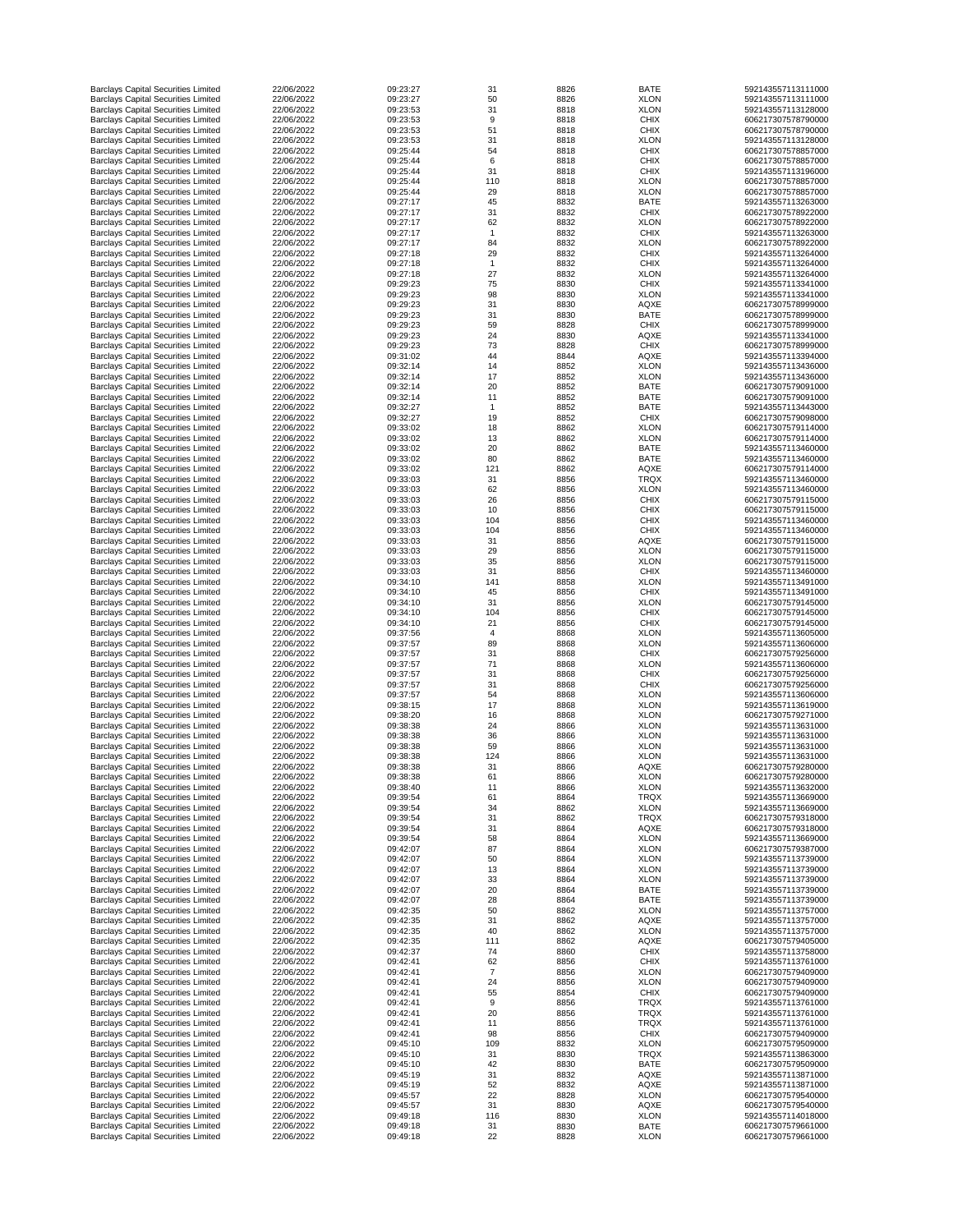| | | | | | | |
|---|---|---|---|---|---|---|
| Barclays Capital Securities Limited | 22/06/2022 | 09:23:27 | 31 | 8826 | BATE | 592143557113111000 |
| Barclays Capital Securities Limited | 22/06/2022 | 09:23:27 | 50 | 8826 | XLON | 592143557113111000 |
| Barclays Capital Securities Limited | 22/06/2022 | 09:23:53 | 31 | 8818 | XLON | 592143557113128000 |
| Barclays Capital Securities Limited | 22/06/2022 | 09:23:53 | 9 | 8818 | CHIX | 606217307578790000 |
| Barclays Capital Securities Limited | 22/06/2022 | 09:23:53 | 51 | 8818 | CHIX | 606217307578790000 |
| Barclays Capital Securities Limited | 22/06/2022 | 09:23:53 | 31 | 8818 | XLON | 592143557113128000 |
| Barclays Capital Securities Limited | 22/06/2022 | 09:25:44 | 54 | 8818 | CHIX | 606217307578857000 |
| Barclays Capital Securities Limited | 22/06/2022 | 09:25:44 | 6 | 8818 | CHIX | 606217307578857000 |
| Barclays Capital Securities Limited | 22/06/2022 | 09:25:44 | 31 | 8818 | CHIX | 592143557113196000 |
| Barclays Capital Securities Limited | 22/06/2022 | 09:25:44 | 110 | 8818 | XLON | 606217307578857000 |
| Barclays Capital Securities Limited | 22/06/2022 | 09:25:44 | 29 | 8818 | XLON | 606217307578857000 |
| Barclays Capital Securities Limited | 22/06/2022 | 09:27:17 | 45 | 8832 | BATE | 592143557113263000 |
| Barclays Capital Securities Limited | 22/06/2022 | 09:27:17 | 31 | 8832 | CHIX | 606217307578922000 |
| Barclays Capital Securities Limited | 22/06/2022 | 09:27:17 | 62 | 8832 | XLON | 606217307578922000 |
| Barclays Capital Securities Limited | 22/06/2022 | 09:27:17 | 1 | 8832 | CHIX | 592143557113263000 |
| Barclays Capital Securities Limited | 22/06/2022 | 09:27:17 | 84 | 8832 | XLON | 606217307578922000 |
| Barclays Capital Securities Limited | 22/06/2022 | 09:27:18 | 29 | 8832 | CHIX | 592143557113264000 |
| Barclays Capital Securities Limited | 22/06/2022 | 09:27:18 | 1 | 8832 | CHIX | 592143557113264000 |
| Barclays Capital Securities Limited | 22/06/2022 | 09:27:18 | 27 | 8832 | XLON | 592143557113264000 |
| Barclays Capital Securities Limited | 22/06/2022 | 09:29:23 | 75 | 8830 | CHIX | 592143557113341000 |
| Barclays Capital Securities Limited | 22/06/2022 | 09:29:23 | 98 | 8830 | XLON | 592143557113341000 |
| Barclays Capital Securities Limited | 22/06/2022 | 09:29:23 | 31 | 8830 | AQXE | 606217307578999000 |
| Barclays Capital Securities Limited | 22/06/2022 | 09:29:23 | 31 | 8830 | BATE | 606217307578999000 |
| Barclays Capital Securities Limited | 22/06/2022 | 09:29:23 | 59 | 8828 | CHIX | 606217307578999000 |
| Barclays Capital Securities Limited | 22/06/2022 | 09:29:23 | 24 | 8830 | AQXE | 592143557113341000 |
| Barclays Capital Securities Limited | 22/06/2022 | 09:29:23 | 73 | 8828 | CHIX | 606217307578999000 |
| Barclays Capital Securities Limited | 22/06/2022 | 09:31:02 | 44 | 8844 | AQXE | 592143557113394000 |
| Barclays Capital Securities Limited | 22/06/2022 | 09:32:14 | 14 | 8852 | XLON | 592143557113436000 |
| Barclays Capital Securities Limited | 22/06/2022 | 09:32:14 | 17 | 8852 | XLON | 592143557113436000 |
| Barclays Capital Securities Limited | 22/06/2022 | 09:32:14 | 20 | 8852 | BATE | 606217307579091000 |
| Barclays Capital Securities Limited | 22/06/2022 | 09:32:14 | 11 | 8852 | BATE | 606217307579091000 |
| Barclays Capital Securities Limited | 22/06/2022 | 09:32:27 | 1 | 8852 | BATE | 592143557113443000 |
| Barclays Capital Securities Limited | 22/06/2022 | 09:32:27 | 19 | 8852 | CHIX | 606217307579098000 |
| Barclays Capital Securities Limited | 22/06/2022 | 09:33:02 | 18 | 8862 | XLON | 606217307579114000 |
| Barclays Capital Securities Limited | 22/06/2022 | 09:33:02 | 13 | 8862 | XLON | 606217307579114000 |
| Barclays Capital Securities Limited | 22/06/2022 | 09:33:02 | 20 | 8862 | BATE | 592143557113460000 |
| Barclays Capital Securities Limited | 22/06/2022 | 09:33:02 | 80 | 8862 | BATE | 592143557113460000 |
| Barclays Capital Securities Limited | 22/06/2022 | 09:33:02 | 121 | 8862 | AQXE | 606217307579114000 |
| Barclays Capital Securities Limited | 22/06/2022 | 09:33:03 | 31 | 8856 | TRQX | 592143557113460000 |
| Barclays Capital Securities Limited | 22/06/2022 | 09:33:03 | 62 | 8856 | XLON | 592143557113460000 |
| Barclays Capital Securities Limited | 22/06/2022 | 09:33:03 | 26 | 8856 | CHIX | 606217307579115000 |
| Barclays Capital Securities Limited | 22/06/2022 | 09:33:03 | 10 | 8856 | CHIX | 606217307579115000 |
| Barclays Capital Securities Limited | 22/06/2022 | 09:33:03 | 104 | 8856 | CHIX | 592143557113460000 |
| Barclays Capital Securities Limited | 22/06/2022 | 09:33:03 | 104 | 8856 | CHIX | 592143557113460000 |
| Barclays Capital Securities Limited | 22/06/2022 | 09:33:03 | 31 | 8856 | AQXE | 606217307579115000 |
| Barclays Capital Securities Limited | 22/06/2022 | 09:33:03 | 29 | 8856 | XLON | 606217307579115000 |
| Barclays Capital Securities Limited | 22/06/2022 | 09:33:03 | 35 | 8856 | XLON | 606217307579115000 |
| Barclays Capital Securities Limited | 22/06/2022 | 09:33:03 | 31 | 8856 | CHIX | 592143557113460000 |
| Barclays Capital Securities Limited | 22/06/2022 | 09:34:10 | 141 | 8858 | XLON | 592143557113491000 |
| Barclays Capital Securities Limited | 22/06/2022 | 09:34:10 | 45 | 8856 | CHIX | 592143557113491000 |
| Barclays Capital Securities Limited | 22/06/2022 | 09:34:10 | 31 | 8856 | XLON | 606217307579145000 |
| Barclays Capital Securities Limited | 22/06/2022 | 09:34:10 | 104 | 8856 | CHIX | 606217307579145000 |
| Barclays Capital Securities Limited | 22/06/2022 | 09:34:10 | 21 | 8856 | CHIX | 606217307579145000 |
| Barclays Capital Securities Limited | 22/06/2022 | 09:37:56 | 4 | 8868 | XLON | 592143557113605000 |
| Barclays Capital Securities Limited | 22/06/2022 | 09:37:57 | 89 | 8868 | XLON | 592143557113606000 |
| Barclays Capital Securities Limited | 22/06/2022 | 09:37:57 | 31 | 8868 | CHIX | 606217307579256000 |
| Barclays Capital Securities Limited | 22/06/2022 | 09:37:57 | 71 | 8868 | XLON | 592143557113606000 |
| Barclays Capital Securities Limited | 22/06/2022 | 09:37:57 | 31 | 8868 | CHIX | 606217307579256000 |
| Barclays Capital Securities Limited | 22/06/2022 | 09:37:57 | 31 | 8868 | CHIX | 606217307579256000 |
| Barclays Capital Securities Limited | 22/06/2022 | 09:37:57 | 54 | 8868 | XLON | 592143557113606000 |
| Barclays Capital Securities Limited | 22/06/2022 | 09:38:15 | 17 | 8868 | XLON | 592143557113619000 |
| Barclays Capital Securities Limited | 22/06/2022 | 09:38:20 | 16 | 8868 | XLON | 606217307579271000 |
| Barclays Capital Securities Limited | 22/06/2022 | 09:38:38 | 24 | 8866 | XLON | 592143557113631000 |
| Barclays Capital Securities Limited | 22/06/2022 | 09:38:38 | 36 | 8866 | XLON | 592143557113631000 |
| Barclays Capital Securities Limited | 22/06/2022 | 09:38:38 | 59 | 8866 | XLON | 592143557113631000 |
| Barclays Capital Securities Limited | 22/06/2022 | 09:38:38 | 124 | 8866 | XLON | 592143557113631000 |
| Barclays Capital Securities Limited | 22/06/2022 | 09:38:38 | 31 | 8866 | AQXE | 606217307579280000 |
| Barclays Capital Securities Limited | 22/06/2022 | 09:38:38 | 61 | 8866 | XLON | 606217307579280000 |
| Barclays Capital Securities Limited | 22/06/2022 | 09:38:40 | 11 | 8866 | XLON | 592143557113632000 |
| Barclays Capital Securities Limited | 22/06/2022 | 09:39:54 | 61 | 8864 | TRQX | 592143557113669000 |
| Barclays Capital Securities Limited | 22/06/2022 | 09:39:54 | 34 | 8862 | XLON | 592143557113669000 |
| Barclays Capital Securities Limited | 22/06/2022 | 09:39:54 | 31 | 8862 | TRQX | 606217307579318000 |
| Barclays Capital Securities Limited | 22/06/2022 | 09:39:54 | 31 | 8864 | AQXE | 606217307579318000 |
| Barclays Capital Securities Limited | 22/06/2022 | 09:39:54 | 58 | 8864 | XLON | 592143557113669000 |
| Barclays Capital Securities Limited | 22/06/2022 | 09:42:07 | 87 | 8864 | XLON | 606217307579387000 |
| Barclays Capital Securities Limited | 22/06/2022 | 09:42:07 | 50 | 8864 | XLON | 592143557113739000 |
| Barclays Capital Securities Limited | 22/06/2022 | 09:42:07 | 13 | 8864 | XLON | 592143557113739000 |
| Barclays Capital Securities Limited | 22/06/2022 | 09:42:07 | 33 | 8864 | XLON | 592143557113739000 |
| Barclays Capital Securities Limited | 22/06/2022 | 09:42:07 | 20 | 8864 | BATE | 592143557113739000 |
| Barclays Capital Securities Limited | 22/06/2022 | 09:42:07 | 28 | 8864 | BATE | 592143557113739000 |
| Barclays Capital Securities Limited | 22/06/2022 | 09:42:35 | 50 | 8862 | XLON | 592143557113757000 |
| Barclays Capital Securities Limited | 22/06/2022 | 09:42:35 | 31 | 8862 | AQXE | 592143557113757000 |
| Barclays Capital Securities Limited | 22/06/2022 | 09:42:35 | 40 | 8862 | XLON | 592143557113757000 |
| Barclays Capital Securities Limited | 22/06/2022 | 09:42:35 | 111 | 8862 | AQXE | 606217307579405000 |
| Barclays Capital Securities Limited | 22/06/2022 | 09:42:37 | 74 | 8860 | CHIX | 592143557113758000 |
| Barclays Capital Securities Limited | 22/06/2022 | 09:42:41 | 62 | 8856 | CHIX | 592143557113761000 |
| Barclays Capital Securities Limited | 22/06/2022 | 09:42:41 | 7 | 8856 | XLON | 606217307579409000 |
| Barclays Capital Securities Limited | 22/06/2022 | 09:42:41 | 24 | 8856 | XLON | 606217307579409000 |
| Barclays Capital Securities Limited | 22/06/2022 | 09:42:41 | 55 | 8854 | CHIX | 606217307579409000 |
| Barclays Capital Securities Limited | 22/06/2022 | 09:42:41 | 9 | 8856 | TRQX | 592143557113761000 |
| Barclays Capital Securities Limited | 22/06/2022 | 09:42:41 | 20 | 8856 | TRQX | 592143557113761000 |
| Barclays Capital Securities Limited | 22/06/2022 | 09:42:41 | 11 | 8856 | TRQX | 592143557113761000 |
| Barclays Capital Securities Limited | 22/06/2022 | 09:42:41 | 98 | 8856 | CHIX | 606217307579409000 |
| Barclays Capital Securities Limited | 22/06/2022 | 09:45:10 | 109 | 8832 | XLON | 606217307579509000 |
| Barclays Capital Securities Limited | 22/06/2022 | 09:45:10 | 31 | 8830 | TRQX | 592143557113863000 |
| Barclays Capital Securities Limited | 22/06/2022 | 09:45:10 | 42 | 8830 | BATE | 606217307579509000 |
| Barclays Capital Securities Limited | 22/06/2022 | 09:45:19 | 31 | 8832 | AQXE | 592143557113871000 |
| Barclays Capital Securities Limited | 22/06/2022 | 09:45:19 | 52 | 8832 | AQXE | 592143557113871000 |
| Barclays Capital Securities Limited | 22/06/2022 | 09:45:57 | 22 | 8828 | XLON | 606217307579540000 |
| Barclays Capital Securities Limited | 22/06/2022 | 09:45:57 | 31 | 8830 | AQXE | 606217307579540000 |
| Barclays Capital Securities Limited | 22/06/2022 | 09:49:18 | 116 | 8830 | XLON | 592143557114018000 |
| Barclays Capital Securities Limited | 22/06/2022 | 09:49:18 | 31 | 8830 | BATE | 606217307579661000 |
| Barclays Capital Securities Limited | 22/06/2022 | 09:49:18 | 22 | 8828 | XLON | 606217307579661000 |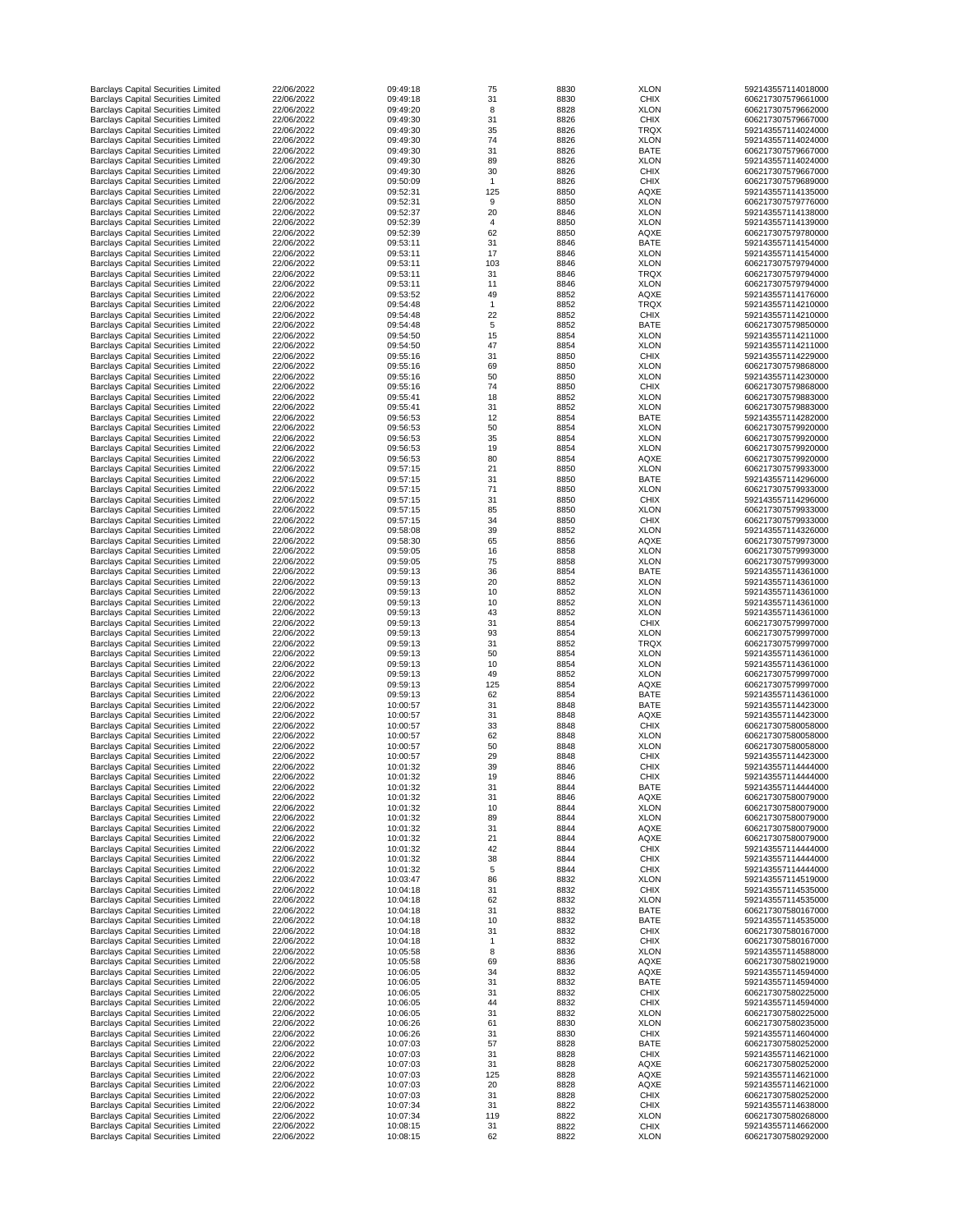| | | | | | | |
|---|---|---|---|---|---|---|
| Barclays Capital Securities Limited | 22/06/2022 | 09:49:18 | 75 | 8830 | XLON | 592143557114018000 |
| Barclays Capital Securities Limited | 22/06/2022 | 09:49:18 | 31 | 8830 | CHIX | 606217307579661000 |
| Barclays Capital Securities Limited | 22/06/2022 | 09:49:20 | 8 | 8828 | XLON | 606217307579662000 |
| Barclays Capital Securities Limited | 22/06/2022 | 09:49:30 | 31 | 8826 | CHIX | 606217307579667000 |
| Barclays Capital Securities Limited | 22/06/2022 | 09:49:30 | 35 | 8826 | TRQX | 592143557114024000 |
| Barclays Capital Securities Limited | 22/06/2022 | 09:49:30 | 74 | 8826 | XLON | 592143557114024000 |
| Barclays Capital Securities Limited | 22/06/2022 | 09:49:30 | 31 | 8826 | BATE | 606217307579667000 |
| Barclays Capital Securities Limited | 22/06/2022 | 09:49:30 | 89 | 8826 | XLON | 592143557114024000 |
| Barclays Capital Securities Limited | 22/06/2022 | 09:49:30 | 30 | 8826 | CHIX | 606217307579667000 |
| Barclays Capital Securities Limited | 22/06/2022 | 09:50:09 | 1 | 8826 | CHIX | 606217307579689000 |
| Barclays Capital Securities Limited | 22/06/2022 | 09:52:31 | 125 | 8850 | AQXE | 592143557114135000 |
| Barclays Capital Securities Limited | 22/06/2022 | 09:52:31 | 9 | 8850 | XLON | 606217307579776000 |
| Barclays Capital Securities Limited | 22/06/2022 | 09:52:37 | 20 | 8846 | XLON | 592143557114138000 |
| Barclays Capital Securities Limited | 22/06/2022 | 09:52:39 | 4 | 8850 | XLON | 592143557114139000 |
| Barclays Capital Securities Limited | 22/06/2022 | 09:52:39 | 62 | 8850 | AQXE | 606217307579780000 |
| Barclays Capital Securities Limited | 22/06/2022 | 09:53:11 | 31 | 8846 | BATE | 592143557114154000 |
| Barclays Capital Securities Limited | 22/06/2022 | 09:53:11 | 17 | 8846 | XLON | 592143557114154000 |
| Barclays Capital Securities Limited | 22/06/2022 | 09:53:11 | 103 | 8846 | XLON | 606217307579794000 |
| Barclays Capital Securities Limited | 22/06/2022 | 09:53:11 | 31 | 8846 | TRQX | 606217307579794000 |
| Barclays Capital Securities Limited | 22/06/2022 | 09:53:11 | 11 | 8846 | XLON | 606217307579794000 |
| Barclays Capital Securities Limited | 22/06/2022 | 09:53:52 | 49 | 8852 | AQXE | 592143557114176000 |
| Barclays Capital Securities Limited | 22/06/2022 | 09:54:48 | 1 | 8852 | TRQX | 592143557114210000 |
| Barclays Capital Securities Limited | 22/06/2022 | 09:54:48 | 22 | 8852 | CHIX | 592143557114210000 |
| Barclays Capital Securities Limited | 22/06/2022 | 09:54:48 | 5 | 8852 | BATE | 606217307579850000 |
| Barclays Capital Securities Limited | 22/06/2022 | 09:54:50 | 15 | 8854 | XLON | 592143557114211000 |
| Barclays Capital Securities Limited | 22/06/2022 | 09:54:50 | 47 | 8854 | XLON | 592143557114211000 |
| Barclays Capital Securities Limited | 22/06/2022 | 09:55:16 | 31 | 8850 | CHIX | 592143557114229000 |
| Barclays Capital Securities Limited | 22/06/2022 | 09:55:16 | 69 | 8850 | XLON | 606217307579868000 |
| Barclays Capital Securities Limited | 22/06/2022 | 09:55:16 | 50 | 8850 | XLON | 592143557114230000 |
| Barclays Capital Securities Limited | 22/06/2022 | 09:55:16 | 74 | 8850 | CHIX | 606217307579868000 |
| Barclays Capital Securities Limited | 22/06/2022 | 09:55:41 | 18 | 8852 | XLON | 606217307579883000 |
| Barclays Capital Securities Limited | 22/06/2022 | 09:55:41 | 31 | 8852 | XLON | 606217307579883000 |
| Barclays Capital Securities Limited | 22/06/2022 | 09:56:53 | 12 | 8854 | BATE | 592143557114282000 |
| Barclays Capital Securities Limited | 22/06/2022 | 09:56:53 | 50 | 8854 | XLON | 606217307579920000 |
| Barclays Capital Securities Limited | 22/06/2022 | 09:56:53 | 35 | 8854 | XLON | 606217307579920000 |
| Barclays Capital Securities Limited | 22/06/2022 | 09:56:53 | 19 | 8854 | XLON | 606217307579920000 |
| Barclays Capital Securities Limited | 22/06/2022 | 09:56:53 | 80 | 8854 | AQXE | 606217307579920000 |
| Barclays Capital Securities Limited | 22/06/2022 | 09:57:15 | 21 | 8850 | XLON | 606217307579933000 |
| Barclays Capital Securities Limited | 22/06/2022 | 09:57:15 | 31 | 8850 | BATE | 592143557114296000 |
| Barclays Capital Securities Limited | 22/06/2022 | 09:57:15 | 71 | 8850 | XLON | 606217307579933000 |
| Barclays Capital Securities Limited | 22/06/2022 | 09:57:15 | 31 | 8850 | CHIX | 592143557114296000 |
| Barclays Capital Securities Limited | 22/06/2022 | 09:57:15 | 85 | 8850 | XLON | 606217307579933000 |
| Barclays Capital Securities Limited | 22/06/2022 | 09:57:15 | 34 | 8850 | CHIX | 606217307579933000 |
| Barclays Capital Securities Limited | 22/06/2022 | 09:58:08 | 39 | 8852 | XLON | 592143557114326000 |
| Barclays Capital Securities Limited | 22/06/2022 | 09:58:30 | 65 | 8856 | AQXE | 606217307579973000 |
| Barclays Capital Securities Limited | 22/06/2022 | 09:59:05 | 16 | 8858 | XLON | 606217307579993000 |
| Barclays Capital Securities Limited | 22/06/2022 | 09:59:05 | 75 | 8858 | XLON | 606217307579993000 |
| Barclays Capital Securities Limited | 22/06/2022 | 09:59:13 | 36 | 8854 | BATE | 592143557114361000 |
| Barclays Capital Securities Limited | 22/06/2022 | 09:59:13 | 20 | 8852 | XLON | 592143557114361000 |
| Barclays Capital Securities Limited | 22/06/2022 | 09:59:13 | 10 | 8852 | XLON | 592143557114361000 |
| Barclays Capital Securities Limited | 22/06/2022 | 09:59:13 | 10 | 8852 | XLON | 592143557114361000 |
| Barclays Capital Securities Limited | 22/06/2022 | 09:59:13 | 43 | 8852 | XLON | 592143557114361000 |
| Barclays Capital Securities Limited | 22/06/2022 | 09:59:13 | 31 | 8854 | CHIX | 606217307579997000 |
| Barclays Capital Securities Limited | 22/06/2022 | 09:59:13 | 93 | 8854 | XLON | 606217307579997000 |
| Barclays Capital Securities Limited | 22/06/2022 | 09:59:13 | 31 | 8852 | TRQX | 606217307579997000 |
| Barclays Capital Securities Limited | 22/06/2022 | 09:59:13 | 50 | 8854 | XLON | 592143557114361000 |
| Barclays Capital Securities Limited | 22/06/2022 | 09:59:13 | 10 | 8854 | XLON | 592143557114361000 |
| Barclays Capital Securities Limited | 22/06/2022 | 09:59:13 | 49 | 8852 | XLON | 606217307579997000 |
| Barclays Capital Securities Limited | 22/06/2022 | 09:59:13 | 125 | 8854 | AQXE | 606217307579997000 |
| Barclays Capital Securities Limited | 22/06/2022 | 09:59:13 | 62 | 8854 | BATE | 592143557114361000 |
| Barclays Capital Securities Limited | 22/06/2022 | 10:00:57 | 31 | 8848 | BATE | 592143557114423000 |
| Barclays Capital Securities Limited | 22/06/2022 | 10:00:57 | 31 | 8848 | AQXE | 592143557114423000 |
| Barclays Capital Securities Limited | 22/06/2022 | 10:00:57 | 33 | 8848 | CHIX | 606217307580058000 |
| Barclays Capital Securities Limited | 22/06/2022 | 10:00:57 | 62 | 8848 | XLON | 606217307580058000 |
| Barclays Capital Securities Limited | 22/06/2022 | 10:00:57 | 50 | 8848 | XLON | 606217307580058000 |
| Barclays Capital Securities Limited | 22/06/2022 | 10:00:57 | 29 | 8848 | CHIX | 592143557114423000 |
| Barclays Capital Securities Limited | 22/06/2022 | 10:01:32 | 39 | 8846 | CHIX | 592143557114444000 |
| Barclays Capital Securities Limited | 22/06/2022 | 10:01:32 | 19 | 8846 | CHIX | 592143557114444000 |
| Barclays Capital Securities Limited | 22/06/2022 | 10:01:32 | 31 | 8844 | BATE | 592143557114444000 |
| Barclays Capital Securities Limited | 22/06/2022 | 10:01:32 | 31 | 8846 | AQXE | 606217307580079000 |
| Barclays Capital Securities Limited | 22/06/2022 | 10:01:32 | 10 | 8844 | XLON | 606217307580079000 |
| Barclays Capital Securities Limited | 22/06/2022 | 10:01:32 | 89 | 8844 | XLON | 606217307580079000 |
| Barclays Capital Securities Limited | 22/06/2022 | 10:01:32 | 31 | 8844 | AQXE | 606217307580079000 |
| Barclays Capital Securities Limited | 22/06/2022 | 10:01:32 | 21 | 8844 | AQXE | 606217307580079000 |
| Barclays Capital Securities Limited | 22/06/2022 | 10:01:32 | 42 | 8844 | CHIX | 592143557114444000 |
| Barclays Capital Securities Limited | 22/06/2022 | 10:01:32 | 38 | 8844 | CHIX | 592143557114444000 |
| Barclays Capital Securities Limited | 22/06/2022 | 10:01:32 | 5 | 8844 | CHIX | 592143557114444000 |
| Barclays Capital Securities Limited | 22/06/2022 | 10:03:47 | 86 | 8832 | XLON | 592143557114519000 |
| Barclays Capital Securities Limited | 22/06/2022 | 10:04:18 | 31 | 8832 | CHIX | 592143557114535000 |
| Barclays Capital Securities Limited | 22/06/2022 | 10:04:18 | 62 | 8832 | XLON | 592143557114535000 |
| Barclays Capital Securities Limited | 22/06/2022 | 10:04:18 | 31 | 8832 | BATE | 606217307580167000 |
| Barclays Capital Securities Limited | 22/06/2022 | 10:04:18 | 10 | 8832 | BATE | 592143557114535000 |
| Barclays Capital Securities Limited | 22/06/2022 | 10:04:18 | 31 | 8832 | CHIX | 606217307580167000 |
| Barclays Capital Securities Limited | 22/06/2022 | 10:04:18 | 1 | 8832 | CHIX | 606217307580167000 |
| Barclays Capital Securities Limited | 22/06/2022 | 10:05:58 | 8 | 8836 | XLON | 592143557114588000 |
| Barclays Capital Securities Limited | 22/06/2022 | 10:05:58 | 69 | 8836 | AQXE | 606217307580219000 |
| Barclays Capital Securities Limited | 22/06/2022 | 10:06:05 | 34 | 8832 | AQXE | 592143557114594000 |
| Barclays Capital Securities Limited | 22/06/2022 | 10:06:05 | 31 | 8832 | BATE | 592143557114594000 |
| Barclays Capital Securities Limited | 22/06/2022 | 10:06:05 | 31 | 8832 | CHIX | 606217307580225000 |
| Barclays Capital Securities Limited | 22/06/2022 | 10:06:05 | 44 | 8832 | CHIX | 592143557114594000 |
| Barclays Capital Securities Limited | 22/06/2022 | 10:06:05 | 31 | 8832 | XLON | 606217307580225000 |
| Barclays Capital Securities Limited | 22/06/2022 | 10:06:26 | 61 | 8830 | XLON | 606217307580235000 |
| Barclays Capital Securities Limited | 22/06/2022 | 10:06:26 | 31 | 8830 | CHIX | 592143557114604000 |
| Barclays Capital Securities Limited | 22/06/2022 | 10:07:03 | 57 | 8828 | BATE | 606217307580252000 |
| Barclays Capital Securities Limited | 22/06/2022 | 10:07:03 | 31 | 8828 | CHIX | 592143557114621000 |
| Barclays Capital Securities Limited | 22/06/2022 | 10:07:03 | 31 | 8828 | AQXE | 606217307580252000 |
| Barclays Capital Securities Limited | 22/06/2022 | 10:07:03 | 125 | 8828 | AQXE | 592143557114621000 |
| Barclays Capital Securities Limited | 22/06/2022 | 10:07:03 | 20 | 8828 | AQXE | 592143557114621000 |
| Barclays Capital Securities Limited | 22/06/2022 | 10:07:03 | 31 | 8828 | CHIX | 606217307580252000 |
| Barclays Capital Securities Limited | 22/06/2022 | 10:07:34 | 31 | 8822 | CHIX | 592143557114638000 |
| Barclays Capital Securities Limited | 22/06/2022 | 10:07:34 | 119 | 8822 | XLON | 606217307580268000 |
| Barclays Capital Securities Limited | 22/06/2022 | 10:08:15 | 31 | 8822 | CHIX | 592143557114662000 |
| Barclays Capital Securities Limited | 22/06/2022 | 10:08:15 | 62 | 8822 | XLON | 606217307580292000 |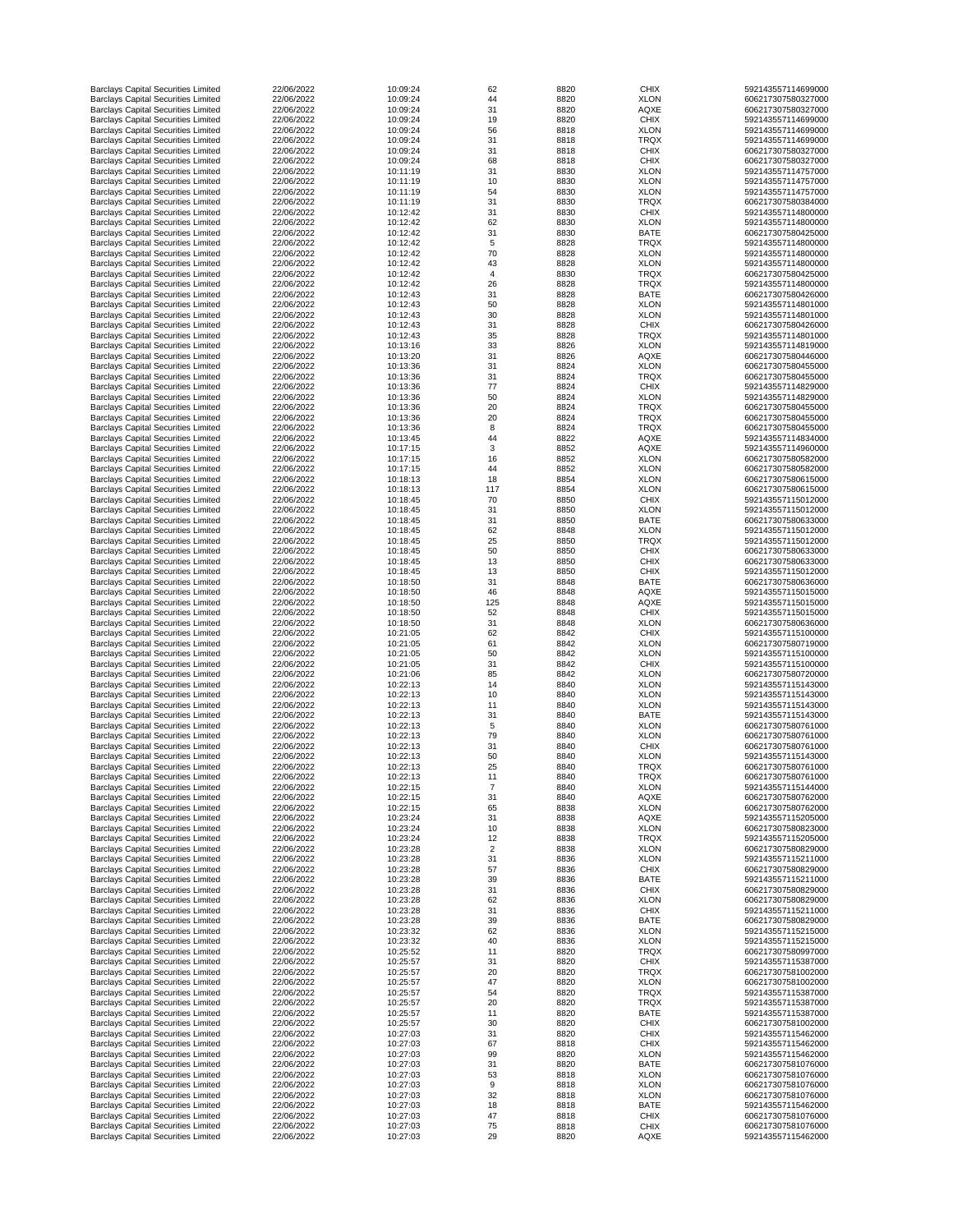| | | | | | | |
|---|---|---|---|---|---|---|
| Barclays Capital Securities Limited | 22/06/2022 | 10:09:24 | 62 | 8820 | CHIX | 592143557114699000 |
| Barclays Capital Securities Limited | 22/06/2022 | 10:09:24 | 44 | 8820 | XLON | 606217307580327000 |
| Barclays Capital Securities Limited | 22/06/2022 | 10:09:24 | 31 | 8820 | AQXE | 606217307580327000 |
| Barclays Capital Securities Limited | 22/06/2022 | 10:09:24 | 19 | 8820 | CHIX | 592143557114699000 |
| Barclays Capital Securities Limited | 22/06/2022 | 10:09:24 | 56 | 8818 | XLON | 592143557114699000 |
| Barclays Capital Securities Limited | 22/06/2022 | 10:09:24 | 31 | 8818 | TRQX | 592143557114699000 |
| Barclays Capital Securities Limited | 22/06/2022 | 10:09:24 | 31 | 8818 | CHIX | 606217307580327000 |
| Barclays Capital Securities Limited | 22/06/2022 | 10:09:24 | 68 | 8818 | CHIX | 606217307580327000 |
| Barclays Capital Securities Limited | 22/06/2022 | 10:11:19 | 31 | 8830 | XLON | 592143557114757000 |
| Barclays Capital Securities Limited | 22/06/2022 | 10:11:19 | 10 | 8830 | XLON | 592143557114757000 |
| Barclays Capital Securities Limited | 22/06/2022 | 10:11:19 | 54 | 8830 | XLON | 592143557114757000 |
| Barclays Capital Securities Limited | 22/06/2022 | 10:11:19 | 31 | 8830 | TRQX | 606217307580384000 |
| Barclays Capital Securities Limited | 22/06/2022 | 10:12:42 | 31 | 8830 | CHIX | 592143557114800000 |
| Barclays Capital Securities Limited | 22/06/2022 | 10:12:42 | 62 | 8830 | XLON | 592143557114800000 |
| Barclays Capital Securities Limited | 22/06/2022 | 10:12:42 | 31 | 8830 | BATE | 606217307580425000 |
| Barclays Capital Securities Limited | 22/06/2022 | 10:12:42 | 5 | 8828 | TRQX | 592143557114800000 |
| Barclays Capital Securities Limited | 22/06/2022 | 10:12:42 | 70 | 8828 | XLON | 592143557114800000 |
| Barclays Capital Securities Limited | 22/06/2022 | 10:12:42 | 43 | 8828 | XLON | 592143557114800000 |
| Barclays Capital Securities Limited | 22/06/2022 | 10:12:42 | 4 | 8830 | TRQX | 606217307580425000 |
| Barclays Capital Securities Limited | 22/06/2022 | 10:12:42 | 26 | 8828 | TRQX | 592143557114800000 |
| Barclays Capital Securities Limited | 22/06/2022 | 10:12:43 | 31 | 8828 | BATE | 606217307580426000 |
| Barclays Capital Securities Limited | 22/06/2022 | 10:12:43 | 50 | 8828 | XLON | 592143557114801000 |
| Barclays Capital Securities Limited | 22/06/2022 | 10:12:43 | 30 | 8828 | XLON | 592143557114801000 |
| Barclays Capital Securities Limited | 22/06/2022 | 10:12:43 | 31 | 8828 | CHIX | 606217307580426000 |
| Barclays Capital Securities Limited | 22/06/2022 | 10:12:43 | 35 | 8828 | TRQX | 592143557114801000 |
| Barclays Capital Securities Limited | 22/06/2022 | 10:13:16 | 33 | 8826 | XLON | 592143557114819000 |
| Barclays Capital Securities Limited | 22/06/2022 | 10:13:20 | 31 | 8826 | AQXE | 606217307580446000 |
| Barclays Capital Securities Limited | 22/06/2022 | 10:13:36 | 31 | 8824 | XLON | 606217307580455000 |
| Barclays Capital Securities Limited | 22/06/2022 | 10:13:36 | 31 | 8824 | TRQX | 606217307580455000 |
| Barclays Capital Securities Limited | 22/06/2022 | 10:13:36 | 77 | 8824 | CHIX | 592143557114829000 |
| Barclays Capital Securities Limited | 22/06/2022 | 10:13:36 | 50 | 8824 | XLON | 592143557114829000 |
| Barclays Capital Securities Limited | 22/06/2022 | 10:13:36 | 20 | 8824 | TRQX | 606217307580455000 |
| Barclays Capital Securities Limited | 22/06/2022 | 10:13:36 | 20 | 8824 | TRQX | 606217307580455000 |
| Barclays Capital Securities Limited | 22/06/2022 | 10:13:36 | 8 | 8824 | TRQX | 606217307580455000 |
| Barclays Capital Securities Limited | 22/06/2022 | 10:13:45 | 44 | 8822 | AQXE | 592143557114834000 |
| Barclays Capital Securities Limited | 22/06/2022 | 10:17:15 | 3 | 8852 | AQXE | 592143557114960000 |
| Barclays Capital Securities Limited | 22/06/2022 | 10:17:15 | 16 | 8852 | XLON | 606217307580582000 |
| Barclays Capital Securities Limited | 22/06/2022 | 10:17:15 | 44 | 8852 | XLON | 606217307580582000 |
| Barclays Capital Securities Limited | 22/06/2022 | 10:18:13 | 18 | 8854 | XLON | 606217307580615000 |
| Barclays Capital Securities Limited | 22/06/2022 | 10:18:13 | 117 | 8854 | XLON | 606217307580615000 |
| Barclays Capital Securities Limited | 22/06/2022 | 10:18:45 | 70 | 8850 | CHIX | 592143557115012000 |
| Barclays Capital Securities Limited | 22/06/2022 | 10:18:45 | 31 | 8850 | XLON | 592143557115012000 |
| Barclays Capital Securities Limited | 22/06/2022 | 10:18:45 | 31 | 8850 | BATE | 606217307580633000 |
| Barclays Capital Securities Limited | 22/06/2022 | 10:18:45 | 62 | 8848 | XLON | 592143557115012000 |
| Barclays Capital Securities Limited | 22/06/2022 | 10:18:45 | 25 | 8850 | TRQX | 592143557115012000 |
| Barclays Capital Securities Limited | 22/06/2022 | 10:18:45 | 50 | 8850 | CHIX | 606217307580633000 |
| Barclays Capital Securities Limited | 22/06/2022 | 10:18:45 | 13 | 8850 | CHIX | 606217307580633000 |
| Barclays Capital Securities Limited | 22/06/2022 | 10:18:45 | 13 | 8850 | CHIX | 592143557115012000 |
| Barclays Capital Securities Limited | 22/06/2022 | 10:18:50 | 31 | 8848 | BATE | 606217307580636000 |
| Barclays Capital Securities Limited | 22/06/2022 | 10:18:50 | 46 | 8848 | AQXE | 592143557115015000 |
| Barclays Capital Securities Limited | 22/06/2022 | 10:18:50 | 125 | 8848 | AQXE | 592143557115015000 |
| Barclays Capital Securities Limited | 22/06/2022 | 10:18:50 | 52 | 8848 | CHIX | 592143557115015000 |
| Barclays Capital Securities Limited | 22/06/2022 | 10:18:50 | 31 | 8848 | XLON | 606217307580636000 |
| Barclays Capital Securities Limited | 22/06/2022 | 10:21:05 | 62 | 8842 | CHIX | 592143557115100000 |
| Barclays Capital Securities Limited | 22/06/2022 | 10:21:05 | 61 | 8842 | XLON | 606217307580719000 |
| Barclays Capital Securities Limited | 22/06/2022 | 10:21:05 | 50 | 8842 | XLON | 592143557115100000 |
| Barclays Capital Securities Limited | 22/06/2022 | 10:21:05 | 31 | 8842 | CHIX | 592143557115100000 |
| Barclays Capital Securities Limited | 22/06/2022 | 10:21:06 | 85 | 8842 | XLON | 606217307580720000 |
| Barclays Capital Securities Limited | 22/06/2022 | 10:22:13 | 14 | 8840 | XLON | 592143557115143000 |
| Barclays Capital Securities Limited | 22/06/2022 | 10:22:13 | 10 | 8840 | XLON | 592143557115143000 |
| Barclays Capital Securities Limited | 22/06/2022 | 10:22:13 | 11 | 8840 | XLON | 592143557115143000 |
| Barclays Capital Securities Limited | 22/06/2022 | 10:22:13 | 31 | 8840 | BATE | 592143557115143000 |
| Barclays Capital Securities Limited | 22/06/2022 | 10:22:13 | 5 | 8840 | XLON | 606217307580761000 |
| Barclays Capital Securities Limited | 22/06/2022 | 10:22:13 | 79 | 8840 | XLON | 606217307580761000 |
| Barclays Capital Securities Limited | 22/06/2022 | 10:22:13 | 31 | 8840 | CHIX | 606217307580761000 |
| Barclays Capital Securities Limited | 22/06/2022 | 10:22:13 | 50 | 8840 | XLON | 592143557115143000 |
| Barclays Capital Securities Limited | 22/06/2022 | 10:22:13 | 25 | 8840 | TRQX | 606217307580761000 |
| Barclays Capital Securities Limited | 22/06/2022 | 10:22:13 | 11 | 8840 | TRQX | 606217307580761000 |
| Barclays Capital Securities Limited | 22/06/2022 | 10:22:15 | 7 | 8840 | XLON | 592143557115144000 |
| Barclays Capital Securities Limited | 22/06/2022 | 10:22:15 | 31 | 8840 | AQXE | 606217307580762000 |
| Barclays Capital Securities Limited | 22/06/2022 | 10:22:15 | 65 | 8838 | XLON | 606217307580762000 |
| Barclays Capital Securities Limited | 22/06/2022 | 10:23:24 | 31 | 8838 | AQXE | 592143557115205000 |
| Barclays Capital Securities Limited | 22/06/2022 | 10:23:24 | 10 | 8838 | XLON | 606217307580823000 |
| Barclays Capital Securities Limited | 22/06/2022 | 10:23:24 | 12 | 8838 | TRQX | 592143557115205000 |
| Barclays Capital Securities Limited | 22/06/2022 | 10:23:28 | 2 | 8838 | XLON | 606217307580829000 |
| Barclays Capital Securities Limited | 22/06/2022 | 10:23:28 | 31 | 8836 | XLON | 592143557115211000 |
| Barclays Capital Securities Limited | 22/06/2022 | 10:23:28 | 57 | 8836 | CHIX | 606217307580829000 |
| Barclays Capital Securities Limited | 22/06/2022 | 10:23:28 | 39 | 8836 | BATE | 592143557115211000 |
| Barclays Capital Securities Limited | 22/06/2022 | 10:23:28 | 31 | 8836 | CHIX | 606217307580829000 |
| Barclays Capital Securities Limited | 22/06/2022 | 10:23:28 | 62 | 8836 | XLON | 606217307580829000 |
| Barclays Capital Securities Limited | 22/06/2022 | 10:23:28 | 31 | 8836 | CHIX | 592143557115211000 |
| Barclays Capital Securities Limited | 22/06/2022 | 10:23:28 | 39 | 8836 | BATE | 606217307580829000 |
| Barclays Capital Securities Limited | 22/06/2022 | 10:23:32 | 62 | 8836 | XLON | 592143557115215000 |
| Barclays Capital Securities Limited | 22/06/2022 | 10:23:32 | 40 | 8836 | XLON | 592143557115215000 |
| Barclays Capital Securities Limited | 22/06/2022 | 10:25:52 | 11 | 8820 | TRQX | 606217307580997000 |
| Barclays Capital Securities Limited | 22/06/2022 | 10:25:57 | 31 | 8820 | CHIX | 592143557115387000 |
| Barclays Capital Securities Limited | 22/06/2022 | 10:25:57 | 20 | 8820 | TRQX | 606217307581002000 |
| Barclays Capital Securities Limited | 22/06/2022 | 10:25:57 | 47 | 8820 | XLON | 606217307581002000 |
| Barclays Capital Securities Limited | 22/06/2022 | 10:25:57 | 54 | 8820 | TRQX | 592143557115387000 |
| Barclays Capital Securities Limited | 22/06/2022 | 10:25:57 | 20 | 8820 | TRQX | 592143557115387000 |
| Barclays Capital Securities Limited | 22/06/2022 | 10:25:57 | 11 | 8820 | BATE | 592143557115387000 |
| Barclays Capital Securities Limited | 22/06/2022 | 10:25:57 | 30 | 8820 | CHIX | 606217307581002000 |
| Barclays Capital Securities Limited | 22/06/2022 | 10:27:03 | 31 | 8820 | CHIX | 592143557115462000 |
| Barclays Capital Securities Limited | 22/06/2022 | 10:27:03 | 67 | 8818 | CHIX | 592143557115462000 |
| Barclays Capital Securities Limited | 22/06/2022 | 10:27:03 | 99 | 8820 | XLON | 592143557115462000 |
| Barclays Capital Securities Limited | 22/06/2022 | 10:27:03 | 31 | 8820 | BATE | 606217307581076000 |
| Barclays Capital Securities Limited | 22/06/2022 | 10:27:03 | 53 | 8818 | XLON | 606217307581076000 |
| Barclays Capital Securities Limited | 22/06/2022 | 10:27:03 | 9 | 8818 | XLON | 606217307581076000 |
| Barclays Capital Securities Limited | 22/06/2022 | 10:27:03 | 32 | 8818 | XLON | 606217307581076000 |
| Barclays Capital Securities Limited | 22/06/2022 | 10:27:03 | 18 | 8818 | BATE | 592143557115462000 |
| Barclays Capital Securities Limited | 22/06/2022 | 10:27:03 | 47 | 8818 | CHIX | 606217307581076000 |
| Barclays Capital Securities Limited | 22/06/2022 | 10:27:03 | 75 | 8818 | CHIX | 606217307581076000 |
| Barclays Capital Securities Limited | 22/06/2022 | 10:27:03 | 29 | 8820 | AQXE | 592143557115462000 |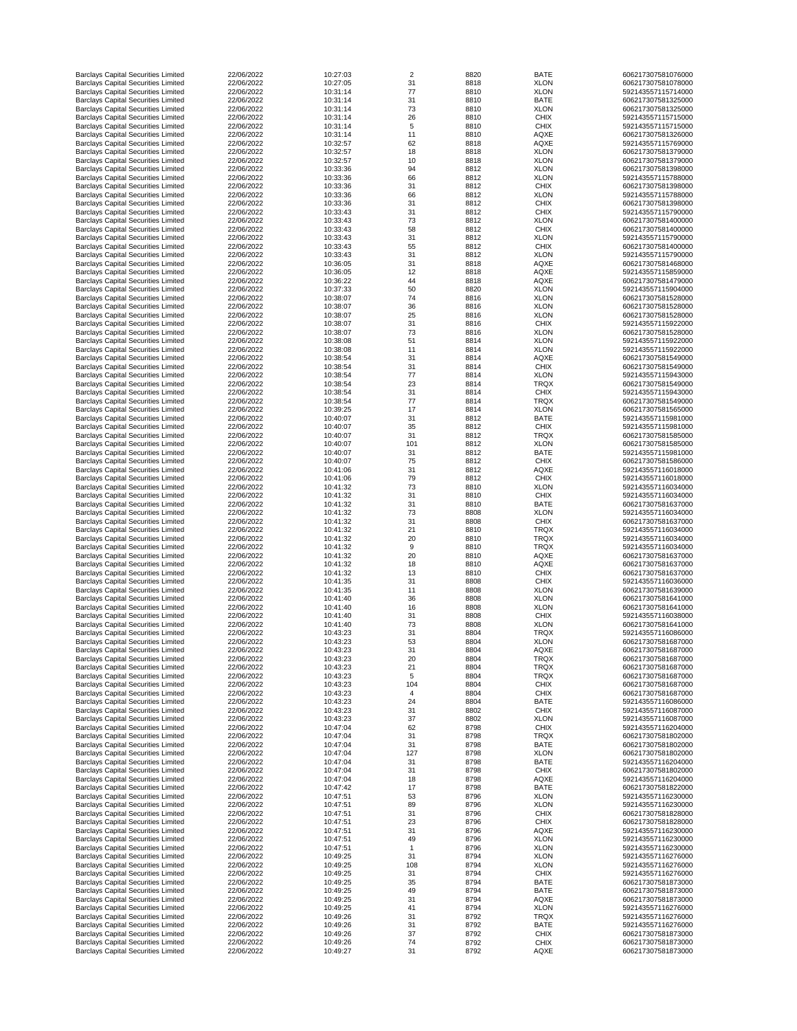| | | | | | | |
|---|---|---|---|---|---|---|
| Barclays Capital Securities Limited | 22/06/2022 | 10:27:03 | 2 | 8820 | BATE | 606217307581076000 |
| Barclays Capital Securities Limited | 22/06/2022 | 10:27:05 | 31 | 8818 | XLON | 606217307581078000 |
| Barclays Capital Securities Limited | 22/06/2022 | 10:31:14 | 77 | 8810 | XLON | 592143557115714000 |
| Barclays Capital Securities Limited | 22/06/2022 | 10:31:14 | 31 | 8810 | BATE | 606217307581325000 |
| Barclays Capital Securities Limited | 22/06/2022 | 10:31:14 | 73 | 8810 | XLON | 606217307581325000 |
| Barclays Capital Securities Limited | 22/06/2022 | 10:31:14 | 26 | 8810 | CHIX | 592143557115715000 |
| Barclays Capital Securities Limited | 22/06/2022 | 10:31:14 | 5 | 8810 | CHIX | 592143557115715000 |
| Barclays Capital Securities Limited | 22/06/2022 | 10:31:14 | 11 | 8810 | AQXE | 606217307581326000 |
| Barclays Capital Securities Limited | 22/06/2022 | 10:32:57 | 62 | 8818 | AQXE | 592143557115769000 |
| Barclays Capital Securities Limited | 22/06/2022 | 10:32:57 | 18 | 8818 | XLON | 606217307581379000 |
| Barclays Capital Securities Limited | 22/06/2022 | 10:32:57 | 10 | 8818 | XLON | 606217307581379000 |
| Barclays Capital Securities Limited | 22/06/2022 | 10:33:36 | 94 | 8812 | XLON | 606217307581398000 |
| Barclays Capital Securities Limited | 22/06/2022 | 10:33:36 | 66 | 8812 | XLON | 592143557115788000 |
| Barclays Capital Securities Limited | 22/06/2022 | 10:33:36 | 31 | 8812 | CHIX | 606217307581398000 |
| Barclays Capital Securities Limited | 22/06/2022 | 10:33:36 | 66 | 8812 | XLON | 592143557115788000 |
| Barclays Capital Securities Limited | 22/06/2022 | 10:33:36 | 31 | 8812 | CHIX | 606217307581398000 |
| Barclays Capital Securities Limited | 22/06/2022 | 10:33:43 | 31 | 8812 | CHIX | 592143557115790000 |
| Barclays Capital Securities Limited | 22/06/2022 | 10:33:43 | 73 | 8812 | XLON | 606217307581400000 |
| Barclays Capital Securities Limited | 22/06/2022 | 10:33:43 | 58 | 8812 | CHIX | 606217307581400000 |
| Barclays Capital Securities Limited | 22/06/2022 | 10:33:43 | 31 | 8812 | XLON | 592143557115790000 |
| Barclays Capital Securities Limited | 22/06/2022 | 10:33:43 | 55 | 8812 | CHIX | 606217307581400000 |
| Barclays Capital Securities Limited | 22/06/2022 | 10:33:43 | 31 | 8812 | XLON | 592143557115790000 |
| Barclays Capital Securities Limited | 22/06/2022 | 10:36:05 | 31 | 8818 | AQXE | 606217307581468000 |
| Barclays Capital Securities Limited | 22/06/2022 | 10:36:05 | 12 | 8818 | AQXE | 592143557115859000 |
| Barclays Capital Securities Limited | 22/06/2022 | 10:36:22 | 44 | 8818 | AQXE | 606217307581479000 |
| Barclays Capital Securities Limited | 22/06/2022 | 10:37:33 | 50 | 8820 | XLON | 592143557115904000 |
| Barclays Capital Securities Limited | 22/06/2022 | 10:38:07 | 74 | 8816 | XLON | 606217307581528000 |
| Barclays Capital Securities Limited | 22/06/2022 | 10:38:07 | 36 | 8816 | XLON | 606217307581528000 |
| Barclays Capital Securities Limited | 22/06/2022 | 10:38:07 | 25 | 8816 | XLON | 606217307581528000 |
| Barclays Capital Securities Limited | 22/06/2022 | 10:38:07 | 31 | 8816 | CHIX | 592143557115922000 |
| Barclays Capital Securities Limited | 22/06/2022 | 10:38:07 | 73 | 8816 | XLON | 606217307581528000 |
| Barclays Capital Securities Limited | 22/06/2022 | 10:38:08 | 51 | 8814 | XLON | 592143557115922000 |
| Barclays Capital Securities Limited | 22/06/2022 | 10:38:08 | 11 | 8814 | XLON | 592143557115922000 |
| Barclays Capital Securities Limited | 22/06/2022 | 10:38:54 | 31 | 8814 | AQXE | 606217307581549000 |
| Barclays Capital Securities Limited | 22/06/2022 | 10:38:54 | 31 | 8814 | CHIX | 606217307581549000 |
| Barclays Capital Securities Limited | 22/06/2022 | 10:38:54 | 77 | 8814 | XLON | 592143557115943000 |
| Barclays Capital Securities Limited | 22/06/2022 | 10:38:54 | 23 | 8814 | TRQX | 606217307581549000 |
| Barclays Capital Securities Limited | 22/06/2022 | 10:38:54 | 31 | 8814 | CHIX | 592143557115943000 |
| Barclays Capital Securities Limited | 22/06/2022 | 10:38:54 | 77 | 8814 | TRQX | 606217307581549000 |
| Barclays Capital Securities Limited | 22/06/2022 | 10:39:25 | 17 | 8814 | XLON | 606217307581565000 |
| Barclays Capital Securities Limited | 22/06/2022 | 10:40:07 | 31 | 8812 | BATE | 592143557115981000 |
| Barclays Capital Securities Limited | 22/06/2022 | 10:40:07 | 35 | 8812 | CHIX | 592143557115981000 |
| Barclays Capital Securities Limited | 22/06/2022 | 10:40:07 | 31 | 8812 | TRQX | 606217307581585000 |
| Barclays Capital Securities Limited | 22/06/2022 | 10:40:07 | 101 | 8812 | XLON | 606217307581585000 |
| Barclays Capital Securities Limited | 22/06/2022 | 10:40:07 | 31 | 8812 | BATE | 592143557115981000 |
| Barclays Capital Securities Limited | 22/06/2022 | 10:40:07 | 75 | 8812 | CHIX | 606217307581586000 |
| Barclays Capital Securities Limited | 22/06/2022 | 10:41:06 | 31 | 8812 | AQXE | 592143557116018000 |
| Barclays Capital Securities Limited | 22/06/2022 | 10:41:06 | 79 | 8812 | CHIX | 592143557116018000 |
| Barclays Capital Securities Limited | 22/06/2022 | 10:41:32 | 73 | 8810 | XLON | 592143557116034000 |
| Barclays Capital Securities Limited | 22/06/2022 | 10:41:32 | 31 | 8810 | CHIX | 592143557116034000 |
| Barclays Capital Securities Limited | 22/06/2022 | 10:41:32 | 31 | 8810 | BATE | 606217307581637000 |
| Barclays Capital Securities Limited | 22/06/2022 | 10:41:32 | 73 | 8808 | XLON | 592143557116034000 |
| Barclays Capital Securities Limited | 22/06/2022 | 10:41:32 | 31 | 8808 | CHIX | 606217307581637000 |
| Barclays Capital Securities Limited | 22/06/2022 | 10:41:32 | 21 | 8810 | TRQX | 592143557116034000 |
| Barclays Capital Securities Limited | 22/06/2022 | 10:41:32 | 20 | 8810 | TRQX | 592143557116034000 |
| Barclays Capital Securities Limited | 22/06/2022 | 10:41:32 | 9 | 8810 | TRQX | 592143557116034000 |
| Barclays Capital Securities Limited | 22/06/2022 | 10:41:32 | 20 | 8810 | AQXE | 606217307581637000 |
| Barclays Capital Securities Limited | 22/06/2022 | 10:41:32 | 18 | 8810 | AQXE | 606217307581637000 |
| Barclays Capital Securities Limited | 22/06/2022 | 10:41:32 | 13 | 8810 | CHIX | 606217307581637000 |
| Barclays Capital Securities Limited | 22/06/2022 | 10:41:35 | 31 | 8808 | CHIX | 592143557116036000 |
| Barclays Capital Securities Limited | 22/06/2022 | 10:41:35 | 11 | 8808 | XLON | 606217307581639000 |
| Barclays Capital Securities Limited | 22/06/2022 | 10:41:40 | 36 | 8808 | XLON | 606217307581641000 |
| Barclays Capital Securities Limited | 22/06/2022 | 10:41:40 | 16 | 8808 | XLON | 606217307581641000 |
| Barclays Capital Securities Limited | 22/06/2022 | 10:41:40 | 31 | 8808 | CHIX | 592143557116038000 |
| Barclays Capital Securities Limited | 22/06/2022 | 10:41:40 | 73 | 8808 | XLON | 606217307581641000 |
| Barclays Capital Securities Limited | 22/06/2022 | 10:43:23 | 31 | 8804 | TRQX | 592143557116086000 |
| Barclays Capital Securities Limited | 22/06/2022 | 10:43:23 | 53 | 8804 | XLON | 606217307581687000 |
| Barclays Capital Securities Limited | 22/06/2022 | 10:43:23 | 31 | 8804 | AQXE | 606217307581687000 |
| Barclays Capital Securities Limited | 22/06/2022 | 10:43:23 | 20 | 8804 | TRQX | 606217307581687000 |
| Barclays Capital Securities Limited | 22/06/2022 | 10:43:23 | 21 | 8804 | TRQX | 606217307581687000 |
| Barclays Capital Securities Limited | 22/06/2022 | 10:43:23 | 5 | 8804 | TRQX | 606217307581687000 |
| Barclays Capital Securities Limited | 22/06/2022 | 10:43:23 | 104 | 8804 | CHIX | 606217307581687000 |
| Barclays Capital Securities Limited | 22/06/2022 | 10:43:23 | 4 | 8804 | CHIX | 606217307581687000 |
| Barclays Capital Securities Limited | 22/06/2022 | 10:43:23 | 24 | 8804 | BATE | 592143557116086000 |
| Barclays Capital Securities Limited | 22/06/2022 | 10:43:23 | 31 | 8802 | CHIX | 592143557116087000 |
| Barclays Capital Securities Limited | 22/06/2022 | 10:43:23 | 37 | 8802 | XLON | 592143557116087000 |
| Barclays Capital Securities Limited | 22/06/2022 | 10:47:04 | 62 | 8798 | CHIX | 592143557116204000 |
| Barclays Capital Securities Limited | 22/06/2022 | 10:47:04 | 31 | 8798 | TRQX | 606217307581802000 |
| Barclays Capital Securities Limited | 22/06/2022 | 10:47:04 | 31 | 8798 | BATE | 606217307581802000 |
| Barclays Capital Securities Limited | 22/06/2022 | 10:47:04 | 127 | 8798 | XLON | 606217307581802000 |
| Barclays Capital Securities Limited | 22/06/2022 | 10:47:04 | 31 | 8798 | BATE | 592143557116204000 |
| Barclays Capital Securities Limited | 22/06/2022 | 10:47:04 | 31 | 8798 | CHIX | 606217307581802000 |
| Barclays Capital Securities Limited | 22/06/2022 | 10:47:04 | 18 | 8798 | AQXE | 592143557116204000 |
| Barclays Capital Securities Limited | 22/06/2022 | 10:47:42 | 17 | 8798 | BATE | 606217307581822000 |
| Barclays Capital Securities Limited | 22/06/2022 | 10:47:51 | 53 | 8796 | XLON | 592143557116230000 |
| Barclays Capital Securities Limited | 22/06/2022 | 10:47:51 | 89 | 8796 | XLON | 592143557116230000 |
| Barclays Capital Securities Limited | 22/06/2022 | 10:47:51 | 31 | 8796 | CHIX | 606217307581828000 |
| Barclays Capital Securities Limited | 22/06/2022 | 10:47:51 | 23 | 8796 | CHIX | 606217307581828000 |
| Barclays Capital Securities Limited | 22/06/2022 | 10:47:51 | 31 | 8796 | AQXE | 592143557116230000 |
| Barclays Capital Securities Limited | 22/06/2022 | 10:47:51 | 49 | 8796 | XLON | 592143557116230000 |
| Barclays Capital Securities Limited | 22/06/2022 | 10:47:51 | 1 | 8796 | XLON | 592143557116230000 |
| Barclays Capital Securities Limited | 22/06/2022 | 10:49:25 | 31 | 8794 | XLON | 592143557116276000 |
| Barclays Capital Securities Limited | 22/06/2022 | 10:49:25 | 108 | 8794 | XLON | 592143557116276000 |
| Barclays Capital Securities Limited | 22/06/2022 | 10:49:25 | 31 | 8794 | CHIX | 592143557116276000 |
| Barclays Capital Securities Limited | 22/06/2022 | 10:49:25 | 35 | 8794 | BATE | 606217307581873000 |
| Barclays Capital Securities Limited | 22/06/2022 | 10:49:25 | 49 | 8794 | BATE | 606217307581873000 |
| Barclays Capital Securities Limited | 22/06/2022 | 10:49:25 | 31 | 8794 | AQXE | 606217307581873000 |
| Barclays Capital Securities Limited | 22/06/2022 | 10:49:25 | 41 | 8794 | XLON | 592143557116276000 |
| Barclays Capital Securities Limited | 22/06/2022 | 10:49:26 | 31 | 8792 | TRQX | 592143557116276000 |
| Barclays Capital Securities Limited | 22/06/2022 | 10:49:26 | 31 | 8792 | BATE | 592143557116276000 |
| Barclays Capital Securities Limited | 22/06/2022 | 10:49:26 | 37 | 8792 | CHIX | 606217307581873000 |
| Barclays Capital Securities Limited | 22/06/2022 | 10:49:26 | 74 | 8792 | CHIX | 606217307581873000 |
| Barclays Capital Securities Limited | 22/06/2022 | 10:49:27 | 31 | 8792 | AQXE | 606217307581873000 |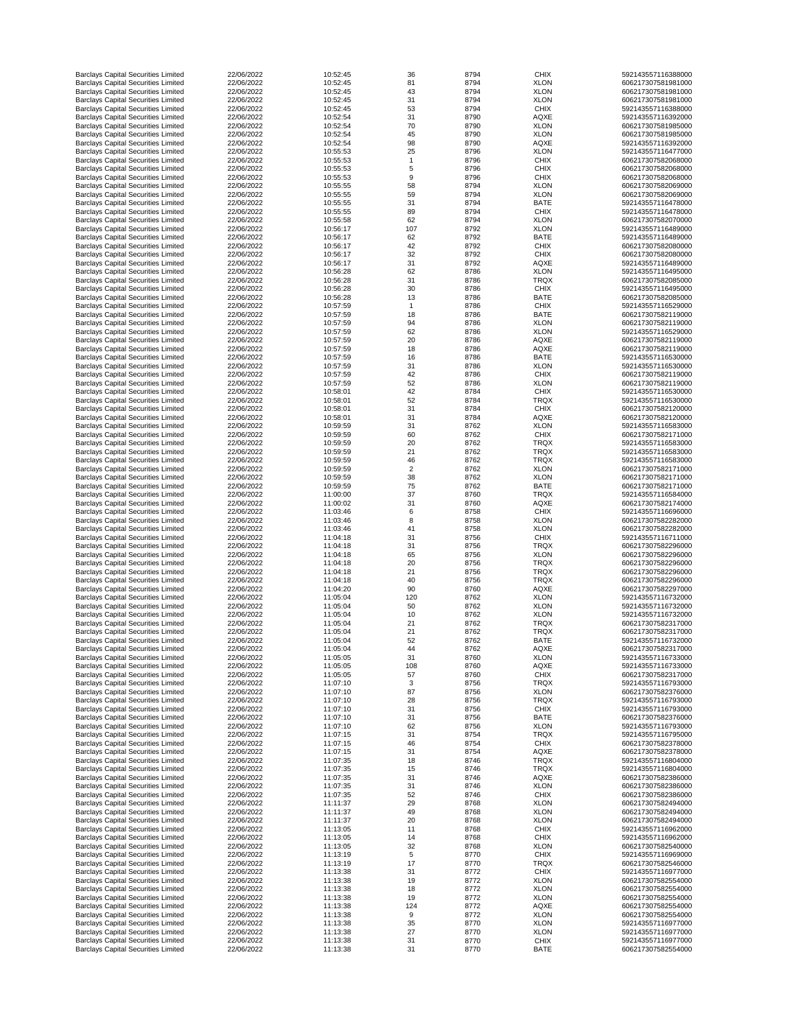| | | | | | | |
|---|---|---|---|---|---|---|
| Barclays Capital Securities Limited | 22/06/2022 | 10:52:45 | 36 | 8794 | CHIX | 592143557116388000 |
| Barclays Capital Securities Limited | 22/06/2022 | 10:52:45 | 81 | 8794 | XLON | 606217307581981000 |
| Barclays Capital Securities Limited | 22/06/2022 | 10:52:45 | 43 | 8794 | XLON | 606217307581981000 |
| Barclays Capital Securities Limited | 22/06/2022 | 10:52:45 | 31 | 8794 | XLON | 606217307581981000 |
| Barclays Capital Securities Limited | 22/06/2022 | 10:52:45 | 53 | 8794 | CHIX | 592143557116388000 |
| Barclays Capital Securities Limited | 22/06/2022 | 10:52:54 | 31 | 8790 | AQXE | 592143557116392000 |
| Barclays Capital Securities Limited | 22/06/2022 | 10:52:54 | 70 | 8790 | XLON | 606217307581985000 |
| Barclays Capital Securities Limited | 22/06/2022 | 10:52:54 | 45 | 8790 | XLON | 606217307581985000 |
| Barclays Capital Securities Limited | 22/06/2022 | 10:52:54 | 98 | 8790 | AQXE | 592143557116392000 |
| Barclays Capital Securities Limited | 22/06/2022 | 10:55:53 | 25 | 8796 | XLON | 592143557116477000 |
| Barclays Capital Securities Limited | 22/06/2022 | 10:55:53 | 1 | 8796 | CHIX | 606217307582068000 |
| Barclays Capital Securities Limited | 22/06/2022 | 10:55:53 | 5 | 8796 | CHIX | 606217307582068000 |
| Barclays Capital Securities Limited | 22/06/2022 | 10:55:53 | 9 | 8796 | CHIX | 606217307582068000 |
| Barclays Capital Securities Limited | 22/06/2022 | 10:55:55 | 58 | 8794 | XLON | 606217307582069000 |
| Barclays Capital Securities Limited | 22/06/2022 | 10:55:55 | 59 | 8794 | XLON | 606217307582069000 |
| Barclays Capital Securities Limited | 22/06/2022 | 10:55:55 | 31 | 8794 | BATE | 592143557116478000 |
| Barclays Capital Securities Limited | 22/06/2022 | 10:55:55 | 89 | 8794 | CHIX | 592143557116478000 |
| Barclays Capital Securities Limited | 22/06/2022 | 10:55:58 | 62 | 8794 | XLON | 606217307582070000 |
| Barclays Capital Securities Limited | 22/06/2022 | 10:56:17 | 107 | 8792 | XLON | 592143557116489000 |
| Barclays Capital Securities Limited | 22/06/2022 | 10:56:17 | 62 | 8792 | BATE | 592143557116489000 |
| Barclays Capital Securities Limited | 22/06/2022 | 10:56:17 | 42 | 8792 | CHIX | 606217307582080000 |
| Barclays Capital Securities Limited | 22/06/2022 | 10:56:17 | 32 | 8792 | CHIX | 606217307582080000 |
| Barclays Capital Securities Limited | 22/06/2022 | 10:56:17 | 31 | 8792 | AQXE | 592143557116489000 |
| Barclays Capital Securities Limited | 22/06/2022 | 10:56:28 | 62 | 8786 | XLON | 592143557116495000 |
| Barclays Capital Securities Limited | 22/06/2022 | 10:56:28 | 31 | 8786 | TRQX | 606217307582085000 |
| Barclays Capital Securities Limited | 22/06/2022 | 10:56:28 | 30 | 8786 | CHIX | 592143557116495000 |
| Barclays Capital Securities Limited | 22/06/2022 | 10:56:28 | 13 | 8786 | BATE | 606217307582085000 |
| Barclays Capital Securities Limited | 22/06/2022 | 10:57:59 | 1 | 8786 | CHIX | 592143557116529000 |
| Barclays Capital Securities Limited | 22/06/2022 | 10:57:59 | 18 | 8786 | BATE | 606217307582119000 |
| Barclays Capital Securities Limited | 22/06/2022 | 10:57:59 | 94 | 8786 | XLON | 606217307582119000 |
| Barclays Capital Securities Limited | 22/06/2022 | 10:57:59 | 62 | 8786 | XLON | 592143557116529000 |
| Barclays Capital Securities Limited | 22/06/2022 | 10:57:59 | 20 | 8786 | AQXE | 606217307582119000 |
| Barclays Capital Securities Limited | 22/06/2022 | 10:57:59 | 18 | 8786 | AQXE | 606217307582119000 |
| Barclays Capital Securities Limited | 22/06/2022 | 10:57:59 | 16 | 8786 | BATE | 592143557116530000 |
| Barclays Capital Securities Limited | 22/06/2022 | 10:57:59 | 31 | 8786 | XLON | 592143557116530000 |
| Barclays Capital Securities Limited | 22/06/2022 | 10:57:59 | 42 | 8786 | CHIX | 606217307582119000 |
| Barclays Capital Securities Limited | 22/06/2022 | 10:57:59 | 52 | 8786 | XLON | 606217307582119000 |
| Barclays Capital Securities Limited | 22/06/2022 | 10:58:01 | 42 | 8784 | CHIX | 592143557116530000 |
| Barclays Capital Securities Limited | 22/06/2022 | 10:58:01 | 52 | 8784 | TRQX | 592143557116530000 |
| Barclays Capital Securities Limited | 22/06/2022 | 10:58:01 | 31 | 8784 | CHIX | 606217307582120000 |
| Barclays Capital Securities Limited | 22/06/2022 | 10:58:01 | 31 | 8784 | AQXE | 606217307582120000 |
| Barclays Capital Securities Limited | 22/06/2022 | 10:59:59 | 31 | 8762 | XLON | 592143557116583000 |
| Barclays Capital Securities Limited | 22/06/2022 | 10:59:59 | 60 | 8762 | CHIX | 606217307582171000 |
| Barclays Capital Securities Limited | 22/06/2022 | 10:59:59 | 20 | 8762 | TRQX | 592143557116583000 |
| Barclays Capital Securities Limited | 22/06/2022 | 10:59:59 | 21 | 8762 | TRQX | 592143557116583000 |
| Barclays Capital Securities Limited | 22/06/2022 | 10:59:59 | 46 | 8762 | TRQX | 592143557116583000 |
| Barclays Capital Securities Limited | 22/06/2022 | 10:59:59 | 2 | 8762 | XLON | 606217307582171000 |
| Barclays Capital Securities Limited | 22/06/2022 | 10:59:59 | 38 | 8762 | XLON | 606217307582171000 |
| Barclays Capital Securities Limited | 22/06/2022 | 10:59:59 | 75 | 8762 | BATE | 606217307582171000 |
| Barclays Capital Securities Limited | 22/06/2022 | 11:00:00 | 37 | 8760 | TRQX | 592143557116584000 |
| Barclays Capital Securities Limited | 22/06/2022 | 11:00:02 | 31 | 8760 | AQXE | 606217307582174000 |
| Barclays Capital Securities Limited | 22/06/2022 | 11:03:46 | 6 | 8758 | CHIX | 592143557116696000 |
| Barclays Capital Securities Limited | 22/06/2022 | 11:03:46 | 8 | 8758 | XLON | 606217307582282000 |
| Barclays Capital Securities Limited | 22/06/2022 | 11:03:46 | 41 | 8758 | XLON | 606217307582282000 |
| Barclays Capital Securities Limited | 22/06/2022 | 11:04:18 | 31 | 8756 | CHIX | 592143557116711000 |
| Barclays Capital Securities Limited | 22/06/2022 | 11:04:18 | 31 | 8756 | TRQX | 606217307582296000 |
| Barclays Capital Securities Limited | 22/06/2022 | 11:04:18 | 65 | 8756 | XLON | 606217307582296000 |
| Barclays Capital Securities Limited | 22/06/2022 | 11:04:18 | 20 | 8756 | TRQX | 606217307582296000 |
| Barclays Capital Securities Limited | 22/06/2022 | 11:04:18 | 21 | 8756 | TRQX | 606217307582296000 |
| Barclays Capital Securities Limited | 22/06/2022 | 11:04:18 | 40 | 8756 | TRQX | 606217307582296000 |
| Barclays Capital Securities Limited | 22/06/2022 | 11:04:20 | 90 | 8760 | AQXE | 606217307582297000 |
| Barclays Capital Securities Limited | 22/06/2022 | 11:05:04 | 120 | 8762 | XLON | 592143557116732000 |
| Barclays Capital Securities Limited | 22/06/2022 | 11:05:04 | 50 | 8762 | XLON | 592143557116732000 |
| Barclays Capital Securities Limited | 22/06/2022 | 11:05:04 | 10 | 8762 | XLON | 592143557116732000 |
| Barclays Capital Securities Limited | 22/06/2022 | 11:05:04 | 21 | 8762 | TRQX | 606217307582317000 |
| Barclays Capital Securities Limited | 22/06/2022 | 11:05:04 | 21 | 8762 | TRQX | 606217307582317000 |
| Barclays Capital Securities Limited | 22/06/2022 | 11:05:04 | 52 | 8762 | BATE | 592143557116732000 |
| Barclays Capital Securities Limited | 22/06/2022 | 11:05:04 | 44 | 8762 | AQXE | 606217307582317000 |
| Barclays Capital Securities Limited | 22/06/2022 | 11:05:05 | 31 | 8760 | XLON | 592143557116733000 |
| Barclays Capital Securities Limited | 22/06/2022 | 11:05:05 | 108 | 8760 | AQXE | 592143557116733000 |
| Barclays Capital Securities Limited | 22/06/2022 | 11:05:05 | 57 | 8760 | CHIX | 606217307582317000 |
| Barclays Capital Securities Limited | 22/06/2022 | 11:07:10 | 3 | 8756 | TRQX | 592143557116793000 |
| Barclays Capital Securities Limited | 22/06/2022 | 11:07:10 | 87 | 8756 | XLON | 606217307582376000 |
| Barclays Capital Securities Limited | 22/06/2022 | 11:07:10 | 28 | 8756 | TRQX | 592143557116793000 |
| Barclays Capital Securities Limited | 22/06/2022 | 11:07:10 | 31 | 8756 | CHIX | 592143557116793000 |
| Barclays Capital Securities Limited | 22/06/2022 | 11:07:10 | 31 | 8756 | BATE | 606217307582376000 |
| Barclays Capital Securities Limited | 22/06/2022 | 11:07:10 | 62 | 8756 | XLON | 592143557116793000 |
| Barclays Capital Securities Limited | 22/06/2022 | 11:07:15 | 31 | 8754 | TRQX | 592143557116795000 |
| Barclays Capital Securities Limited | 22/06/2022 | 11:07:15 | 46 | 8754 | CHIX | 606217307582378000 |
| Barclays Capital Securities Limited | 22/06/2022 | 11:07:15 | 31 | 8754 | AQXE | 606217307582378000 |
| Barclays Capital Securities Limited | 22/06/2022 | 11:07:35 | 18 | 8746 | TRQX | 592143557116804000 |
| Barclays Capital Securities Limited | 22/06/2022 | 11:07:35 | 15 | 8746 | TRQX | 592143557116804000 |
| Barclays Capital Securities Limited | 22/06/2022 | 11:07:35 | 31 | 8746 | AQXE | 606217307582386000 |
| Barclays Capital Securities Limited | 22/06/2022 | 11:07:35 | 31 | 8746 | XLON | 606217307582386000 |
| Barclays Capital Securities Limited | 22/06/2022 | 11:07:35 | 52 | 8746 | CHIX | 606217307582386000 |
| Barclays Capital Securities Limited | 22/06/2022 | 11:11:37 | 29 | 8768 | XLON | 606217307582494000 |
| Barclays Capital Securities Limited | 22/06/2022 | 11:11:37 | 49 | 8768 | XLON | 606217307582494000 |
| Barclays Capital Securities Limited | 22/06/2022 | 11:11:37 | 20 | 8768 | XLON | 606217307582494000 |
| Barclays Capital Securities Limited | 22/06/2022 | 11:13:05 | 11 | 8768 | CHIX | 592143557116962000 |
| Barclays Capital Securities Limited | 22/06/2022 | 11:13:05 | 14 | 8768 | CHIX | 592143557116962000 |
| Barclays Capital Securities Limited | 22/06/2022 | 11:13:05 | 32 | 8768 | XLON | 606217307582540000 |
| Barclays Capital Securities Limited | 22/06/2022 | 11:13:19 | 5 | 8770 | CHIX | 592143557116969000 |
| Barclays Capital Securities Limited | 22/06/2022 | 11:13:19 | 17 | 8770 | TRQX | 606217307582546000 |
| Barclays Capital Securities Limited | 22/06/2022 | 11:13:38 | 31 | 8772 | CHIX | 592143557116977000 |
| Barclays Capital Securities Limited | 22/06/2022 | 11:13:38 | 19 | 8772 | XLON | 606217307582554000 |
| Barclays Capital Securities Limited | 22/06/2022 | 11:13:38 | 18 | 8772 | XLON | 606217307582554000 |
| Barclays Capital Securities Limited | 22/06/2022 | 11:13:38 | 19 | 8772 | XLON | 606217307582554000 |
| Barclays Capital Securities Limited | 22/06/2022 | 11:13:38 | 124 | 8772 | AQXE | 606217307582554000 |
| Barclays Capital Securities Limited | 22/06/2022 | 11:13:38 | 9 | 8772 | XLON | 606217307582554000 |
| Barclays Capital Securities Limited | 22/06/2022 | 11:13:38 | 35 | 8770 | XLON | 592143557116977000 |
| Barclays Capital Securities Limited | 22/06/2022 | 11:13:38 | 27 | 8770 | XLON | 592143557116977000 |
| Barclays Capital Securities Limited | 22/06/2022 | 11:13:38 | 31 | 8770 | CHIX | 592143557116977000 |
| Barclays Capital Securities Limited | 22/06/2022 | 11:13:38 | 31 | 8770 | BATE | 606217307582554000 |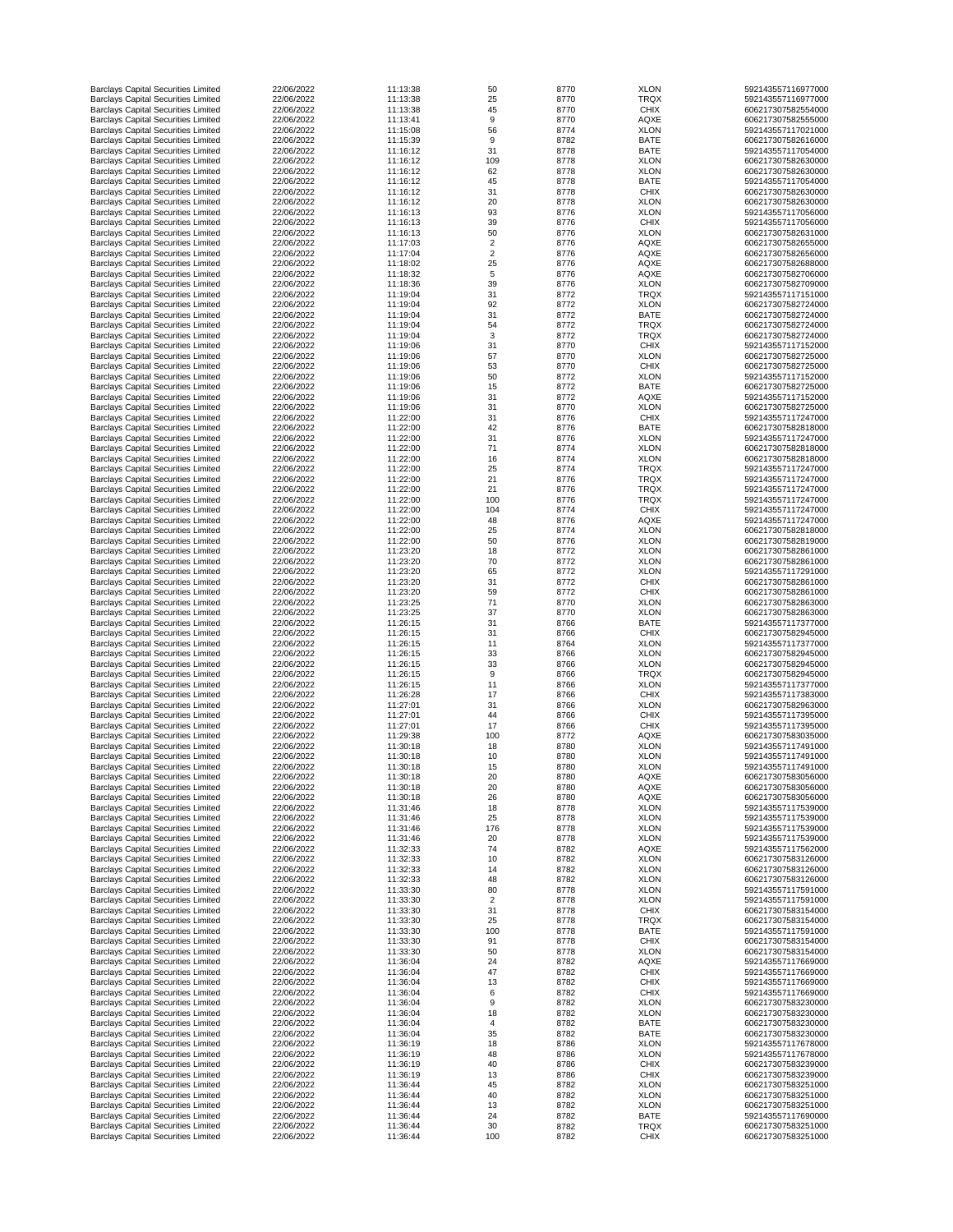| | | | | | | |
|---|---|---|---|---|---|---|
| Barclays Capital Securities Limited | 22/06/2022 | 11:13:38 | 50 | 8770 | XLON | 592143557116977000 |
| Barclays Capital Securities Limited | 22/06/2022 | 11:13:38 | 25 | 8770 | TRQX | 592143557116977000 |
| Barclays Capital Securities Limited | 22/06/2022 | 11:13:38 | 45 | 8770 | CHIX | 606217307582554000 |
| Barclays Capital Securities Limited | 22/06/2022 | 11:13:41 | 9 | 8770 | AQXE | 606217307582555000 |
| Barclays Capital Securities Limited | 22/06/2022 | 11:15:08 | 56 | 8774 | XLON | 592143557117021000 |
| Barclays Capital Securities Limited | 22/06/2022 | 11:15:39 | 9 | 8782 | BATE | 606217307582616000 |
| Barclays Capital Securities Limited | 22/06/2022 | 11:16:12 | 31 | 8778 | BATE | 592143557117054000 |
| Barclays Capital Securities Limited | 22/06/2022 | 11:16:12 | 109 | 8778 | XLON | 606217307582630000 |
| Barclays Capital Securities Limited | 22/06/2022 | 11:16:12 | 62 | 8778 | XLON | 606217307582630000 |
| Barclays Capital Securities Limited | 22/06/2022 | 11:16:12 | 45 | 8778 | BATE | 592143557117054000 |
| Barclays Capital Securities Limited | 22/06/2022 | 11:16:12 | 31 | 8778 | CHIX | 606217307582630000 |
| Barclays Capital Securities Limited | 22/06/2022 | 11:16:12 | 20 | 8778 | XLON | 606217307582630000 |
| Barclays Capital Securities Limited | 22/06/2022 | 11:16:13 | 93 | 8776 | XLON | 592143557117056000 |
| Barclays Capital Securities Limited | 22/06/2022 | 11:16:13 | 39 | 8776 | CHIX | 592143557117056000 |
| Barclays Capital Securities Limited | 22/06/2022 | 11:16:13 | 50 | 8776 | XLON | 606217307582631000 |
| Barclays Capital Securities Limited | 22/06/2022 | 11:17:03 | 2 | 8776 | AQXE | 606217307582655000 |
| Barclays Capital Securities Limited | 22/06/2022 | 11:17:04 | 2 | 8776 | AQXE | 606217307582656000 |
| Barclays Capital Securities Limited | 22/06/2022 | 11:18:02 | 25 | 8776 | AQXE | 606217307582688000 |
| Barclays Capital Securities Limited | 22/06/2022 | 11:18:32 | 5 | 8776 | AQXE | 606217307582706000 |
| Barclays Capital Securities Limited | 22/06/2022 | 11:18:36 | 39 | 8776 | XLON | 606217307582709000 |
| Barclays Capital Securities Limited | 22/06/2022 | 11:19:04 | 31 | 8772 | TRQX | 592143557117151000 |
| Barclays Capital Securities Limited | 22/06/2022 | 11:19:04 | 92 | 8772 | XLON | 606217307582724000 |
| Barclays Capital Securities Limited | 22/06/2022 | 11:19:04 | 31 | 8772 | BATE | 606217307582724000 |
| Barclays Capital Securities Limited | 22/06/2022 | 11:19:04 | 54 | 8772 | TRQX | 606217307582724000 |
| Barclays Capital Securities Limited | 22/06/2022 | 11:19:04 | 3 | 8772 | TRQX | 606217307582724000 |
| Barclays Capital Securities Limited | 22/06/2022 | 11:19:06 | 31 | 8770 | CHIX | 592143557117152000 |
| Barclays Capital Securities Limited | 22/06/2022 | 11:19:06 | 57 | 8770 | XLON | 606217307582725000 |
| Barclays Capital Securities Limited | 22/06/2022 | 11:19:06 | 53 | 8770 | CHIX | 606217307582725000 |
| Barclays Capital Securities Limited | 22/06/2022 | 11:19:06 | 50 | 8772 | XLON | 592143557117152000 |
| Barclays Capital Securities Limited | 22/06/2022 | 11:19:06 | 15 | 8772 | BATE | 606217307582725000 |
| Barclays Capital Securities Limited | 22/06/2022 | 11:19:06 | 31 | 8772 | AQXE | 592143557117152000 |
| Barclays Capital Securities Limited | 22/06/2022 | 11:19:06 | 31 | 8770 | XLON | 606217307582725000 |
| Barclays Capital Securities Limited | 22/06/2022 | 11:22:00 | 31 | 8776 | CHIX | 592143557117247000 |
| Barclays Capital Securities Limited | 22/06/2022 | 11:22:00 | 42 | 8776 | BATE | 606217307582818000 |
| Barclays Capital Securities Limited | 22/06/2022 | 11:22:00 | 31 | 8776 | XLON | 592143557117247000 |
| Barclays Capital Securities Limited | 22/06/2022 | 11:22:00 | 71 | 8774 | XLON | 606217307582818000 |
| Barclays Capital Securities Limited | 22/06/2022 | 11:22:00 | 16 | 8774 | XLON | 606217307582818000 |
| Barclays Capital Securities Limited | 22/06/2022 | 11:22:00 | 25 | 8774 | TRQX | 592143557117247000 |
| Barclays Capital Securities Limited | 22/06/2022 | 11:22:00 | 21 | 8776 | TRQX | 592143557117247000 |
| Barclays Capital Securities Limited | 22/06/2022 | 11:22:00 | 21 | 8776 | TRQX | 592143557117247000 |
| Barclays Capital Securities Limited | 22/06/2022 | 11:22:00 | 100 | 8776 | TRQX | 592143557117247000 |
| Barclays Capital Securities Limited | 22/06/2022 | 11:22:00 | 104 | 8774 | CHIX | 592143557117247000 |
| Barclays Capital Securities Limited | 22/06/2022 | 11:22:00 | 48 | 8776 | AQXE | 592143557117247000 |
| Barclays Capital Securities Limited | 22/06/2022 | 11:22:00 | 25 | 8774 | XLON | 606217307582818000 |
| Barclays Capital Securities Limited | 22/06/2022 | 11:22:00 | 50 | 8776 | XLON | 606217307582819000 |
| Barclays Capital Securities Limited | 22/06/2022 | 11:23:20 | 18 | 8772 | XLON | 606217307582861000 |
| Barclays Capital Securities Limited | 22/06/2022 | 11:23:20 | 70 | 8772 | XLON | 606217307582861000 |
| Barclays Capital Securities Limited | 22/06/2022 | 11:23:20 | 65 | 8772 | XLON | 592143557117291000 |
| Barclays Capital Securities Limited | 22/06/2022 | 11:23:20 | 31 | 8772 | CHIX | 606217307582861000 |
| Barclays Capital Securities Limited | 22/06/2022 | 11:23:20 | 59 | 8772 | CHIX | 606217307582861000 |
| Barclays Capital Securities Limited | 22/06/2022 | 11:23:25 | 71 | 8770 | XLON | 606217307582863000 |
| Barclays Capital Securities Limited | 22/06/2022 | 11:23:25 | 37 | 8770 | XLON | 606217307582863000 |
| Barclays Capital Securities Limited | 22/06/2022 | 11:26:15 | 31 | 8766 | BATE | 592143557117377000 |
| Barclays Capital Securities Limited | 22/06/2022 | 11:26:15 | 31 | 8766 | CHIX | 606217307582945000 |
| Barclays Capital Securities Limited | 22/06/2022 | 11:26:15 | 11 | 8764 | XLON | 592143557117377000 |
| Barclays Capital Securities Limited | 22/06/2022 | 11:26:15 | 33 | 8766 | XLON | 606217307582945000 |
| Barclays Capital Securities Limited | 22/06/2022 | 11:26:15 | 33 | 8766 | XLON | 606217307582945000 |
| Barclays Capital Securities Limited | 22/06/2022 | 11:26:15 | 9 | 8766 | TRQX | 606217307582945000 |
| Barclays Capital Securities Limited | 22/06/2022 | 11:26:15 | 11 | 8766 | XLON | 592143557117377000 |
| Barclays Capital Securities Limited | 22/06/2022 | 11:26:28 | 17 | 8766 | CHIX | 592143557117383000 |
| Barclays Capital Securities Limited | 22/06/2022 | 11:27:01 | 31 | 8766 | XLON | 606217307582963000 |
| Barclays Capital Securities Limited | 22/06/2022 | 11:27:01 | 44 | 8766 | CHIX | 592143557117395000 |
| Barclays Capital Securities Limited | 22/06/2022 | 11:27:01 | 17 | 8766 | CHIX | 592143557117395000 |
| Barclays Capital Securities Limited | 22/06/2022 | 11:29:38 | 100 | 8772 | AQXE | 606217307583035000 |
| Barclays Capital Securities Limited | 22/06/2022 | 11:30:18 | 18 | 8780 | XLON | 592143557117491000 |
| Barclays Capital Securities Limited | 22/06/2022 | 11:30:18 | 10 | 8780 | XLON | 592143557117491000 |
| Barclays Capital Securities Limited | 22/06/2022 | 11:30:18 | 15 | 8780 | XLON | 592143557117491000 |
| Barclays Capital Securities Limited | 22/06/2022 | 11:30:18 | 20 | 8780 | AQXE | 606217307583056000 |
| Barclays Capital Securities Limited | 22/06/2022 | 11:30:18 | 20 | 8780 | AQXE | 606217307583056000 |
| Barclays Capital Securities Limited | 22/06/2022 | 11:30:18 | 26 | 8780 | AQXE | 606217307583056000 |
| Barclays Capital Securities Limited | 22/06/2022 | 11:31:46 | 18 | 8778 | XLON | 592143557117539000 |
| Barclays Capital Securities Limited | 22/06/2022 | 11:31:46 | 25 | 8778 | XLON | 592143557117539000 |
| Barclays Capital Securities Limited | 22/06/2022 | 11:31:46 | 176 | 8778 | XLON | 592143557117539000 |
| Barclays Capital Securities Limited | 22/06/2022 | 11:31:46 | 20 | 8778 | XLON | 592143557117539000 |
| Barclays Capital Securities Limited | 22/06/2022 | 11:32:33 | 74 | 8782 | AQXE | 592143557117562000 |
| Barclays Capital Securities Limited | 22/06/2022 | 11:32:33 | 10 | 8782 | XLON | 606217307583126000 |
| Barclays Capital Securities Limited | 22/06/2022 | 11:32:33 | 14 | 8782 | XLON | 606217307583126000 |
| Barclays Capital Securities Limited | 22/06/2022 | 11:32:33 | 48 | 8782 | XLON | 606217307583126000 |
| Barclays Capital Securities Limited | 22/06/2022 | 11:33:30 | 80 | 8778 | XLON | 592143557117591000 |
| Barclays Capital Securities Limited | 22/06/2022 | 11:33:30 | 2 | 8778 | XLON | 592143557117591000 |
| Barclays Capital Securities Limited | 22/06/2022 | 11:33:30 | 31 | 8778 | CHIX | 606217307583154000 |
| Barclays Capital Securities Limited | 22/06/2022 | 11:33:30 | 25 | 8778 | TRQX | 606217307583154000 |
| Barclays Capital Securities Limited | 22/06/2022 | 11:33:30 | 100 | 8778 | BATE | 592143557117591000 |
| Barclays Capital Securities Limited | 22/06/2022 | 11:33:30 | 91 | 8778 | CHIX | 606217307583154000 |
| Barclays Capital Securities Limited | 22/06/2022 | 11:33:30 | 50 | 8778 | XLON | 606217307583154000 |
| Barclays Capital Securities Limited | 22/06/2022 | 11:36:04 | 24 | 8782 | AQXE | 592143557117669000 |
| Barclays Capital Securities Limited | 22/06/2022 | 11:36:04 | 47 | 8782 | CHIX | 592143557117669000 |
| Barclays Capital Securities Limited | 22/06/2022 | 11:36:04 | 13 | 8782 | CHIX | 592143557117669000 |
| Barclays Capital Securities Limited | 22/06/2022 | 11:36:04 | 6 | 8782 | CHIX | 592143557117669000 |
| Barclays Capital Securities Limited | 22/06/2022 | 11:36:04 | 9 | 8782 | XLON | 606217307583230000 |
| Barclays Capital Securities Limited | 22/06/2022 | 11:36:04 | 18 | 8782 | XLON | 606217307583230000 |
| Barclays Capital Securities Limited | 22/06/2022 | 11:36:04 | 4 | 8782 | BATE | 606217307583230000 |
| Barclays Capital Securities Limited | 22/06/2022 | 11:36:04 | 35 | 8782 | BATE | 606217307583230000 |
| Barclays Capital Securities Limited | 22/06/2022 | 11:36:19 | 18 | 8786 | XLON | 592143557117678000 |
| Barclays Capital Securities Limited | 22/06/2022 | 11:36:19 | 48 | 8786 | XLON | 592143557117678000 |
| Barclays Capital Securities Limited | 22/06/2022 | 11:36:19 | 40 | 8786 | CHIX | 606217307583239000 |
| Barclays Capital Securities Limited | 22/06/2022 | 11:36:19 | 13 | 8786 | CHIX | 606217307583239000 |
| Barclays Capital Securities Limited | 22/06/2022 | 11:36:44 | 45 | 8782 | XLON | 606217307583251000 |
| Barclays Capital Securities Limited | 22/06/2022 | 11:36:44 | 40 | 8782 | XLON | 606217307583251000 |
| Barclays Capital Securities Limited | 22/06/2022 | 11:36:44 | 13 | 8782 | XLON | 606217307583251000 |
| Barclays Capital Securities Limited | 22/06/2022 | 11:36:44 | 24 | 8782 | BATE | 592143557117690000 |
| Barclays Capital Securities Limited | 22/06/2022 | 11:36:44 | 30 | 8782 | TRQX | 606217307583251000 |
| Barclays Capital Securities Limited | 22/06/2022 | 11:36:44 | 100 | 8782 | CHIX | 606217307583251000 |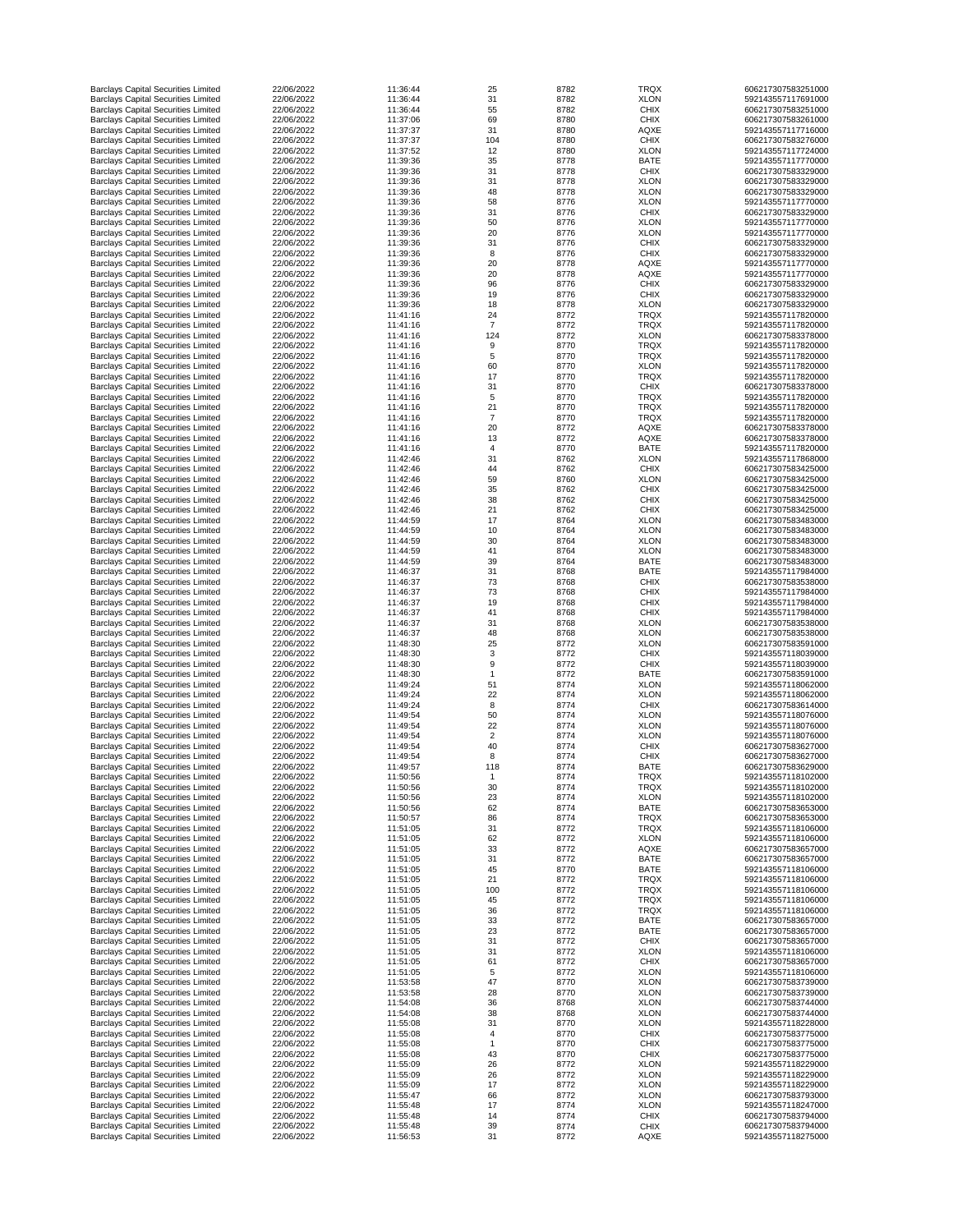| | | | | | | |
|---|---|---|---|---|---|---|
| Barclays Capital Securities Limited | 22/06/2022 | 11:36:44 | 25 | 8782 | TRQX | 606217307583251000 |
| Barclays Capital Securities Limited | 22/06/2022 | 11:36:44 | 31 | 8782 | XLON | 592143557117691000 |
| Barclays Capital Securities Limited | 22/06/2022 | 11:36:44 | 55 | 8782 | CHIX | 606217307583251000 |
| Barclays Capital Securities Limited | 22/06/2022 | 11:37:06 | 69 | 8780 | CHIX | 606217307583261000 |
| Barclays Capital Securities Limited | 22/06/2022 | 11:37:37 | 31 | 8780 | AQXE | 592143557117716000 |
| Barclays Capital Securities Limited | 22/06/2022 | 11:37:37 | 104 | 8780 | CHIX | 606217307583276000 |
| Barclays Capital Securities Limited | 22/06/2022 | 11:37:52 | 12 | 8780 | XLON | 592143557117724000 |
| Barclays Capital Securities Limited | 22/06/2022 | 11:39:36 | 35 | 8778 | BATE | 592143557117770000 |
| Barclays Capital Securities Limited | 22/06/2022 | 11:39:36 | 31 | 8778 | CHIX | 606217307583329000 |
| Barclays Capital Securities Limited | 22/06/2022 | 11:39:36 | 31 | 8778 | XLON | 606217307583329000 |
| Barclays Capital Securities Limited | 22/06/2022 | 11:39:36 | 48 | 8778 | XLON | 606217307583329000 |
| Barclays Capital Securities Limited | 22/06/2022 | 11:39:36 | 58 | 8776 | XLON | 592143557117770000 |
| Barclays Capital Securities Limited | 22/06/2022 | 11:39:36 | 31 | 8776 | CHIX | 606217307583329000 |
| Barclays Capital Securities Limited | 22/06/2022 | 11:39:36 | 50 | 8776 | XLON | 592143557117770000 |
| Barclays Capital Securities Limited | 22/06/2022 | 11:39:36 | 20 | 8776 | XLON | 592143557117770000 |
| Barclays Capital Securities Limited | 22/06/2022 | 11:39:36 | 31 | 8776 | CHIX | 606217307583329000 |
| Barclays Capital Securities Limited | 22/06/2022 | 11:39:36 | 8 | 8776 | CHIX | 606217307583329000 |
| Barclays Capital Securities Limited | 22/06/2022 | 11:39:36 | 20 | 8778 | AQXE | 592143557117770000 |
| Barclays Capital Securities Limited | 22/06/2022 | 11:39:36 | 20 | 8778 | AQXE | 592143557117770000 |
| Barclays Capital Securities Limited | 22/06/2022 | 11:39:36 | 96 | 8776 | CHIX | 606217307583329000 |
| Barclays Capital Securities Limited | 22/06/2022 | 11:39:36 | 19 | 8776 | CHIX | 606217307583329000 |
| Barclays Capital Securities Limited | 22/06/2022 | 11:39:36 | 18 | 8778 | XLON | 606217307583329000 |
| Barclays Capital Securities Limited | 22/06/2022 | 11:41:16 | 24 | 8772 | TRQX | 592143557117820000 |
| Barclays Capital Securities Limited | 22/06/2022 | 11:41:16 | 7 | 8772 | TRQX | 592143557117820000 |
| Barclays Capital Securities Limited | 22/06/2022 | 11:41:16 | 124 | 8772 | XLON | 606217307583378000 |
| Barclays Capital Securities Limited | 22/06/2022 | 11:41:16 | 9 | 8770 | TRQX | 592143557117820000 |
| Barclays Capital Securities Limited | 22/06/2022 | 11:41:16 | 5 | 8770 | TRQX | 592143557117820000 |
| Barclays Capital Securities Limited | 22/06/2022 | 11:41:16 | 60 | 8770 | XLON | 592143557117820000 |
| Barclays Capital Securities Limited | 22/06/2022 | 11:41:16 | 17 | 8770 | TRQX | 592143557117820000 |
| Barclays Capital Securities Limited | 22/06/2022 | 11:41:16 | 31 | 8770 | CHIX | 606217307583378000 |
| Barclays Capital Securities Limited | 22/06/2022 | 11:41:16 | 5 | 8770 | TRQX | 592143557117820000 |
| Barclays Capital Securities Limited | 22/06/2022 | 11:41:16 | 21 | 8770 | TRQX | 592143557117820000 |
| Barclays Capital Securities Limited | 22/06/2022 | 11:41:16 | 7 | 8770 | TRQX | 592143557117820000 |
| Barclays Capital Securities Limited | 22/06/2022 | 11:41:16 | 20 | 8772 | AQXE | 606217307583378000 |
| Barclays Capital Securities Limited | 22/06/2022 | 11:41:16 | 13 | 8772 | AQXE | 606217307583378000 |
| Barclays Capital Securities Limited | 22/06/2022 | 11:41:16 | 4 | 8770 | BATE | 592143557117820000 |
| Barclays Capital Securities Limited | 22/06/2022 | 11:42:46 | 31 | 8762 | XLON | 592143557117868000 |
| Barclays Capital Securities Limited | 22/06/2022 | 11:42:46 | 44 | 8762 | CHIX | 606217307583425000 |
| Barclays Capital Securities Limited | 22/06/2022 | 11:42:46 | 59 | 8760 | XLON | 606217307583425000 |
| Barclays Capital Securities Limited | 22/06/2022 | 11:42:46 | 35 | 8762 | CHIX | 606217307583425000 |
| Barclays Capital Securities Limited | 22/06/2022 | 11:42:46 | 38 | 8762 | CHIX | 606217307583425000 |
| Barclays Capital Securities Limited | 22/06/2022 | 11:42:46 | 21 | 8762 | CHIX | 606217307583425000 |
| Barclays Capital Securities Limited | 22/06/2022 | 11:44:59 | 17 | 8764 | XLON | 606217307583483000 |
| Barclays Capital Securities Limited | 22/06/2022 | 11:44:59 | 10 | 8764 | XLON | 606217307583483000 |
| Barclays Capital Securities Limited | 22/06/2022 | 11:44:59 | 30 | 8764 | XLON | 606217307583483000 |
| Barclays Capital Securities Limited | 22/06/2022 | 11:44:59 | 41 | 8764 | XLON | 606217307583483000 |
| Barclays Capital Securities Limited | 22/06/2022 | 11:44:59 | 39 | 8764 | BATE | 606217307583483000 |
| Barclays Capital Securities Limited | 22/06/2022 | 11:46:37 | 31 | 8768 | BATE | 592143557117984000 |
| Barclays Capital Securities Limited | 22/06/2022 | 11:46:37 | 73 | 8768 | CHIX | 606217307583538000 |
| Barclays Capital Securities Limited | 22/06/2022 | 11:46:37 | 73 | 8768 | CHIX | 592143557117984000 |
| Barclays Capital Securities Limited | 22/06/2022 | 11:46:37 | 19 | 8768 | CHIX | 592143557117984000 |
| Barclays Capital Securities Limited | 22/06/2022 | 11:46:37 | 41 | 8768 | CHIX | 592143557117984000 |
| Barclays Capital Securities Limited | 22/06/2022 | 11:46:37 | 31 | 8768 | XLON | 606217307583538000 |
| Barclays Capital Securities Limited | 22/06/2022 | 11:46:37 | 48 | 8768 | XLON | 606217307583538000 |
| Barclays Capital Securities Limited | 22/06/2022 | 11:48:30 | 25 | 8772 | XLON | 606217307583591000 |
| Barclays Capital Securities Limited | 22/06/2022 | 11:48:30 | 3 | 8772 | CHIX | 592143557118039000 |
| Barclays Capital Securities Limited | 22/06/2022 | 11:48:30 | 9 | 8772 | CHIX | 592143557118039000 |
| Barclays Capital Securities Limited | 22/06/2022 | 11:48:30 | 1 | 8772 | BATE | 606217307583591000 |
| Barclays Capital Securities Limited | 22/06/2022 | 11:49:24 | 51 | 8774 | XLON | 592143557118062000 |
| Barclays Capital Securities Limited | 22/06/2022 | 11:49:24 | 22 | 8774 | XLON | 592143557118062000 |
| Barclays Capital Securities Limited | 22/06/2022 | 11:49:24 | 8 | 8774 | CHIX | 606217307583614000 |
| Barclays Capital Securities Limited | 22/06/2022 | 11:49:54 | 50 | 8774 | XLON | 592143557118076000 |
| Barclays Capital Securities Limited | 22/06/2022 | 11:49:54 | 22 | 8774 | XLON | 592143557118076000 |
| Barclays Capital Securities Limited | 22/06/2022 | 11:49:54 | 2 | 8774 | XLON | 592143557118076000 |
| Barclays Capital Securities Limited | 22/06/2022 | 11:49:54 | 40 | 8774 | CHIX | 606217307583627000 |
| Barclays Capital Securities Limited | 22/06/2022 | 11:49:54 | 8 | 8774 | CHIX | 606217307583627000 |
| Barclays Capital Securities Limited | 22/06/2022 | 11:49:57 | 118 | 8774 | BATE | 606217307583629000 |
| Barclays Capital Securities Limited | 22/06/2022 | 11:50:56 | 1 | 8774 | TRQX | 592143557118102000 |
| Barclays Capital Securities Limited | 22/06/2022 | 11:50:56 | 30 | 8774 | TRQX | 592143557118102000 |
| Barclays Capital Securities Limited | 22/06/2022 | 11:50:56 | 23 | 8774 | XLON | 592143557118102000 |
| Barclays Capital Securities Limited | 22/06/2022 | 11:50:56 | 62 | 8774 | BATE | 606217307583653000 |
| Barclays Capital Securities Limited | 22/06/2022 | 11:50:57 | 86 | 8774 | TRQX | 606217307583653000 |
| Barclays Capital Securities Limited | 22/06/2022 | 11:51:05 | 31 | 8772 | TRQX | 592143557118106000 |
| Barclays Capital Securities Limited | 22/06/2022 | 11:51:05 | 62 | 8772 | XLON | 592143557118106000 |
| Barclays Capital Securities Limited | 22/06/2022 | 11:51:05 | 33 | 8772 | AQXE | 606217307583657000 |
| Barclays Capital Securities Limited | 22/06/2022 | 11:51:05 | 31 | 8772 | BATE | 606217307583657000 |
| Barclays Capital Securities Limited | 22/06/2022 | 11:51:05 | 45 | 8770 | BATE | 592143557118106000 |
| Barclays Capital Securities Limited | 22/06/2022 | 11:51:05 | 21 | 8772 | TRQX | 592143557118106000 |
| Barclays Capital Securities Limited | 22/06/2022 | 11:51:05 | 100 | 8772 | TRQX | 592143557118106000 |
| Barclays Capital Securities Limited | 22/06/2022 | 11:51:05 | 45 | 8772 | TRQX | 592143557118106000 |
| Barclays Capital Securities Limited | 22/06/2022 | 11:51:05 | 36 | 8772 | TRQX | 592143557118106000 |
| Barclays Capital Securities Limited | 22/06/2022 | 11:51:05 | 33 | 8772 | BATE | 606217307583657000 |
| Barclays Capital Securities Limited | 22/06/2022 | 11:51:05 | 23 | 8772 | BATE | 606217307583657000 |
| Barclays Capital Securities Limited | 22/06/2022 | 11:51:05 | 31 | 8772 | CHIX | 606217307583657000 |
| Barclays Capital Securities Limited | 22/06/2022 | 11:51:05 | 31 | 8772 | XLON | 592143557118106000 |
| Barclays Capital Securities Limited | 22/06/2022 | 11:51:05 | 61 | 8772 | CHIX | 606217307583657000 |
| Barclays Capital Securities Limited | 22/06/2022 | 11:51:05 | 5 | 8772 | XLON | 592143557118106000 |
| Barclays Capital Securities Limited | 22/06/2022 | 11:53:58 | 47 | 8770 | XLON | 606217307583739000 |
| Barclays Capital Securities Limited | 22/06/2022 | 11:53:58 | 28 | 8770 | XLON | 606217307583739000 |
| Barclays Capital Securities Limited | 22/06/2022 | 11:54:08 | 36 | 8768 | XLON | 606217307583744000 |
| Barclays Capital Securities Limited | 22/06/2022 | 11:54:08 | 38 | 8768 | XLON | 606217307583744000 |
| Barclays Capital Securities Limited | 22/06/2022 | 11:55:08 | 31 | 8770 | XLON | 592143557118228000 |
| Barclays Capital Securities Limited | 22/06/2022 | 11:55:08 | 4 | 8770 | CHIX | 606217307583775000 |
| Barclays Capital Securities Limited | 22/06/2022 | 11:55:08 | 1 | 8770 | CHIX | 606217307583775000 |
| Barclays Capital Securities Limited | 22/06/2022 | 11:55:08 | 43 | 8770 | CHIX | 606217307583775000 |
| Barclays Capital Securities Limited | 22/06/2022 | 11:55:09 | 26 | 8772 | XLON | 592143557118229000 |
| Barclays Capital Securities Limited | 22/06/2022 | 11:55:09 | 26 | 8772 | XLON | 592143557118229000 |
| Barclays Capital Securities Limited | 22/06/2022 | 11:55:09 | 17 | 8772 | XLON | 592143557118229000 |
| Barclays Capital Securities Limited | 22/06/2022 | 11:55:47 | 66 | 8772 | XLON | 606217307583793000 |
| Barclays Capital Securities Limited | 22/06/2022 | 11:55:48 | 17 | 8774 | XLON | 592143557118247000 |
| Barclays Capital Securities Limited | 22/06/2022 | 11:55:48 | 14 | 8774 | CHIX | 606217307583794000 |
| Barclays Capital Securities Limited | 22/06/2022 | 11:55:48 | 39 | 8774 | CHIX | 606217307583794000 |
| Barclays Capital Securities Limited | 22/06/2022 | 11:56:53 | 31 | 8772 | AQXE | 592143557118275000 |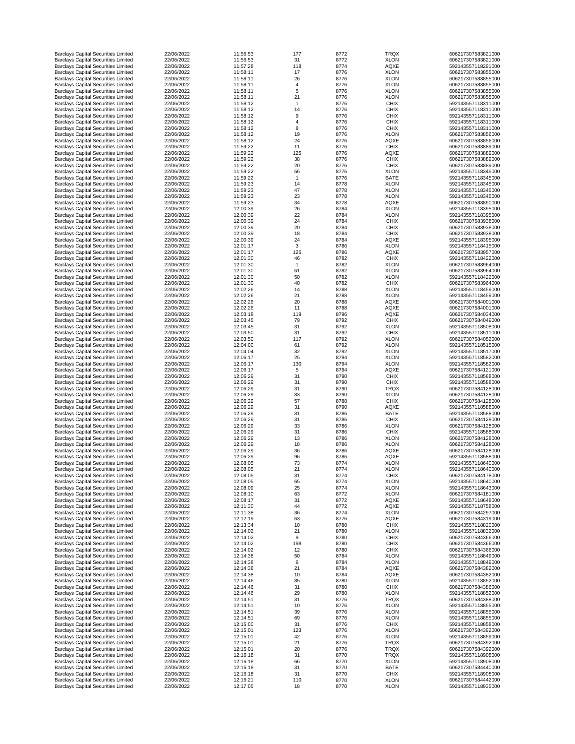| Barclays Capital Securities Limited | 22/06/2022 | 11:56:53 | 177 | 8772 | TRQX | 606217307583821000 |
|---|---|---|---|---|---|---|
| Barclays Capital Securities Limited | 22/06/2022 | 11:56:53 | 31 | 8772 | XLON | 606217307583821000 |
| Barclays Capital Securities Limited | 22/06/2022 | 11:57:28 | 118 | 8774 | AQXE | 592143557118291000 |
| Barclays Capital Securities Limited | 22/06/2022 | 11:58:11 | 17 | 8776 | XLON | 606217307583855000 |
| Barclays Capital Securities Limited | 22/06/2022 | 11:58:11 | 26 | 8776 | XLON | 606217307583855000 |
| Barclays Capital Securities Limited | 22/06/2022 | 11:58:11 | 4 | 8776 | XLON | 606217307583855000 |
| Barclays Capital Securities Limited | 22/06/2022 | 11:58:11 | 5 | 8776 | XLON | 606217307583855000 |
| Barclays Capital Securities Limited | 22/06/2022 | 11:58:11 | 21 | 8776 | XLON | 606217307583855000 |
| Barclays Capital Securities Limited | 22/06/2022 | 11:58:12 | 1 | 8776 | CHIX | 592143557118311000 |
| Barclays Capital Securities Limited | 22/06/2022 | 11:58:12 | 14 | 8776 | CHIX | 592143557118311000 |
| Barclays Capital Securities Limited | 22/06/2022 | 11:58:12 | 9 | 8776 | CHIX | 592143557118311000 |
| Barclays Capital Securities Limited | 22/06/2022 | 11:58:12 | 4 | 8776 | CHIX | 592143557118311000 |
| Barclays Capital Securities Limited | 22/06/2022 | 11:58:12 | 8 | 8776 | CHIX | 592143557118311000 |
| Barclays Capital Securities Limited | 22/06/2022 | 11:58:12 | 19 | 8776 | XLON | 606217307583856000 |
| Barclays Capital Securities Limited | 22/06/2022 | 11:58:12 | 24 | 8776 | AQXE | 606217307583856000 |
| Barclays Capital Securities Limited | 22/06/2022 | 11:59:22 | 11 | 8776 | CHIX | 606217307583889000 |
| Barclays Capital Securities Limited | 22/06/2022 | 11:59:22 | 125 | 8776 | AQXE | 606217307583889000 |
| Barclays Capital Securities Limited | 22/06/2022 | 11:59:22 | 38 | 8776 | CHIX | 606217307583889000 |
| Barclays Capital Securities Limited | 22/06/2022 | 11:59:22 | 20 | 8776 | CHIX | 606217307583889000 |
| Barclays Capital Securities Limited | 22/06/2022 | 11:59:22 | 56 | 8776 | XLON | 592143557118345000 |
| Barclays Capital Securities Limited | 22/06/2022 | 11:59:22 | 1 | 8776 | BATE | 592143557118345000 |
| Barclays Capital Securities Limited | 22/06/2022 | 11:59:23 | 14 | 8778 | XLON | 592143557118345000 |
| Barclays Capital Securities Limited | 22/06/2022 | 11:59:23 | 47 | 8778 | XLON | 592143557118345000 |
| Barclays Capital Securities Limited | 22/06/2022 | 11:59:23 | 23 | 8778 | XLON | 592143557118345000 |
| Barclays Capital Securities Limited | 22/06/2022 | 11:59:23 | 34 | 8778 | AQXE | 606217307583890000 |
| Barclays Capital Securities Limited | 22/06/2022 | 12:00:39 | 26 | 8784 | XLON | 592143557118395000 |
| Barclays Capital Securities Limited | 22/06/2022 | 12:00:39 | 22 | 8784 | XLON | 592143557118395000 |
| Barclays Capital Securities Limited | 22/06/2022 | 12:00:39 | 24 | 8784 | CHIX | 606217307583938000 |
| Barclays Capital Securities Limited | 22/06/2022 | 12:00:39 | 20 | 8784 | CHIX | 606217307583938000 |
| Barclays Capital Securities Limited | 22/06/2022 | 12:00:39 | 18 | 8784 | CHIX | 606217307583938000 |
| Barclays Capital Securities Limited | 22/06/2022 | 12:00:39 | 24 | 8784 | AQXE | 592143557118395000 |
| Barclays Capital Securities Limited | 22/06/2022 | 12:01:17 | 3 | 8786 | XLON | 592143557118415000 |
| Barclays Capital Securities Limited | 22/06/2022 | 12:01:17 | 125 | 8786 | AQXE | 606217307583957000 |
| Barclays Capital Securities Limited | 22/06/2022 | 12:01:30 | 46 | 8782 | CHIX | 592143557118422000 |
| Barclays Capital Securities Limited | 22/06/2022 | 12:01:30 | 1 | 8782 | XLON | 606217307583964000 |
| Barclays Capital Securities Limited | 22/06/2022 | 12:01:30 | 61 | 8782 | XLON | 606217307583964000 |
| Barclays Capital Securities Limited | 22/06/2022 | 12:01:30 | 50 | 8782 | XLON | 592143557118422000 |
| Barclays Capital Securities Limited | 22/06/2022 | 12:01:30 | 40 | 8782 | CHIX | 606217307583964000 |
| Barclays Capital Securities Limited | 22/06/2022 | 12:02:26 | 14 | 8788 | XLON | 592143557118459000 |
| Barclays Capital Securities Limited | 22/06/2022 | 12:02:26 | 21 | 8788 | XLON | 592143557118459000 |
| Barclays Capital Securities Limited | 22/06/2022 | 12:02:26 | 20 | 8788 | AQXE | 606217307584001000 |
| Barclays Capital Securities Limited | 22/06/2022 | 12:02:26 | 11 | 8788 | AQXE | 606217307584001000 |
| Barclays Capital Securities Limited | 22/06/2022 | 12:03:18 | 119 | 8796 | AQXE | 606217307584034000 |
| Barclays Capital Securities Limited | 22/06/2022 | 12:03:45 | 79 | 8792 | CHIX | 606217307584049000 |
| Barclays Capital Securities Limited | 22/06/2022 | 12:03:45 | 31 | 8792 | XLON | 592143557118508000 |
| Barclays Capital Securities Limited | 22/06/2022 | 12:03:50 | 31 | 8792 | CHIX | 592143557118511000 |
| Barclays Capital Securities Limited | 22/06/2022 | 12:03:50 | 117 | 8792 | XLON | 606217307584052000 |
| Barclays Capital Securities Limited | 22/06/2022 | 12:04:00 | 61 | 8792 | XLON | 592143557118515000 |
| Barclays Capital Securities Limited | 22/06/2022 | 12:04:04 | 32 | 8792 | XLON | 592143557118517000 |
| Barclays Capital Securities Limited | 22/06/2022 | 12:06:17 | 25 | 8794 | XLON | 592143557118582000 |
| Barclays Capital Securities Limited | 22/06/2022 | 12:06:17 | 130 | 8794 | XLON | 592143557118582000 |
| Barclays Capital Securities Limited | 22/06/2022 | 12:06:17 | 5 | 8794 | AQXE | 606217307584121000 |
| Barclays Capital Securities Limited | 22/06/2022 | 12:06:29 | 31 | 8790 | CHIX | 592143557118588000 |
| Barclays Capital Securities Limited | 22/06/2022 | 12:06:29 | 31 | 8790 | CHIX | 592143557118588000 |
| Barclays Capital Securities Limited | 22/06/2022 | 12:06:29 | 31 | 8790 | TRQX | 606217307584128000 |
| Barclays Capital Securities Limited | 22/06/2022 | 12:06:29 | 83 | 8790 | XLON | 606217307584128000 |
| Barclays Capital Securities Limited | 22/06/2022 | 12:06:29 | 57 | 8788 | CHIX | 606217307584128000 |
| Barclays Capital Securities Limited | 22/06/2022 | 12:06:29 | 31 | 8790 | AQXE | 592143557118588000 |
| Barclays Capital Securities Limited | 22/06/2022 | 12:06:29 | 31 | 8786 | BATE | 592143557118588000 |
| Barclays Capital Securities Limited | 22/06/2022 | 12:06:29 | 31 | 8786 | CHIX | 606217307584128000 |
| Barclays Capital Securities Limited | 22/06/2022 | 12:06:29 | 33 | 8786 | XLON | 606217307584128000 |
| Barclays Capital Securities Limited | 22/06/2022 | 12:06:29 | 31 | 8786 | CHIX | 592143557118588000 |
| Barclays Capital Securities Limited | 22/06/2022 | 12:06:29 | 13 | 8786 | XLON | 606217307584128000 |
| Barclays Capital Securities Limited | 22/06/2022 | 12:06:29 | 18 | 8786 | XLON | 606217307584128000 |
| Barclays Capital Securities Limited | 22/06/2022 | 12:06:29 | 36 | 8786 | AQXE | 606217307584128000 |
| Barclays Capital Securities Limited | 22/06/2022 | 12:06:29 | 96 | 8786 | AQXE | 592143557118588000 |
| Barclays Capital Securities Limited | 22/06/2022 | 12:08:05 | 73 | 8774 | XLON | 592143557118640000 |
| Barclays Capital Securities Limited | 22/06/2022 | 12:08:05 | 21 | 8774 | XLON | 592143557118640000 |
| Barclays Capital Securities Limited | 22/06/2022 | 12:08:05 | 31 | 8774 | CHIX | 606217307584178000 |
| Barclays Capital Securities Limited | 22/06/2022 | 12:08:05 | 65 | 8774 | XLON | 592143557118640000 |
| Barclays Capital Securities Limited | 22/06/2022 | 12:08:09 | 25 | 8774 | XLON | 592143557118643000 |
| Barclays Capital Securities Limited | 22/06/2022 | 12:08:10 | 63 | 8772 | XLON | 606217307584181000 |
| Barclays Capital Securities Limited | 22/06/2022 | 12:08:17 | 31 | 8772 | AQXE | 592143557118648000 |
| Barclays Capital Securities Limited | 22/06/2022 | 12:11:30 | 44 | 8772 | AQXE | 592143557118758000 |
| Barclays Capital Securities Limited | 22/06/2022 | 12:11:38 | 36 | 8774 | XLON | 606217307584297000 |
| Barclays Capital Securities Limited | 22/06/2022 | 12:12:19 | 63 | 8776 | AQXE | 606217307584319000 |
| Barclays Capital Securities Limited | 22/06/2022 | 12:13:34 | 10 | 8780 | CHIX | 592143557118820000 |
| Barclays Capital Securities Limited | 22/06/2022 | 12:14:02 | 21 | 8780 | XLON | 592143557118832000 |
| Barclays Capital Securities Limited | 22/06/2022 | 12:14:02 | 9 | 8780 | CHIX | 606217307584366000 |
| Barclays Capital Securities Limited | 22/06/2022 | 12:14:02 | 198 | 8780 | CHIX | 606217307584366000 |
| Barclays Capital Securities Limited | 22/06/2022 | 12:14:02 | 12 | 8780 | CHIX | 606217307584366000 |
| Barclays Capital Securities Limited | 22/06/2022 | 12:14:38 | 50 | 8784 | XLON | 592143557118849000 |
| Barclays Capital Securities Limited | 22/06/2022 | 12:14:38 | 6 | 8784 | XLON | 592143557118849000 |
| Barclays Capital Securities Limited | 22/06/2022 | 12:14:38 | 21 | 8784 | AQXE | 606217307584382000 |
| Barclays Capital Securities Limited | 22/06/2022 | 12:14:38 | 10 | 8784 | AQXE | 606217307584382000 |
| Barclays Capital Securities Limited | 22/06/2022 | 12:14:46 | 85 | 8780 | XLON | 592143557118852000 |
| Barclays Capital Securities Limited | 22/06/2022 | 12:14:46 | 31 | 8780 | CHIX | 606217307584386000 |
| Barclays Capital Securities Limited | 22/06/2022 | 12:14:46 | 29 | 8780 | XLON | 592143557118852000 |
| Barclays Capital Securities Limited | 22/06/2022 | 12:14:51 | 31 | 8776 | TRQX | 606217307584388000 |
| Barclays Capital Securities Limited | 22/06/2022 | 12:14:51 | 10 | 8776 | XLON | 592143557118855000 |
| Barclays Capital Securities Limited | 22/06/2022 | 12:14:51 | 39 | 8776 | XLON | 592143557118855000 |
| Barclays Capital Securities Limited | 22/06/2022 | 12:14:51 | 69 | 8776 | XLON | 592143557118855000 |
| Barclays Capital Securities Limited | 22/06/2022 | 12:15:00 | 31 | 8776 | CHIX | 592143557118858000 |
| Barclays Capital Securities Limited | 22/06/2022 | 12:15:01 | 123 | 8776 | XLON | 606217307584392000 |
| Barclays Capital Securities Limited | 22/06/2022 | 12:15:01 | 42 | 8776 | XLON | 592143557118859000 |
| Barclays Capital Securities Limited | 22/06/2022 | 12:15:01 | 21 | 8776 | TRQX | 606217307584392000 |
| Barclays Capital Securities Limited | 22/06/2022 | 12:15:01 | 20 | 8776 | TRQX | 606217307584392000 |
| Barclays Capital Securities Limited | 22/06/2022 | 12:16:18 | 31 | 8770 | TRQX | 592143557118908000 |
| Barclays Capital Securities Limited | 22/06/2022 | 12:16:18 | 66 | 8770 | XLON | 592143557118908000 |
| Barclays Capital Securities Limited | 22/06/2022 | 12:16:18 | 31 | 8770 | BATE | 606217307584440000 |
| Barclays Capital Securities Limited | 22/06/2022 | 12:16:18 | 31 | 8770 | CHIX | 592143557118908000 |
| Barclays Capital Securities Limited | 22/06/2022 | 12:16:21 | 110 | 8770 | XLON | 606217307584442000 |
| Barclays Capital Securities Limited | 22/06/2022 | 12:17:05 | 18 | 8770 | XLON | 592143557118935000 |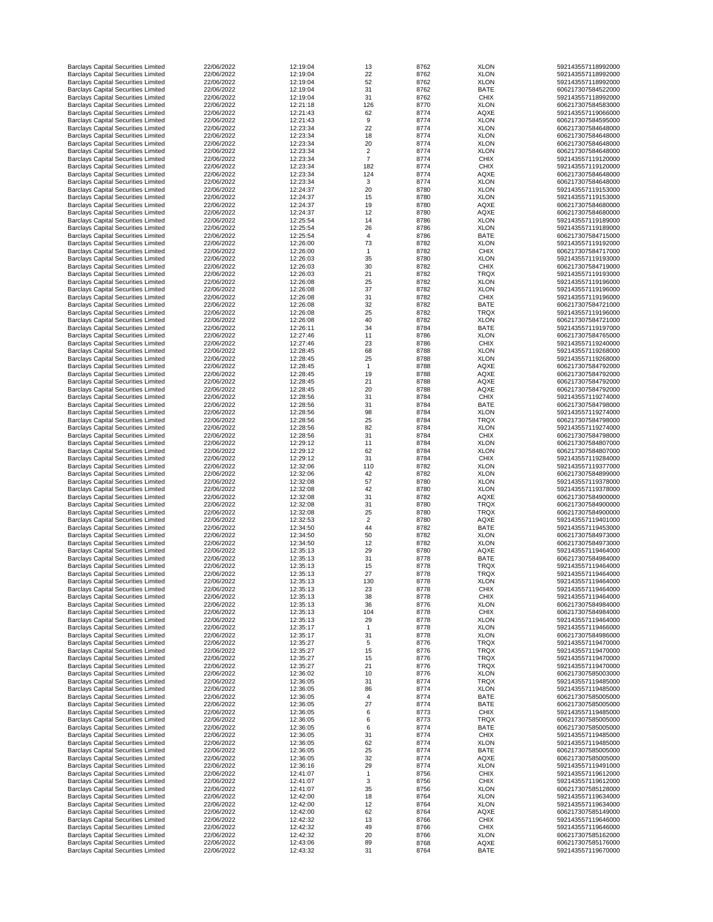| | | | | | | |
|---|---|---|---|---|---|---|
| Barclays Capital Securities Limited | 22/06/2022 | 12:19:04 | 13 | 8762 | XLON | 592143557118992000 |
| Barclays Capital Securities Limited | 22/06/2022 | 12:19:04 | 22 | 8762 | XLON | 592143557118992000 |
| Barclays Capital Securities Limited | 22/06/2022 | 12:19:04 | 52 | 8762 | XLON | 592143557118992000 |
| Barclays Capital Securities Limited | 22/06/2022 | 12:19:04 | 31 | 8762 | BATE | 606217307584522000 |
| Barclays Capital Securities Limited | 22/06/2022 | 12:19:04 | 31 | 8762 | CHIX | 592143557118992000 |
| Barclays Capital Securities Limited | 22/06/2022 | 12:21:18 | 126 | 8770 | XLON | 606217307584583000 |
| Barclays Capital Securities Limited | 22/06/2022 | 12:21:43 | 62 | 8774 | AQXE | 592143557119066000 |
| Barclays Capital Securities Limited | 22/06/2022 | 12:21:43 | 9 | 8774 | XLON | 606217307584595000 |
| Barclays Capital Securities Limited | 22/06/2022 | 12:23:34 | 22 | 8774 | XLON | 606217307584648000 |
| Barclays Capital Securities Limited | 22/06/2022 | 12:23:34 | 18 | 8774 | XLON | 606217307584648000 |
| Barclays Capital Securities Limited | 22/06/2022 | 12:23:34 | 20 | 8774 | XLON | 606217307584648000 |
| Barclays Capital Securities Limited | 22/06/2022 | 12:23:34 | 2 | 8774 | XLON | 606217307584648000 |
| Barclays Capital Securities Limited | 22/06/2022 | 12:23:34 | 7 | 8774 | CHIX | 592143557119120000 |
| Barclays Capital Securities Limited | 22/06/2022 | 12:23:34 | 182 | 8774 | CHIX | 592143557119120000 |
| Barclays Capital Securities Limited | 22/06/2022 | 12:23:34 | 124 | 8774 | AQXE | 606217307584648000 |
| Barclays Capital Securities Limited | 22/06/2022 | 12:23:34 | 3 | 8774 | XLON | 606217307584648000 |
| Barclays Capital Securities Limited | 22/06/2022 | 12:24:37 | 20 | 8780 | XLON | 592143557119153000 |
| Barclays Capital Securities Limited | 22/06/2022 | 12:24:37 | 15 | 8780 | XLON | 592143557119153000 |
| Barclays Capital Securities Limited | 22/06/2022 | 12:24:37 | 19 | 8780 | AQXE | 606217307584680000 |
| Barclays Capital Securities Limited | 22/06/2022 | 12:24:37 | 12 | 8780 | AQXE | 606217307584680000 |
| Barclays Capital Securities Limited | 22/06/2022 | 12:25:54 | 14 | 8786 | XLON | 592143557119189000 |
| Barclays Capital Securities Limited | 22/06/2022 | 12:25:54 | 26 | 8786 | XLON | 592143557119189000 |
| Barclays Capital Securities Limited | 22/06/2022 | 12:25:54 | 4 | 8786 | BATE | 606217307584715000 |
| Barclays Capital Securities Limited | 22/06/2022 | 12:26:00 | 73 | 8782 | XLON | 592143557119192000 |
| Barclays Capital Securities Limited | 22/06/2022 | 12:26:00 | 1 | 8782 | CHIX | 606217307584717000 |
| Barclays Capital Securities Limited | 22/06/2022 | 12:26:03 | 35 | 8780 | XLON | 592143557119193000 |
| Barclays Capital Securities Limited | 22/06/2022 | 12:26:03 | 30 | 8782 | CHIX | 606217307584719000 |
| Barclays Capital Securities Limited | 22/06/2022 | 12:26:03 | 21 | 8782 | TRQX | 592143557119193000 |
| Barclays Capital Securities Limited | 22/06/2022 | 12:26:08 | 25 | 8782 | XLON | 592143557119196000 |
| Barclays Capital Securities Limited | 22/06/2022 | 12:26:08 | 37 | 8782 | XLON | 592143557119196000 |
| Barclays Capital Securities Limited | 22/06/2022 | 12:26:08 | 31 | 8782 | CHIX | 592143557119196000 |
| Barclays Capital Securities Limited | 22/06/2022 | 12:26:08 | 32 | 8782 | BATE | 606217307584721000 |
| Barclays Capital Securities Limited | 22/06/2022 | 12:26:08 | 25 | 8782 | TRQX | 592143557119196000 |
| Barclays Capital Securities Limited | 22/06/2022 | 12:26:08 | 40 | 8782 | XLON | 606217307584721000 |
| Barclays Capital Securities Limited | 22/06/2022 | 12:26:11 | 34 | 8784 | BATE | 592143557119197000 |
| Barclays Capital Securities Limited | 22/06/2022 | 12:27:46 | 11 | 8786 | XLON | 606217307584765000 |
| Barclays Capital Securities Limited | 22/06/2022 | 12:27:46 | 23 | 8786 | CHIX | 592143557119240000 |
| Barclays Capital Securities Limited | 22/06/2022 | 12:28:45 | 68 | 8788 | XLON | 592143557119268000 |
| Barclays Capital Securities Limited | 22/06/2022 | 12:28:45 | 25 | 8788 | XLON | 592143557119268000 |
| Barclays Capital Securities Limited | 22/06/2022 | 12:28:45 | 1 | 8788 | AQXE | 606217307584792000 |
| Barclays Capital Securities Limited | 22/06/2022 | 12:28:45 | 19 | 8788 | AQXE | 606217307584792000 |
| Barclays Capital Securities Limited | 22/06/2022 | 12:28:45 | 21 | 8788 | AQXE | 606217307584792000 |
| Barclays Capital Securities Limited | 22/06/2022 | 12:28:45 | 20 | 8788 | AQXE | 606217307584792000 |
| Barclays Capital Securities Limited | 22/06/2022 | 12:28:56 | 31 | 8784 | CHIX | 592143557119274000 |
| Barclays Capital Securities Limited | 22/06/2022 | 12:28:56 | 31 | 8784 | BATE | 606217307584798000 |
| Barclays Capital Securities Limited | 22/06/2022 | 12:28:56 | 98 | 8784 | XLON | 592143557119274000 |
| Barclays Capital Securities Limited | 22/06/2022 | 12:28:56 | 25 | 8784 | TRQX | 606217307584798000 |
| Barclays Capital Securities Limited | 22/06/2022 | 12:28:56 | 82 | 8784 | XLON | 592143557119274000 |
| Barclays Capital Securities Limited | 22/06/2022 | 12:28:56 | 31 | 8784 | CHIX | 606217307584798000 |
| Barclays Capital Securities Limited | 22/06/2022 | 12:29:12 | 11 | 8784 | XLON | 606217307584807000 |
| Barclays Capital Securities Limited | 22/06/2022 | 12:29:12 | 62 | 8784 | XLON | 606217307584807000 |
| Barclays Capital Securities Limited | 22/06/2022 | 12:29:12 | 31 | 8784 | CHIX | 592143557119284000 |
| Barclays Capital Securities Limited | 22/06/2022 | 12:32:06 | 110 | 8782 | XLON | 592143557119377000 |
| Barclays Capital Securities Limited | 22/06/2022 | 12:32:06 | 42 | 8782 | XLON | 606217307584899000 |
| Barclays Capital Securities Limited | 22/06/2022 | 12:32:08 | 57 | 8780 | XLON | 592143557119378000 |
| Barclays Capital Securities Limited | 22/06/2022 | 12:32:08 | 42 | 8780 | XLON | 592143557119378000 |
| Barclays Capital Securities Limited | 22/06/2022 | 12:32:08 | 31 | 8782 | AQXE | 606217307584900000 |
| Barclays Capital Securities Limited | 22/06/2022 | 12:32:08 | 31 | 8780 | TRQX | 606217307584900000 |
| Barclays Capital Securities Limited | 22/06/2022 | 12:32:08 | 25 | 8780 | TRQX | 606217307584900000 |
| Barclays Capital Securities Limited | 22/06/2022 | 12:32:53 | 2 | 8780 | AQXE | 592143557119401000 |
| Barclays Capital Securities Limited | 22/06/2022 | 12:34:50 | 44 | 8782 | BATE | 592143557119453000 |
| Barclays Capital Securities Limited | 22/06/2022 | 12:34:50 | 50 | 8782 | XLON | 606217307584973000 |
| Barclays Capital Securities Limited | 22/06/2022 | 12:34:50 | 12 | 8782 | XLON | 606217307584973000 |
| Barclays Capital Securities Limited | 22/06/2022 | 12:35:13 | 29 | 8780 | AQXE | 592143557119464000 |
| Barclays Capital Securities Limited | 22/06/2022 | 12:35:13 | 31 | 8778 | BATE | 606217307584984000 |
| Barclays Capital Securities Limited | 22/06/2022 | 12:35:13 | 15 | 8778 | TRQX | 592143557119464000 |
| Barclays Capital Securities Limited | 22/06/2022 | 12:35:13 | 27 | 8778 | TRQX | 592143557119464000 |
| Barclays Capital Securities Limited | 22/06/2022 | 12:35:13 | 130 | 8778 | XLON | 592143557119464000 |
| Barclays Capital Securities Limited | 22/06/2022 | 12:35:13 | 23 | 8778 | CHIX | 592143557119464000 |
| Barclays Capital Securities Limited | 22/06/2022 | 12:35:13 | 38 | 8778 | CHIX | 592143557119464000 |
| Barclays Capital Securities Limited | 22/06/2022 | 12:35:13 | 36 | 8776 | XLON | 606217307584984000 |
| Barclays Capital Securities Limited | 22/06/2022 | 12:35:13 | 104 | 8778 | CHIX | 606217307584984000 |
| Barclays Capital Securities Limited | 22/06/2022 | 12:35:13 | 29 | 8778 | XLON | 592143557119464000 |
| Barclays Capital Securities Limited | 22/06/2022 | 12:35:17 | 1 | 8778 | XLON | 592143557119466000 |
| Barclays Capital Securities Limited | 22/06/2022 | 12:35:17 | 31 | 8778 | XLON | 606217307584986000 |
| Barclays Capital Securities Limited | 22/06/2022 | 12:35:27 | 5 | 8776 | TRQX | 592143557119470000 |
| Barclays Capital Securities Limited | 22/06/2022 | 12:35:27 | 15 | 8776 | TRQX | 592143557119470000 |
| Barclays Capital Securities Limited | 22/06/2022 | 12:35:27 | 15 | 8776 | TRQX | 592143557119470000 |
| Barclays Capital Securities Limited | 22/06/2022 | 12:35:27 | 21 | 8776 | TRQX | 592143557119470000 |
| Barclays Capital Securities Limited | 22/06/2022 | 12:36:02 | 10 | 8776 | XLON | 606217307585003000 |
| Barclays Capital Securities Limited | 22/06/2022 | 12:36:05 | 31 | 8774 | TRQX | 592143557119485000 |
| Barclays Capital Securities Limited | 22/06/2022 | 12:36:05 | 86 | 8774 | XLON | 592143557119485000 |
| Barclays Capital Securities Limited | 22/06/2022 | 12:36:05 | 4 | 8774 | BATE | 606217307585005000 |
| Barclays Capital Securities Limited | 22/06/2022 | 12:36:05 | 27 | 8774 | BATE | 606217307585005000 |
| Barclays Capital Securities Limited | 22/06/2022 | 12:36:05 | 6 | 8773 | CHIX | 592143557119485000 |
| Barclays Capital Securities Limited | 22/06/2022 | 12:36:05 | 6 | 8773 | TRQX | 606217307585005000 |
| Barclays Capital Securities Limited | 22/06/2022 | 12:36:05 | 6 | 8774 | BATE | 606217307585005000 |
| Barclays Capital Securities Limited | 22/06/2022 | 12:36:05 | 31 | 8774 | CHIX | 592143557119485000 |
| Barclays Capital Securities Limited | 22/06/2022 | 12:36:05 | 62 | 8774 | XLON | 592143557119485000 |
| Barclays Capital Securities Limited | 22/06/2022 | 12:36:05 | 25 | 8774 | BATE | 606217307585005000 |
| Barclays Capital Securities Limited | 22/06/2022 | 12:36:05 | 32 | 8774 | AQXE | 606217307585005000 |
| Barclays Capital Securities Limited | 22/06/2022 | 12:36:16 | 29 | 8774 | XLON | 592143557119491000 |
| Barclays Capital Securities Limited | 22/06/2022 | 12:41:07 | 1 | 8756 | CHIX | 592143557119612000 |
| Barclays Capital Securities Limited | 22/06/2022 | 12:41:07 | 3 | 8756 | CHIX | 592143557119612000 |
| Barclays Capital Securities Limited | 22/06/2022 | 12:41:07 | 35 | 8756 | XLON | 606217307585128000 |
| Barclays Capital Securities Limited | 22/06/2022 | 12:42:00 | 18 | 8764 | XLON | 592143557119634000 |
| Barclays Capital Securities Limited | 22/06/2022 | 12:42:00 | 12 | 8764 | XLON | 592143557119634000 |
| Barclays Capital Securities Limited | 22/06/2022 | 12:42:00 | 62 | 8764 | AQXE | 606217307585149000 |
| Barclays Capital Securities Limited | 22/06/2022 | 12:42:32 | 13 | 8766 | CHIX | 592143557119646000 |
| Barclays Capital Securities Limited | 22/06/2022 | 12:42:32 | 49 | 8766 | CHIX | 592143557119646000 |
| Barclays Capital Securities Limited | 22/06/2022 | 12:42:32 | 20 | 8766 | XLON | 606217307585162000 |
| Barclays Capital Securities Limited | 22/06/2022 | 12:43:06 | 89 | 8768 | AQXE | 606217307585176000 |
| Barclays Capital Securities Limited | 22/06/2022 | 12:43:32 | 31 | 8764 | BATE | 592143557119670000 |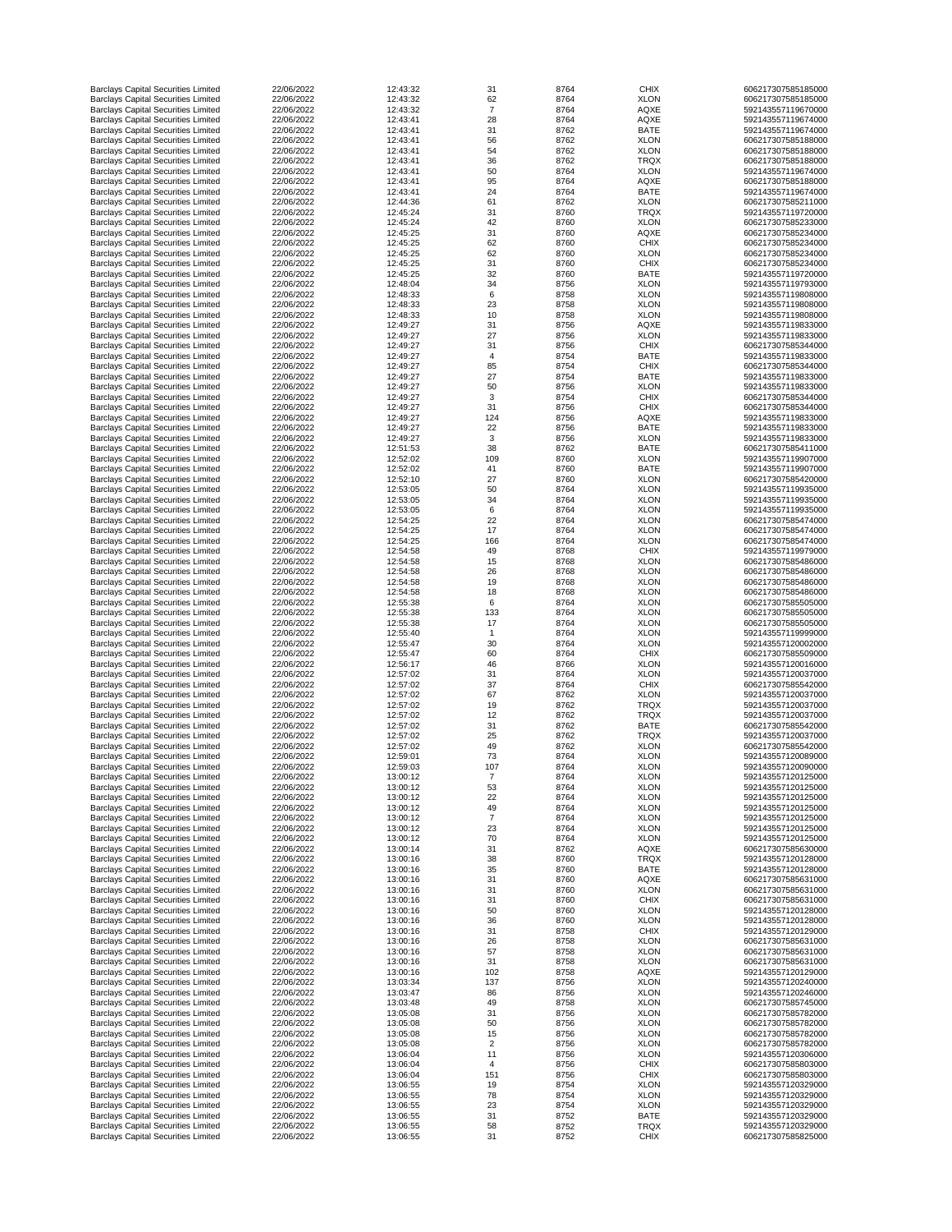| | | | | | | |
|---|---|---|---|---|---|---|
| Barclays Capital Securities Limited | 22/06/2022 | 12:43:32 | 31 | 8764 | CHIX | 606217307585185000 |
| Barclays Capital Securities Limited | 22/06/2022 | 12:43:32 | 62 | 8764 | XLON | 606217307585185000 |
| Barclays Capital Securities Limited | 22/06/2022 | 12:43:32 | 7 | 8764 | AQXE | 592143557119670000 |
| Barclays Capital Securities Limited | 22/06/2022 | 12:43:41 | 28 | 8764 | AQXE | 592143557119674000 |
| Barclays Capital Securities Limited | 22/06/2022 | 12:43:41 | 31 | 8762 | BATE | 592143557119674000 |
| Barclays Capital Securities Limited | 22/06/2022 | 12:43:41 | 56 | 8762 | XLON | 606217307585188000 |
| Barclays Capital Securities Limited | 22/06/2022 | 12:43:41 | 54 | 8762 | XLON | 606217307585188000 |
| Barclays Capital Securities Limited | 22/06/2022 | 12:43:41 | 36 | 8762 | TRQX | 606217307585188000 |
| Barclays Capital Securities Limited | 22/06/2022 | 12:43:41 | 50 | 8764 | XLON | 592143557119674000 |
| Barclays Capital Securities Limited | 22/06/2022 | 12:43:41 | 95 | 8764 | AQXE | 606217307585188000 |
| Barclays Capital Securities Limited | 22/06/2022 | 12:43:41 | 24 | 8764 | BATE | 592143557119674000 |
| Barclays Capital Securities Limited | 22/06/2022 | 12:44:36 | 61 | 8762 | XLON | 606217307585211000 |
| Barclays Capital Securities Limited | 22/06/2022 | 12:45:24 | 31 | 8760 | TRQX | 592143557119720000 |
| Barclays Capital Securities Limited | 22/06/2022 | 12:45:24 | 42 | 8760 | XLON | 606217307585233000 |
| Barclays Capital Securities Limited | 22/06/2022 | 12:45:25 | 31 | 8760 | AQXE | 606217307585234000 |
| Barclays Capital Securities Limited | 22/06/2022 | 12:45:25 | 62 | 8760 | CHIX | 606217307585234000 |
| Barclays Capital Securities Limited | 22/06/2022 | 12:45:25 | 62 | 8760 | XLON | 606217307585234000 |
| Barclays Capital Securities Limited | 22/06/2022 | 12:45:25 | 31 | 8760 | CHIX | 606217307585234000 |
| Barclays Capital Securities Limited | 22/06/2022 | 12:45:25 | 32 | 8760 | BATE | 592143557119720000 |
| Barclays Capital Securities Limited | 22/06/2022 | 12:48:04 | 34 | 8756 | XLON | 592143557119793000 |
| Barclays Capital Securities Limited | 22/06/2022 | 12:48:33 | 6 | 8758 | XLON | 592143557119808000 |
| Barclays Capital Securities Limited | 22/06/2022 | 12:48:33 | 23 | 8758 | XLON | 592143557119808000 |
| Barclays Capital Securities Limited | 22/06/2022 | 12:48:33 | 10 | 8758 | XLON | 592143557119808000 |
| Barclays Capital Securities Limited | 22/06/2022 | 12:49:27 | 31 | 8756 | AQXE | 592143557119833000 |
| Barclays Capital Securities Limited | 22/06/2022 | 12:49:27 | 27 | 8756 | XLON | 592143557119833000 |
| Barclays Capital Securities Limited | 22/06/2022 | 12:49:27 | 31 | 8756 | CHIX | 606217307585344000 |
| Barclays Capital Securities Limited | 22/06/2022 | 12:49:27 | 4 | 8754 | BATE | 592143557119833000 |
| Barclays Capital Securities Limited | 22/06/2022 | 12:49:27 | 85 | 8754 | CHIX | 606217307585344000 |
| Barclays Capital Securities Limited | 22/06/2022 | 12:49:27 | 27 | 8754 | BATE | 592143557119833000 |
| Barclays Capital Securities Limited | 22/06/2022 | 12:49:27 | 50 | 8756 | XLON | 592143557119833000 |
| Barclays Capital Securities Limited | 22/06/2022 | 12:49:27 | 3 | 8754 | CHIX | 606217307585344000 |
| Barclays Capital Securities Limited | 22/06/2022 | 12:49:27 | 31 | 8756 | CHIX | 606217307585344000 |
| Barclays Capital Securities Limited | 22/06/2022 | 12:49:27 | 124 | 8756 | AQXE | 592143557119833000 |
| Barclays Capital Securities Limited | 22/06/2022 | 12:49:27 | 22 | 8756 | BATE | 592143557119833000 |
| Barclays Capital Securities Limited | 22/06/2022 | 12:49:27 | 3 | 8756 | XLON | 592143557119833000 |
| Barclays Capital Securities Limited | 22/06/2022 | 12:51:53 | 38 | 8762 | BATE | 606217307585411000 |
| Barclays Capital Securities Limited | 22/06/2022 | 12:52:02 | 109 | 8760 | XLON | 592143557119907000 |
| Barclays Capital Securities Limited | 22/06/2022 | 12:52:02 | 41 | 8760 | BATE | 592143557119907000 |
| Barclays Capital Securities Limited | 22/06/2022 | 12:52:10 | 27 | 8760 | XLON | 606217307585420000 |
| Barclays Capital Securities Limited | 22/06/2022 | 12:53:05 | 50 | 8764 | XLON | 592143557119935000 |
| Barclays Capital Securities Limited | 22/06/2022 | 12:53:05 | 34 | 8764 | XLON | 592143557119935000 |
| Barclays Capital Securities Limited | 22/06/2022 | 12:53:05 | 6 | 8764 | XLON | 592143557119935000 |
| Barclays Capital Securities Limited | 22/06/2022 | 12:54:25 | 22 | 8764 | XLON | 606217307585474000 |
| Barclays Capital Securities Limited | 22/06/2022 | 12:54:25 | 17 | 8764 | XLON | 606217307585474000 |
| Barclays Capital Securities Limited | 22/06/2022 | 12:54:25 | 166 | 8764 | XLON | 606217307585474000 |
| Barclays Capital Securities Limited | 22/06/2022 | 12:54:58 | 49 | 8768 | CHIX | 592143557119979000 |
| Barclays Capital Securities Limited | 22/06/2022 | 12:54:58 | 15 | 8768 | XLON | 606217307585486000 |
| Barclays Capital Securities Limited | 22/06/2022 | 12:54:58 | 26 | 8768 | XLON | 606217307585486000 |
| Barclays Capital Securities Limited | 22/06/2022 | 12:54:58 | 19 | 8768 | XLON | 606217307585486000 |
| Barclays Capital Securities Limited | 22/06/2022 | 12:54:58 | 18 | 8768 | XLON | 606217307585486000 |
| Barclays Capital Securities Limited | 22/06/2022 | 12:55:38 | 6 | 8764 | XLON | 606217307585505000 |
| Barclays Capital Securities Limited | 22/06/2022 | 12:55:38 | 133 | 8764 | XLON | 606217307585505000 |
| Barclays Capital Securities Limited | 22/06/2022 | 12:55:38 | 17 | 8764 | XLON | 606217307585505000 |
| Barclays Capital Securities Limited | 22/06/2022 | 12:55:40 | 1 | 8764 | XLON | 592143557119999000 |
| Barclays Capital Securities Limited | 22/06/2022 | 12:55:47 | 30 | 8764 | XLON | 592143557120002000 |
| Barclays Capital Securities Limited | 22/06/2022 | 12:55:47 | 60 | 8764 | CHIX | 606217307585509000 |
| Barclays Capital Securities Limited | 22/06/2022 | 12:56:17 | 46 | 8766 | XLON | 592143557120016000 |
| Barclays Capital Securities Limited | 22/06/2022 | 12:57:02 | 31 | 8764 | XLON | 592143557120037000 |
| Barclays Capital Securities Limited | 22/06/2022 | 12:57:02 | 37 | 8764 | CHIX | 606217307585542000 |
| Barclays Capital Securities Limited | 22/06/2022 | 12:57:02 | 67 | 8762 | XLON | 592143557120037000 |
| Barclays Capital Securities Limited | 22/06/2022 | 12:57:02 | 19 | 8762 | TRQX | 592143557120037000 |
| Barclays Capital Securities Limited | 22/06/2022 | 12:57:02 | 12 | 8762 | TRQX | 592143557120037000 |
| Barclays Capital Securities Limited | 22/06/2022 | 12:57:02 | 31 | 8762 | BATE | 606217307585542000 |
| Barclays Capital Securities Limited | 22/06/2022 | 12:57:02 | 25 | 8762 | TRQX | 592143557120037000 |
| Barclays Capital Securities Limited | 22/06/2022 | 12:57:02 | 49 | 8762 | XLON | 606217307585542000 |
| Barclays Capital Securities Limited | 22/06/2022 | 12:59:01 | 73 | 8764 | XLON | 592143557120089000 |
| Barclays Capital Securities Limited | 22/06/2022 | 12:59:03 | 107 | 8764 | XLON | 592143557120090000 |
| Barclays Capital Securities Limited | 22/06/2022 | 13:00:12 | 7 | 8764 | XLON | 592143557120125000 |
| Barclays Capital Securities Limited | 22/06/2022 | 13:00:12 | 53 | 8764 | XLON | 592143557120125000 |
| Barclays Capital Securities Limited | 22/06/2022 | 13:00:12 | 22 | 8764 | XLON | 592143557120125000 |
| Barclays Capital Securities Limited | 22/06/2022 | 13:00:12 | 49 | 8764 | XLON | 592143557120125000 |
| Barclays Capital Securities Limited | 22/06/2022 | 13:00:12 | 7 | 8764 | XLON | 592143557120125000 |
| Barclays Capital Securities Limited | 22/06/2022 | 13:00:12 | 23 | 8764 | XLON | 592143557120125000 |
| Barclays Capital Securities Limited | 22/06/2022 | 13:00:12 | 70 | 8764 | XLON | 592143557120125000 |
| Barclays Capital Securities Limited | 22/06/2022 | 13:00:14 | 31 | 8762 | AQXE | 606217307585630000 |
| Barclays Capital Securities Limited | 22/06/2022 | 13:00:16 | 38 | 8760 | TRQX | 592143557120128000 |
| Barclays Capital Securities Limited | 22/06/2022 | 13:00:16 | 35 | 8760 | BATE | 592143557120128000 |
| Barclays Capital Securities Limited | 22/06/2022 | 13:00:16 | 31 | 8760 | AQXE | 606217307585631000 |
| Barclays Capital Securities Limited | 22/06/2022 | 13:00:16 | 31 | 8760 | XLON | 606217307585631000 |
| Barclays Capital Securities Limited | 22/06/2022 | 13:00:16 | 31 | 8760 | CHIX | 606217307585631000 |
| Barclays Capital Securities Limited | 22/06/2022 | 13:00:16 | 50 | 8760 | XLON | 592143557120128000 |
| Barclays Capital Securities Limited | 22/06/2022 | 13:00:16 | 36 | 8760 | XLON | 592143557120128000 |
| Barclays Capital Securities Limited | 22/06/2022 | 13:00:16 | 31 | 8758 | CHIX | 592143557120129000 |
| Barclays Capital Securities Limited | 22/06/2022 | 13:00:16 | 26 | 8758 | XLON | 606217307585631000 |
| Barclays Capital Securities Limited | 22/06/2022 | 13:00:16 | 57 | 8758 | XLON | 606217307585631000 |
| Barclays Capital Securities Limited | 22/06/2022 | 13:00:16 | 31 | 8758 | XLON | 606217307585631000 |
| Barclays Capital Securities Limited | 22/06/2022 | 13:00:16 | 102 | 8758 | AQXE | 592143557120129000 |
| Barclays Capital Securities Limited | 22/06/2022 | 13:03:34 | 137 | 8756 | XLON | 592143557120240000 |
| Barclays Capital Securities Limited | 22/06/2022 | 13:03:47 | 86 | 8756 | XLON | 592143557120246000 |
| Barclays Capital Securities Limited | 22/06/2022 | 13:03:48 | 49 | 8758 | XLON | 606217307585745000 |
| Barclays Capital Securities Limited | 22/06/2022 | 13:05:08 | 31 | 8756 | XLON | 606217307585782000 |
| Barclays Capital Securities Limited | 22/06/2022 | 13:05:08 | 50 | 8756 | XLON | 606217307585782000 |
| Barclays Capital Securities Limited | 22/06/2022 | 13:05:08 | 15 | 8756 | XLON | 606217307585782000 |
| Barclays Capital Securities Limited | 22/06/2022 | 13:05:08 | 2 | 8756 | XLON | 606217307585782000 |
| Barclays Capital Securities Limited | 22/06/2022 | 13:06:04 | 11 | 8756 | XLON | 592143557120306000 |
| Barclays Capital Securities Limited | 22/06/2022 | 13:06:04 | 4 | 8756 | CHIX | 606217307585803000 |
| Barclays Capital Securities Limited | 22/06/2022 | 13:06:04 | 151 | 8756 | CHIX | 606217307585803000 |
| Barclays Capital Securities Limited | 22/06/2022 | 13:06:55 | 19 | 8754 | XLON | 592143557120329000 |
| Barclays Capital Securities Limited | 22/06/2022 | 13:06:55 | 78 | 8754 | XLON | 592143557120329000 |
| Barclays Capital Securities Limited | 22/06/2022 | 13:06:55 | 23 | 8754 | XLON | 592143557120329000 |
| Barclays Capital Securities Limited | 22/06/2022 | 13:06:55 | 31 | 8752 | BATE | 592143557120329000 |
| Barclays Capital Securities Limited | 22/06/2022 | 13:06:55 | 58 | 8752 | TRQX | 592143557120329000 |
| Barclays Capital Securities Limited | 22/06/2022 | 13:06:55 | 31 | 8752 | CHIX | 606217307585825000 |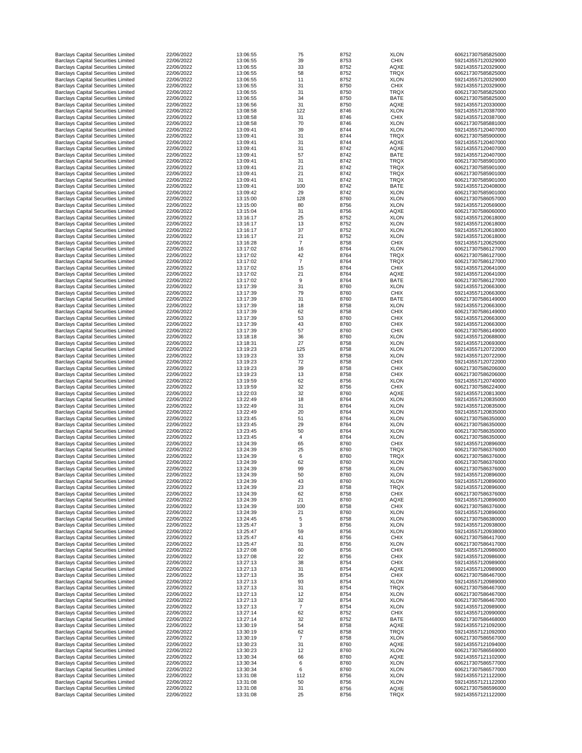| Barclays Capital Securities Limited | 22/06/2022 | 13:06:55 | 75 | 8752 | XLON | 606217307585825000 |
|---|---|---|---|---|---|---|
| Barclays Capital Securities Limited | 22/06/2022 | 13:06:55 | 39 | 8753 | CHIX | 592143557120329000 |
| Barclays Capital Securities Limited | 22/06/2022 | 13:06:55 | 33 | 8752 | AQXE | 592143557120329000 |
| Barclays Capital Securities Limited | 22/06/2022 | 13:06:55 | 58 | 8752 | TRQX | 606217307585825000 |
| Barclays Capital Securities Limited | 22/06/2022 | 13:06:55 | 11 | 8752 | XLON | 592143557120329000 |
| Barclays Capital Securities Limited | 22/06/2022 | 13:06:55 | 31 | 8750 | CHIX | 592143557120329000 |
| Barclays Capital Securities Limited | 22/06/2022 | 13:06:55 | 31 | 8750 | TRQX | 606217307585825000 |
| Barclays Capital Securities Limited | 22/06/2022 | 13:06:55 | 34 | 8750 | BATE | 606217307585825000 |
| Barclays Capital Securities Limited | 22/06/2022 | 13:06:56 | 31 | 8750 | AQXE | 592143557120330000 |
| Barclays Capital Securities Limited | 22/06/2022 | 13:08:58 | 122 | 8746 | XLON | 592143557120387000 |
| Barclays Capital Securities Limited | 22/06/2022 | 13:08:58 | 31 | 8746 | CHIX | 592143557120387000 |
| Barclays Capital Securities Limited | 22/06/2022 | 13:08:58 | 70 | 8746 | XLON | 606217307585881000 |
| Barclays Capital Securities Limited | 22/06/2022 | 13:09:41 | 39 | 8744 | XLON | 592143557120407000 |
| Barclays Capital Securities Limited | 22/06/2022 | 13:09:41 | 31 | 8744 | TRQX | 606217307585900000 |
| Barclays Capital Securities Limited | 22/06/2022 | 13:09:41 | 31 | 8744 | AQXE | 592143557120407000 |
| Barclays Capital Securities Limited | 22/06/2022 | 13:09:41 | 31 | 8742 | AQXE | 592143557120407000 |
| Barclays Capital Securities Limited | 22/06/2022 | 13:09:41 | 57 | 8742 | BATE | 592143557120407000 |
| Barclays Capital Securities Limited | 22/06/2022 | 13:09:41 | 31 | 8742 | TRQX | 606217307585901000 |
| Barclays Capital Securities Limited | 22/06/2022 | 13:09:41 | 21 | 8742 | TRQX | 606217307585901000 |
| Barclays Capital Securities Limited | 22/06/2022 | 13:09:41 | 21 | 8742 | TRQX | 606217307585901000 |
| Barclays Capital Securities Limited | 22/06/2022 | 13:09:41 | 31 | 8742 | TRQX | 606217307585901000 |
| Barclays Capital Securities Limited | 22/06/2022 | 13:09:41 | 100 | 8742 | BATE | 592143557120408000 |
| Barclays Capital Securities Limited | 22/06/2022 | 13:09:42 | 29 | 8742 | XLON | 606217307585901000 |
| Barclays Capital Securities Limited | 22/06/2022 | 13:15:00 | 128 | 8760 | XLON | 606217307586057000 |
| Barclays Capital Securities Limited | 22/06/2022 | 13:15:00 | 80 | 8756 | XLON | 592143557120569000 |
| Barclays Capital Securities Limited | 22/06/2022 | 13:15:04 | 31 | 8756 | AQXE | 606217307586060000 |
| Barclays Capital Securities Limited | 22/06/2022 | 13:16:17 | 25 | 8752 | XLON | 592143557120618000 |
| Barclays Capital Securities Limited | 22/06/2022 | 13:16:17 | 13 | 8752 | XLON | 592143557120618000 |
| Barclays Capital Securities Limited | 22/06/2022 | 13:16:17 | 37 | 8752 | XLON | 592143557120618000 |
| Barclays Capital Securities Limited | 22/06/2022 | 13:16:17 | 21 | 8752 | XLON | 592143557120618000 |
| Barclays Capital Securities Limited | 22/06/2022 | 13:16:28 | 7 | 8758 | CHIX | 592143557120625000 |
| Barclays Capital Securities Limited | 22/06/2022 | 13:17:02 | 16 | 8764 | XLON | 606217307586127000 |
| Barclays Capital Securities Limited | 22/06/2022 | 13:17:02 | 42 | 8764 | TRQX | 606217307586127000 |
| Barclays Capital Securities Limited | 22/06/2022 | 13:17:02 | 7 | 8764 | TRQX | 606217307586127000 |
| Barclays Capital Securities Limited | 22/06/2022 | 13:17:02 | 15 | 8764 | CHIX | 592143557120641000 |
| Barclays Capital Securities Limited | 22/06/2022 | 13:17:02 | 21 | 8764 | AQXE | 592143557120641000 |
| Barclays Capital Securities Limited | 22/06/2022 | 13:17:02 | 9 | 8764 | BATE | 606217307586127000 |
| Barclays Capital Securities Limited | 22/06/2022 | 13:17:39 | 31 | 8760 | XLON | 592143557120663000 |
| Barclays Capital Securities Limited | 22/06/2022 | 13:17:39 | 79 | 8760 | CHIX | 592143557120663000 |
| Barclays Capital Securities Limited | 22/06/2022 | 13:17:39 | 31 | 8760 | BATE | 606217307586149000 |
| Barclays Capital Securities Limited | 22/06/2022 | 13:17:39 | 18 | 8758 | XLON | 592143557120663000 |
| Barclays Capital Securities Limited | 22/06/2022 | 13:17:39 | 62 | 8758 | CHIX | 606217307586149000 |
| Barclays Capital Securities Limited | 22/06/2022 | 13:17:39 | 53 | 8760 | CHIX | 592143557120663000 |
| Barclays Capital Securities Limited | 22/06/2022 | 13:17:39 | 43 | 8760 | CHIX | 592143557120663000 |
| Barclays Capital Securities Limited | 22/06/2022 | 13:17:39 | 57 | 8760 | CHIX | 606217307586149000 |
| Barclays Capital Securities Limited | 22/06/2022 | 13:18:18 | 36 | 8760 | XLON | 592143557120688000 |
| Barclays Capital Securities Limited | 22/06/2022 | 13:18:31 | 27 | 8758 | XLON | 592143557120693000 |
| Barclays Capital Securities Limited | 22/06/2022 | 13:19:23 | 125 | 8758 | XLON | 592143557120722000 |
| Barclays Capital Securities Limited | 22/06/2022 | 13:19:23 | 33 | 8758 | XLON | 592143557120722000 |
| Barclays Capital Securities Limited | 22/06/2022 | 13:19:23 | 72 | 8758 | CHIX | 592143557120722000 |
| Barclays Capital Securities Limited | 22/06/2022 | 13:19:23 | 39 | 8758 | CHIX | 606217307586206000 |
| Barclays Capital Securities Limited | 22/06/2022 | 13:19:23 | 13 | 8758 | CHIX | 606217307586206000 |
| Barclays Capital Securities Limited | 22/06/2022 | 13:19:59 | 62 | 8756 | XLON | 592143557120740000 |
| Barclays Capital Securities Limited | 22/06/2022 | 13:19:59 | 32 | 8756 | CHIX | 606217307586224000 |
| Barclays Capital Securities Limited | 22/06/2022 | 13:22:03 | 32 | 8760 | AQXE | 592143557120813000 |
| Barclays Capital Securities Limited | 22/06/2022 | 13:22:49 | 18 | 8764 | XLON | 592143557120835000 |
| Barclays Capital Securities Limited | 22/06/2022 | 13:22:49 | 31 | 8764 | XLON | 592143557120835000 |
| Barclays Capital Securities Limited | 22/06/2022 | 13:22:49 | 20 | 8764 | XLON | 592143557120835000 |
| Barclays Capital Securities Limited | 22/06/2022 | 13:23:45 | 51 | 8764 | XLON | 606217307586350000 |
| Barclays Capital Securities Limited | 22/06/2022 | 13:23:45 | 29 | 8764 | XLON | 606217307586350000 |
| Barclays Capital Securities Limited | 22/06/2022 | 13:23:45 | 50 | 8764 | XLON | 606217307586350000 |
| Barclays Capital Securities Limited | 22/06/2022 | 13:23:45 | 4 | 8764 | XLON | 606217307586350000 |
| Barclays Capital Securities Limited | 22/06/2022 | 13:24:39 | 65 | 8760 | CHIX | 592143557120896000 |
| Barclays Capital Securities Limited | 22/06/2022 | 13:24:39 | 25 | 8760 | TRQX | 606217307586376000 |
| Barclays Capital Securities Limited | 22/06/2022 | 13:24:39 | 6 | 8760 | TRQX | 606217307586376000 |
| Barclays Capital Securities Limited | 22/06/2022 | 13:24:39 | 62 | 8760 | XLON | 606217307586376000 |
| Barclays Capital Securities Limited | 22/06/2022 | 13:24:39 | 99 | 8758 | XLON | 606217307586376000 |
| Barclays Capital Securities Limited | 22/06/2022 | 13:24:39 | 50 | 8760 | XLON | 592143557120896000 |
| Barclays Capital Securities Limited | 22/06/2022 | 13:24:39 | 43 | 8760 | XLON | 592143557120896000 |
| Barclays Capital Securities Limited | 22/06/2022 | 13:24:39 | 23 | 8758 | TRQX | 592143557120896000 |
| Barclays Capital Securities Limited | 22/06/2022 | 13:24:39 | 62 | 8758 | CHIX | 606217307586376000 |
| Barclays Capital Securities Limited | 22/06/2022 | 13:24:39 | 21 | 8760 | AQXE | 592143557120896000 |
| Barclays Capital Securities Limited | 22/06/2022 | 13:24:39 | 100 | 8758 | CHIX | 606217307586376000 |
| Barclays Capital Securities Limited | 22/06/2022 | 13:24:39 | 21 | 8760 | XLON | 592143557120896000 |
| Barclays Capital Securities Limited | 22/06/2022 | 13:24:45 | 5 | 8758 | XLON | 606217307586380000 |
| Barclays Capital Securities Limited | 22/06/2022 | 13:25:47 | 3 | 8756 | XLON | 592143557120938000 |
| Barclays Capital Securities Limited | 22/06/2022 | 13:25:47 | 59 | 8756 | XLON | 592143557120938000 |
| Barclays Capital Securities Limited | 22/06/2022 | 13:25:47 | 41 | 8756 | CHIX | 606217307586417000 |
| Barclays Capital Securities Limited | 22/06/2022 | 13:25:47 | 31 | 8756 | XLON | 606217307586417000 |
| Barclays Capital Securities Limited | 22/06/2022 | 13:27:08 | 60 | 8756 | CHIX | 592143557120986000 |
| Barclays Capital Securities Limited | 22/06/2022 | 13:27:08 | 22 | 8756 | CHIX | 592143557120986000 |
| Barclays Capital Securities Limited | 22/06/2022 | 13:27:13 | 38 | 8754 | CHIX | 592143557120989000 |
| Barclays Capital Securities Limited | 22/06/2022 | 13:27:13 | 31 | 8754 | AQXE | 592143557120989000 |
| Barclays Capital Securities Limited | 22/06/2022 | 13:27:13 | 35 | 8754 | CHIX | 606217307586467000 |
| Barclays Capital Securities Limited | 22/06/2022 | 13:27:13 | 93 | 8754 | XLON | 592143557120989000 |
| Barclays Capital Securities Limited | 22/06/2022 | 13:27:13 | 31 | 8754 | TRQX | 606217307586467000 |
| Barclays Capital Securities Limited | 22/06/2022 | 13:27:13 | 12 | 8754 | XLON | 606217307586467000 |
| Barclays Capital Securities Limited | 22/06/2022 | 13:27:13 | 32 | 8754 | XLON | 606217307586467000 |
| Barclays Capital Securities Limited | 22/06/2022 | 13:27:13 | 7 | 8754 | XLON | 592143557120989000 |
| Barclays Capital Securities Limited | 22/06/2022 | 13:27:14 | 62 | 8752 | CHIX | 592143557120990000 |
| Barclays Capital Securities Limited | 22/06/2022 | 13:27:14 | 32 | 8752 | BATE | 606217307586468000 |
| Barclays Capital Securities Limited | 22/06/2022 | 13:30:19 | 54 | 8758 | AQXE | 592143557121092000 |
| Barclays Capital Securities Limited | 22/06/2022 | 13:30:19 | 62 | 8758 | TRQX | 592143557121092000 |
| Barclays Capital Securities Limited | 22/06/2022 | 13:30:19 | 7 | 8758 | XLON | 606217307586567000 |
| Barclays Capital Securities Limited | 22/06/2022 | 13:30:23 | 31 | 8760 | AQXE | 592143557121094000 |
| Barclays Capital Securities Limited | 22/06/2022 | 13:30:23 | 12 | 8760 | XLON | 606217307586569000 |
| Barclays Capital Securities Limited | 22/06/2022 | 13:30:34 | 66 | 8760 | AQXE | 592143557121102000 |
| Barclays Capital Securities Limited | 22/06/2022 | 13:30:34 | 6 | 8760 | XLON | 606217307586577000 |
| Barclays Capital Securities Limited | 22/06/2022 | 13:30:34 | 6 | 8760 | XLON | 606217307586577000 |
| Barclays Capital Securities Limited | 22/06/2022 | 13:31:08 | 112 | 8756 | XLON | 592143557121122000 |
| Barclays Capital Securities Limited | 22/06/2022 | 13:31:08 | 50 | 8756 | XLON | 592143557121122000 |
| Barclays Capital Securities Limited | 22/06/2022 | 13:31:08 | 31 | 8756 | AQXE | 606217307586596000 |
| Barclays Capital Securities Limited | 22/06/2022 | 13:31:08 | 25 | 8756 | TRQX | 592143557121122000 |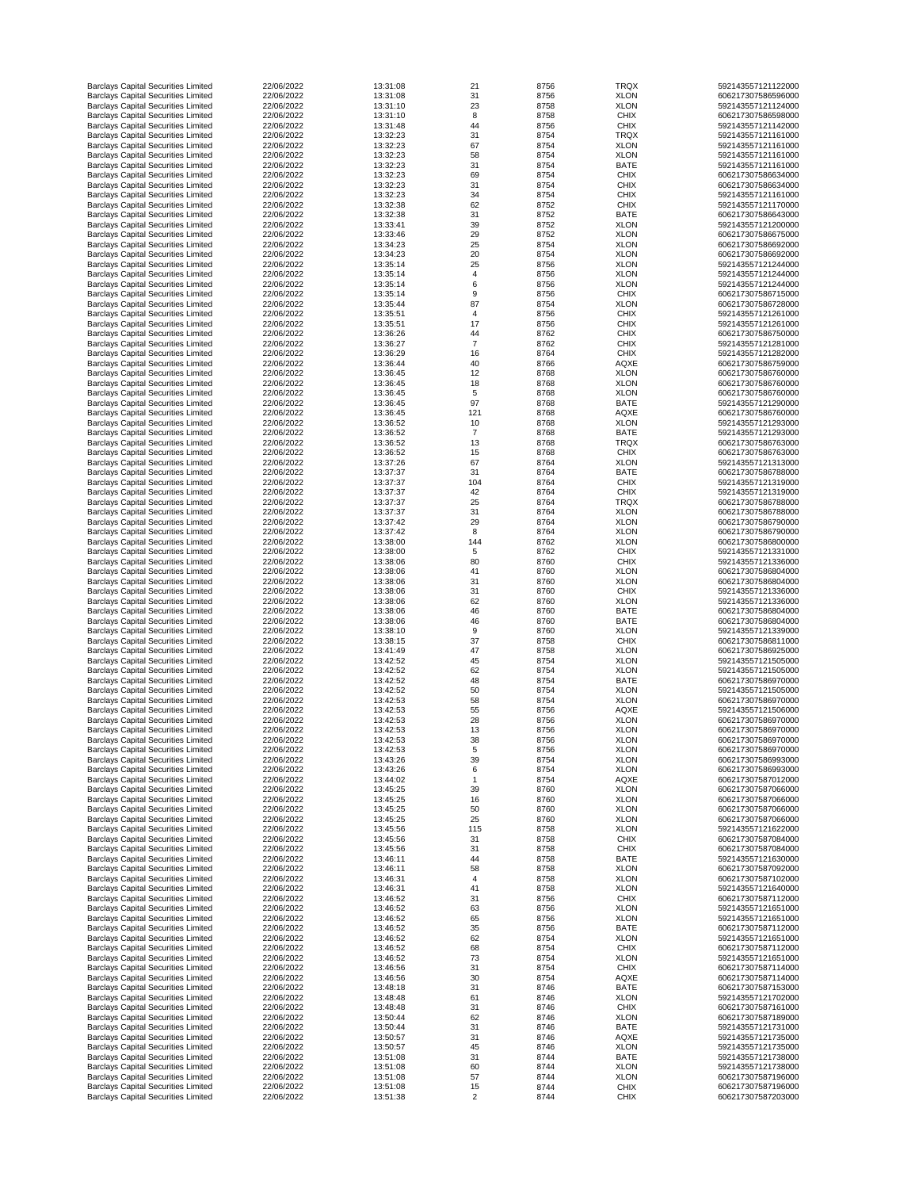| | | | | | | |
|---|---|---|---|---|---|---|
| Barclays Capital Securities Limited | 22/06/2022 | 13:31:08 | 21 | 8756 | TRQX | 592143557121122000 |
| Barclays Capital Securities Limited | 22/06/2022 | 13:31:08 | 31 | 8756 | XLON | 606217307586596000 |
| Barclays Capital Securities Limited | 22/06/2022 | 13:31:10 | 23 | 8758 | XLON | 592143557121124000 |
| Barclays Capital Securities Limited | 22/06/2022 | 13:31:10 | 8 | 8758 | CHIX | 606217307586598000 |
| Barclays Capital Securities Limited | 22/06/2022 | 13:31:48 | 44 | 8756 | CHIX | 592143557121142000 |
| Barclays Capital Securities Limited | 22/06/2022 | 13:32:23 | 31 | 8754 | TRQX | 592143557121161000 |
| Barclays Capital Securities Limited | 22/06/2022 | 13:32:23 | 67 | 8754 | XLON | 592143557121161000 |
| Barclays Capital Securities Limited | 22/06/2022 | 13:32:23 | 58 | 8754 | XLON | 592143557121161000 |
| Barclays Capital Securities Limited | 22/06/2022 | 13:32:23 | 31 | 8754 | BATE | 592143557121161000 |
| Barclays Capital Securities Limited | 22/06/2022 | 13:32:23 | 69 | 8754 | CHIX | 606217307586634000 |
| Barclays Capital Securities Limited | 22/06/2022 | 13:32:23 | 31 | 8754 | CHIX | 606217307586634000 |
| Barclays Capital Securities Limited | 22/06/2022 | 13:32:23 | 34 | 8754 | CHIX | 592143557121161000 |
| Barclays Capital Securities Limited | 22/06/2022 | 13:32:38 | 62 | 8752 | CHIX | 592143557121170000 |
| Barclays Capital Securities Limited | 22/06/2022 | 13:32:38 | 31 | 8752 | BATE | 606217307586643000 |
| Barclays Capital Securities Limited | 22/06/2022 | 13:33:41 | 39 | 8752 | XLON | 592143557121200000 |
| Barclays Capital Securities Limited | 22/06/2022 | 13:33:46 | 29 | 8752 | XLON | 606217307586675000 |
| Barclays Capital Securities Limited | 22/06/2022 | 13:34:23 | 25 | 8754 | XLON | 606217307586692000 |
| Barclays Capital Securities Limited | 22/06/2022 | 13:34:23 | 20 | 8754 | XLON | 606217307586692000 |
| Barclays Capital Securities Limited | 22/06/2022 | 13:35:14 | 25 | 8756 | XLON | 592143557121244000 |
| Barclays Capital Securities Limited | 22/06/2022 | 13:35:14 | 4 | 8756 | XLON | 592143557121244000 |
| Barclays Capital Securities Limited | 22/06/2022 | 13:35:14 | 6 | 8756 | XLON | 592143557121244000 |
| Barclays Capital Securities Limited | 22/06/2022 | 13:35:14 | 9 | 8756 | CHIX | 606217307586715000 |
| Barclays Capital Securities Limited | 22/06/2022 | 13:35:44 | 87 | 8754 | XLON | 606217307586728000 |
| Barclays Capital Securities Limited | 22/06/2022 | 13:35:51 | 4 | 8756 | CHIX | 592143557121261000 |
| Barclays Capital Securities Limited | 22/06/2022 | 13:35:51 | 17 | 8756 | CHIX | 592143557121261000 |
| Barclays Capital Securities Limited | 22/06/2022 | 13:36:26 | 44 | 8762 | CHIX | 606217307586750000 |
| Barclays Capital Securities Limited | 22/06/2022 | 13:36:27 | 7 | 8762 | CHIX | 592143557121281000 |
| Barclays Capital Securities Limited | 22/06/2022 | 13:36:29 | 16 | 8764 | CHIX | 592143557121282000 |
| Barclays Capital Securities Limited | 22/06/2022 | 13:36:44 | 40 | 8766 | AQXE | 606217307586759000 |
| Barclays Capital Securities Limited | 22/06/2022 | 13:36:45 | 12 | 8768 | XLON | 606217307586760000 |
| Barclays Capital Securities Limited | 22/06/2022 | 13:36:45 | 18 | 8768 | XLON | 606217307586760000 |
| Barclays Capital Securities Limited | 22/06/2022 | 13:36:45 | 5 | 8768 | XLON | 606217307586760000 |
| Barclays Capital Securities Limited | 22/06/2022 | 13:36:45 | 97 | 8768 | BATE | 592143557121290000 |
| Barclays Capital Securities Limited | 22/06/2022 | 13:36:45 | 121 | 8768 | AQXE | 606217307586760000 |
| Barclays Capital Securities Limited | 22/06/2022 | 13:36:52 | 10 | 8768 | XLON | 592143557121293000 |
| Barclays Capital Securities Limited | 22/06/2022 | 13:36:52 | 7 | 8768 | BATE | 592143557121293000 |
| Barclays Capital Securities Limited | 22/06/2022 | 13:36:52 | 13 | 8768 | TRQX | 606217307586763000 |
| Barclays Capital Securities Limited | 22/06/2022 | 13:36:52 | 15 | 8768 | CHIX | 606217307586763000 |
| Barclays Capital Securities Limited | 22/06/2022 | 13:37:26 | 67 | 8764 | XLON | 592143557121313000 |
| Barclays Capital Securities Limited | 22/06/2022 | 13:37:37 | 31 | 8764 | BATE | 606217307586788000 |
| Barclays Capital Securities Limited | 22/06/2022 | 13:37:37 | 104 | 8764 | CHIX | 592143557121319000 |
| Barclays Capital Securities Limited | 22/06/2022 | 13:37:37 | 42 | 8764 | CHIX | 592143557121319000 |
| Barclays Capital Securities Limited | 22/06/2022 | 13:37:37 | 25 | 8764 | TRQX | 606217307586788000 |
| Barclays Capital Securities Limited | 22/06/2022 | 13:37:37 | 31 | 8764 | XLON | 606217307586788000 |
| Barclays Capital Securities Limited | 22/06/2022 | 13:37:42 | 29 | 8764 | XLON | 606217307586790000 |
| Barclays Capital Securities Limited | 22/06/2022 | 13:37:42 | 8 | 8764 | XLON | 606217307586790000 |
| Barclays Capital Securities Limited | 22/06/2022 | 13:38:00 | 144 | 8762 | XLON | 606217307586800000 |
| Barclays Capital Securities Limited | 22/06/2022 | 13:38:00 | 5 | 8762 | CHIX | 592143557121331000 |
| Barclays Capital Securities Limited | 22/06/2022 | 13:38:06 | 80 | 8760 | CHIX | 592143557121336000 |
| Barclays Capital Securities Limited | 22/06/2022 | 13:38:06 | 41 | 8760 | XLON | 606217307586804000 |
| Barclays Capital Securities Limited | 22/06/2022 | 13:38:06 | 31 | 8760 | XLON | 606217307586804000 |
| Barclays Capital Securities Limited | 22/06/2022 | 13:38:06 | 31 | 8760 | CHIX | 592143557121336000 |
| Barclays Capital Securities Limited | 22/06/2022 | 13:38:06 | 62 | 8760 | XLON | 592143557121336000 |
| Barclays Capital Securities Limited | 22/06/2022 | 13:38:06 | 46 | 8760 | BATE | 606217307586804000 |
| Barclays Capital Securities Limited | 22/06/2022 | 13:38:06 | 46 | 8760 | BATE | 606217307586804000 |
| Barclays Capital Securities Limited | 22/06/2022 | 13:38:10 | 9 | 8760 | XLON | 592143557121339000 |
| Barclays Capital Securities Limited | 22/06/2022 | 13:38:15 | 37 | 8758 | CHIX | 606217307586811000 |
| Barclays Capital Securities Limited | 22/06/2022 | 13:41:49 | 47 | 8758 | XLON | 606217307586925000 |
| Barclays Capital Securities Limited | 22/06/2022 | 13:42:52 | 45 | 8754 | XLON | 592143557121505000 |
| Barclays Capital Securities Limited | 22/06/2022 | 13:42:52 | 62 | 8754 | XLON | 592143557121505000 |
| Barclays Capital Securities Limited | 22/06/2022 | 13:42:52 | 48 | 8754 | BATE | 606217307586970000 |
| Barclays Capital Securities Limited | 22/06/2022 | 13:42:52 | 50 | 8754 | XLON | 592143557121505000 |
| Barclays Capital Securities Limited | 22/06/2022 | 13:42:53 | 58 | 8754 | XLON | 606217307586970000 |
| Barclays Capital Securities Limited | 22/06/2022 | 13:42:53 | 55 | 8756 | AQXE | 592143557121506000 |
| Barclays Capital Securities Limited | 22/06/2022 | 13:42:53 | 28 | 8756 | XLON | 606217307586970000 |
| Barclays Capital Securities Limited | 22/06/2022 | 13:42:53 | 13 | 8756 | XLON | 606217307586970000 |
| Barclays Capital Securities Limited | 22/06/2022 | 13:42:53 | 38 | 8756 | XLON | 606217307586970000 |
| Barclays Capital Securities Limited | 22/06/2022 | 13:42:53 | 5 | 8756 | XLON | 606217307586970000 |
| Barclays Capital Securities Limited | 22/06/2022 | 13:43:26 | 39 | 8754 | XLON | 606217307586993000 |
| Barclays Capital Securities Limited | 22/06/2022 | 13:43:26 | 6 | 8754 | XLON | 606217307586993000 |
| Barclays Capital Securities Limited | 22/06/2022 | 13:44:02 | 1 | 8754 | AQXE | 606217307587012000 |
| Barclays Capital Securities Limited | 22/06/2022 | 13:45:25 | 39 | 8760 | XLON | 606217307587066000 |
| Barclays Capital Securities Limited | 22/06/2022 | 13:45:25 | 16 | 8760 | XLON | 606217307587066000 |
| Barclays Capital Securities Limited | 22/06/2022 | 13:45:25 | 50 | 8760 | XLON | 606217307587066000 |
| Barclays Capital Securities Limited | 22/06/2022 | 13:45:25 | 25 | 8760 | XLON | 606217307587066000 |
| Barclays Capital Securities Limited | 22/06/2022 | 13:45:56 | 115 | 8758 | XLON | 592143557121622000 |
| Barclays Capital Securities Limited | 22/06/2022 | 13:45:56 | 31 | 8758 | CHIX | 606217307587084000 |
| Barclays Capital Securities Limited | 22/06/2022 | 13:45:56 | 31 | 8758 | CHIX | 606217307587084000 |
| Barclays Capital Securities Limited | 22/06/2022 | 13:46:11 | 44 | 8758 | BATE | 592143557121630000 |
| Barclays Capital Securities Limited | 22/06/2022 | 13:46:11 | 58 | 8758 | XLON | 606217307587092000 |
| Barclays Capital Securities Limited | 22/06/2022 | 13:46:31 | 4 | 8758 | XLON | 606217307587102000 |
| Barclays Capital Securities Limited | 22/06/2022 | 13:46:31 | 41 | 8758 | XLON | 592143557121640000 |
| Barclays Capital Securities Limited | 22/06/2022 | 13:46:52 | 31 | 8756 | CHIX | 606217307587112000 |
| Barclays Capital Securities Limited | 22/06/2022 | 13:46:52 | 63 | 8756 | XLON | 592143557121651000 |
| Barclays Capital Securities Limited | 22/06/2022 | 13:46:52 | 65 | 8756 | XLON | 592143557121651000 |
| Barclays Capital Securities Limited | 22/06/2022 | 13:46:52 | 35 | 8756 | BATE | 606217307587112000 |
| Barclays Capital Securities Limited | 22/06/2022 | 13:46:52 | 62 | 8754 | XLON | 592143557121651000 |
| Barclays Capital Securities Limited | 22/06/2022 | 13:46:52 | 68 | 8754 | CHIX | 606217307587112000 |
| Barclays Capital Securities Limited | 22/06/2022 | 13:46:52 | 73 | 8754 | XLON | 592143557121651000 |
| Barclays Capital Securities Limited | 22/06/2022 | 13:46:56 | 31 | 8754 | CHIX | 606217307587114000 |
| Barclays Capital Securities Limited | 22/06/2022 | 13:46:56 | 30 | 8754 | AQXE | 606217307587114000 |
| Barclays Capital Securities Limited | 22/06/2022 | 13:48:18 | 31 | 8746 | BATE | 606217307587153000 |
| Barclays Capital Securities Limited | 22/06/2022 | 13:48:48 | 61 | 8746 | XLON | 592143557121702000 |
| Barclays Capital Securities Limited | 22/06/2022 | 13:48:48 | 31 | 8746 | CHIX | 606217307587161000 |
| Barclays Capital Securities Limited | 22/06/2022 | 13:50:44 | 62 | 8746 | XLON | 606217307587189000 |
| Barclays Capital Securities Limited | 22/06/2022 | 13:50:44 | 31 | 8746 | BATE | 592143557121731000 |
| Barclays Capital Securities Limited | 22/06/2022 | 13:50:57 | 31 | 8746 | AQXE | 592143557121735000 |
| Barclays Capital Securities Limited | 22/06/2022 | 13:50:57 | 45 | 8746 | XLON | 592143557121735000 |
| Barclays Capital Securities Limited | 22/06/2022 | 13:51:08 | 31 | 8744 | BATE | 592143557121738000 |
| Barclays Capital Securities Limited | 22/06/2022 | 13:51:08 | 60 | 8744 | XLON | 592143557121738000 |
| Barclays Capital Securities Limited | 22/06/2022 | 13:51:08 | 57 | 8744 | XLON | 606217307587196000 |
| Barclays Capital Securities Limited | 22/06/2022 | 13:51:08 | 15 | 8744 | CHIX | 606217307587196000 |
| Barclays Capital Securities Limited | 22/06/2022 | 13:51:38 | 2 | 8744 | CHIX | 606217307587203000 |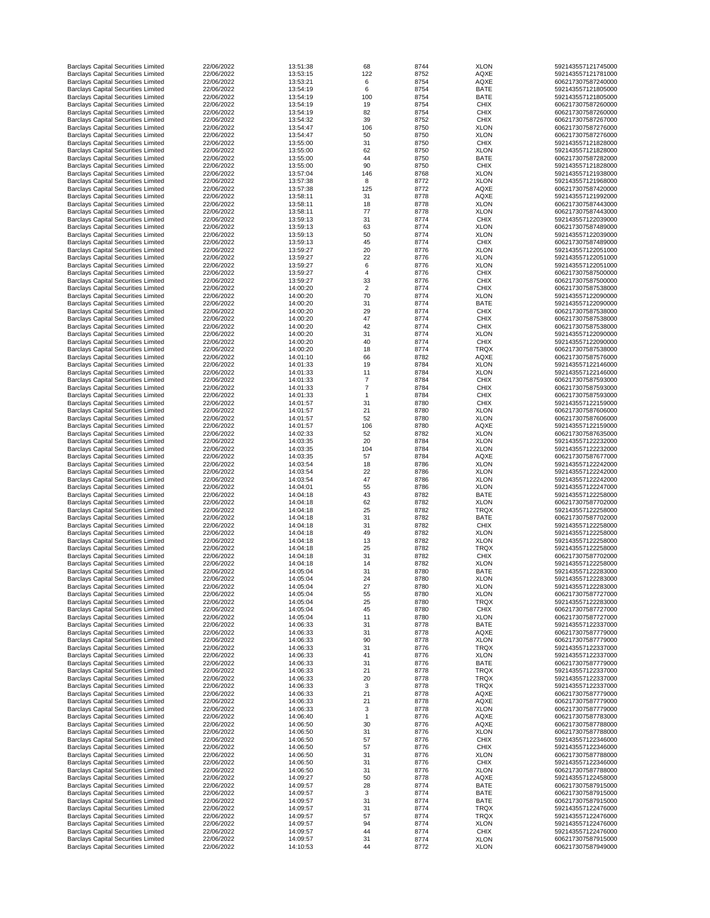| | | | | | | |
|---|---|---|---|---|---|---|
| Barclays Capital Securities Limited | 22/06/2022 | 13:51:38 | 68 | 8744 | XLON | 592143557121745000 |
| Barclays Capital Securities Limited | 22/06/2022 | 13:53:15 | 122 | 8752 | AQXE | 592143557121781000 |
| Barclays Capital Securities Limited | 22/06/2022 | 13:53:21 | 6 | 8754 | AQXE | 606217307587240000 |
| Barclays Capital Securities Limited | 22/06/2022 | 13:54:19 | 6 | 8754 | BATE | 592143557121805000 |
| Barclays Capital Securities Limited | 22/06/2022 | 13:54:19 | 100 | 8754 | BATE | 592143557121805000 |
| Barclays Capital Securities Limited | 22/06/2022 | 13:54:19 | 19 | 8754 | CHIX | 606217307587260000 |
| Barclays Capital Securities Limited | 22/06/2022 | 13:54:19 | 82 | 8754 | CHIX | 606217307587260000 |
| Barclays Capital Securities Limited | 22/06/2022 | 13:54:32 | 39 | 8752 | CHIX | 606217307587267000 |
| Barclays Capital Securities Limited | 22/06/2022 | 13:54:47 | 106 | 8750 | XLON | 606217307587276000 |
| Barclays Capital Securities Limited | 22/06/2022 | 13:54:47 | 50 | 8750 | XLON | 606217307587276000 |
| Barclays Capital Securities Limited | 22/06/2022 | 13:55:00 | 31 | 8750 | CHIX | 592143557121828000 |
| Barclays Capital Securities Limited | 22/06/2022 | 13:55:00 | 62 | 8750 | XLON | 592143557121828000 |
| Barclays Capital Securities Limited | 22/06/2022 | 13:55:00 | 44 | 8750 | BATE | 606217307587282000 |
| Barclays Capital Securities Limited | 22/06/2022 | 13:55:00 | 90 | 8750 | CHIX | 592143557121828000 |
| Barclays Capital Securities Limited | 22/06/2022 | 13:57:04 | 146 | 8768 | XLON | 592143557121938000 |
| Barclays Capital Securities Limited | 22/06/2022 | 13:57:38 | 8 | 8772 | XLON | 592143557121968000 |
| Barclays Capital Securities Limited | 22/06/2022 | 13:57:38 | 125 | 8772 | AQXE | 606217307587420000 |
| Barclays Capital Securities Limited | 22/06/2022 | 13:58:11 | 31 | 8778 | AQXE | 592143557121992000 |
| Barclays Capital Securities Limited | 22/06/2022 | 13:58:11 | 18 | 8778 | XLON | 606217307587443000 |
| Barclays Capital Securities Limited | 22/06/2022 | 13:58:11 | 77 | 8778 | XLON | 606217307587443000 |
| Barclays Capital Securities Limited | 22/06/2022 | 13:59:13 | 31 | 8774 | CHIX | 592143557122039000 |
| Barclays Capital Securities Limited | 22/06/2022 | 13:59:13 | 63 | 8774 | XLON | 606217307587489000 |
| Barclays Capital Securities Limited | 22/06/2022 | 13:59:13 | 50 | 8774 | XLON | 592143557122039000 |
| Barclays Capital Securities Limited | 22/06/2022 | 13:59:13 | 45 | 8774 | CHIX | 606217307587489000 |
| Barclays Capital Securities Limited | 22/06/2022 | 13:59:27 | 20 | 8776 | XLON | 592143557122051000 |
| Barclays Capital Securities Limited | 22/06/2022 | 13:59:27 | 22 | 8776 | XLON | 592143557122051000 |
| Barclays Capital Securities Limited | 22/06/2022 | 13:59:27 | 6 | 8776 | XLON | 592143557122051000 |
| Barclays Capital Securities Limited | 22/06/2022 | 13:59:27 | 4 | 8776 | CHIX | 606217307587500000 |
| Barclays Capital Securities Limited | 22/06/2022 | 13:59:27 | 33 | 8776 | CHIX | 606217307587500000 |
| Barclays Capital Securities Limited | 22/06/2022 | 14:00:20 | 2 | 8774 | CHIX | 606217307587538000 |
| Barclays Capital Securities Limited | 22/06/2022 | 14:00:20 | 70 | 8774 | XLON | 592143557122090000 |
| Barclays Capital Securities Limited | 22/06/2022 | 14:00:20 | 31 | 8774 | BATE | 592143557122090000 |
| Barclays Capital Securities Limited | 22/06/2022 | 14:00:20 | 29 | 8774 | CHIX | 606217307587538000 |
| Barclays Capital Securities Limited | 22/06/2022 | 14:00:20 | 47 | 8774 | CHIX | 606217307587538000 |
| Barclays Capital Securities Limited | 22/06/2022 | 14:00:20 | 42 | 8774 | CHIX | 606217307587538000 |
| Barclays Capital Securities Limited | 22/06/2022 | 14:00:20 | 31 | 8774 | XLON | 592143557122090000 |
| Barclays Capital Securities Limited | 22/06/2022 | 14:00:20 | 40 | 8774 | CHIX | 592143557122090000 |
| Barclays Capital Securities Limited | 22/06/2022 | 14:00:20 | 18 | 8774 | TRQX | 606217307587538000 |
| Barclays Capital Securities Limited | 22/06/2022 | 14:01:10 | 66 | 8782 | AQXE | 606217307587576000 |
| Barclays Capital Securities Limited | 22/06/2022 | 14:01:33 | 19 | 8784 | XLON | 592143557122146000 |
| Barclays Capital Securities Limited | 22/06/2022 | 14:01:33 | 11 | 8784 | XLON | 592143557122146000 |
| Barclays Capital Securities Limited | 22/06/2022 | 14:01:33 | 7 | 8784 | CHIX | 606217307587593000 |
| Barclays Capital Securities Limited | 22/06/2022 | 14:01:33 | 7 | 8784 | CHIX | 606217307587593000 |
| Barclays Capital Securities Limited | 22/06/2022 | 14:01:33 | 1 | 8784 | CHIX | 606217307587593000 |
| Barclays Capital Securities Limited | 22/06/2022 | 14:01:57 | 31 | 8780 | CHIX | 592143557122159000 |
| Barclays Capital Securities Limited | 22/06/2022 | 14:01:57 | 21 | 8780 | XLON | 606217307587606000 |
| Barclays Capital Securities Limited | 22/06/2022 | 14:01:57 | 52 | 8780 | XLON | 606217307587606000 |
| Barclays Capital Securities Limited | 22/06/2022 | 14:01:57 | 106 | 8780 | AQXE | 592143557122159000 |
| Barclays Capital Securities Limited | 22/06/2022 | 14:02:33 | 52 | 8782 | XLON | 606217307587635000 |
| Barclays Capital Securities Limited | 22/06/2022 | 14:03:35 | 20 | 8784 | XLON | 592143557122232000 |
| Barclays Capital Securities Limited | 22/06/2022 | 14:03:35 | 104 | 8784 | XLON | 592143557122232000 |
| Barclays Capital Securities Limited | 22/06/2022 | 14:03:35 | 57 | 8784 | AQXE | 606217307587677000 |
| Barclays Capital Securities Limited | 22/06/2022 | 14:03:54 | 18 | 8786 | XLON | 592143557122242000 |
| Barclays Capital Securities Limited | 22/06/2022 | 14:03:54 | 22 | 8786 | XLON | 592143557122242000 |
| Barclays Capital Securities Limited | 22/06/2022 | 14:03:54 | 47 | 8786 | XLON | 592143557122242000 |
| Barclays Capital Securities Limited | 22/06/2022 | 14:04:01 | 55 | 8786 | XLON | 592143557122247000 |
| Barclays Capital Securities Limited | 22/06/2022 | 14:04:18 | 43 | 8782 | BATE | 592143557122258000 |
| Barclays Capital Securities Limited | 22/06/2022 | 14:04:18 | 62 | 8782 | XLON | 606217307587702000 |
| Barclays Capital Securities Limited | 22/06/2022 | 14:04:18 | 25 | 8782 | TRQX | 592143557122258000 |
| Barclays Capital Securities Limited | 22/06/2022 | 14:04:18 | 31 | 8782 | BATE | 606217307587702000 |
| Barclays Capital Securities Limited | 22/06/2022 | 14:04:18 | 31 | 8782 | CHIX | 592143557122258000 |
| Barclays Capital Securities Limited | 22/06/2022 | 14:04:18 | 49 | 8782 | XLON | 592143557122258000 |
| Barclays Capital Securities Limited | 22/06/2022 | 14:04:18 | 13 | 8782 | XLON | 592143557122258000 |
| Barclays Capital Securities Limited | 22/06/2022 | 14:04:18 | 25 | 8782 | TRQX | 592143557122258000 |
| Barclays Capital Securities Limited | 22/06/2022 | 14:04:18 | 31 | 8782 | CHIX | 606217307587702000 |
| Barclays Capital Securities Limited | 22/06/2022 | 14:04:18 | 14 | 8782 | XLON | 592143557122258000 |
| Barclays Capital Securities Limited | 22/06/2022 | 14:05:04 | 31 | 8780 | BATE | 592143557122283000 |
| Barclays Capital Securities Limited | 22/06/2022 | 14:05:04 | 24 | 8780 | XLON | 592143557122283000 |
| Barclays Capital Securities Limited | 22/06/2022 | 14:05:04 | 27 | 8780 | XLON | 592143557122283000 |
| Barclays Capital Securities Limited | 22/06/2022 | 14:05:04 | 55 | 8780 | XLON | 606217307587727000 |
| Barclays Capital Securities Limited | 22/06/2022 | 14:05:04 | 25 | 8780 | TRQX | 592143557122283000 |
| Barclays Capital Securities Limited | 22/06/2022 | 14:05:04 | 45 | 8780 | CHIX | 606217307587727000 |
| Barclays Capital Securities Limited | 22/06/2022 | 14:05:04 | 11 | 8780 | XLON | 606217307587727000 |
| Barclays Capital Securities Limited | 22/06/2022 | 14:06:33 | 31 | 8778 | BATE | 592143557122337000 |
| Barclays Capital Securities Limited | 22/06/2022 | 14:06:33 | 31 | 8778 | AQXE | 606217307587779000 |
| Barclays Capital Securities Limited | 22/06/2022 | 14:06:33 | 90 | 8778 | XLON | 606217307587779000 |
| Barclays Capital Securities Limited | 22/06/2022 | 14:06:33 | 31 | 8776 | TRQX | 592143557122337000 |
| Barclays Capital Securities Limited | 22/06/2022 | 14:06:33 | 41 | 8776 | XLON | 592143557122337000 |
| Barclays Capital Securities Limited | 22/06/2022 | 14:06:33 | 31 | 8776 | BATE | 606217307587779000 |
| Barclays Capital Securities Limited | 22/06/2022 | 14:06:33 | 21 | 8778 | TRQX | 592143557122337000 |
| Barclays Capital Securities Limited | 22/06/2022 | 14:06:33 | 20 | 8778 | TRQX | 592143557122337000 |
| Barclays Capital Securities Limited | 22/06/2022 | 14:06:33 | 3 | 8778 | TRQX | 592143557122337000 |
| Barclays Capital Securities Limited | 22/06/2022 | 14:06:33 | 21 | 8778 | AQXE | 606217307587779000 |
| Barclays Capital Securities Limited | 22/06/2022 | 14:06:33 | 21 | 8778 | AQXE | 606217307587779000 |
| Barclays Capital Securities Limited | 22/06/2022 | 14:06:33 | 3 | 8778 | XLON | 606217307587779000 |
| Barclays Capital Securities Limited | 22/06/2022 | 14:06:40 | 1 | 8776 | AQXE | 606217307587783000 |
| Barclays Capital Securities Limited | 22/06/2022 | 14:06:50 | 30 | 8776 | AQXE | 606217307587788000 |
| Barclays Capital Securities Limited | 22/06/2022 | 14:06:50 | 31 | 8776 | XLON | 606217307587788000 |
| Barclays Capital Securities Limited | 22/06/2022 | 14:06:50 | 57 | 8776 | CHIX | 592143557122346000 |
| Barclays Capital Securities Limited | 22/06/2022 | 14:06:50 | 57 | 8776 | CHIX | 592143557122346000 |
| Barclays Capital Securities Limited | 22/06/2022 | 14:06:50 | 31 | 8776 | XLON | 606217307587788000 |
| Barclays Capital Securities Limited | 22/06/2022 | 14:06:50 | 31 | 8776 | CHIX | 592143557122346000 |
| Barclays Capital Securities Limited | 22/06/2022 | 14:06:50 | 31 | 8776 | XLON | 606217307587788000 |
| Barclays Capital Securities Limited | 22/06/2022 | 14:09:27 | 50 | 8778 | AQXE | 592143557122458000 |
| Barclays Capital Securities Limited | 22/06/2022 | 14:09:57 | 28 | 8774 | BATE | 606217307587915000 |
| Barclays Capital Securities Limited | 22/06/2022 | 14:09:57 | 3 | 8774 | BATE | 606217307587915000 |
| Barclays Capital Securities Limited | 22/06/2022 | 14:09:57 | 31 | 8774 | BATE | 606217307587915000 |
| Barclays Capital Securities Limited | 22/06/2022 | 14:09:57 | 31 | 8774 | TRQX | 592143557122476000 |
| Barclays Capital Securities Limited | 22/06/2022 | 14:09:57 | 57 | 8774 | TRQX | 592143557122476000 |
| Barclays Capital Securities Limited | 22/06/2022 | 14:09:57 | 94 | 8774 | XLON | 592143557122476000 |
| Barclays Capital Securities Limited | 22/06/2022 | 14:09:57 | 44 | 8774 | CHIX | 592143557122476000 |
| Barclays Capital Securities Limited | 22/06/2022 | 14:09:57 | 31 | 8774 | XLON | 606217307587915000 |
| Barclays Capital Securities Limited | 22/06/2022 | 14:10:53 | 44 | 8772 | XLON | 606217307587949000 |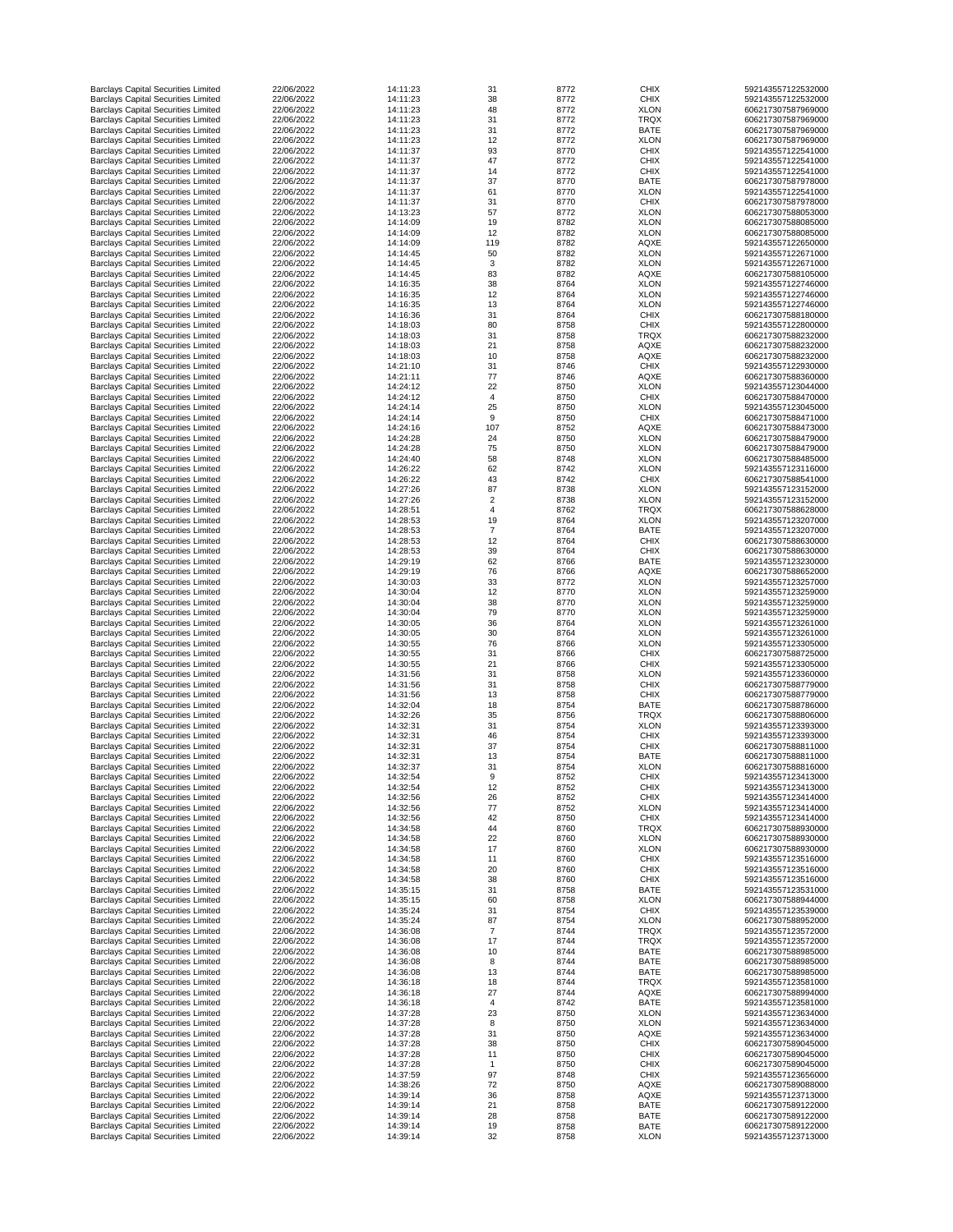| Barclays Capital Securities Limited | 22/06/2022 | 14:11:23 | 31 | 8772 | CHIX | 592143557122532000 |
|---|---|---|---|---|---|---|
| Barclays Capital Securities Limited | 22/06/2022 | 14:11:23 | 38 | 8772 | CHIX | 592143557122532000 |
| Barclays Capital Securities Limited | 22/06/2022 | 14:11:23 | 48 | 8772 | XLON | 606217307587969000 |
| Barclays Capital Securities Limited | 22/06/2022 | 14:11:23 | 31 | 8772 | TRQX | 606217307587969000 |
| Barclays Capital Securities Limited | 22/06/2022 | 14:11:23 | 31 | 8772 | BATE | 606217307587969000 |
| Barclays Capital Securities Limited | 22/06/2022 | 14:11:23 | 12 | 8772 | XLON | 606217307587969000 |
| Barclays Capital Securities Limited | 22/06/2022 | 14:11:37 | 93 | 8770 | CHIX | 592143557122541000 |
| Barclays Capital Securities Limited | 22/06/2022 | 14:11:37 | 47 | 8772 | CHIX | 592143557122541000 |
| Barclays Capital Securities Limited | 22/06/2022 | 14:11:37 | 14 | 8772 | CHIX | 592143557122541000 |
| Barclays Capital Securities Limited | 22/06/2022 | 14:11:37 | 37 | 8770 | BATE | 606217307587978000 |
| Barclays Capital Securities Limited | 22/06/2022 | 14:11:37 | 61 | 8770 | XLON | 592143557122541000 |
| Barclays Capital Securities Limited | 22/06/2022 | 14:11:37 | 31 | 8770 | CHIX | 606217307587978000 |
| Barclays Capital Securities Limited | 22/06/2022 | 14:13:23 | 57 | 8772 | XLON | 606217307588053000 |
| Barclays Capital Securities Limited | 22/06/2022 | 14:14:09 | 19 | 8782 | XLON | 606217307588085000 |
| Barclays Capital Securities Limited | 22/06/2022 | 14:14:09 | 12 | 8782 | XLON | 606217307588085000 |
| Barclays Capital Securities Limited | 22/06/2022 | 14:14:09 | 119 | 8782 | AQXE | 592143557122650000 |
| Barclays Capital Securities Limited | 22/06/2022 | 14:14:45 | 50 | 8782 | XLON | 592143557122671000 |
| Barclays Capital Securities Limited | 22/06/2022 | 14:14:45 | 3 | 8782 | XLON | 592143557122671000 |
| Barclays Capital Securities Limited | 22/06/2022 | 14:14:45 | 83 | 8782 | AQXE | 606217307588105000 |
| Barclays Capital Securities Limited | 22/06/2022 | 14:16:35 | 38 | 8764 | XLON | 592143557122746000 |
| Barclays Capital Securities Limited | 22/06/2022 | 14:16:35 | 12 | 8764 | XLON | 592143557122746000 |
| Barclays Capital Securities Limited | 22/06/2022 | 14:16:35 | 13 | 8764 | XLON | 592143557122746000 |
| Barclays Capital Securities Limited | 22/06/2022 | 14:16:36 | 31 | 8764 | CHIX | 606217307588180000 |
| Barclays Capital Securities Limited | 22/06/2022 | 14:18:03 | 80 | 8758 | CHIX | 592143557122800000 |
| Barclays Capital Securities Limited | 22/06/2022 | 14:18:03 | 31 | 8758 | TRQX | 606217307588232000 |
| Barclays Capital Securities Limited | 22/06/2022 | 14:18:03 | 21 | 8758 | AQXE | 606217307588232000 |
| Barclays Capital Securities Limited | 22/06/2022 | 14:18:03 | 10 | 8758 | AQXE | 606217307588232000 |
| Barclays Capital Securities Limited | 22/06/2022 | 14:21:10 | 31 | 8746 | CHIX | 592143557122930000 |
| Barclays Capital Securities Limited | 22/06/2022 | 14:21:11 | 77 | 8746 | AQXE | 606217307588360000 |
| Barclays Capital Securities Limited | 22/06/2022 | 14:24:12 | 22 | 8750 | XLON | 592143557123044000 |
| Barclays Capital Securities Limited | 22/06/2022 | 14:24:12 | 4 | 8750 | CHIX | 606217307588470000 |
| Barclays Capital Securities Limited | 22/06/2022 | 14:24:14 | 25 | 8750 | XLON | 592143557123045000 |
| Barclays Capital Securities Limited | 22/06/2022 | 14:24:14 | 9 | 8750 | CHIX | 606217307588471000 |
| Barclays Capital Securities Limited | 22/06/2022 | 14:24:16 | 107 | 8752 | AQXE | 606217307588473000 |
| Barclays Capital Securities Limited | 22/06/2022 | 14:24:28 | 24 | 8750 | XLON | 606217307588479000 |
| Barclays Capital Securities Limited | 22/06/2022 | 14:24:28 | 75 | 8750 | XLON | 606217307588479000 |
| Barclays Capital Securities Limited | 22/06/2022 | 14:24:40 | 58 | 8748 | XLON | 606217307588485000 |
| Barclays Capital Securities Limited | 22/06/2022 | 14:26:22 | 62 | 8742 | XLON | 592143557123116000 |
| Barclays Capital Securities Limited | 22/06/2022 | 14:26:22 | 43 | 8742 | CHIX | 606217307588541000 |
| Barclays Capital Securities Limited | 22/06/2022 | 14:27:26 | 87 | 8738 | XLON | 592143557123152000 |
| Barclays Capital Securities Limited | 22/06/2022 | 14:27:26 | 2 | 8738 | XLON | 592143557123152000 |
| Barclays Capital Securities Limited | 22/06/2022 | 14:28:51 | 4 | 8762 | TRQX | 606217307588628000 |
| Barclays Capital Securities Limited | 22/06/2022 | 14:28:53 | 19 | 8764 | XLON | 592143557123207000 |
| Barclays Capital Securities Limited | 22/06/2022 | 14:28:53 | 7 | 8764 | BATE | 592143557123207000 |
| Barclays Capital Securities Limited | 22/06/2022 | 14:28:53 | 12 | 8764 | CHIX | 606217307588630000 |
| Barclays Capital Securities Limited | 22/06/2022 | 14:28:53 | 39 | 8764 | CHIX | 606217307588630000 |
| Barclays Capital Securities Limited | 22/06/2022 | 14:29:19 | 62 | 8766 | BATE | 592143557123230000 |
| Barclays Capital Securities Limited | 22/06/2022 | 14:29:19 | 76 | 8766 | AQXE | 606217307588652000 |
| Barclays Capital Securities Limited | 22/06/2022 | 14:30:03 | 33 | 8772 | XLON | 592143557123257000 |
| Barclays Capital Securities Limited | 22/06/2022 | 14:30:04 | 12 | 8770 | XLON | 592143557123259000 |
| Barclays Capital Securities Limited | 22/06/2022 | 14:30:04 | 38 | 8770 | XLON | 592143557123259000 |
| Barclays Capital Securities Limited | 22/06/2022 | 14:30:04 | 79 | 8770 | XLON | 592143557123259000 |
| Barclays Capital Securities Limited | 22/06/2022 | 14:30:05 | 36 | 8764 | XLON | 592143557123261000 |
| Barclays Capital Securities Limited | 22/06/2022 | 14:30:05 | 30 | 8764 | XLON | 592143557123261000 |
| Barclays Capital Securities Limited | 22/06/2022 | 14:30:55 | 76 | 8766 | XLON | 592143557123305000 |
| Barclays Capital Securities Limited | 22/06/2022 | 14:30:55 | 31 | 8766 | CHIX | 606217307588725000 |
| Barclays Capital Securities Limited | 22/06/2022 | 14:30:55 | 21 | 8766 | CHIX | 592143557123305000 |
| Barclays Capital Securities Limited | 22/06/2022 | 14:31:56 | 31 | 8758 | XLON | 592143557123360000 |
| Barclays Capital Securities Limited | 22/06/2022 | 14:31:56 | 31 | 8758 | CHIX | 606217307588779000 |
| Barclays Capital Securities Limited | 22/06/2022 | 14:31:56 | 13 | 8758 | CHIX | 606217307588779000 |
| Barclays Capital Securities Limited | 22/06/2022 | 14:32:04 | 18 | 8754 | BATE | 606217307588786000 |
| Barclays Capital Securities Limited | 22/06/2022 | 14:32:26 | 35 | 8756 | TRQX | 606217307588806000 |
| Barclays Capital Securities Limited | 22/06/2022 | 14:32:31 | 31 | 8754 | XLON | 592143557123393000 |
| Barclays Capital Securities Limited | 22/06/2022 | 14:32:31 | 46 | 8754 | CHIX | 592143557123393000 |
| Barclays Capital Securities Limited | 22/06/2022 | 14:32:31 | 37 | 8754 | CHIX | 606217307588811000 |
| Barclays Capital Securities Limited | 22/06/2022 | 14:32:31 | 13 | 8754 | BATE | 606217307588811000 |
| Barclays Capital Securities Limited | 22/06/2022 | 14:32:37 | 31 | 8754 | XLON | 606217307588816000 |
| Barclays Capital Securities Limited | 22/06/2022 | 14:32:54 | 9 | 8752 | CHIX | 592143557123413000 |
| Barclays Capital Securities Limited | 22/06/2022 | 14:32:54 | 12 | 8752 | CHIX | 592143557123413000 |
| Barclays Capital Securities Limited | 22/06/2022 | 14:32:56 | 26 | 8752 | CHIX | 592143557123414000 |
| Barclays Capital Securities Limited | 22/06/2022 | 14:32:56 | 77 | 8752 | XLON | 592143557123414000 |
| Barclays Capital Securities Limited | 22/06/2022 | 14:32:56 | 42 | 8750 | CHIX | 592143557123414000 |
| Barclays Capital Securities Limited | 22/06/2022 | 14:34:58 | 44 | 8760 | TRQX | 606217307588930000 |
| Barclays Capital Securities Limited | 22/06/2022 | 14:34:58 | 22 | 8760 | XLON | 606217307588930000 |
| Barclays Capital Securities Limited | 22/06/2022 | 14:34:58 | 17 | 8760 | XLON | 606217307588930000 |
| Barclays Capital Securities Limited | 22/06/2022 | 14:34:58 | 11 | 8760 | CHIX | 592143557123516000 |
| Barclays Capital Securities Limited | 22/06/2022 | 14:34:58 | 20 | 8760 | CHIX | 592143557123516000 |
| Barclays Capital Securities Limited | 22/06/2022 | 14:34:58 | 38 | 8760 | CHIX | 592143557123516000 |
| Barclays Capital Securities Limited | 22/06/2022 | 14:35:15 | 31 | 8758 | BATE | 592143557123531000 |
| Barclays Capital Securities Limited | 22/06/2022 | 14:35:15 | 60 | 8758 | XLON | 606217307588944000 |
| Barclays Capital Securities Limited | 22/06/2022 | 14:35:24 | 31 | 8754 | CHIX | 592143557123539000 |
| Barclays Capital Securities Limited | 22/06/2022 | 14:35:24 | 87 | 8754 | XLON | 606217307588952000 |
| Barclays Capital Securities Limited | 22/06/2022 | 14:36:08 | 7 | 8744 | TRQX | 592143557123572000 |
| Barclays Capital Securities Limited | 22/06/2022 | 14:36:08 | 17 | 8744 | TRQX | 592143557123572000 |
| Barclays Capital Securities Limited | 22/06/2022 | 14:36:08 | 10 | 8744 | BATE | 606217307588985000 |
| Barclays Capital Securities Limited | 22/06/2022 | 14:36:08 | 8 | 8744 | BATE | 606217307588985000 |
| Barclays Capital Securities Limited | 22/06/2022 | 14:36:08 | 13 | 8744 | BATE | 606217307588985000 |
| Barclays Capital Securities Limited | 22/06/2022 | 14:36:18 | 18 | 8744 | TRQX | 592143557123581000 |
| Barclays Capital Securities Limited | 22/06/2022 | 14:36:18 | 27 | 8744 | AQXE | 606217307588994000 |
| Barclays Capital Securities Limited | 22/06/2022 | 14:36:18 | 4 | 8742 | BATE | 592143557123581000 |
| Barclays Capital Securities Limited | 22/06/2022 | 14:37:28 | 23 | 8750 | XLON | 592143557123634000 |
| Barclays Capital Securities Limited | 22/06/2022 | 14:37:28 | 8 | 8750 | XLON | 592143557123634000 |
| Barclays Capital Securities Limited | 22/06/2022 | 14:37:28 | 31 | 8750 | AQXE | 592143557123634000 |
| Barclays Capital Securities Limited | 22/06/2022 | 14:37:28 | 38 | 8750 | CHIX | 606217307589045000 |
| Barclays Capital Securities Limited | 22/06/2022 | 14:37:28 | 11 | 8750 | CHIX | 606217307589045000 |
| Barclays Capital Securities Limited | 22/06/2022 | 14:37:28 | 1 | 8750 | CHIX | 606217307589045000 |
| Barclays Capital Securities Limited | 22/06/2022 | 14:37:59 | 97 | 8748 | CHIX | 592143557123656000 |
| Barclays Capital Securities Limited | 22/06/2022 | 14:38:26 | 72 | 8750 | AQXE | 606217307589088000 |
| Barclays Capital Securities Limited | 22/06/2022 | 14:39:14 | 36 | 8758 | AQXE | 592143557123713000 |
| Barclays Capital Securities Limited | 22/06/2022 | 14:39:14 | 21 | 8758 | BATE | 606217307589122000 |
| Barclays Capital Securities Limited | 22/06/2022 | 14:39:14 | 28 | 8758 | BATE | 606217307589122000 |
| Barclays Capital Securities Limited | 22/06/2022 | 14:39:14 | 19 | 8758 | BATE | 606217307589122000 |
| Barclays Capital Securities Limited | 22/06/2022 | 14:39:14 | 32 | 8758 | XLON | 592143557123713000 |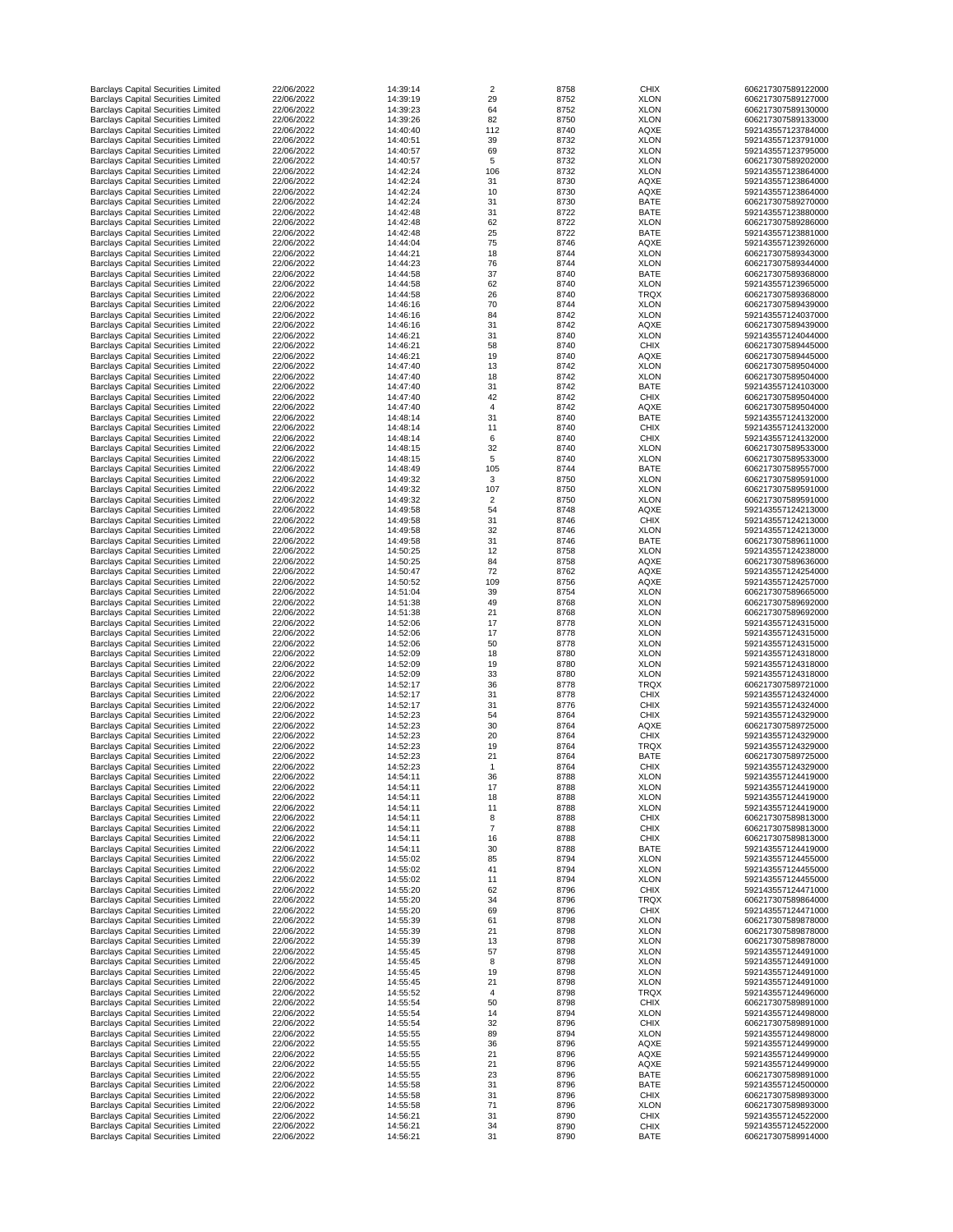| | | | | | | |
|---|---|---|---|---|---|---|
| Barclays Capital Securities Limited | 22/06/2022 | 14:39:14 | 2 | 8758 | CHIX | 606217307589122000 |
| Barclays Capital Securities Limited | 22/06/2022 | 14:39:19 | 29 | 8752 | XLON | 606217307589127000 |
| Barclays Capital Securities Limited | 22/06/2022 | 14:39:23 | 64 | 8752 | XLON | 606217307589130000 |
| Barclays Capital Securities Limited | 22/06/2022 | 14:39:26 | 82 | 8750 | XLON | 606217307589133000 |
| Barclays Capital Securities Limited | 22/06/2022 | 14:40:40 | 112 | 8740 | AQXE | 592143557123784000 |
| Barclays Capital Securities Limited | 22/06/2022 | 14:40:51 | 39 | 8732 | XLON | 592143557123791000 |
| Barclays Capital Securities Limited | 22/06/2022 | 14:40:57 | 69 | 8732 | XLON | 592143557123795000 |
| Barclays Capital Securities Limited | 22/06/2022 | 14:40:57 | 5 | 8732 | XLON | 606217307589202000 |
| Barclays Capital Securities Limited | 22/06/2022 | 14:42:24 | 106 | 8732 | XLON | 592143557123864000 |
| Barclays Capital Securities Limited | 22/06/2022 | 14:42:24 | 31 | 8730 | AQXE | 592143557123864000 |
| Barclays Capital Securities Limited | 22/06/2022 | 14:42:24 | 10 | 8730 | AQXE | 592143557123864000 |
| Barclays Capital Securities Limited | 22/06/2022 | 14:42:24 | 31 | 8730 | BATE | 606217307589270000 |
| Barclays Capital Securities Limited | 22/06/2022 | 14:42:48 | 31 | 8722 | BATE | 592143557123880000 |
| Barclays Capital Securities Limited | 22/06/2022 | 14:42:48 | 62 | 8722 | XLON | 606217307589286000 |
| Barclays Capital Securities Limited | 22/06/2022 | 14:42:48 | 25 | 8722 | BATE | 592143557123881000 |
| Barclays Capital Securities Limited | 22/06/2022 | 14:44:04 | 75 | 8746 | AQXE | 592143557123926000 |
| Barclays Capital Securities Limited | 22/06/2022 | 14:44:21 | 18 | 8744 | XLON | 606217307589343000 |
| Barclays Capital Securities Limited | 22/06/2022 | 14:44:23 | 76 | 8744 | XLON | 606217307589344000 |
| Barclays Capital Securities Limited | 22/06/2022 | 14:44:58 | 37 | 8740 | BATE | 606217307589368000 |
| Barclays Capital Securities Limited | 22/06/2022 | 14:44:58 | 62 | 8740 | XLON | 592143557123965000 |
| Barclays Capital Securities Limited | 22/06/2022 | 14:44:58 | 26 | 8740 | TRQX | 606217307589368000 |
| Barclays Capital Securities Limited | 22/06/2022 | 14:46:16 | 70 | 8744 | XLON | 606217307589439000 |
| Barclays Capital Securities Limited | 22/06/2022 | 14:46:16 | 84 | 8742 | XLON | 592143557124037000 |
| Barclays Capital Securities Limited | 22/06/2022 | 14:46:16 | 31 | 8742 | AQXE | 606217307589439000 |
| Barclays Capital Securities Limited | 22/06/2022 | 14:46:21 | 31 | 8740 | XLON | 592143557124044000 |
| Barclays Capital Securities Limited | 22/06/2022 | 14:46:21 | 58 | 8740 | CHIX | 606217307589445000 |
| Barclays Capital Securities Limited | 22/06/2022 | 14:46:21 | 19 | 8740 | AQXE | 606217307589445000 |
| Barclays Capital Securities Limited | 22/06/2022 | 14:47:40 | 13 | 8742 | XLON | 606217307589504000 |
| Barclays Capital Securities Limited | 22/06/2022 | 14:47:40 | 18 | 8742 | XLON | 606217307589504000 |
| Barclays Capital Securities Limited | 22/06/2022 | 14:47:40 | 31 | 8742 | BATE | 592143557124103000 |
| Barclays Capital Securities Limited | 22/06/2022 | 14:47:40 | 42 | 8742 | CHIX | 606217307589504000 |
| Barclays Capital Securities Limited | 22/06/2022 | 14:47:40 | 4 | 8742 | AQXE | 606217307589504000 |
| Barclays Capital Securities Limited | 22/06/2022 | 14:48:14 | 31 | 8740 | BATE | 592143557124132000 |
| Barclays Capital Securities Limited | 22/06/2022 | 14:48:14 | 11 | 8740 | CHIX | 592143557124132000 |
| Barclays Capital Securities Limited | 22/06/2022 | 14:48:14 | 6 | 8740 | CHIX | 592143557124132000 |
| Barclays Capital Securities Limited | 22/06/2022 | 14:48:15 | 32 | 8740 | XLON | 606217307589533000 |
| Barclays Capital Securities Limited | 22/06/2022 | 14:48:15 | 5 | 8740 | XLON | 606217307589533000 |
| Barclays Capital Securities Limited | 22/06/2022 | 14:48:49 | 105 | 8744 | BATE | 606217307589557000 |
| Barclays Capital Securities Limited | 22/06/2022 | 14:49:32 | 3 | 8750 | XLON | 606217307589591000 |
| Barclays Capital Securities Limited | 22/06/2022 | 14:49:32 | 107 | 8750 | XLON | 606217307589591000 |
| Barclays Capital Securities Limited | 22/06/2022 | 14:49:32 | 2 | 8750 | XLON | 606217307589591000 |
| Barclays Capital Securities Limited | 22/06/2022 | 14:49:58 | 54 | 8748 | AQXE | 592143557124213000 |
| Barclays Capital Securities Limited | 22/06/2022 | 14:49:58 | 31 | 8746 | CHIX | 592143557124213000 |
| Barclays Capital Securities Limited | 22/06/2022 | 14:49:58 | 32 | 8746 | XLON | 592143557124213000 |
| Barclays Capital Securities Limited | 22/06/2022 | 14:49:58 | 31 | 8746 | BATE | 606217307589611000 |
| Barclays Capital Securities Limited | 22/06/2022 | 14:50:25 | 12 | 8758 | XLON | 592143557124238000 |
| Barclays Capital Securities Limited | 22/06/2022 | 14:50:25 | 84 | 8758 | AQXE | 606217307589636000 |
| Barclays Capital Securities Limited | 22/06/2022 | 14:50:47 | 72 | 8762 | AQXE | 592143557124254000 |
| Barclays Capital Securities Limited | 22/06/2022 | 14:50:52 | 109 | 8756 | AQXE | 592143557124257000 |
| Barclays Capital Securities Limited | 22/06/2022 | 14:51:04 | 39 | 8754 | XLON | 606217307589665000 |
| Barclays Capital Securities Limited | 22/06/2022 | 14:51:38 | 49 | 8768 | XLON | 606217307589692000 |
| Barclays Capital Securities Limited | 22/06/2022 | 14:51:38 | 21 | 8768 | XLON | 606217307589692000 |
| Barclays Capital Securities Limited | 22/06/2022 | 14:52:06 | 17 | 8778 | XLON | 592143557124315000 |
| Barclays Capital Securities Limited | 22/06/2022 | 14:52:06 | 17 | 8778 | XLON | 592143557124315000 |
| Barclays Capital Securities Limited | 22/06/2022 | 14:52:06 | 50 | 8778 | XLON | 592143557124315000 |
| Barclays Capital Securities Limited | 22/06/2022 | 14:52:09 | 18 | 8780 | XLON | 592143557124318000 |
| Barclays Capital Securities Limited | 22/06/2022 | 14:52:09 | 19 | 8780 | XLON | 592143557124318000 |
| Barclays Capital Securities Limited | 22/06/2022 | 14:52:09 | 33 | 8780 | XLON | 592143557124318000 |
| Barclays Capital Securities Limited | 22/06/2022 | 14:52:17 | 36 | 8778 | TRQX | 606217307589721000 |
| Barclays Capital Securities Limited | 22/06/2022 | 14:52:17 | 31 | 8778 | CHIX | 592143557124324000 |
| Barclays Capital Securities Limited | 22/06/2022 | 14:52:17 | 31 | 8776 | CHIX | 592143557124324000 |
| Barclays Capital Securities Limited | 22/06/2022 | 14:52:23 | 54 | 8764 | CHIX | 592143557124329000 |
| Barclays Capital Securities Limited | 22/06/2022 | 14:52:23 | 30 | 8764 | AQXE | 606217307589725000 |
| Barclays Capital Securities Limited | 22/06/2022 | 14:52:23 | 20 | 8764 | CHIX | 592143557124329000 |
| Barclays Capital Securities Limited | 22/06/2022 | 14:52:23 | 19 | 8764 | TRQX | 592143557124329000 |
| Barclays Capital Securities Limited | 22/06/2022 | 14:52:23 | 21 | 8764 | BATE | 606217307589725000 |
| Barclays Capital Securities Limited | 22/06/2022 | 14:52:23 | 1 | 8764 | CHIX | 592143557124329000 |
| Barclays Capital Securities Limited | 22/06/2022 | 14:54:11 | 36 | 8788 | XLON | 592143557124419000 |
| Barclays Capital Securities Limited | 22/06/2022 | 14:54:11 | 17 | 8788 | XLON | 592143557124419000 |
| Barclays Capital Securities Limited | 22/06/2022 | 14:54:11 | 18 | 8788 | XLON | 592143557124419000 |
| Barclays Capital Securities Limited | 22/06/2022 | 14:54:11 | 11 | 8788 | XLON | 592143557124419000 |
| Barclays Capital Securities Limited | 22/06/2022 | 14:54:11 | 8 | 8788 | CHIX | 606217307589813000 |
| Barclays Capital Securities Limited | 22/06/2022 | 14:54:11 | 7 | 8788 | CHIX | 606217307589813000 |
| Barclays Capital Securities Limited | 22/06/2022 | 14:54:11 | 16 | 8788 | CHIX | 606217307589813000 |
| Barclays Capital Securities Limited | 22/06/2022 | 14:54:11 | 30 | 8788 | BATE | 592143557124419000 |
| Barclays Capital Securities Limited | 22/06/2022 | 14:55:02 | 85 | 8794 | XLON | 592143557124455000 |
| Barclays Capital Securities Limited | 22/06/2022 | 14:55:02 | 41 | 8794 | XLON | 592143557124455000 |
| Barclays Capital Securities Limited | 22/06/2022 | 14:55:02 | 11 | 8794 | XLON | 592143557124455000 |
| Barclays Capital Securities Limited | 22/06/2022 | 14:55:20 | 62 | 8796 | CHIX | 592143557124471000 |
| Barclays Capital Securities Limited | 22/06/2022 | 14:55:20 | 34 | 8796 | TRQX | 606217307589864000 |
| Barclays Capital Securities Limited | 22/06/2022 | 14:55:20 | 69 | 8796 | CHIX | 592143557124471000 |
| Barclays Capital Securities Limited | 22/06/2022 | 14:55:39 | 61 | 8798 | XLON | 606217307589878000 |
| Barclays Capital Securities Limited | 22/06/2022 | 14:55:39 | 21 | 8798 | XLON | 606217307589878000 |
| Barclays Capital Securities Limited | 22/06/2022 | 14:55:39 | 13 | 8798 | XLON | 606217307589878000 |
| Barclays Capital Securities Limited | 22/06/2022 | 14:55:45 | 57 | 8798 | XLON | 592143557124491000 |
| Barclays Capital Securities Limited | 22/06/2022 | 14:55:45 | 8 | 8798 | XLON | 592143557124491000 |
| Barclays Capital Securities Limited | 22/06/2022 | 14:55:45 | 19 | 8798 | XLON | 592143557124491000 |
| Barclays Capital Securities Limited | 22/06/2022 | 14:55:45 | 21 | 8798 | XLON | 592143557124491000 |
| Barclays Capital Securities Limited | 22/06/2022 | 14:55:52 | 4 | 8798 | TRQX | 592143557124496000 |
| Barclays Capital Securities Limited | 22/06/2022 | 14:55:54 | 50 | 8798 | CHIX | 606217307589891000 |
| Barclays Capital Securities Limited | 22/06/2022 | 14:55:54 | 14 | 8794 | XLON | 592143557124498000 |
| Barclays Capital Securities Limited | 22/06/2022 | 14:55:54 | 32 | 8796 | CHIX | 606217307589891000 |
| Barclays Capital Securities Limited | 22/06/2022 | 14:55:55 | 89 | 8794 | XLON | 592143557124498000 |
| Barclays Capital Securities Limited | 22/06/2022 | 14:55:55 | 36 | 8796 | AQXE | 592143557124499000 |
| Barclays Capital Securities Limited | 22/06/2022 | 14:55:55 | 21 | 8796 | AQXE | 592143557124499000 |
| Barclays Capital Securities Limited | 22/06/2022 | 14:55:55 | 21 | 8796 | AQXE | 592143557124499000 |
| Barclays Capital Securities Limited | 22/06/2022 | 14:55:55 | 23 | 8796 | BATE | 606217307589891000 |
| Barclays Capital Securities Limited | 22/06/2022 | 14:55:58 | 31 | 8796 | BATE | 592143557124500000 |
| Barclays Capital Securities Limited | 22/06/2022 | 14:55:58 | 31 | 8796 | CHIX | 606217307589893000 |
| Barclays Capital Securities Limited | 22/06/2022 | 14:55:58 | 71 | 8796 | XLON | 606217307589893000 |
| Barclays Capital Securities Limited | 22/06/2022 | 14:56:21 | 31 | 8790 | CHIX | 592143557124522000 |
| Barclays Capital Securities Limited | 22/06/2022 | 14:56:21 | 34 | 8790 | CHIX | 592143557124522000 |
| Barclays Capital Securities Limited | 22/06/2022 | 14:56:21 | 31 | 8790 | BATE | 606217307589914000 |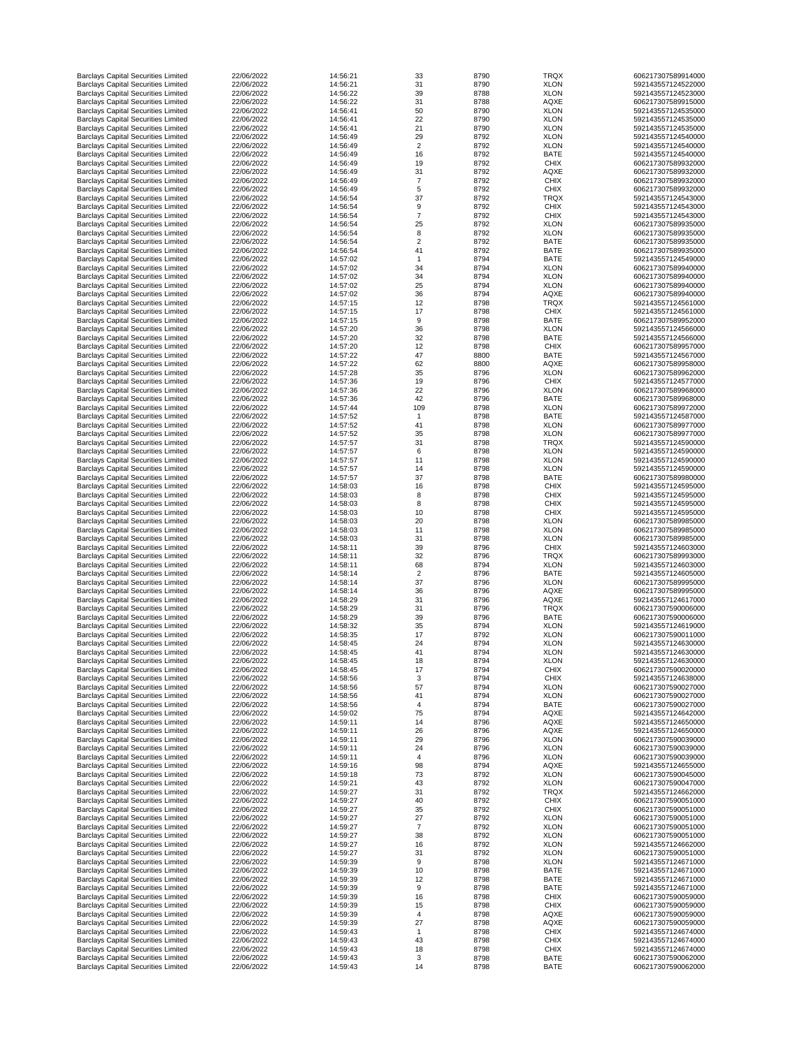| | | | | | | |
|---|---|---|---|---|---|---|
| Barclays Capital Securities Limited | 22/06/2022 | 14:56:21 | 33 | 8790 | TRQX | 606217307589914000 |
| Barclays Capital Securities Limited | 22/06/2022 | 14:56:21 | 31 | 8790 | XLON | 592143557124522000 |
| Barclays Capital Securities Limited | 22/06/2022 | 14:56:22 | 39 | 8788 | XLON | 592143557124523000 |
| Barclays Capital Securities Limited | 22/06/2022 | 14:56:22 | 31 | 8788 | AQXE | 606217307589915000 |
| Barclays Capital Securities Limited | 22/06/2022 | 14:56:41 | 50 | 8790 | XLON | 592143557124535000 |
| Barclays Capital Securities Limited | 22/06/2022 | 14:56:41 | 22 | 8790 | XLON | 592143557124535000 |
| Barclays Capital Securities Limited | 22/06/2022 | 14:56:41 | 21 | 8790 | XLON | 592143557124535000 |
| Barclays Capital Securities Limited | 22/06/2022 | 14:56:49 | 29 | 8792 | XLON | 592143557124540000 |
| Barclays Capital Securities Limited | 22/06/2022 | 14:56:49 | 2 | 8792 | XLON | 592143557124540000 |
| Barclays Capital Securities Limited | 22/06/2022 | 14:56:49 | 16 | 8792 | BATE | 592143557124540000 |
| Barclays Capital Securities Limited | 22/06/2022 | 14:56:49 | 19 | 8792 | CHIX | 606217307589932000 |
| Barclays Capital Securities Limited | 22/06/2022 | 14:56:49 | 31 | 8792 | AQXE | 606217307589932000 |
| Barclays Capital Securities Limited | 22/06/2022 | 14:56:49 | 7 | 8792 | CHIX | 606217307589932000 |
| Barclays Capital Securities Limited | 22/06/2022 | 14:56:49 | 5 | 8792 | CHIX | 606217307589932000 |
| Barclays Capital Securities Limited | 22/06/2022 | 14:56:54 | 37 | 8792 | TRQX | 592143557124543000 |
| Barclays Capital Securities Limited | 22/06/2022 | 14:56:54 | 9 | 8792 | CHIX | 592143557124543000 |
| Barclays Capital Securities Limited | 22/06/2022 | 14:56:54 | 7 | 8792 | CHIX | 592143557124543000 |
| Barclays Capital Securities Limited | 22/06/2022 | 14:56:54 | 25 | 8792 | XLON | 606217307589935000 |
| Barclays Capital Securities Limited | 22/06/2022 | 14:56:54 | 8 | 8792 | XLON | 606217307589935000 |
| Barclays Capital Securities Limited | 22/06/2022 | 14:56:54 | 2 | 8792 | BATE | 606217307589935000 |
| Barclays Capital Securities Limited | 22/06/2022 | 14:56:54 | 41 | 8792 | BATE | 606217307589935000 |
| Barclays Capital Securities Limited | 22/06/2022 | 14:57:02 | 1 | 8794 | BATE | 592143557124549000 |
| Barclays Capital Securities Limited | 22/06/2022 | 14:57:02 | 34 | 8794 | XLON | 606217307589940000 |
| Barclays Capital Securities Limited | 22/06/2022 | 14:57:02 | 34 | 8794 | XLON | 606217307589940000 |
| Barclays Capital Securities Limited | 22/06/2022 | 14:57:02 | 25 | 8794 | XLON | 606217307589940000 |
| Barclays Capital Securities Limited | 22/06/2022 | 14:57:02 | 36 | 8794 | AQXE | 606217307589940000 |
| Barclays Capital Securities Limited | 22/06/2022 | 14:57:15 | 12 | 8798 | TRQX | 592143557124561000 |
| Barclays Capital Securities Limited | 22/06/2022 | 14:57:15 | 17 | 8798 | CHIX | 592143557124561000 |
| Barclays Capital Securities Limited | 22/06/2022 | 14:57:15 | 9 | 8798 | BATE | 606217307589952000 |
| Barclays Capital Securities Limited | 22/06/2022 | 14:57:20 | 36 | 8798 | XLON | 592143557124566000 |
| Barclays Capital Securities Limited | 22/06/2022 | 14:57:20 | 32 | 8798 | BATE | 592143557124566000 |
| Barclays Capital Securities Limited | 22/06/2022 | 14:57:20 | 12 | 8798 | CHIX | 606217307589957000 |
| Barclays Capital Securities Limited | 22/06/2022 | 14:57:22 | 47 | 8800 | BATE | 592143557124567000 |
| Barclays Capital Securities Limited | 22/06/2022 | 14:57:22 | 62 | 8800 | AQXE | 606217307589958000 |
| Barclays Capital Securities Limited | 22/06/2022 | 14:57:28 | 35 | 8796 | XLON | 606217307589962000 |
| Barclays Capital Securities Limited | 22/06/2022 | 14:57:36 | 19 | 8796 | CHIX | 592143557124577000 |
| Barclays Capital Securities Limited | 22/06/2022 | 14:57:36 | 22 | 8796 | XLON | 606217307589968000 |
| Barclays Capital Securities Limited | 22/06/2022 | 14:57:36 | 42 | 8796 | BATE | 606217307589968000 |
| Barclays Capital Securities Limited | 22/06/2022 | 14:57:44 | 109 | 8798 | XLON | 606217307589972000 |
| Barclays Capital Securities Limited | 22/06/2022 | 14:57:52 | 1 | 8798 | BATE | 592143557124587000 |
| Barclays Capital Securities Limited | 22/06/2022 | 14:57:52 | 41 | 8798 | XLON | 606217307589977000 |
| Barclays Capital Securities Limited | 22/06/2022 | 14:57:52 | 35 | 8798 | XLON | 606217307589977000 |
| Barclays Capital Securities Limited | 22/06/2022 | 14:57:57 | 31 | 8798 | TRQX | 592143557124590000 |
| Barclays Capital Securities Limited | 22/06/2022 | 14:57:57 | 6 | 8798 | XLON | 592143557124590000 |
| Barclays Capital Securities Limited | 22/06/2022 | 14:57:57 | 11 | 8798 | XLON | 592143557124590000 |
| Barclays Capital Securities Limited | 22/06/2022 | 14:57:57 | 14 | 8798 | XLON | 592143557124590000 |
| Barclays Capital Securities Limited | 22/06/2022 | 14:57:57 | 37 | 8798 | BATE | 606217307589980000 |
| Barclays Capital Securities Limited | 22/06/2022 | 14:58:03 | 16 | 8798 | CHIX | 592143557124595000 |
| Barclays Capital Securities Limited | 22/06/2022 | 14:58:03 | 8 | 8798 | CHIX | 592143557124595000 |
| Barclays Capital Securities Limited | 22/06/2022 | 14:58:03 | 8 | 8798 | CHIX | 592143557124595000 |
| Barclays Capital Securities Limited | 22/06/2022 | 14:58:03 | 10 | 8798 | CHIX | 592143557124595000 |
| Barclays Capital Securities Limited | 22/06/2022 | 14:58:03 | 20 | 8798 | XLON | 606217307589985000 |
| Barclays Capital Securities Limited | 22/06/2022 | 14:58:03 | 11 | 8798 | XLON | 606217307589985000 |
| Barclays Capital Securities Limited | 22/06/2022 | 14:58:03 | 31 | 8798 | XLON | 606217307589985000 |
| Barclays Capital Securities Limited | 22/06/2022 | 14:58:11 | 39 | 8796 | CHIX | 592143557124603000 |
| Barclays Capital Securities Limited | 22/06/2022 | 14:58:11 | 32 | 8796 | TRQX | 606217307589993000 |
| Barclays Capital Securities Limited | 22/06/2022 | 14:58:11 | 68 | 8794 | XLON | 592143557124603000 |
| Barclays Capital Securities Limited | 22/06/2022 | 14:58:14 | 2 | 8796 | BATE | 592143557124605000 |
| Barclays Capital Securities Limited | 22/06/2022 | 14:58:14 | 37 | 8796 | XLON | 606217307589995000 |
| Barclays Capital Securities Limited | 22/06/2022 | 14:58:14 | 36 | 8796 | AQXE | 606217307589995000 |
| Barclays Capital Securities Limited | 22/06/2022 | 14:58:29 | 31 | 8796 | AQXE | 592143557124617000 |
| Barclays Capital Securities Limited | 22/06/2022 | 14:58:29 | 31 | 8796 | TRQX | 606217307590006000 |
| Barclays Capital Securities Limited | 22/06/2022 | 14:58:29 | 39 | 8796 | BATE | 606217307590006000 |
| Barclays Capital Securities Limited | 22/06/2022 | 14:58:32 | 35 | 8794 | XLON | 592143557124619000 |
| Barclays Capital Securities Limited | 22/06/2022 | 14:58:35 | 17 | 8792 | XLON | 606217307590011000 |
| Barclays Capital Securities Limited | 22/06/2022 | 14:58:45 | 24 | 8794 | XLON | 592143557124630000 |
| Barclays Capital Securities Limited | 22/06/2022 | 14:58:45 | 41 | 8794 | XLON | 592143557124630000 |
| Barclays Capital Securities Limited | 22/06/2022 | 14:58:45 | 18 | 8794 | XLON | 592143557124630000 |
| Barclays Capital Securities Limited | 22/06/2022 | 14:58:45 | 17 | 8794 | CHIX | 606217307590020000 |
| Barclays Capital Securities Limited | 22/06/2022 | 14:58:56 | 3 | 8794 | CHIX | 592143557124638000 |
| Barclays Capital Securities Limited | 22/06/2022 | 14:58:56 | 57 | 8794 | XLON | 606217307590027000 |
| Barclays Capital Securities Limited | 22/06/2022 | 14:58:56 | 41 | 8794 | XLON | 606217307590027000 |
| Barclays Capital Securities Limited | 22/06/2022 | 14:58:56 | 4 | 8794 | BATE | 606217307590027000 |
| Barclays Capital Securities Limited | 22/06/2022 | 14:59:02 | 75 | 8794 | AQXE | 592143557124642000 |
| Barclays Capital Securities Limited | 22/06/2022 | 14:59:11 | 14 | 8796 | AQXE | 592143557124650000 |
| Barclays Capital Securities Limited | 22/06/2022 | 14:59:11 | 26 | 8796 | AQXE | 592143557124650000 |
| Barclays Capital Securities Limited | 22/06/2022 | 14:59:11 | 29 | 8796 | XLON | 606217307590039000 |
| Barclays Capital Securities Limited | 22/06/2022 | 14:59:11 | 24 | 8796 | XLON | 606217307590039000 |
| Barclays Capital Securities Limited | 22/06/2022 | 14:59:11 | 4 | 8796 | XLON | 606217307590039000 |
| Barclays Capital Securities Limited | 22/06/2022 | 14:59:16 | 98 | 8794 | AQXE | 592143557124655000 |
| Barclays Capital Securities Limited | 22/06/2022 | 14:59:18 | 73 | 8792 | XLON | 606217307590045000 |
| Barclays Capital Securities Limited | 22/06/2022 | 14:59:21 | 43 | 8792 | XLON | 606217307590047000 |
| Barclays Capital Securities Limited | 22/06/2022 | 14:59:27 | 31 | 8792 | TRQX | 592143557124662000 |
| Barclays Capital Securities Limited | 22/06/2022 | 14:59:27 | 40 | 8792 | CHIX | 606217307590051000 |
| Barclays Capital Securities Limited | 22/06/2022 | 14:59:27 | 35 | 8792 | CHIX | 606217307590051000 |
| Barclays Capital Securities Limited | 22/06/2022 | 14:59:27 | 27 | 8792 | XLON | 606217307590051000 |
| Barclays Capital Securities Limited | 22/06/2022 | 14:59:27 | 7 | 8792 | XLON | 606217307590051000 |
| Barclays Capital Securities Limited | 22/06/2022 | 14:59:27 | 38 | 8792 | XLON | 606217307590051000 |
| Barclays Capital Securities Limited | 22/06/2022 | 14:59:27 | 16 | 8792 | XLON | 592143557124662000 |
| Barclays Capital Securities Limited | 22/06/2022 | 14:59:27 | 31 | 8792 | XLON | 606217307590051000 |
| Barclays Capital Securities Limited | 22/06/2022 | 14:59:39 | 9 | 8798 | XLON | 592143557124671000 |
| Barclays Capital Securities Limited | 22/06/2022 | 14:59:39 | 10 | 8798 | BATE | 592143557124671000 |
| Barclays Capital Securities Limited | 22/06/2022 | 14:59:39 | 12 | 8798 | BATE | 592143557124671000 |
| Barclays Capital Securities Limited | 22/06/2022 | 14:59:39 | 9 | 8798 | BATE | 592143557124671000 |
| Barclays Capital Securities Limited | 22/06/2022 | 14:59:39 | 16 | 8798 | CHIX | 606217307590059000 |
| Barclays Capital Securities Limited | 22/06/2022 | 14:59:39 | 15 | 8798 | CHIX | 606217307590059000 |
| Barclays Capital Securities Limited | 22/06/2022 | 14:59:39 | 4 | 8798 | AQXE | 606217307590059000 |
| Barclays Capital Securities Limited | 22/06/2022 | 14:59:39 | 27 | 8798 | AQXE | 606217307590059000 |
| Barclays Capital Securities Limited | 22/06/2022 | 14:59:43 | 1 | 8798 | CHIX | 592143557124674000 |
| Barclays Capital Securities Limited | 22/06/2022 | 14:59:43 | 43 | 8798 | CHIX | 592143557124674000 |
| Barclays Capital Securities Limited | 22/06/2022 | 14:59:43 | 18 | 8798 | CHIX | 592143557124674000 |
| Barclays Capital Securities Limited | 22/06/2022 | 14:59:43 | 3 | 8798 | BATE | 606217307590062000 |
| Barclays Capital Securities Limited | 22/06/2022 | 14:59:43 | 14 | 8798 | BATE | 606217307590062000 |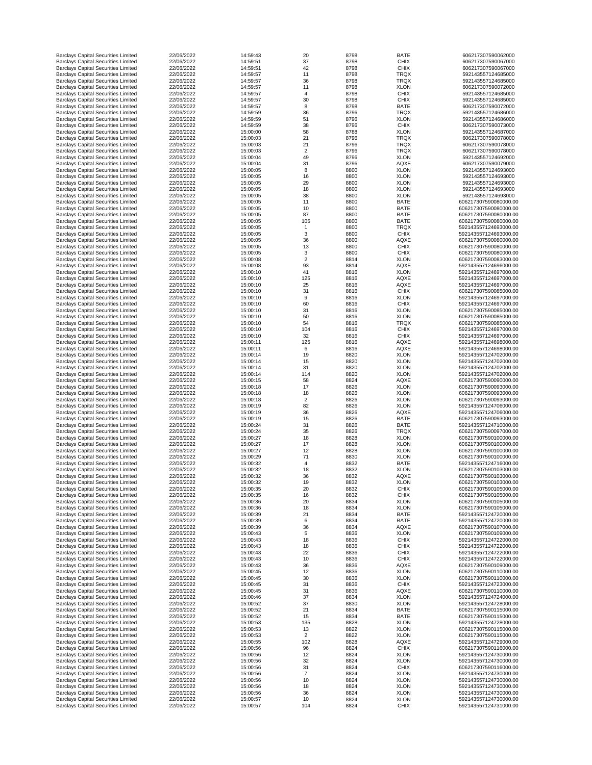| | | | | | | |
|---|---|---|---|---|---|---|
| Barclays Capital Securities Limited | 22/06/2022 | 14:59:43 | 20 | 8798 | BATE | 606217307590062000 |
| Barclays Capital Securities Limited | 22/06/2022 | 14:59:51 | 37 | 8798 | CHIX | 606217307590067000 |
| Barclays Capital Securities Limited | 22/06/2022 | 14:59:51 | 42 | 8798 | CHIX | 606217307590067000 |
| Barclays Capital Securities Limited | 22/06/2022 | 14:59:57 | 11 | 8798 | TRQX | 592143557124685000 |
| Barclays Capital Securities Limited | 22/06/2022 | 14:59:57 | 36 | 8798 | TRQX | 592143557124685000 |
| Barclays Capital Securities Limited | 22/06/2022 | 14:59:57 | 11 | 8798 | XLON | 606217307590072000 |
| Barclays Capital Securities Limited | 22/06/2022 | 14:59:57 | 4 | 8798 | CHIX | 592143557124685000 |
| Barclays Capital Securities Limited | 22/06/2022 | 14:59:57 | 30 | 8798 | CHIX | 592143557124685000 |
| Barclays Capital Securities Limited | 22/06/2022 | 14:59:57 | 8 | 8798 | BATE | 606217307590072000 |
| Barclays Capital Securities Limited | 22/06/2022 | 14:59:59 | 36 | 8796 | TRQX | 592143557124686000 |
| Barclays Capital Securities Limited | 22/06/2022 | 14:59:59 | 51 | 8796 | XLON | 592143557124686000 |
| Barclays Capital Securities Limited | 22/06/2022 | 14:59:59 | 38 | 8796 | CHIX | 606217307590073000 |
| Barclays Capital Securities Limited | 22/06/2022 | 15:00:00 | 58 | 8788 | XLON | 592143557124687000 |
| Barclays Capital Securities Limited | 22/06/2022 | 15:00:03 | 21 | 8796 | TRQX | 606217307590078000 |
| Barclays Capital Securities Limited | 22/06/2022 | 15:00:03 | 21 | 8796 | TRQX | 606217307590078000 |
| Barclays Capital Securities Limited | 22/06/2022 | 15:00:03 | 2 | 8796 | TRQX | 606217307590078000 |
| Barclays Capital Securities Limited | 22/06/2022 | 15:00:04 | 49 | 8796 | XLON | 592143557124692000 |
| Barclays Capital Securities Limited | 22/06/2022 | 15:00:04 | 31 | 8796 | AQXE | 606217307590079000 |
| Barclays Capital Securities Limited | 22/06/2022 | 15:00:05 | 8 | 8800 | XLON | 592143557124693000 |
| Barclays Capital Securities Limited | 22/06/2022 | 15:00:05 | 16 | 8800 | XLON | 592143557124693000 |
| Barclays Capital Securities Limited | 22/06/2022 | 15:00:05 | 29 | 8800 | XLON | 592143557124693000 |
| Barclays Capital Securities Limited | 22/06/2022 | 15:00:05 | 18 | 8800 | XLON | 592143557124693000 |
| Barclays Capital Securities Limited | 22/06/2022 | 15:00:05 | 38 | 8800 | XLON | 592143557124693000 |
| Barclays Capital Securities Limited | 22/06/2022 | 15:00:05 | 11 | 8800 | BATE | 606217307590080000.00 |
| Barclays Capital Securities Limited | 22/06/2022 | 15:00:05 | 10 | 8800 | BATE | 606217307590080000.00 |
| Barclays Capital Securities Limited | 22/06/2022 | 15:00:05 | 87 | 8800 | BATE | 606217307590080000.00 |
| Barclays Capital Securities Limited | 22/06/2022 | 15:00:05 | 105 | 8800 | BATE | 606217307590080000.00 |
| Barclays Capital Securities Limited | 22/06/2022 | 15:00:05 | 1 | 8800 | TRQX | 592143557124693000.00 |
| Barclays Capital Securities Limited | 22/06/2022 | 15:00:05 | 3 | 8800 | CHIX | 592143557124693000.00 |
| Barclays Capital Securities Limited | 22/06/2022 | 15:00:05 | 36 | 8800 | AQXE | 606217307590080000.00 |
| Barclays Capital Securities Limited | 22/06/2022 | 15:00:05 | 13 | 8800 | CHIX | 606217307590080000.00 |
| Barclays Capital Securities Limited | 22/06/2022 | 15:00:05 | 3 | 8800 | CHIX | 606217307590080000.00 |
| Barclays Capital Securities Limited | 22/06/2022 | 15:00:08 | 2 | 8814 | XLON | 606217307590083000.00 |
| Barclays Capital Securities Limited | 22/06/2022 | 15:00:08 | 93 | 8814 | AQXE | 592143557124696000.00 |
| Barclays Capital Securities Limited | 22/06/2022 | 15:00:10 | 41 | 8816 | XLON | 592143557124697000.00 |
| Barclays Capital Securities Limited | 22/06/2022 | 15:00:10 | 125 | 8816 | AQXE | 592143557124697000.00 |
| Barclays Capital Securities Limited | 22/06/2022 | 15:00:10 | 25 | 8816 | AQXE | 592143557124697000.00 |
| Barclays Capital Securities Limited | 22/06/2022 | 15:00:10 | 31 | 8816 | CHIX | 606217307590085000.00 |
| Barclays Capital Securities Limited | 22/06/2022 | 15:00:10 | 9 | 8816 | XLON | 592143557124697000.00 |
| Barclays Capital Securities Limited | 22/06/2022 | 15:00:10 | 60 | 8816 | CHIX | 592143557124697000.00 |
| Barclays Capital Securities Limited | 22/06/2022 | 15:00:10 | 31 | 8816 | XLON | 606217307590085000.00 |
| Barclays Capital Securities Limited | 22/06/2022 | 15:00:10 | 50 | 8816 | XLON | 606217307590085000.00 |
| Barclays Capital Securities Limited | 22/06/2022 | 15:00:10 | 54 | 8816 | TRQX | 606217307590085000.00 |
| Barclays Capital Securities Limited | 22/06/2022 | 15:00:10 | 104 | 8816 | CHIX | 592143557124697000.00 |
| Barclays Capital Securities Limited | 22/06/2022 | 15:00:10 | 32 | 8816 | CHIX | 592143557124697000.00 |
| Barclays Capital Securities Limited | 22/06/2022 | 15:00:11 | 125 | 8816 | AQXE | 592143557124698000.00 |
| Barclays Capital Securities Limited | 22/06/2022 | 15:00:11 | 6 | 8816 | AQXE | 592143557124698000.00 |
| Barclays Capital Securities Limited | 22/06/2022 | 15:00:14 | 19 | 8820 | XLON | 592143557124702000.00 |
| Barclays Capital Securities Limited | 22/06/2022 | 15:00:14 | 15 | 8820 | XLON | 592143557124702000.00 |
| Barclays Capital Securities Limited | 22/06/2022 | 15:00:14 | 31 | 8820 | XLON | 592143557124702000.00 |
| Barclays Capital Securities Limited | 22/06/2022 | 15:00:14 | 114 | 8820 | XLON | 592143557124702000.00 |
| Barclays Capital Securities Limited | 22/06/2022 | 15:00:15 | 58 | 8824 | AQXE | 606217307590090000.00 |
| Barclays Capital Securities Limited | 22/06/2022 | 15:00:18 | 17 | 8826 | XLON | 606217307590093000.00 |
| Barclays Capital Securities Limited | 22/06/2022 | 15:00:18 | 18 | 8826 | XLON | 606217307590093000.00 |
| Barclays Capital Securities Limited | 22/06/2022 | 15:00:18 | 2 | 8826 | XLON | 606217307590093000.00 |
| Barclays Capital Securities Limited | 22/06/2022 | 15:00:19 | 82 | 8826 | XLON | 592143557124706000.00 |
| Barclays Capital Securities Limited | 22/06/2022 | 15:00:19 | 36 | 8826 | AQXE | 592143557124706000.00 |
| Barclays Capital Securities Limited | 22/06/2022 | 15:00:19 | 15 | 8826 | BATE | 606217307590093000.00 |
| Barclays Capital Securities Limited | 22/06/2022 | 15:00:24 | 31 | 8826 | BATE | 592143557124710000.00 |
| Barclays Capital Securities Limited | 22/06/2022 | 15:00:24 | 35 | 8826 | TRQX | 606217307590097000.00 |
| Barclays Capital Securities Limited | 22/06/2022 | 15:00:27 | 18 | 8828 | XLON | 606217307590100000.00 |
| Barclays Capital Securities Limited | 22/06/2022 | 15:00:27 | 17 | 8828 | XLON | 606217307590100000.00 |
| Barclays Capital Securities Limited | 22/06/2022 | 15:00:27 | 12 | 8828 | XLON | 606217307590100000.00 |
| Barclays Capital Securities Limited | 22/06/2022 | 15:00:29 | 71 | 8830 | XLON | 606217307590100000.00 |
| Barclays Capital Securities Limited | 22/06/2022 | 15:00:32 | 4 | 8832 | BATE | 592143557124716000.00 |
| Barclays Capital Securities Limited | 22/06/2022 | 15:00:32 | 18 | 8832 | XLON | 606217307590103000.00 |
| Barclays Capital Securities Limited | 22/06/2022 | 15:00:32 | 36 | 8832 | AQXE | 606217307590103000.00 |
| Barclays Capital Securities Limited | 22/06/2022 | 15:00:32 | 19 | 8832 | XLON | 606217307590103000.00 |
| Barclays Capital Securities Limited | 22/06/2022 | 15:00:35 | 20 | 8832 | CHIX | 606217307590105000.00 |
| Barclays Capital Securities Limited | 22/06/2022 | 15:00:35 | 16 | 8832 | CHIX | 606217307590105000.00 |
| Barclays Capital Securities Limited | 22/06/2022 | 15:00:36 | 20 | 8834 | XLON | 606217307590105000.00 |
| Barclays Capital Securities Limited | 22/06/2022 | 15:00:36 | 18 | 8834 | XLON | 606217307590105000.00 |
| Barclays Capital Securities Limited | 22/06/2022 | 15:00:39 | 21 | 8834 | BATE | 592143557124720000.00 |
| Barclays Capital Securities Limited | 22/06/2022 | 15:00:39 | 6 | 8834 | BATE | 592143557124720000.00 |
| Barclays Capital Securities Limited | 22/06/2022 | 15:00:39 | 36 | 8834 | AQXE | 606217307590107000.00 |
| Barclays Capital Securities Limited | 22/06/2022 | 15:00:43 | 5 | 8836 | XLON | 606217307590109000.00 |
| Barclays Capital Securities Limited | 22/06/2022 | 15:00:43 | 18 | 8836 | CHIX | 592143557124722000.00 |
| Barclays Capital Securities Limited | 22/06/2022 | 15:00:43 | 18 | 8836 | CHIX | 592143557124722000.00 |
| Barclays Capital Securities Limited | 22/06/2022 | 15:00:43 | 22 | 8836 | CHIX | 592143557124722000.00 |
| Barclays Capital Securities Limited | 22/06/2022 | 15:00:43 | 10 | 8836 | CHIX | 592143557124722000.00 |
| Barclays Capital Securities Limited | 22/06/2022 | 15:00:43 | 36 | 8836 | AQXE | 606217307590109000.00 |
| Barclays Capital Securities Limited | 22/06/2022 | 15:00:45 | 12 | 8836 | XLON | 606217307590110000.00 |
| Barclays Capital Securities Limited | 22/06/2022 | 15:00:45 | 30 | 8836 | XLON | 606217307590110000.00 |
| Barclays Capital Securities Limited | 22/06/2022 | 15:00:45 | 31 | 8836 | CHIX | 592143557124723000.00 |
| Barclays Capital Securities Limited | 22/06/2022 | 15:00:45 | 31 | 8836 | AQXE | 606217307590110000.00 |
| Barclays Capital Securities Limited | 22/06/2022 | 15:00:46 | 37 | 8834 | XLON | 592143557124724000.00 |
| Barclays Capital Securities Limited | 22/06/2022 | 15:00:52 | 37 | 8830 | XLON | 592143557124728000.00 |
| Barclays Capital Securities Limited | 22/06/2022 | 15:00:52 | 21 | 8834 | BATE | 606217307590115000.00 |
| Barclays Capital Securities Limited | 22/06/2022 | 15:00:52 | 15 | 8834 | BATE | 606217307590115000.00 |
| Barclays Capital Securities Limited | 22/06/2022 | 15:00:53 | 135 | 8828 | XLON | 592143557124728000.00 |
| Barclays Capital Securities Limited | 22/06/2022 | 15:00:53 | 13 | 8822 | XLON | 606217307590115000.00 |
| Barclays Capital Securities Limited | 22/06/2022 | 15:00:53 | 2 | 8822 | XLON | 606217307590115000.00 |
| Barclays Capital Securities Limited | 22/06/2022 | 15:00:55 | 102 | 8828 | AQXE | 592143557124729000.00 |
| Barclays Capital Securities Limited | 22/06/2022 | 15:00:56 | 96 | 8824 | CHIX | 606217307590116000.00 |
| Barclays Capital Securities Limited | 22/06/2022 | 15:00:56 | 12 | 8824 | XLON | 592143557124730000.00 |
| Barclays Capital Securities Limited | 22/06/2022 | 15:00:56 | 32 | 8824 | XLON | 592143557124730000.00 |
| Barclays Capital Securities Limited | 22/06/2022 | 15:00:56 | 31 | 8824 | CHIX | 606217307590116000.00 |
| Barclays Capital Securities Limited | 22/06/2022 | 15:00:56 | 7 | 8824 | XLON | 592143557124730000.00 |
| Barclays Capital Securities Limited | 22/06/2022 | 15:00:56 | 10 | 8824 | XLON | 592143557124730000.00 |
| Barclays Capital Securities Limited | 22/06/2022 | 15:00:56 | 18 | 8824 | XLON | 592143557124730000.00 |
| Barclays Capital Securities Limited | 22/06/2022 | 15:00:56 | 36 | 8824 | XLON | 592143557124730000.00 |
| Barclays Capital Securities Limited | 22/06/2022 | 15:00:57 | 10 | 8824 | XLON | 592143557124730000.00 |
| Barclays Capital Securities Limited | 22/06/2022 | 15:00:57 | 104 | 8824 | CHIX | 592143557124731000.00 |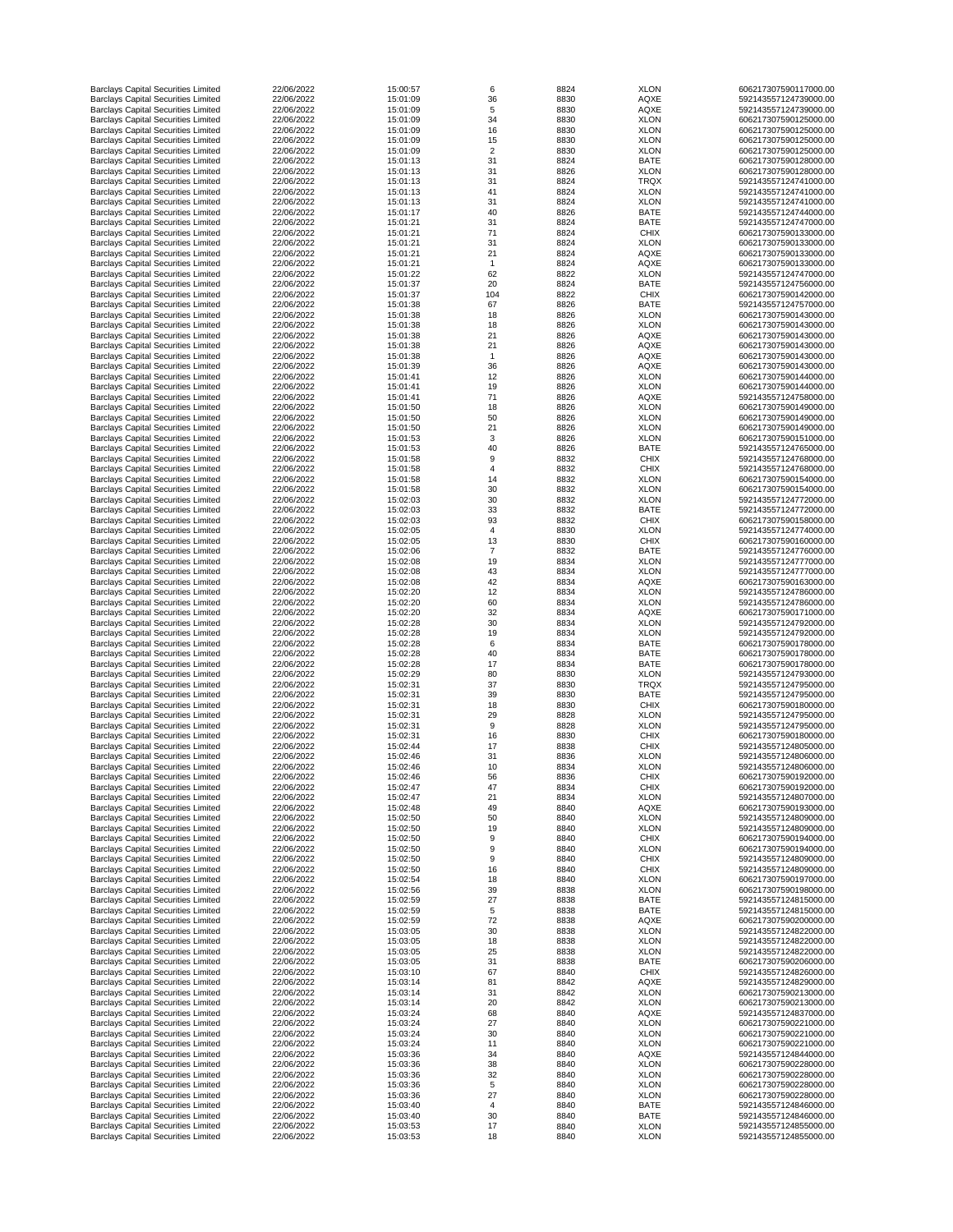| | | | | | | |
|---|---|---|---|---|---|---|
| Barclays Capital Securities Limited | 22/06/2022 | 15:00:57 | 6 | 8824 | XLON | 606217307590117000.00 |
| Barclays Capital Securities Limited | 22/06/2022 | 15:01:09 | 36 | 8830 | AQXE | 592143557124739000.00 |
| Barclays Capital Securities Limited | 22/06/2022 | 15:01:09 | 5 | 8830 | AQXE | 592143557124739000.00 |
| Barclays Capital Securities Limited | 22/06/2022 | 15:01:09 | 34 | 8830 | XLON | 606217307590125000.00 |
| Barclays Capital Securities Limited | 22/06/2022 | 15:01:09 | 16 | 8830 | XLON | 606217307590125000.00 |
| Barclays Capital Securities Limited | 22/06/2022 | 15:01:09 | 15 | 8830 | XLON | 606217307590125000.00 |
| Barclays Capital Securities Limited | 22/06/2022 | 15:01:09 | 2 | 8830 | XLON | 606217307590125000.00 |
| Barclays Capital Securities Limited | 22/06/2022 | 15:01:13 | 31 | 8824 | BATE | 606217307590128000.00 |
| Barclays Capital Securities Limited | 22/06/2022 | 15:01:13 | 31 | 8826 | XLON | 606217307590128000.00 |
| Barclays Capital Securities Limited | 22/06/2022 | 15:01:13 | 31 | 8824 | TRQX | 592143557124741000.00 |
| Barclays Capital Securities Limited | 22/06/2022 | 15:01:13 | 41 | 8824 | XLON | 592143557124741000.00 |
| Barclays Capital Securities Limited | 22/06/2022 | 15:01:13 | 31 | 8824 | XLON | 592143557124741000.00 |
| Barclays Capital Securities Limited | 22/06/2022 | 15:01:17 | 40 | 8826 | BATE | 592143557124744000.00 |
| Barclays Capital Securities Limited | 22/06/2022 | 15:01:21 | 31 | 8824 | BATE | 592143557124747000.00 |
| Barclays Capital Securities Limited | 22/06/2022 | 15:01:21 | 71 | 8824 | CHIX | 606217307590133000.00 |
| Barclays Capital Securities Limited | 22/06/2022 | 15:01:21 | 31 | 8824 | XLON | 606217307590133000.00 |
| Barclays Capital Securities Limited | 22/06/2022 | 15:01:21 | 21 | 8824 | AQXE | 606217307590133000.00 |
| Barclays Capital Securities Limited | 22/06/2022 | 15:01:21 | 1 | 8824 | AQXE | 606217307590133000.00 |
| Barclays Capital Securities Limited | 22/06/2022 | 15:01:22 | 62 | 8822 | XLON | 592143557124747000.00 |
| Barclays Capital Securities Limited | 22/06/2022 | 15:01:37 | 20 | 8824 | BATE | 592143557124756000.00 |
| Barclays Capital Securities Limited | 22/06/2022 | 15:01:37 | 104 | 8822 | CHIX | 606217307590142000.00 |
| Barclays Capital Securities Limited | 22/06/2022 | 15:01:38 | 67 | 8826 | BATE | 592143557124757000.00 |
| Barclays Capital Securities Limited | 22/06/2022 | 15:01:38 | 18 | 8826 | XLON | 606217307590143000.00 |
| Barclays Capital Securities Limited | 22/06/2022 | 15:01:38 | 18 | 8826 | XLON | 606217307590143000.00 |
| Barclays Capital Securities Limited | 22/06/2022 | 15:01:38 | 21 | 8826 | AQXE | 606217307590143000.00 |
| Barclays Capital Securities Limited | 22/06/2022 | 15:01:38 | 21 | 8826 | AQXE | 606217307590143000.00 |
| Barclays Capital Securities Limited | 22/06/2022 | 15:01:38 | 1 | 8826 | AQXE | 606217307590143000.00 |
| Barclays Capital Securities Limited | 22/06/2022 | 15:01:39 | 36 | 8826 | AQXE | 606217307590143000.00 |
| Barclays Capital Securities Limited | 22/06/2022 | 15:01:41 | 12 | 8826 | XLON | 606217307590144000.00 |
| Barclays Capital Securities Limited | 22/06/2022 | 15:01:41 | 19 | 8826 | XLON | 606217307590144000.00 |
| Barclays Capital Securities Limited | 22/06/2022 | 15:01:41 | 71 | 8826 | AQXE | 592143557124758000.00 |
| Barclays Capital Securities Limited | 22/06/2022 | 15:01:50 | 18 | 8826 | XLON | 606217307590149000.00 |
| Barclays Capital Securities Limited | 22/06/2022 | 15:01:50 | 50 | 8826 | XLON | 606217307590149000.00 |
| Barclays Capital Securities Limited | 22/06/2022 | 15:01:50 | 21 | 8826 | XLON | 606217307590149000.00 |
| Barclays Capital Securities Limited | 22/06/2022 | 15:01:53 | 3 | 8826 | XLON | 606217307590151000.00 |
| Barclays Capital Securities Limited | 22/06/2022 | 15:01:53 | 40 | 8826 | BATE | 592143557124765000.00 |
| Barclays Capital Securities Limited | 22/06/2022 | 15:01:58 | 9 | 8832 | CHIX | 592143557124768000.00 |
| Barclays Capital Securities Limited | 22/06/2022 | 15:01:58 | 4 | 8832 | CHIX | 592143557124768000.00 |
| Barclays Capital Securities Limited | 22/06/2022 | 15:01:58 | 14 | 8832 | XLON | 606217307590154000.00 |
| Barclays Capital Securities Limited | 22/06/2022 | 15:01:58 | 30 | 8832 | XLON | 606217307590154000.00 |
| Barclays Capital Securities Limited | 22/06/2022 | 15:02:03 | 30 | 8832 | XLON | 592143557124772000.00 |
| Barclays Capital Securities Limited | 22/06/2022 | 15:02:03 | 33 | 8832 | BATE | 592143557124772000.00 |
| Barclays Capital Securities Limited | 22/06/2022 | 15:02:03 | 93 | 8832 | CHIX | 606217307590158000.00 |
| Barclays Capital Securities Limited | 22/06/2022 | 15:02:05 | 4 | 8830 | XLON | 592143557124774000.00 |
| Barclays Capital Securities Limited | 22/06/2022 | 15:02:05 | 13 | 8830 | CHIX | 606217307590160000.00 |
| Barclays Capital Securities Limited | 22/06/2022 | 15:02:06 | 7 | 8832 | BATE | 592143557124776000.00 |
| Barclays Capital Securities Limited | 22/06/2022 | 15:02:08 | 19 | 8834 | XLON | 592143557124777000.00 |
| Barclays Capital Securities Limited | 22/06/2022 | 15:02:08 | 43 | 8834 | XLON | 592143557124777000.00 |
| Barclays Capital Securities Limited | 22/06/2022 | 15:02:08 | 42 | 8834 | AQXE | 606217307590163000.00 |
| Barclays Capital Securities Limited | 22/06/2022 | 15:02:20 | 12 | 8834 | XLON | 592143557124786000.00 |
| Barclays Capital Securities Limited | 22/06/2022 | 15:02:20 | 60 | 8834 | XLON | 592143557124786000.00 |
| Barclays Capital Securities Limited | 22/06/2022 | 15:02:20 | 32 | 8834 | AQXE | 606217307590171000.00 |
| Barclays Capital Securities Limited | 22/06/2022 | 15:02:28 | 30 | 8834 | XLON | 592143557124792000.00 |
| Barclays Capital Securities Limited | 22/06/2022 | 15:02:28 | 19 | 8834 | XLON | 592143557124792000.00 |
| Barclays Capital Securities Limited | 22/06/2022 | 15:02:28 | 6 | 8834 | BATE | 606217307590178000.00 |
| Barclays Capital Securities Limited | 22/06/2022 | 15:02:28 | 40 | 8834 | BATE | 606217307590178000.00 |
| Barclays Capital Securities Limited | 22/06/2022 | 15:02:28 | 17 | 8834 | BATE | 606217307590178000.00 |
| Barclays Capital Securities Limited | 22/06/2022 | 15:02:29 | 80 | 8830 | XLON | 592143557124793000.00 |
| Barclays Capital Securities Limited | 22/06/2022 | 15:02:31 | 37 | 8830 | TRQX | 592143557124795000.00 |
| Barclays Capital Securities Limited | 22/06/2022 | 15:02:31 | 39 | 8830 | BATE | 592143557124795000.00 |
| Barclays Capital Securities Limited | 22/06/2022 | 15:02:31 | 18 | 8830 | CHIX | 606217307590180000.00 |
| Barclays Capital Securities Limited | 22/06/2022 | 15:02:31 | 29 | 8828 | XLON | 592143557124795000.00 |
| Barclays Capital Securities Limited | 22/06/2022 | 15:02:31 | 9 | 8828 | XLON | 592143557124795000.00 |
| Barclays Capital Securities Limited | 22/06/2022 | 15:02:31 | 16 | 8830 | CHIX | 606217307590180000.00 |
| Barclays Capital Securities Limited | 22/06/2022 | 15:02:44 | 17 | 8838 | CHIX | 592143557124805000.00 |
| Barclays Capital Securities Limited | 22/06/2022 | 15:02:46 | 31 | 8836 | XLON | 592143557124806000.00 |
| Barclays Capital Securities Limited | 22/06/2022 | 15:02:46 | 10 | 8834 | XLON | 592143557124806000.00 |
| Barclays Capital Securities Limited | 22/06/2022 | 15:02:46 | 56 | 8836 | CHIX | 606217307590192000.00 |
| Barclays Capital Securities Limited | 22/06/2022 | 15:02:47 | 47 | 8834 | CHIX | 606217307590192000.00 |
| Barclays Capital Securities Limited | 22/06/2022 | 15:02:47 | 21 | 8834 | XLON | 592143557124807000.00 |
| Barclays Capital Securities Limited | 22/06/2022 | 15:02:48 | 49 | 8840 | AQXE | 606217307590193000.00 |
| Barclays Capital Securities Limited | 22/06/2022 | 15:02:50 | 50 | 8840 | XLON | 592143557124809000.00 |
| Barclays Capital Securities Limited | 22/06/2022 | 15:02:50 | 19 | 8840 | XLON | 592143557124809000.00 |
| Barclays Capital Securities Limited | 22/06/2022 | 15:02:50 | 9 | 8840 | CHIX | 606217307590194000.00 |
| Barclays Capital Securities Limited | 22/06/2022 | 15:02:50 | 9 | 8840 | XLON | 606217307590194000.00 |
| Barclays Capital Securities Limited | 22/06/2022 | 15:02:50 | 9 | 8840 | CHIX | 592143557124809000.00 |
| Barclays Capital Securities Limited | 22/06/2022 | 15:02:50 | 16 | 8840 | CHIX | 592143557124809000.00 |
| Barclays Capital Securities Limited | 22/06/2022 | 15:02:54 | 18 | 8840 | XLON | 606217307590197000.00 |
| Barclays Capital Securities Limited | 22/06/2022 | 15:02:56 | 39 | 8838 | XLON | 606217307590198000.00 |
| Barclays Capital Securities Limited | 22/06/2022 | 15:02:59 | 27 | 8838 | BATE | 592143557124815000.00 |
| Barclays Capital Securities Limited | 22/06/2022 | 15:02:59 | 5 | 8838 | BATE | 592143557124815000.00 |
| Barclays Capital Securities Limited | 22/06/2022 | 15:02:59 | 72 | 8838 | AQXE | 606217307590200000.00 |
| Barclays Capital Securities Limited | 22/06/2022 | 15:03:05 | 30 | 8838 | XLON | 592143557124822000.00 |
| Barclays Capital Securities Limited | 22/06/2022 | 15:03:05 | 18 | 8838 | XLON | 592143557124822000.00 |
| Barclays Capital Securities Limited | 22/06/2022 | 15:03:05 | 25 | 8838 | XLON | 592143557124822000.00 |
| Barclays Capital Securities Limited | 22/06/2022 | 15:03:05 | 31 | 8838 | BATE | 606217307590206000.00 |
| Barclays Capital Securities Limited | 22/06/2022 | 15:03:10 | 67 | 8840 | CHIX | 592143557124826000.00 |
| Barclays Capital Securities Limited | 22/06/2022 | 15:03:14 | 81 | 8842 | AQXE | 592143557124829000.00 |
| Barclays Capital Securities Limited | 22/06/2022 | 15:03:14 | 31 | 8842 | XLON | 606217307590213000.00 |
| Barclays Capital Securities Limited | 22/06/2022 | 15:03:14 | 20 | 8842 | XLON | 606217307590213000.00 |
| Barclays Capital Securities Limited | 22/06/2022 | 15:03:24 | 68 | 8840 | AQXE | 592143557124837000.00 |
| Barclays Capital Securities Limited | 22/06/2022 | 15:03:24 | 27 | 8840 | XLON | 606217307590221000.00 |
| Barclays Capital Securities Limited | 22/06/2022 | 15:03:24 | 30 | 8840 | XLON | 606217307590221000.00 |
| Barclays Capital Securities Limited | 22/06/2022 | 15:03:24 | 11 | 8840 | XLON | 606217307590221000.00 |
| Barclays Capital Securities Limited | 22/06/2022 | 15:03:36 | 34 | 8840 | AQXE | 592143557124844000.00 |
| Barclays Capital Securities Limited | 22/06/2022 | 15:03:36 | 38 | 8840 | XLON | 606217307590228000.00 |
| Barclays Capital Securities Limited | 22/06/2022 | 15:03:36 | 32 | 8840 | XLON | 606217307590228000.00 |
| Barclays Capital Securities Limited | 22/06/2022 | 15:03:36 | 5 | 8840 | XLON | 606217307590228000.00 |
| Barclays Capital Securities Limited | 22/06/2022 | 15:03:36 | 27 | 8840 | XLON | 606217307590228000.00 |
| Barclays Capital Securities Limited | 22/06/2022 | 15:03:40 | 4 | 8840 | BATE | 592143557124846000.00 |
| Barclays Capital Securities Limited | 22/06/2022 | 15:03:40 | 30 | 8840 | BATE | 592143557124846000.00 |
| Barclays Capital Securities Limited | 22/06/2022 | 15:03:53 | 17 | 8840 | XLON | 592143557124855000.00 |
| Barclays Capital Securities Limited | 22/06/2022 | 15:03:53 | 18 | 8840 | XLON | 592143557124855000.00 |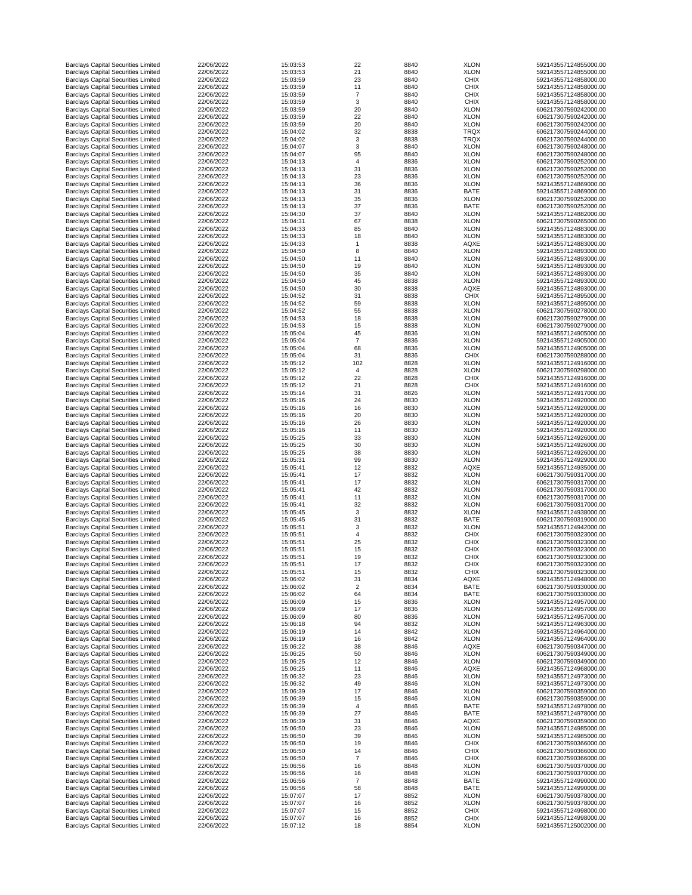| | | | | | | |
|---|---|---|---|---|---|---|
| Barclays Capital Securities Limited | 22/06/2022 | 15:03:53 | 22 | 8840 | XLON | 592143557124855000.00 |
| Barclays Capital Securities Limited | 22/06/2022 | 15:03:53 | 21 | 8840 | XLON | 592143557124855000.00 |
| Barclays Capital Securities Limited | 22/06/2022 | 15:03:59 | 23 | 8840 | CHIX | 592143557124858000.00 |
| Barclays Capital Securities Limited | 22/06/2022 | 15:03:59 | 11 | 8840 | CHIX | 592143557124858000.00 |
| Barclays Capital Securities Limited | 22/06/2022 | 15:03:59 | 7 | 8840 | CHIX | 592143557124858000.00 |
| Barclays Capital Securities Limited | 22/06/2022 | 15:03:59 | 3 | 8840 | CHIX | 592143557124858000.00 |
| Barclays Capital Securities Limited | 22/06/2022 | 15:03:59 | 20 | 8840 | XLON | 606217307590242000.00 |
| Barclays Capital Securities Limited | 22/06/2022 | 15:03:59 | 22 | 8840 | XLON | 606217307590242000.00 |
| Barclays Capital Securities Limited | 22/06/2022 | 15:03:59 | 20 | 8840 | XLON | 606217307590242000.00 |
| Barclays Capital Securities Limited | 22/06/2022 | 15:04:02 | 32 | 8838 | TRQX | 606217307590244000.00 |
| Barclays Capital Securities Limited | 22/06/2022 | 15:04:02 | 3 | 8838 | TRQX | 606217307590244000.00 |
| Barclays Capital Securities Limited | 22/06/2022 | 15:04:07 | 3 | 8840 | XLON | 606217307590248000.00 |
| Barclays Capital Securities Limited | 22/06/2022 | 15:04:07 | 95 | 8840 | XLON | 606217307590248000.00 |
| Barclays Capital Securities Limited | 22/06/2022 | 15:04:13 | 4 | 8836 | XLON | 606217307590252000.00 |
| Barclays Capital Securities Limited | 22/06/2022 | 15:04:13 | 31 | 8836 | XLON | 606217307590252000.00 |
| Barclays Capital Securities Limited | 22/06/2022 | 15:04:13 | 23 | 8836 | XLON | 606217307590252000.00 |
| Barclays Capital Securities Limited | 22/06/2022 | 15:04:13 | 36 | 8836 | XLON | 592143557124869000.00 |
| Barclays Capital Securities Limited | 22/06/2022 | 15:04:13 | 31 | 8836 | BATE | 592143557124869000.00 |
| Barclays Capital Securities Limited | 22/06/2022 | 15:04:13 | 35 | 8836 | XLON | 606217307590252000.00 |
| Barclays Capital Securities Limited | 22/06/2022 | 15:04:13 | 37 | 8836 | BATE | 606217307590252000.00 |
| Barclays Capital Securities Limited | 22/06/2022 | 15:04:30 | 37 | 8840 | XLON | 592143557124882000.00 |
| Barclays Capital Securities Limited | 22/06/2022 | 15:04:31 | 67 | 8838 | XLON | 606217307590265000.00 |
| Barclays Capital Securities Limited | 22/06/2022 | 15:04:33 | 85 | 8840 | XLON | 592143557124883000.00 |
| Barclays Capital Securities Limited | 22/06/2022 | 15:04:33 | 18 | 8840 | XLON | 592143557124883000.00 |
| Barclays Capital Securities Limited | 22/06/2022 | 15:04:33 | 1 | 8838 | AQXE | 592143557124883000.00 |
| Barclays Capital Securities Limited | 22/06/2022 | 15:04:50 | 8 | 8840 | XLON | 592143557124893000.00 |
| Barclays Capital Securities Limited | 22/06/2022 | 15:04:50 | 11 | 8840 | XLON | 592143557124893000.00 |
| Barclays Capital Securities Limited | 22/06/2022 | 15:04:50 | 19 | 8840 | XLON | 592143557124893000.00 |
| Barclays Capital Securities Limited | 22/06/2022 | 15:04:50 | 35 | 8840 | XLON | 592143557124893000.00 |
| Barclays Capital Securities Limited | 22/06/2022 | 15:04:50 | 45 | 8838 | XLON | 592143557124893000.00 |
| Barclays Capital Securities Limited | 22/06/2022 | 15:04:50 | 30 | 8838 | AQXE | 592143557124893000.00 |
| Barclays Capital Securities Limited | 22/06/2022 | 15:04:52 | 31 | 8838 | CHIX | 592143557124895000.00 |
| Barclays Capital Securities Limited | 22/06/2022 | 15:04:52 | 59 | 8838 | XLON | 592143557124895000.00 |
| Barclays Capital Securities Limited | 22/06/2022 | 15:04:52 | 55 | 8838 | XLON | 606217307590278000.00 |
| Barclays Capital Securities Limited | 22/06/2022 | 15:04:53 | 18 | 8838 | XLON | 606217307590279000.00 |
| Barclays Capital Securities Limited | 22/06/2022 | 15:04:53 | 15 | 8838 | XLON | 606217307590279000.00 |
| Barclays Capital Securities Limited | 22/06/2022 | 15:05:04 | 45 | 8836 | XLON | 592143557124905000.00 |
| Barclays Capital Securities Limited | 22/06/2022 | 15:05:04 | 7 | 8836 | XLON | 592143557124905000.00 |
| Barclays Capital Securities Limited | 22/06/2022 | 15:05:04 | 68 | 8836 | XLON | 592143557124905000.00 |
| Barclays Capital Securities Limited | 22/06/2022 | 15:05:04 | 31 | 8836 | CHIX | 606217307590288000.00 |
| Barclays Capital Securities Limited | 22/06/2022 | 15:05:12 | 102 | 8828 | XLON | 592143557124916000.00 |
| Barclays Capital Securities Limited | 22/06/2022 | 15:05:12 | 4 | 8828 | XLON | 606217307590298000.00 |
| Barclays Capital Securities Limited | 22/06/2022 | 15:05:12 | 22 | 8828 | CHIX | 592143557124916000.00 |
| Barclays Capital Securities Limited | 22/06/2022 | 15:05:12 | 21 | 8828 | CHIX | 592143557124916000.00 |
| Barclays Capital Securities Limited | 22/06/2022 | 15:05:14 | 31 | 8826 | XLON | 592143557124917000.00 |
| Barclays Capital Securities Limited | 22/06/2022 | 15:05:16 | 24 | 8830 | XLON | 592143557124920000.00 |
| Barclays Capital Securities Limited | 22/06/2022 | 15:05:16 | 16 | 8830 | XLON | 592143557124920000.00 |
| Barclays Capital Securities Limited | 22/06/2022 | 15:05:16 | 20 | 8830 | XLON | 592143557124920000.00 |
| Barclays Capital Securities Limited | 22/06/2022 | 15:05:16 | 26 | 8830 | XLON | 592143557124920000.00 |
| Barclays Capital Securities Limited | 22/06/2022 | 15:05:16 | 11 | 8830 | XLON | 592143557124920000.00 |
| Barclays Capital Securities Limited | 22/06/2022 | 15:05:25 | 33 | 8830 | XLON | 592143557124926000.00 |
| Barclays Capital Securities Limited | 22/06/2022 | 15:05:25 | 30 | 8830 | XLON | 592143557124926000.00 |
| Barclays Capital Securities Limited | 22/06/2022 | 15:05:25 | 38 | 8830 | XLON | 592143557124926000.00 |
| Barclays Capital Securities Limited | 22/06/2022 | 15:05:31 | 99 | 8830 | XLON | 592143557124929000.00 |
| Barclays Capital Securities Limited | 22/06/2022 | 15:05:41 | 12 | 8832 | AQXE | 592143557124935000.00 |
| Barclays Capital Securities Limited | 22/06/2022 | 15:05:41 | 17 | 8832 | XLON | 606217307590317000.00 |
| Barclays Capital Securities Limited | 22/06/2022 | 15:05:41 | 17 | 8832 | XLON | 606217307590317000.00 |
| Barclays Capital Securities Limited | 22/06/2022 | 15:05:41 | 42 | 8832 | XLON | 606217307590317000.00 |
| Barclays Capital Securities Limited | 22/06/2022 | 15:05:41 | 11 | 8832 | XLON | 606217307590317000.00 |
| Barclays Capital Securities Limited | 22/06/2022 | 15:05:41 | 32 | 8832 | XLON | 606217307590317000.00 |
| Barclays Capital Securities Limited | 22/06/2022 | 15:05:45 | 3 | 8832 | XLON | 592143557124938000.00 |
| Barclays Capital Securities Limited | 22/06/2022 | 15:05:45 | 31 | 8832 | BATE | 606217307590319000.00 |
| Barclays Capital Securities Limited | 22/06/2022 | 15:05:51 | 3 | 8832 | XLON | 592143557124942000.00 |
| Barclays Capital Securities Limited | 22/06/2022 | 15:05:51 | 4 | 8832 | CHIX | 606217307590323000.00 |
| Barclays Capital Securities Limited | 22/06/2022 | 15:05:51 | 25 | 8832 | CHIX | 606217307590323000.00 |
| Barclays Capital Securities Limited | 22/06/2022 | 15:05:51 | 15 | 8832 | CHIX | 606217307590323000.00 |
| Barclays Capital Securities Limited | 22/06/2022 | 15:05:51 | 19 | 8832 | CHIX | 606217307590323000.00 |
| Barclays Capital Securities Limited | 22/06/2022 | 15:05:51 | 17 | 8832 | CHIX | 606217307590323000.00 |
| Barclays Capital Securities Limited | 22/06/2022 | 15:05:51 | 15 | 8832 | CHIX | 606217307590323000.00 |
| Barclays Capital Securities Limited | 22/06/2022 | 15:06:02 | 31 | 8834 | AQXE | 592143557124948000.00 |
| Barclays Capital Securities Limited | 22/06/2022 | 15:06:02 | 2 | 8834 | BATE | 606217307590330000.00 |
| Barclays Capital Securities Limited | 22/06/2022 | 15:06:02 | 64 | 8834 | BATE | 606217307590330000.00 |
| Barclays Capital Securities Limited | 22/06/2022 | 15:06:09 | 15 | 8836 | XLON | 592143557124957000.00 |
| Barclays Capital Securities Limited | 22/06/2022 | 15:06:09 | 17 | 8836 | XLON | 592143557124957000.00 |
| Barclays Capital Securities Limited | 22/06/2022 | 15:06:09 | 80 | 8836 | XLON | 592143557124957000.00 |
| Barclays Capital Securities Limited | 22/06/2022 | 15:06:18 | 94 | 8832 | XLON | 592143557124963000.00 |
| Barclays Capital Securities Limited | 22/06/2022 | 15:06:19 | 14 | 8842 | XLON | 592143557124964000.00 |
| Barclays Capital Securities Limited | 22/06/2022 | 15:06:19 | 16 | 8842 | XLON | 592143557124964000.00 |
| Barclays Capital Securities Limited | 22/06/2022 | 15:06:22 | 38 | 8846 | AQXE | 606217307590347000.00 |
| Barclays Capital Securities Limited | 22/06/2022 | 15:06:25 | 50 | 8846 | XLON | 606217307590349000.00 |
| Barclays Capital Securities Limited | 22/06/2022 | 15:06:25 | 12 | 8846 | XLON | 606217307590349000.00 |
| Barclays Capital Securities Limited | 22/06/2022 | 15:06:25 | 11 | 8846 | AQXE | 592143557124968000.00 |
| Barclays Capital Securities Limited | 22/06/2022 | 15:06:32 | 23 | 8846 | XLON | 592143557124973000.00 |
| Barclays Capital Securities Limited | 22/06/2022 | 15:06:32 | 49 | 8846 | XLON | 592143557124973000.00 |
| Barclays Capital Securities Limited | 22/06/2022 | 15:06:39 | 17 | 8846 | XLON | 606217307590359000.00 |
| Barclays Capital Securities Limited | 22/06/2022 | 15:06:39 | 15 | 8846 | XLON | 606217307590359000.00 |
| Barclays Capital Securities Limited | 22/06/2022 | 15:06:39 | 4 | 8846 | BATE | 592143557124978000.00 |
| Barclays Capital Securities Limited | 22/06/2022 | 15:06:39 | 27 | 8846 | BATE | 592143557124978000.00 |
| Barclays Capital Securities Limited | 22/06/2022 | 15:06:39 | 31 | 8846 | AQXE | 606217307590359000.00 |
| Barclays Capital Securities Limited | 22/06/2022 | 15:06:50 | 23 | 8846 | XLON | 592143557124985000.00 |
| Barclays Capital Securities Limited | 22/06/2022 | 15:06:50 | 39 | 8846 | XLON | 592143557124985000.00 |
| Barclays Capital Securities Limited | 22/06/2022 | 15:06:50 | 19 | 8846 | CHIX | 606217307590366000.00 |
| Barclays Capital Securities Limited | 22/06/2022 | 15:06:50 | 14 | 8846 | CHIX | 606217307590366000.00 |
| Barclays Capital Securities Limited | 22/06/2022 | 15:06:50 | 7 | 8846 | CHIX | 606217307590366000.00 |
| Barclays Capital Securities Limited | 22/06/2022 | 15:06:56 | 16 | 8848 | XLON | 606217307590370000.00 |
| Barclays Capital Securities Limited | 22/06/2022 | 15:06:56 | 16 | 8848 | XLON | 606217307590370000.00 |
| Barclays Capital Securities Limited | 22/06/2022 | 15:06:56 | 7 | 8848 | BATE | 592143557124990000.00 |
| Barclays Capital Securities Limited | 22/06/2022 | 15:06:56 | 58 | 8848 | BATE | 592143557124990000.00 |
| Barclays Capital Securities Limited | 22/06/2022 | 15:07:07 | 17 | 8852 | XLON | 606217307590378000.00 |
| Barclays Capital Securities Limited | 22/06/2022 | 15:07:07 | 16 | 8852 | XLON | 606217307590378000.00 |
| Barclays Capital Securities Limited | 22/06/2022 | 15:07:07 | 15 | 8852 | CHIX | 592143557124998000.00 |
| Barclays Capital Securities Limited | 22/06/2022 | 15:07:07 | 16 | 8852 | CHIX | 592143557124998000.00 |
| Barclays Capital Securities Limited | 22/06/2022 | 15:07:12 | 18 | 8854 | XLON | 592143557125002000.00 |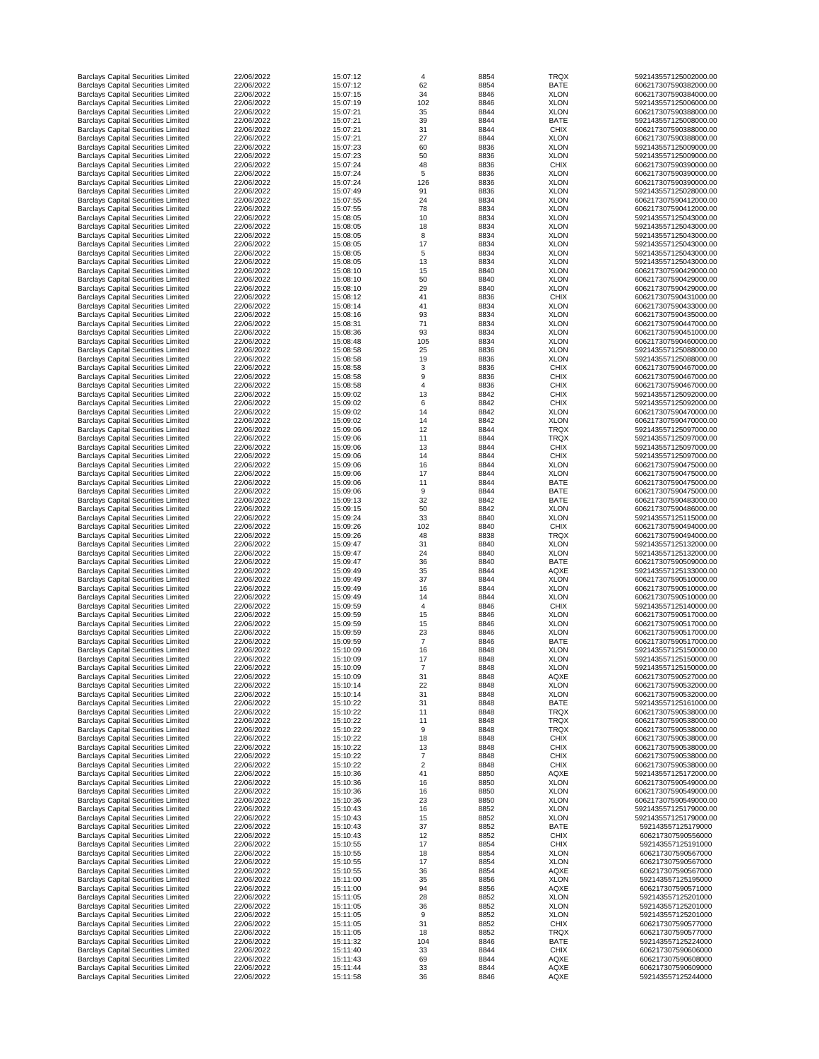| | | | | | | |
|---|---|---|---|---|---|---|
| Barclays Capital Securities Limited | 22/06/2022 | 15:07:12 | 4 | 8854 | TRQX | 592143557125002000.00 |
| Barclays Capital Securities Limited | 22/06/2022 | 15:07:12 | 62 | 8854 | BATE | 606217307590382000.00 |
| Barclays Capital Securities Limited | 22/06/2022 | 15:07:15 | 34 | 8846 | XLON | 606217307590384000.00 |
| Barclays Capital Securities Limited | 22/06/2022 | 15:07:19 | 102 | 8846 | XLON | 592143557125006000.00 |
| Barclays Capital Securities Limited | 22/06/2022 | 15:07:21 | 35 | 8844 | XLON | 606217307590388000.00 |
| Barclays Capital Securities Limited | 22/06/2022 | 15:07:21 | 39 | 8844 | BATE | 592143557125008000.00 |
| Barclays Capital Securities Limited | 22/06/2022 | 15:07:21 | 31 | 8844 | CHIX | 606217307590388000.00 |
| Barclays Capital Securities Limited | 22/06/2022 | 15:07:21 | 27 | 8844 | XLON | 606217307590388000.00 |
| Barclays Capital Securities Limited | 22/06/2022 | 15:07:23 | 60 | 8836 | XLON | 592143557125009000.00 |
| Barclays Capital Securities Limited | 22/06/2022 | 15:07:23 | 50 | 8836 | XLON | 592143557125009000.00 |
| Barclays Capital Securities Limited | 22/06/2022 | 15:07:24 | 48 | 8836 | CHIX | 606217307590390000.00 |
| Barclays Capital Securities Limited | 22/06/2022 | 15:07:24 | 5 | 8836 | XLON | 606217307590390000.00 |
| Barclays Capital Securities Limited | 22/06/2022 | 15:07:24 | 126 | 8836 | XLON | 606217307590390000.00 |
| Barclays Capital Securities Limited | 22/06/2022 | 15:07:49 | 91 | 8836 | XLON | 592143557125028000.00 |
| Barclays Capital Securities Limited | 22/06/2022 | 15:07:55 | 24 | 8834 | XLON | 606217307590412000.00 |
| Barclays Capital Securities Limited | 22/06/2022 | 15:07:55 | 78 | 8834 | XLON | 606217307590412000.00 |
| Barclays Capital Securities Limited | 22/06/2022 | 15:08:05 | 10 | 8834 | XLON | 592143557125043000.00 |
| Barclays Capital Securities Limited | 22/06/2022 | 15:08:05 | 18 | 8834 | XLON | 592143557125043000.00 |
| Barclays Capital Securities Limited | 22/06/2022 | 15:08:05 | 8 | 8834 | XLON | 592143557125043000.00 |
| Barclays Capital Securities Limited | 22/06/2022 | 15:08:05 | 17 | 8834 | XLON | 592143557125043000.00 |
| Barclays Capital Securities Limited | 22/06/2022 | 15:08:05 | 5 | 8834 | XLON | 592143557125043000.00 |
| Barclays Capital Securities Limited | 22/06/2022 | 15:08:05 | 13 | 8834 | XLON | 592143557125043000.00 |
| Barclays Capital Securities Limited | 22/06/2022 | 15:08:10 | 15 | 8840 | XLON | 606217307590429000.00 |
| Barclays Capital Securities Limited | 22/06/2022 | 15:08:10 | 50 | 8840 | XLON | 606217307590429000.00 |
| Barclays Capital Securities Limited | 22/06/2022 | 15:08:10 | 29 | 8840 | XLON | 606217307590429000.00 |
| Barclays Capital Securities Limited | 22/06/2022 | 15:08:12 | 41 | 8836 | CHIX | 606217307590431000.00 |
| Barclays Capital Securities Limited | 22/06/2022 | 15:08:14 | 41 | 8834 | XLON | 606217307590433000.00 |
| Barclays Capital Securities Limited | 22/06/2022 | 15:08:16 | 93 | 8834 | XLON | 606217307590435000.00 |
| Barclays Capital Securities Limited | 22/06/2022 | 15:08:31 | 71 | 8834 | XLON | 606217307590447000.00 |
| Barclays Capital Securities Limited | 22/06/2022 | 15:08:36 | 93 | 8834 | XLON | 606217307590451000.00 |
| Barclays Capital Securities Limited | 22/06/2022 | 15:08:48 | 105 | 8834 | XLON | 606217307590460000.00 |
| Barclays Capital Securities Limited | 22/06/2022 | 15:08:58 | 25 | 8836 | XLON | 592143557125088000.00 |
| Barclays Capital Securities Limited | 22/06/2022 | 15:08:58 | 19 | 8836 | XLON | 592143557125088000.00 |
| Barclays Capital Securities Limited | 22/06/2022 | 15:08:58 | 3 | 8836 | CHIX | 606217307590467000.00 |
| Barclays Capital Securities Limited | 22/06/2022 | 15:08:58 | 9 | 8836 | CHIX | 606217307590467000.00 |
| Barclays Capital Securities Limited | 22/06/2022 | 15:08:58 | 4 | 8836 | CHIX | 606217307590467000.00 |
| Barclays Capital Securities Limited | 22/06/2022 | 15:09:02 | 13 | 8842 | CHIX | 592143557125092000.00 |
| Barclays Capital Securities Limited | 22/06/2022 | 15:09:02 | 6 | 8842 | CHIX | 592143557125092000.00 |
| Barclays Capital Securities Limited | 22/06/2022 | 15:09:02 | 14 | 8842 | XLON | 606217307590470000.00 |
| Barclays Capital Securities Limited | 22/06/2022 | 15:09:02 | 14 | 8842 | XLON | 606217307590470000.00 |
| Barclays Capital Securities Limited | 22/06/2022 | 15:09:06 | 12 | 8844 | TRQX | 592143557125097000.00 |
| Barclays Capital Securities Limited | 22/06/2022 | 15:09:06 | 11 | 8844 | TRQX | 592143557125097000.00 |
| Barclays Capital Securities Limited | 22/06/2022 | 15:09:06 | 13 | 8844 | CHIX | 592143557125097000.00 |
| Barclays Capital Securities Limited | 22/06/2022 | 15:09:06 | 14 | 8844 | CHIX | 592143557125097000.00 |
| Barclays Capital Securities Limited | 22/06/2022 | 15:09:06 | 16 | 8844 | XLON | 606217307590475000.00 |
| Barclays Capital Securities Limited | 22/06/2022 | 15:09:06 | 17 | 8844 | XLON | 606217307590475000.00 |
| Barclays Capital Securities Limited | 22/06/2022 | 15:09:06 | 11 | 8844 | BATE | 606217307590475000.00 |
| Barclays Capital Securities Limited | 22/06/2022 | 15:09:06 | 9 | 8844 | BATE | 606217307590475000.00 |
| Barclays Capital Securities Limited | 22/06/2022 | 15:09:13 | 32 | 8842 | BATE | 606217307590483000.00 |
| Barclays Capital Securities Limited | 22/06/2022 | 15:09:15 | 50 | 8842 | XLON | 606217307590486000.00 |
| Barclays Capital Securities Limited | 22/06/2022 | 15:09:24 | 33 | 8840 | XLON | 592143557125115000.00 |
| Barclays Capital Securities Limited | 22/06/2022 | 15:09:26 | 102 | 8840 | CHIX | 606217307590494000.00 |
| Barclays Capital Securities Limited | 22/06/2022 | 15:09:26 | 48 | 8838 | TRQX | 606217307590494000.00 |
| Barclays Capital Securities Limited | 22/06/2022 | 15:09:47 | 31 | 8840 | XLON | 592143557125132000.00 |
| Barclays Capital Securities Limited | 22/06/2022 | 15:09:47 | 24 | 8840 | XLON | 592143557125132000.00 |
| Barclays Capital Securities Limited | 22/06/2022 | 15:09:47 | 36 | 8840 | BATE | 606217307590509000.00 |
| Barclays Capital Securities Limited | 22/06/2022 | 15:09:49 | 35 | 8844 | AQXE | 592143557125133000.00 |
| Barclays Capital Securities Limited | 22/06/2022 | 15:09:49 | 37 | 8844 | XLON | 606217307590510000.00 |
| Barclays Capital Securities Limited | 22/06/2022 | 15:09:49 | 16 | 8844 | XLON | 606217307590510000.00 |
| Barclays Capital Securities Limited | 22/06/2022 | 15:09:49 | 14 | 8844 | XLON | 606217307590510000.00 |
| Barclays Capital Securities Limited | 22/06/2022 | 15:09:59 | 4 | 8846 | CHIX | 592143557125140000.00 |
| Barclays Capital Securities Limited | 22/06/2022 | 15:09:59 | 15 | 8846 | XLON | 606217307590517000.00 |
| Barclays Capital Securities Limited | 22/06/2022 | 15:09:59 | 15 | 8846 | XLON | 606217307590517000.00 |
| Barclays Capital Securities Limited | 22/06/2022 | 15:09:59 | 23 | 8846 | XLON | 606217307590517000.00 |
| Barclays Capital Securities Limited | 22/06/2022 | 15:09:59 | 7 | 8846 | BATE | 606217307590517000.00 |
| Barclays Capital Securities Limited | 22/06/2022 | 15:10:09 | 16 | 8848 | XLON | 592143557125150000.00 |
| Barclays Capital Securities Limited | 22/06/2022 | 15:10:09 | 17 | 8848 | XLON | 592143557125150000.00 |
| Barclays Capital Securities Limited | 22/06/2022 | 15:10:09 | 7 | 8848 | XLON | 592143557125150000.00 |
| Barclays Capital Securities Limited | 22/06/2022 | 15:10:09 | 31 | 8848 | AQXE | 606217307590527000.00 |
| Barclays Capital Securities Limited | 22/06/2022 | 15:10:14 | 22 | 8848 | XLON | 606217307590532000.00 |
| Barclays Capital Securities Limited | 22/06/2022 | 15:10:14 | 31 | 8848 | XLON | 606217307590532000.00 |
| Barclays Capital Securities Limited | 22/06/2022 | 15:10:22 | 31 | 8848 | BATE | 592143557125161000.00 |
| Barclays Capital Securities Limited | 22/06/2022 | 15:10:22 | 11 | 8848 | TRQX | 606217307590538000.00 |
| Barclays Capital Securities Limited | 22/06/2022 | 15:10:22 | 11 | 8848 | TRQX | 606217307590538000.00 |
| Barclays Capital Securities Limited | 22/06/2022 | 15:10:22 | 9 | 8848 | TRQX | 606217307590538000.00 |
| Barclays Capital Securities Limited | 22/06/2022 | 15:10:22 | 18 | 8848 | CHIX | 606217307590538000.00 |
| Barclays Capital Securities Limited | 22/06/2022 | 15:10:22 | 13 | 8848 | CHIX | 606217307590538000.00 |
| Barclays Capital Securities Limited | 22/06/2022 | 15:10:22 | 7 | 8848 | CHIX | 606217307590538000.00 |
| Barclays Capital Securities Limited | 22/06/2022 | 15:10:22 | 2 | 8848 | CHIX | 606217307590538000.00 |
| Barclays Capital Securities Limited | 22/06/2022 | 15:10:36 | 41 | 8850 | AQXE | 592143557125172000.00 |
| Barclays Capital Securities Limited | 22/06/2022 | 15:10:36 | 16 | 8850 | XLON | 606217307590549000.00 |
| Barclays Capital Securities Limited | 22/06/2022 | 15:10:36 | 16 | 8850 | XLON | 606217307590549000.00 |
| Barclays Capital Securities Limited | 22/06/2022 | 15:10:36 | 23 | 8850 | XLON | 606217307590549000.00 |
| Barclays Capital Securities Limited | 22/06/2022 | 15:10:43 | 16 | 8852 | XLON | 592143557125179000.00 |
| Barclays Capital Securities Limited | 22/06/2022 | 15:10:43 | 15 | 8852 | XLON | 592143557125179000.00 |
| Barclays Capital Securities Limited | 22/06/2022 | 15:10:43 | 37 | 8852 | BATE | 592143557125179000 |
| Barclays Capital Securities Limited | 22/06/2022 | 15:10:43 | 12 | 8852 | CHIX | 606217307590556000 |
| Barclays Capital Securities Limited | 22/06/2022 | 15:10:55 | 17 | 8854 | CHIX | 592143557125191000 |
| Barclays Capital Securities Limited | 22/06/2022 | 15:10:55 | 18 | 8854 | XLON | 606217307590567000 |
| Barclays Capital Securities Limited | 22/06/2022 | 15:10:55 | 17 | 8854 | XLON | 606217307590567000 |
| Barclays Capital Securities Limited | 22/06/2022 | 15:10:55 | 36 | 8854 | AQXE | 606217307590567000 |
| Barclays Capital Securities Limited | 22/06/2022 | 15:11:00 | 35 | 8856 | XLON | 592143557125195000 |
| Barclays Capital Securities Limited | 22/06/2022 | 15:11:00 | 94 | 8856 | AQXE | 606217307590571000 |
| Barclays Capital Securities Limited | 22/06/2022 | 15:11:05 | 28 | 8852 | XLON | 592143557125201000 |
| Barclays Capital Securities Limited | 22/06/2022 | 15:11:05 | 36 | 8852 | XLON | 592143557125201000 |
| Barclays Capital Securities Limited | 22/06/2022 | 15:11:05 | 9 | 8852 | XLON | 592143557125201000 |
| Barclays Capital Securities Limited | 22/06/2022 | 15:11:05 | 31 | 8852 | CHIX | 606217307590577000 |
| Barclays Capital Securities Limited | 22/06/2022 | 15:11:05 | 18 | 8852 | TRQX | 606217307590577000 |
| Barclays Capital Securities Limited | 22/06/2022 | 15:11:32 | 104 | 8846 | BATE | 592143557125224000 |
| Barclays Capital Securities Limited | 22/06/2022 | 15:11:40 | 33 | 8844 | CHIX | 606217307590606000 |
| Barclays Capital Securities Limited | 22/06/2022 | 15:11:43 | 69 | 8844 | AQXE | 606217307590608000 |
| Barclays Capital Securities Limited | 22/06/2022 | 15:11:44 | 33 | 8844 | AQXE | 606217307590609000 |
| Barclays Capital Securities Limited | 22/06/2022 | 15:11:58 | 36 | 8846 | AQXE | 592143557125244000 |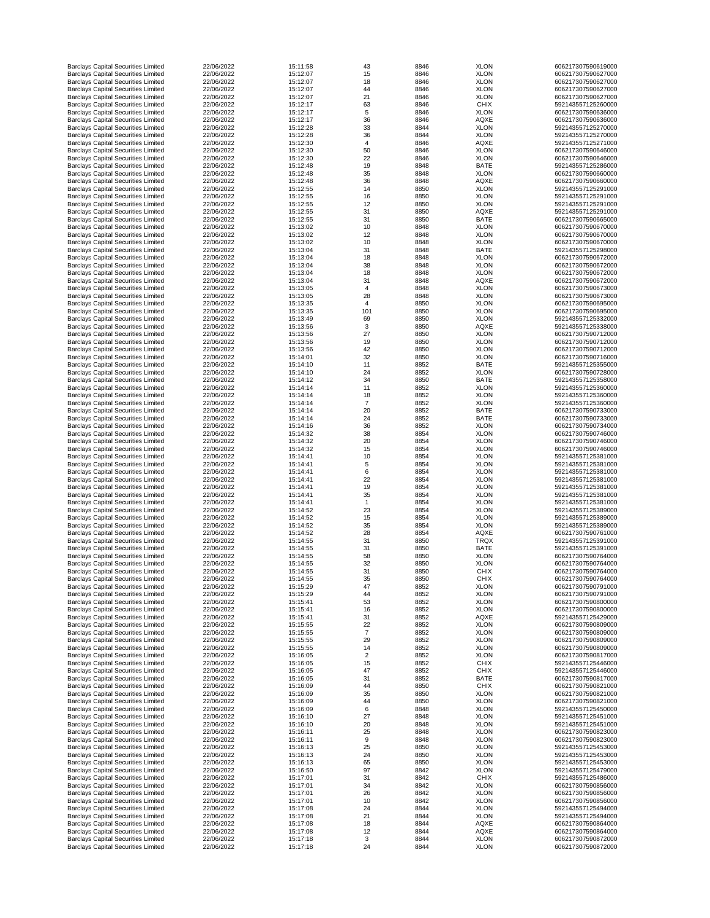| | | | | | | |
|---|---|---|---|---|---|---|
| Barclays Capital Securities Limited | 22/06/2022 | 15:11:58 | 43 | 8846 | XLON | 606217307590619000 |
| Barclays Capital Securities Limited | 22/06/2022 | 15:12:07 | 15 | 8846 | XLON | 606217307590627000 |
| Barclays Capital Securities Limited | 22/06/2022 | 15:12:07 | 18 | 8846 | XLON | 606217307590627000 |
| Barclays Capital Securities Limited | 22/06/2022 | 15:12:07 | 44 | 8846 | XLON | 606217307590627000 |
| Barclays Capital Securities Limited | 22/06/2022 | 15:12:07 | 21 | 8846 | XLON | 606217307590627000 |
| Barclays Capital Securities Limited | 22/06/2022 | 15:12:17 | 63 | 8846 | CHIX | 592143557125260000 |
| Barclays Capital Securities Limited | 22/06/2022 | 15:12:17 | 5 | 8846 | XLON | 606217307590636000 |
| Barclays Capital Securities Limited | 22/06/2022 | 15:12:17 | 36 | 8846 | AQXE | 606217307590636000 |
| Barclays Capital Securities Limited | 22/06/2022 | 15:12:28 | 33 | 8844 | XLON | 592143557125270000 |
| Barclays Capital Securities Limited | 22/06/2022 | 15:12:28 | 36 | 8844 | XLON | 592143557125270000 |
| Barclays Capital Securities Limited | 22/06/2022 | 15:12:30 | 4 | 8846 | AQXE | 592143557125271000 |
| Barclays Capital Securities Limited | 22/06/2022 | 15:12:30 | 50 | 8846 | XLON | 606217307590646000 |
| Barclays Capital Securities Limited | 22/06/2022 | 15:12:30 | 22 | 8846 | XLON | 606217307590646000 |
| Barclays Capital Securities Limited | 22/06/2022 | 15:12:48 | 19 | 8848 | BATE | 592143557125286000 |
| Barclays Capital Securities Limited | 22/06/2022 | 15:12:48 | 35 | 8848 | XLON | 606217307590660000 |
| Barclays Capital Securities Limited | 22/06/2022 | 15:12:48 | 36 | 8848 | AQXE | 606217307590660000 |
| Barclays Capital Securities Limited | 22/06/2022 | 15:12:55 | 14 | 8850 | XLON | 592143557125291000 |
| Barclays Capital Securities Limited | 22/06/2022 | 15:12:55 | 16 | 8850 | XLON | 592143557125291000 |
| Barclays Capital Securities Limited | 22/06/2022 | 15:12:55 | 12 | 8850 | XLON | 592143557125291000 |
| Barclays Capital Securities Limited | 22/06/2022 | 15:12:55 | 31 | 8850 | AQXE | 592143557125291000 |
| Barclays Capital Securities Limited | 22/06/2022 | 15:12:55 | 31 | 8850 | BATE | 606217307590665000 |
| Barclays Capital Securities Limited | 22/06/2022 | 15:13:02 | 10 | 8848 | XLON | 606217307590670000 |
| Barclays Capital Securities Limited | 22/06/2022 | 15:13:02 | 12 | 8848 | XLON | 606217307590670000 |
| Barclays Capital Securities Limited | 22/06/2022 | 15:13:02 | 10 | 8848 | XLON | 606217307590670000 |
| Barclays Capital Securities Limited | 22/06/2022 | 15:13:04 | 31 | 8848 | BATE | 592143557125298000 |
| Barclays Capital Securities Limited | 22/06/2022 | 15:13:04 | 18 | 8848 | XLON | 606217307590672000 |
| Barclays Capital Securities Limited | 22/06/2022 | 15:13:04 | 38 | 8848 | XLON | 606217307590672000 |
| Barclays Capital Securities Limited | 22/06/2022 | 15:13:04 | 18 | 8848 | XLON | 606217307590672000 |
| Barclays Capital Securities Limited | 22/06/2022 | 15:13:04 | 31 | 8848 | AQXE | 606217307590672000 |
| Barclays Capital Securities Limited | 22/06/2022 | 15:13:05 | 4 | 8848 | XLON | 606217307590673000 |
| Barclays Capital Securities Limited | 22/06/2022 | 15:13:05 | 28 | 8848 | XLON | 606217307590673000 |
| Barclays Capital Securities Limited | 22/06/2022 | 15:13:35 | 4 | 8850 | XLON | 606217307590695000 |
| Barclays Capital Securities Limited | 22/06/2022 | 15:13:35 | 101 | 8850 | XLON | 606217307590695000 |
| Barclays Capital Securities Limited | 22/06/2022 | 15:13:49 | 69 | 8850 | XLON | 592143557125332000 |
| Barclays Capital Securities Limited | 22/06/2022 | 15:13:56 | 3 | 8850 | AQXE | 592143557125338000 |
| Barclays Capital Securities Limited | 22/06/2022 | 15:13:56 | 27 | 8850 | XLON | 606217307590712000 |
| Barclays Capital Securities Limited | 22/06/2022 | 15:13:56 | 19 | 8850 | XLON | 606217307590712000 |
| Barclays Capital Securities Limited | 22/06/2022 | 15:13:56 | 42 | 8850 | XLON | 606217307590712000 |
| Barclays Capital Securities Limited | 22/06/2022 | 15:14:01 | 32 | 8850 | XLON | 606217307590716000 |
| Barclays Capital Securities Limited | 22/06/2022 | 15:14:10 | 11 | 8852 | BATE | 592143557125355000 |
| Barclays Capital Securities Limited | 22/06/2022 | 15:14:10 | 24 | 8852 | XLON | 606217307590728000 |
| Barclays Capital Securities Limited | 22/06/2022 | 15:14:12 | 34 | 8850 | BATE | 592143557125358000 |
| Barclays Capital Securities Limited | 22/06/2022 | 15:14:14 | 11 | 8852 | XLON | 592143557125360000 |
| Barclays Capital Securities Limited | 22/06/2022 | 15:14:14 | 18 | 8852 | XLON | 592143557125360000 |
| Barclays Capital Securities Limited | 22/06/2022 | 15:14:14 | 7 | 8852 | XLON | 592143557125360000 |
| Barclays Capital Securities Limited | 22/06/2022 | 15:14:14 | 20 | 8852 | BATE | 606217307590733000 |
| Barclays Capital Securities Limited | 22/06/2022 | 15:14:14 | 24 | 8852 | BATE | 606217307590733000 |
| Barclays Capital Securities Limited | 22/06/2022 | 15:14:16 | 36 | 8852 | XLON | 606217307590734000 |
| Barclays Capital Securities Limited | 22/06/2022 | 15:14:32 | 38 | 8854 | XLON | 606217307590746000 |
| Barclays Capital Securities Limited | 22/06/2022 | 15:14:32 | 20 | 8854 | XLON | 606217307590746000 |
| Barclays Capital Securities Limited | 22/06/2022 | 15:14:32 | 15 | 8854 | XLON | 606217307590746000 |
| Barclays Capital Securities Limited | 22/06/2022 | 15:14:41 | 10 | 8854 | XLON | 592143557125381000 |
| Barclays Capital Securities Limited | 22/06/2022 | 15:14:41 | 5 | 8854 | XLON | 592143557125381000 |
| Barclays Capital Securities Limited | 22/06/2022 | 15:14:41 | 6 | 8854 | XLON | 592143557125381000 |
| Barclays Capital Securities Limited | 22/06/2022 | 15:14:41 | 22 | 8854 | XLON | 592143557125381000 |
| Barclays Capital Securities Limited | 22/06/2022 | 15:14:41 | 19 | 8854 | XLON | 592143557125381000 |
| Barclays Capital Securities Limited | 22/06/2022 | 15:14:41 | 35 | 8854 | XLON | 592143557125381000 |
| Barclays Capital Securities Limited | 22/06/2022 | 15:14:41 | 1 | 8854 | XLON | 592143557125381000 |
| Barclays Capital Securities Limited | 22/06/2022 | 15:14:52 | 23 | 8854 | XLON | 592143557125389000 |
| Barclays Capital Securities Limited | 22/06/2022 | 15:14:52 | 15 | 8854 | XLON | 592143557125389000 |
| Barclays Capital Securities Limited | 22/06/2022 | 15:14:52 | 35 | 8854 | XLON | 592143557125389000 |
| Barclays Capital Securities Limited | 22/06/2022 | 15:14:52 | 28 | 8854 | AQXE | 606217307590761000 |
| Barclays Capital Securities Limited | 22/06/2022 | 15:14:55 | 31 | 8850 | TRQX | 592143557125391000 |
| Barclays Capital Securities Limited | 22/06/2022 | 15:14:55 | 31 | 8850 | BATE | 592143557125391000 |
| Barclays Capital Securities Limited | 22/06/2022 | 15:14:55 | 58 | 8850 | XLON | 606217307590764000 |
| Barclays Capital Securities Limited | 22/06/2022 | 15:14:55 | 32 | 8850 | XLON | 606217307590764000 |
| Barclays Capital Securities Limited | 22/06/2022 | 15:14:55 | 31 | 8850 | CHIX | 606217307590764000 |
| Barclays Capital Securities Limited | 22/06/2022 | 15:14:55 | 35 | 8850 | CHIX | 606217307590764000 |
| Barclays Capital Securities Limited | 22/06/2022 | 15:15:29 | 47 | 8852 | XLON | 606217307590791000 |
| Barclays Capital Securities Limited | 22/06/2022 | 15:15:29 | 44 | 8852 | XLON | 606217307590791000 |
| Barclays Capital Securities Limited | 22/06/2022 | 15:15:41 | 53 | 8852 | XLON | 606217307590800000 |
| Barclays Capital Securities Limited | 22/06/2022 | 15:15:41 | 16 | 8852 | XLON | 606217307590800000 |
| Barclays Capital Securities Limited | 22/06/2022 | 15:15:41 | 31 | 8852 | AQXE | 592143557125429000 |
| Barclays Capital Securities Limited | 22/06/2022 | 15:15:55 | 22 | 8852 | XLON | 606217307590809000 |
| Barclays Capital Securities Limited | 22/06/2022 | 15:15:55 | 7 | 8852 | XLON | 606217307590809000 |
| Barclays Capital Securities Limited | 22/06/2022 | 15:15:55 | 29 | 8852 | XLON | 606217307590809000 |
| Barclays Capital Securities Limited | 22/06/2022 | 15:15:55 | 14 | 8852 | XLON | 606217307590809000 |
| Barclays Capital Securities Limited | 22/06/2022 | 15:16:05 | 2 | 8852 | XLON | 606217307590817000 |
| Barclays Capital Securities Limited | 22/06/2022 | 15:16:05 | 15 | 8852 | CHIX | 592143557125446000 |
| Barclays Capital Securities Limited | 22/06/2022 | 15:16:05 | 47 | 8852 | CHIX | 592143557125446000 |
| Barclays Capital Securities Limited | 22/06/2022 | 15:16:05 | 31 | 8852 | BATE | 606217307590817000 |
| Barclays Capital Securities Limited | 22/06/2022 | 15:16:09 | 44 | 8850 | CHIX | 606217307590821000 |
| Barclays Capital Securities Limited | 22/06/2022 | 15:16:09 | 35 | 8850 | XLON | 606217307590821000 |
| Barclays Capital Securities Limited | 22/06/2022 | 15:16:09 | 44 | 8850 | XLON | 606217307590821000 |
| Barclays Capital Securities Limited | 22/06/2022 | 15:16:09 | 6 | 8848 | XLON | 592143557125450000 |
| Barclays Capital Securities Limited | 22/06/2022 | 15:16:10 | 27 | 8848 | XLON | 592143557125451000 |
| Barclays Capital Securities Limited | 22/06/2022 | 15:16:10 | 20 | 8848 | XLON | 592143557125451000 |
| Barclays Capital Securities Limited | 22/06/2022 | 15:16:11 | 25 | 8848 | XLON | 606217307590823000 |
| Barclays Capital Securities Limited | 22/06/2022 | 15:16:11 | 9 | 8848 | XLON | 606217307590823000 |
| Barclays Capital Securities Limited | 22/06/2022 | 15:16:13 | 25 | 8850 | XLON | 592143557125453000 |
| Barclays Capital Securities Limited | 22/06/2022 | 15:16:13 | 24 | 8850 | XLON | 592143557125453000 |
| Barclays Capital Securities Limited | 22/06/2022 | 15:16:13 | 65 | 8850 | XLON | 592143557125453000 |
| Barclays Capital Securities Limited | 22/06/2022 | 15:16:50 | 97 | 8842 | XLON | 592143557125479000 |
| Barclays Capital Securities Limited | 22/06/2022 | 15:17:01 | 31 | 8842 | CHIX | 592143557125486000 |
| Barclays Capital Securities Limited | 22/06/2022 | 15:17:01 | 34 | 8842 | XLON | 606217307590856000 |
| Barclays Capital Securities Limited | 22/06/2022 | 15:17:01 | 26 | 8842 | XLON | 606217307590856000 |
| Barclays Capital Securities Limited | 22/06/2022 | 15:17:01 | 10 | 8842 | XLON | 606217307590856000 |
| Barclays Capital Securities Limited | 22/06/2022 | 15:17:08 | 24 | 8844 | XLON | 592143557125494000 |
| Barclays Capital Securities Limited | 22/06/2022 | 15:17:08 | 21 | 8844 | XLON | 592143557125494000 |
| Barclays Capital Securities Limited | 22/06/2022 | 15:17:08 | 18 | 8844 | AQXE | 606217307590864000 |
| Barclays Capital Securities Limited | 22/06/2022 | 15:17:08 | 12 | 8844 | AQXE | 606217307590864000 |
| Barclays Capital Securities Limited | 22/06/2022 | 15:17:18 | 3 | 8844 | XLON | 606217307590872000 |
| Barclays Capital Securities Limited | 22/06/2022 | 15:17:18 | 24 | 8844 | XLON | 606217307590872000 |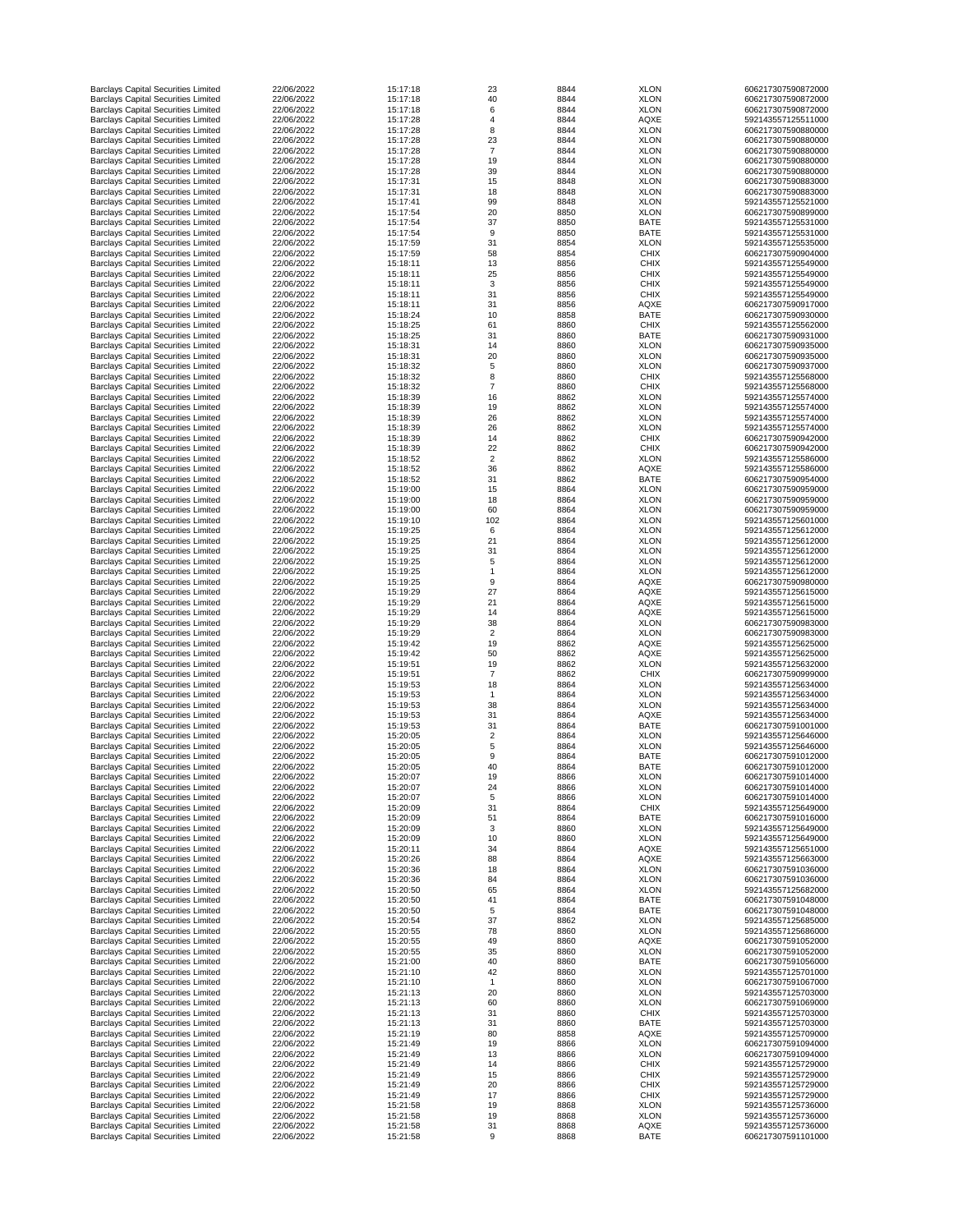| | | | | | | |
|---|---|---|---|---|---|---|
| Barclays Capital Securities Limited | 22/06/2022 | 15:17:18 | 23 | 8844 | XLON | 606217307590872000 |
| Barclays Capital Securities Limited | 22/06/2022 | 15:17:18 | 40 | 8844 | XLON | 606217307590872000 |
| Barclays Capital Securities Limited | 22/06/2022 | 15:17:18 | 6 | 8844 | XLON | 606217307590872000 |
| Barclays Capital Securities Limited | 22/06/2022 | 15:17:28 | 4 | 8844 | AQXE | 592143557125511000 |
| Barclays Capital Securities Limited | 22/06/2022 | 15:17:28 | 8 | 8844 | XLON | 606217307590880000 |
| Barclays Capital Securities Limited | 22/06/2022 | 15:17:28 | 23 | 8844 | XLON | 606217307590880000 |
| Barclays Capital Securities Limited | 22/06/2022 | 15:17:28 | 7 | 8844 | XLON | 606217307590880000 |
| Barclays Capital Securities Limited | 22/06/2022 | 15:17:28 | 19 | 8844 | XLON | 606217307590880000 |
| Barclays Capital Securities Limited | 22/06/2022 | 15:17:28 | 39 | 8844 | XLON | 606217307590880000 |
| Barclays Capital Securities Limited | 22/06/2022 | 15:17:31 | 15 | 8848 | XLON | 606217307590883000 |
| Barclays Capital Securities Limited | 22/06/2022 | 15:17:31 | 18 | 8848 | XLON | 606217307590883000 |
| Barclays Capital Securities Limited | 22/06/2022 | 15:17:41 | 99 | 8848 | XLON | 592143557125521000 |
| Barclays Capital Securities Limited | 22/06/2022 | 15:17:54 | 20 | 8850 | XLON | 606217307590899000 |
| Barclays Capital Securities Limited | 22/06/2022 | 15:17:54 | 37 | 8850 | BATE | 592143557125531000 |
| Barclays Capital Securities Limited | 22/06/2022 | 15:17:54 | 9 | 8850 | BATE | 592143557125531000 |
| Barclays Capital Securities Limited | 22/06/2022 | 15:17:59 | 31 | 8854 | XLON | 592143557125535000 |
| Barclays Capital Securities Limited | 22/06/2022 | 15:17:59 | 58 | 8854 | CHIX | 606217307590904000 |
| Barclays Capital Securities Limited | 22/06/2022 | 15:18:11 | 13 | 8856 | CHIX | 592143557125549000 |
| Barclays Capital Securities Limited | 22/06/2022 | 15:18:11 | 25 | 8856 | CHIX | 592143557125549000 |
| Barclays Capital Securities Limited | 22/06/2022 | 15:18:11 | 3 | 8856 | CHIX | 592143557125549000 |
| Barclays Capital Securities Limited | 22/06/2022 | 15:18:11 | 31 | 8856 | CHIX | 592143557125549000 |
| Barclays Capital Securities Limited | 22/06/2022 | 15:18:11 | 31 | 8856 | AQXE | 606217307590917000 |
| Barclays Capital Securities Limited | 22/06/2022 | 15:18:24 | 10 | 8858 | BATE | 606217307590930000 |
| Barclays Capital Securities Limited | 22/06/2022 | 15:18:25 | 61 | 8860 | CHIX | 592143557125562000 |
| Barclays Capital Securities Limited | 22/06/2022 | 15:18:25 | 31 | 8860 | BATE | 606217307590931000 |
| Barclays Capital Securities Limited | 22/06/2022 | 15:18:31 | 14 | 8860 | XLON | 606217307590935000 |
| Barclays Capital Securities Limited | 22/06/2022 | 15:18:31 | 20 | 8860 | XLON | 606217307590935000 |
| Barclays Capital Securities Limited | 22/06/2022 | 15:18:32 | 5 | 8860 | XLON | 606217307590937000 |
| Barclays Capital Securities Limited | 22/06/2022 | 15:18:32 | 8 | 8860 | CHIX | 592143557125568000 |
| Barclays Capital Securities Limited | 22/06/2022 | 15:18:32 | 7 | 8860 | CHIX | 592143557125568000 |
| Barclays Capital Securities Limited | 22/06/2022 | 15:18:39 | 16 | 8862 | XLON | 592143557125574000 |
| Barclays Capital Securities Limited | 22/06/2022 | 15:18:39 | 19 | 8862 | XLON | 592143557125574000 |
| Barclays Capital Securities Limited | 22/06/2022 | 15:18:39 | 26 | 8862 | XLON | 592143557125574000 |
| Barclays Capital Securities Limited | 22/06/2022 | 15:18:39 | 26 | 8862 | XLON | 592143557125574000 |
| Barclays Capital Securities Limited | 22/06/2022 | 15:18:39 | 14 | 8862 | CHIX | 606217307590942000 |
| Barclays Capital Securities Limited | 22/06/2022 | 15:18:39 | 22 | 8862 | CHIX | 606217307590942000 |
| Barclays Capital Securities Limited | 22/06/2022 | 15:18:52 | 2 | 8862 | XLON | 592143557125586000 |
| Barclays Capital Securities Limited | 22/06/2022 | 15:18:52 | 36 | 8862 | AQXE | 592143557125586000 |
| Barclays Capital Securities Limited | 22/06/2022 | 15:18:52 | 31 | 8862 | BATE | 606217307590954000 |
| Barclays Capital Securities Limited | 22/06/2022 | 15:19:00 | 15 | 8864 | XLON | 606217307590959000 |
| Barclays Capital Securities Limited | 22/06/2022 | 15:19:00 | 18 | 8864 | XLON | 606217307590959000 |
| Barclays Capital Securities Limited | 22/06/2022 | 15:19:00 | 60 | 8864 | XLON | 606217307590959000 |
| Barclays Capital Securities Limited | 22/06/2022 | 15:19:10 | 102 | 8864 | XLON | 592143557125601000 |
| Barclays Capital Securities Limited | 22/06/2022 | 15:19:25 | 6 | 8864 | XLON | 592143557125612000 |
| Barclays Capital Securities Limited | 22/06/2022 | 15:19:25 | 21 | 8864 | XLON | 592143557125612000 |
| Barclays Capital Securities Limited | 22/06/2022 | 15:19:25 | 31 | 8864 | XLON | 592143557125612000 |
| Barclays Capital Securities Limited | 22/06/2022 | 15:19:25 | 5 | 8864 | XLON | 592143557125612000 |
| Barclays Capital Securities Limited | 22/06/2022 | 15:19:25 | 1 | 8864 | XLON | 592143557125612000 |
| Barclays Capital Securities Limited | 22/06/2022 | 15:19:25 | 9 | 8864 | AQXE | 606217307590980000 |
| Barclays Capital Securities Limited | 22/06/2022 | 15:19:29 | 27 | 8864 | AQXE | 592143557125615000 |
| Barclays Capital Securities Limited | 22/06/2022 | 15:19:29 | 21 | 8864 | AQXE | 592143557125615000 |
| Barclays Capital Securities Limited | 22/06/2022 | 15:19:29 | 14 | 8864 | AQXE | 592143557125615000 |
| Barclays Capital Securities Limited | 22/06/2022 | 15:19:29 | 38 | 8864 | XLON | 606217307590983000 |
| Barclays Capital Securities Limited | 22/06/2022 | 15:19:29 | 2 | 8864 | XLON | 606217307590983000 |
| Barclays Capital Securities Limited | 22/06/2022 | 15:19:42 | 19 | 8862 | AQXE | 592143557125625000 |
| Barclays Capital Securities Limited | 22/06/2022 | 15:19:42 | 50 | 8862 | AQXE | 592143557125625000 |
| Barclays Capital Securities Limited | 22/06/2022 | 15:19:51 | 19 | 8862 | XLON | 592143557125632000 |
| Barclays Capital Securities Limited | 22/06/2022 | 15:19:51 | 7 | 8862 | CHIX | 606217307590999000 |
| Barclays Capital Securities Limited | 22/06/2022 | 15:19:53 | 18 | 8864 | XLON | 592143557125634000 |
| Barclays Capital Securities Limited | 22/06/2022 | 15:19:53 | 1 | 8864 | XLON | 592143557125634000 |
| Barclays Capital Securities Limited | 22/06/2022 | 15:19:53 | 38 | 8864 | XLON | 592143557125634000 |
| Barclays Capital Securities Limited | 22/06/2022 | 15:19:53 | 31 | 8864 | AQXE | 592143557125634000 |
| Barclays Capital Securities Limited | 22/06/2022 | 15:19:53 | 31 | 8864 | BATE | 606217307591001000 |
| Barclays Capital Securities Limited | 22/06/2022 | 15:20:05 | 2 | 8864 | XLON | 592143557125646000 |
| Barclays Capital Securities Limited | 22/06/2022 | 15:20:05 | 5 | 8864 | XLON | 592143557125646000 |
| Barclays Capital Securities Limited | 22/06/2022 | 15:20:05 | 9 | 8864 | BATE | 606217307591012000 |
| Barclays Capital Securities Limited | 22/06/2022 | 15:20:05 | 40 | 8864 | BATE | 606217307591012000 |
| Barclays Capital Securities Limited | 22/06/2022 | 15:20:07 | 19 | 8866 | XLON | 606217307591014000 |
| Barclays Capital Securities Limited | 22/06/2022 | 15:20:07 | 24 | 8866 | XLON | 606217307591014000 |
| Barclays Capital Securities Limited | 22/06/2022 | 15:20:07 | 5 | 8866 | XLON | 606217307591014000 |
| Barclays Capital Securities Limited | 22/06/2022 | 15:20:09 | 31 | 8864 | CHIX | 592143557125649000 |
| Barclays Capital Securities Limited | 22/06/2022 | 15:20:09 | 51 | 8864 | BATE | 606217307591016000 |
| Barclays Capital Securities Limited | 22/06/2022 | 15:20:09 | 3 | 8860 | XLON | 592143557125649000 |
| Barclays Capital Securities Limited | 22/06/2022 | 15:20:09 | 10 | 8860 | XLON | 592143557125649000 |
| Barclays Capital Securities Limited | 22/06/2022 | 15:20:11 | 34 | 8864 | AQXE | 592143557125651000 |
| Barclays Capital Securities Limited | 22/06/2022 | 15:20:26 | 88 | 8864 | AQXE | 592143557125663000 |
| Barclays Capital Securities Limited | 22/06/2022 | 15:20:36 | 18 | 8864 | XLON | 606217307591036000 |
| Barclays Capital Securities Limited | 22/06/2022 | 15:20:36 | 84 | 8864 | XLON | 606217307591036000 |
| Barclays Capital Securities Limited | 22/06/2022 | 15:20:50 | 65 | 8864 | XLON | 592143557125682000 |
| Barclays Capital Securities Limited | 22/06/2022 | 15:20:50 | 41 | 8864 | BATE | 606217307591048000 |
| Barclays Capital Securities Limited | 22/06/2022 | 15:20:50 | 5 | 8864 | BATE | 606217307591048000 |
| Barclays Capital Securities Limited | 22/06/2022 | 15:20:54 | 37 | 8862 | XLON | 592143557125685000 |
| Barclays Capital Securities Limited | 22/06/2022 | 15:20:55 | 78 | 8860 | XLON | 592143557125686000 |
| Barclays Capital Securities Limited | 22/06/2022 | 15:20:55 | 49 | 8860 | AQXE | 606217307591052000 |
| Barclays Capital Securities Limited | 22/06/2022 | 15:20:55 | 35 | 8860 | XLON | 606217307591052000 |
| Barclays Capital Securities Limited | 22/06/2022 | 15:21:00 | 40 | 8860 | BATE | 606217307591056000 |
| Barclays Capital Securities Limited | 22/06/2022 | 15:21:10 | 42 | 8860 | XLON | 592143557125701000 |
| Barclays Capital Securities Limited | 22/06/2022 | 15:21:10 | 1 | 8860 | XLON | 606217307591067000 |
| Barclays Capital Securities Limited | 22/06/2022 | 15:21:13 | 20 | 8860 | XLON | 592143557125703000 |
| Barclays Capital Securities Limited | 22/06/2022 | 15:21:13 | 60 | 8860 | XLON | 606217307591069000 |
| Barclays Capital Securities Limited | 22/06/2022 | 15:21:13 | 31 | 8860 | CHIX | 592143557125703000 |
| Barclays Capital Securities Limited | 22/06/2022 | 15:21:13 | 31 | 8860 | BATE | 592143557125703000 |
| Barclays Capital Securities Limited | 22/06/2022 | 15:21:19 | 80 | 8858 | AQXE | 592143557125709000 |
| Barclays Capital Securities Limited | 22/06/2022 | 15:21:49 | 19 | 8866 | XLON | 606217307591094000 |
| Barclays Capital Securities Limited | 22/06/2022 | 15:21:49 | 13 | 8866 | XLON | 606217307591094000 |
| Barclays Capital Securities Limited | 22/06/2022 | 15:21:49 | 14 | 8866 | CHIX | 592143557125729000 |
| Barclays Capital Securities Limited | 22/06/2022 | 15:21:49 | 15 | 8866 | CHIX | 592143557125729000 |
| Barclays Capital Securities Limited | 22/06/2022 | 15:21:49 | 20 | 8866 | CHIX | 592143557125729000 |
| Barclays Capital Securities Limited | 22/06/2022 | 15:21:49 | 17 | 8866 | CHIX | 592143557125729000 |
| Barclays Capital Securities Limited | 22/06/2022 | 15:21:58 | 19 | 8868 | XLON | 592143557125736000 |
| Barclays Capital Securities Limited | 22/06/2022 | 15:21:58 | 19 | 8868 | XLON | 592143557125736000 |
| Barclays Capital Securities Limited | 22/06/2022 | 15:21:58 | 31 | 8868 | AQXE | 592143557125736000 |
| Barclays Capital Securities Limited | 22/06/2022 | 15:21:58 | 9 | 8868 | BATE | 606217307591101000 |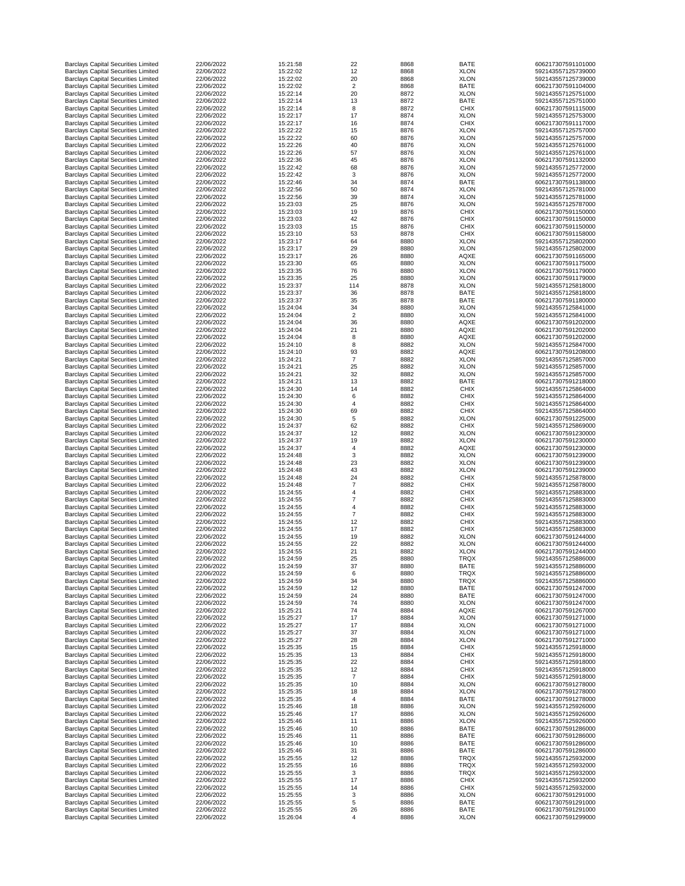| | | | | | | |
|---|---|---|---|---|---|---|
| Barclays Capital Securities Limited | 22/06/2022 | 15:21:58 | 22 | 8868 | BATE | 606217307591101000 |
| Barclays Capital Securities Limited | 22/06/2022 | 15:22:02 | 12 | 8868 | XLON | 592143557125739000 |
| Barclays Capital Securities Limited | 22/06/2022 | 15:22:02 | 20 | 8868 | XLON | 592143557125739000 |
| Barclays Capital Securities Limited | 22/06/2022 | 15:22:02 | 2 | 8868 | BATE | 606217307591104000 |
| Barclays Capital Securities Limited | 22/06/2022 | 15:22:14 | 20 | 8872 | XLON | 592143557125751000 |
| Barclays Capital Securities Limited | 22/06/2022 | 15:22:14 | 13 | 8872 | BATE | 592143557125751000 |
| Barclays Capital Securities Limited | 22/06/2022 | 15:22:14 | 8 | 8872 | CHIX | 606217307591115000 |
| Barclays Capital Securities Limited | 22/06/2022 | 15:22:17 | 17 | 8874 | XLON | 592143557125753000 |
| Barclays Capital Securities Limited | 22/06/2022 | 15:22:17 | 16 | 8874 | CHIX | 606217307591117000 |
| Barclays Capital Securities Limited | 22/06/2022 | 15:22:22 | 15 | 8876 | XLON | 592143557125757000 |
| Barclays Capital Securities Limited | 22/06/2022 | 15:22:22 | 60 | 8876 | XLON | 592143557125757000 |
| Barclays Capital Securities Limited | 22/06/2022 | 15:22:26 | 40 | 8876 | XLON | 592143557125761000 |
| Barclays Capital Securities Limited | 22/06/2022 | 15:22:26 | 57 | 8876 | XLON | 592143557125761000 |
| Barclays Capital Securities Limited | 22/06/2022 | 15:22:36 | 45 | 8876 | XLON | 606217307591132000 |
| Barclays Capital Securities Limited | 22/06/2022 | 15:22:42 | 68 | 8876 | XLON | 592143557125772000 |
| Barclays Capital Securities Limited | 22/06/2022 | 15:22:42 | 3 | 8876 | XLON | 592143557125772000 |
| Barclays Capital Securities Limited | 22/06/2022 | 15:22:46 | 34 | 8874 | BATE | 606217307591138000 |
| Barclays Capital Securities Limited | 22/06/2022 | 15:22:56 | 50 | 8874 | XLON | 592143557125781000 |
| Barclays Capital Securities Limited | 22/06/2022 | 15:22:56 | 39 | 8874 | XLON | 592143557125781000 |
| Barclays Capital Securities Limited | 22/06/2022 | 15:23:03 | 25 | 8876 | XLON | 592143557125787000 |
| Barclays Capital Securities Limited | 22/06/2022 | 15:23:03 | 19 | 8876 | CHIX | 606217307591150000 |
| Barclays Capital Securities Limited | 22/06/2022 | 15:23:03 | 42 | 8876 | CHIX | 606217307591150000 |
| Barclays Capital Securities Limited | 22/06/2022 | 15:23:03 | 15 | 8876 | CHIX | 606217307591150000 |
| Barclays Capital Securities Limited | 22/06/2022 | 15:23:10 | 53 | 8878 | CHIX | 606217307591158000 |
| Barclays Capital Securities Limited | 22/06/2022 | 15:23:17 | 64 | 8880 | XLON | 592143557125802000 |
| Barclays Capital Securities Limited | 22/06/2022 | 15:23:17 | 29 | 8880 | XLON | 592143557125802000 |
| Barclays Capital Securities Limited | 22/06/2022 | 15:23:17 | 26 | 8880 | AQXE | 606217307591165000 |
| Barclays Capital Securities Limited | 22/06/2022 | 15:23:30 | 65 | 8880 | XLON | 606217307591175000 |
| Barclays Capital Securities Limited | 22/06/2022 | 15:23:35 | 76 | 8880 | XLON | 606217307591179000 |
| Barclays Capital Securities Limited | 22/06/2022 | 15:23:35 | 25 | 8880 | XLON | 606217307591179000 |
| Barclays Capital Securities Limited | 22/06/2022 | 15:23:37 | 114 | 8878 | XLON | 592143557125818000 |
| Barclays Capital Securities Limited | 22/06/2022 | 15:23:37 | 36 | 8878 | BATE | 592143557125818000 |
| Barclays Capital Securities Limited | 22/06/2022 | 15:23:37 | 35 | 8878 | BATE | 606217307591180000 |
| Barclays Capital Securities Limited | 22/06/2022 | 15:24:04 | 34 | 8880 | XLON | 592143557125841000 |
| Barclays Capital Securities Limited | 22/06/2022 | 15:24:04 | 2 | 8880 | XLON | 592143557125841000 |
| Barclays Capital Securities Limited | 22/06/2022 | 15:24:04 | 36 | 8880 | AQXE | 606217307591202000 |
| Barclays Capital Securities Limited | 22/06/2022 | 15:24:04 | 21 | 8880 | AQXE | 606217307591202000 |
| Barclays Capital Securities Limited | 22/06/2022 | 15:24:04 | 8 | 8880 | AQXE | 606217307591202000 |
| Barclays Capital Securities Limited | 22/06/2022 | 15:24:10 | 8 | 8882 | XLON | 592143557125847000 |
| Barclays Capital Securities Limited | 22/06/2022 | 15:24:10 | 93 | 8882 | AQXE | 606217307591208000 |
| Barclays Capital Securities Limited | 22/06/2022 | 15:24:21 | 7 | 8882 | XLON | 592143557125857000 |
| Barclays Capital Securities Limited | 22/06/2022 | 15:24:21 | 25 | 8882 | XLON | 592143557125857000 |
| Barclays Capital Securities Limited | 22/06/2022 | 15:24:21 | 32 | 8882 | XLON | 592143557125857000 |
| Barclays Capital Securities Limited | 22/06/2022 | 15:24:21 | 13 | 8882 | BATE | 606217307591218000 |
| Barclays Capital Securities Limited | 22/06/2022 | 15:24:30 | 14 | 8882 | CHIX | 592143557125864000 |
| Barclays Capital Securities Limited | 22/06/2022 | 15:24:30 | 6 | 8882 | CHIX | 592143557125864000 |
| Barclays Capital Securities Limited | 22/06/2022 | 15:24:30 | 4 | 8882 | CHIX | 592143557125864000 |
| Barclays Capital Securities Limited | 22/06/2022 | 15:24:30 | 69 | 8882 | CHIX | 592143557125864000 |
| Barclays Capital Securities Limited | 22/06/2022 | 15:24:30 | 5 | 8882 | XLON | 606217307591225000 |
| Barclays Capital Securities Limited | 22/06/2022 | 15:24:37 | 62 | 8882 | CHIX | 592143557125869000 |
| Barclays Capital Securities Limited | 22/06/2022 | 15:24:37 | 12 | 8882 | XLON | 606217307591230000 |
| Barclays Capital Securities Limited | 22/06/2022 | 15:24:37 | 19 | 8882 | XLON | 606217307591230000 |
| Barclays Capital Securities Limited | 22/06/2022 | 15:24:37 | 4 | 8882 | AQXE | 606217307591230000 |
| Barclays Capital Securities Limited | 22/06/2022 | 15:24:48 | 3 | 8882 | XLON | 606217307591239000 |
| Barclays Capital Securities Limited | 22/06/2022 | 15:24:48 | 23 | 8882 | XLON | 606217307591239000 |
| Barclays Capital Securities Limited | 22/06/2022 | 15:24:48 | 43 | 8882 | XLON | 606217307591239000 |
| Barclays Capital Securities Limited | 22/06/2022 | 15:24:48 | 24 | 8882 | CHIX | 592143557125878000 |
| Barclays Capital Securities Limited | 22/06/2022 | 15:24:48 | 7 | 8882 | CHIX | 592143557125878000 |
| Barclays Capital Securities Limited | 22/06/2022 | 15:24:55 | 4 | 8882 | CHIX | 592143557125883000 |
| Barclays Capital Securities Limited | 22/06/2022 | 15:24:55 | 7 | 8882 | CHIX | 592143557125883000 |
| Barclays Capital Securities Limited | 22/06/2022 | 15:24:55 | 4 | 8882 | CHIX | 592143557125883000 |
| Barclays Capital Securities Limited | 22/06/2022 | 15:24:55 | 7 | 8882 | CHIX | 592143557125883000 |
| Barclays Capital Securities Limited | 22/06/2022 | 15:24:55 | 12 | 8882 | CHIX | 592143557125883000 |
| Barclays Capital Securities Limited | 22/06/2022 | 15:24:55 | 17 | 8882 | CHIX | 592143557125883000 |
| Barclays Capital Securities Limited | 22/06/2022 | 15:24:55 | 19 | 8882 | XLON | 606217307591244000 |
| Barclays Capital Securities Limited | 22/06/2022 | 15:24:55 | 22 | 8882 | XLON | 606217307591244000 |
| Barclays Capital Securities Limited | 22/06/2022 | 15:24:55 | 21 | 8882 | XLON | 606217307591244000 |
| Barclays Capital Securities Limited | 22/06/2022 | 15:24:59 | 25 | 8880 | TRQX | 592143557125886000 |
| Barclays Capital Securities Limited | 22/06/2022 | 15:24:59 | 37 | 8880 | BATE | 592143557125886000 |
| Barclays Capital Securities Limited | 22/06/2022 | 15:24:59 | 6 | 8880 | TRQX | 592143557125886000 |
| Barclays Capital Securities Limited | 22/06/2022 | 15:24:59 | 34 | 8880 | TRQX | 592143557125886000 |
| Barclays Capital Securities Limited | 22/06/2022 | 15:24:59 | 12 | 8880 | BATE | 606217307591247000 |
| Barclays Capital Securities Limited | 22/06/2022 | 15:24:59 | 24 | 8880 | BATE | 606217307591247000 |
| Barclays Capital Securities Limited | 22/06/2022 | 15:24:59 | 74 | 8880 | XLON | 606217307591247000 |
| Barclays Capital Securities Limited | 22/06/2022 | 15:25:21 | 74 | 8884 | AQXE | 606217307591267000 |
| Barclays Capital Securities Limited | 22/06/2022 | 15:25:27 | 17 | 8884 | XLON | 606217307591271000 |
| Barclays Capital Securities Limited | 22/06/2022 | 15:25:27 | 17 | 8884 | XLON | 606217307591271000 |
| Barclays Capital Securities Limited | 22/06/2022 | 15:25:27 | 37 | 8884 | XLON | 606217307591271000 |
| Barclays Capital Securities Limited | 22/06/2022 | 15:25:27 | 28 | 8884 | XLON | 606217307591271000 |
| Barclays Capital Securities Limited | 22/06/2022 | 15:25:35 | 15 | 8884 | CHIX | 592143557125918000 |
| Barclays Capital Securities Limited | 22/06/2022 | 15:25:35 | 13 | 8884 | CHIX | 592143557125918000 |
| Barclays Capital Securities Limited | 22/06/2022 | 15:25:35 | 22 | 8884 | CHIX | 592143557125918000 |
| Barclays Capital Securities Limited | 22/06/2022 | 15:25:35 | 12 | 8884 | CHIX | 592143557125918000 |
| Barclays Capital Securities Limited | 22/06/2022 | 15:25:35 | 7 | 8884 | CHIX | 592143557125918000 |
| Barclays Capital Securities Limited | 22/06/2022 | 15:25:35 | 10 | 8884 | XLON | 606217307591278000 |
| Barclays Capital Securities Limited | 22/06/2022 | 15:25:35 | 18 | 8884 | XLON | 606217307591278000 |
| Barclays Capital Securities Limited | 22/06/2022 | 15:25:35 | 4 | 8884 | BATE | 606217307591278000 |
| Barclays Capital Securities Limited | 22/06/2022 | 15:25:46 | 18 | 8886 | XLON | 592143557125926000 |
| Barclays Capital Securities Limited | 22/06/2022 | 15:25:46 | 17 | 8886 | XLON | 592143557125926000 |
| Barclays Capital Securities Limited | 22/06/2022 | 15:25:46 | 11 | 8886 | XLON | 592143557125926000 |
| Barclays Capital Securities Limited | 22/06/2022 | 15:25:46 | 10 | 8886 | BATE | 606217307591286000 |
| Barclays Capital Securities Limited | 22/06/2022 | 15:25:46 | 11 | 8886 | BATE | 606217307591286000 |
| Barclays Capital Securities Limited | 22/06/2022 | 15:25:46 | 10 | 8886 | BATE | 606217307591286000 |
| Barclays Capital Securities Limited | 22/06/2022 | 15:25:46 | 31 | 8886 | BATE | 606217307591286000 |
| Barclays Capital Securities Limited | 22/06/2022 | 15:25:55 | 12 | 8886 | TRQX | 592143557125932000 |
| Barclays Capital Securities Limited | 22/06/2022 | 15:25:55 | 16 | 8886 | TRQX | 592143557125932000 |
| Barclays Capital Securities Limited | 22/06/2022 | 15:25:55 | 3 | 8886 | TRQX | 592143557125932000 |
| Barclays Capital Securities Limited | 22/06/2022 | 15:25:55 | 17 | 8886 | CHIX | 592143557125932000 |
| Barclays Capital Securities Limited | 22/06/2022 | 15:25:55 | 14 | 8886 | CHIX | 592143557125932000 |
| Barclays Capital Securities Limited | 22/06/2022 | 15:25:55 | 3 | 8886 | XLON | 606217307591291000 |
| Barclays Capital Securities Limited | 22/06/2022 | 15:25:55 | 5 | 8886 | BATE | 606217307591291000 |
| Barclays Capital Securities Limited | 22/06/2022 | 15:25:55 | 26 | 8886 | BATE | 606217307591291000 |
| Barclays Capital Securities Limited | 22/06/2022 | 15:26:04 | 4 | 8886 | XLON | 606217307591299000 |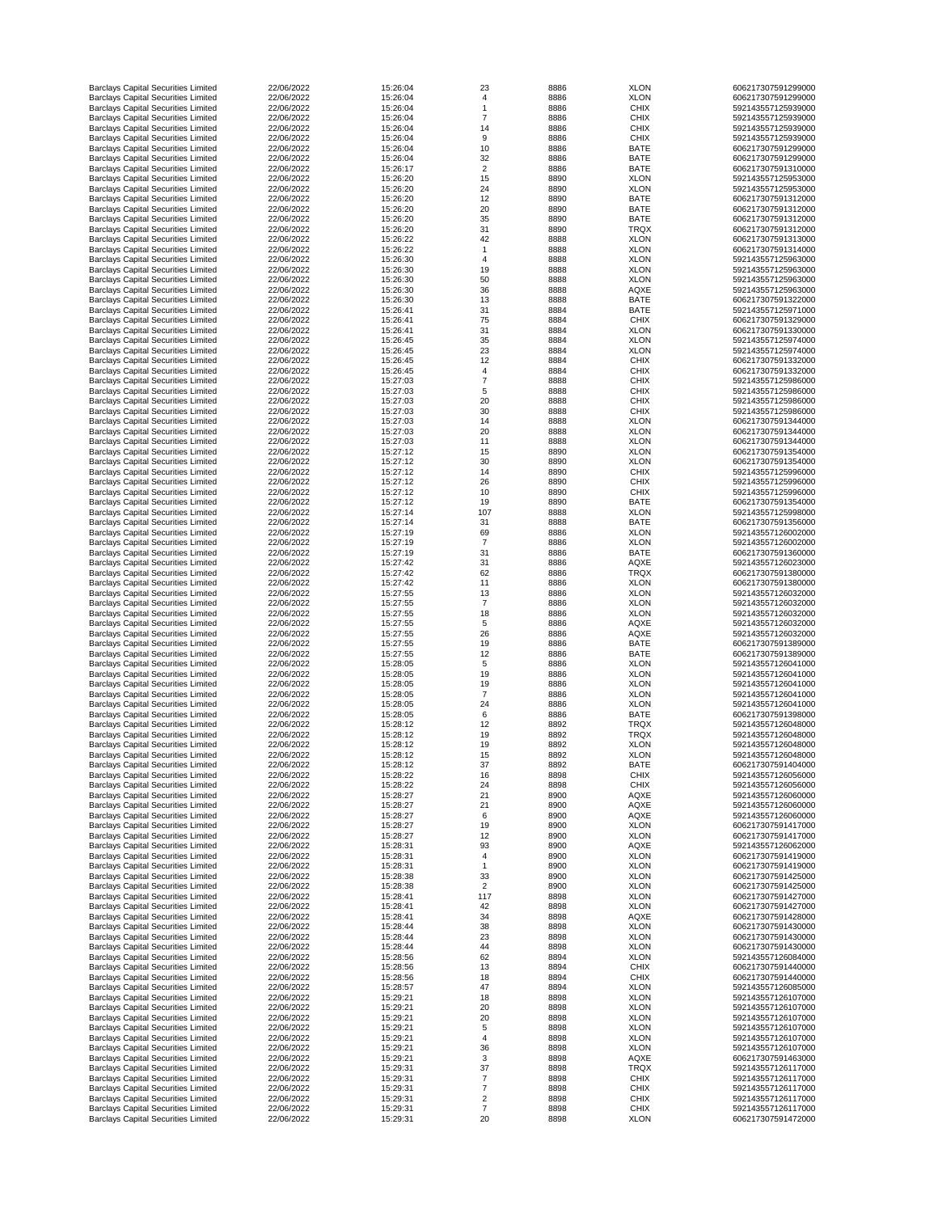| | | | | | | |
|---|---|---|---|---|---|---|
| Barclays Capital Securities Limited | 22/06/2022 | 15:26:04 | 23 | 8886 | XLON | 606217307591299000 |
| Barclays Capital Securities Limited | 22/06/2022 | 15:26:04 | 4 | 8886 | XLON | 606217307591299000 |
| Barclays Capital Securities Limited | 22/06/2022 | 15:26:04 | 1 | 8886 | CHIX | 592143557125939000 |
| Barclays Capital Securities Limited | 22/06/2022 | 15:26:04 | 7 | 8886 | CHIX | 592143557125939000 |
| Barclays Capital Securities Limited | 22/06/2022 | 15:26:04 | 14 | 8886 | CHIX | 592143557125939000 |
| Barclays Capital Securities Limited | 22/06/2022 | 15:26:04 | 9 | 8886 | CHIX | 592143557125939000 |
| Barclays Capital Securities Limited | 22/06/2022 | 15:26:04 | 10 | 8886 | BATE | 606217307591299000 |
| Barclays Capital Securities Limited | 22/06/2022 | 15:26:04 | 32 | 8886 | BATE | 606217307591299000 |
| Barclays Capital Securities Limited | 22/06/2022 | 15:26:17 | 2 | 8886 | BATE | 606217307591310000 |
| Barclays Capital Securities Limited | 22/06/2022 | 15:26:20 | 15 | 8890 | XLON | 592143557125953000 |
| Barclays Capital Securities Limited | 22/06/2022 | 15:26:20 | 24 | 8890 | XLON | 592143557125953000 |
| Barclays Capital Securities Limited | 22/06/2022 | 15:26:20 | 12 | 8890 | BATE | 606217307591312000 |
| Barclays Capital Securities Limited | 22/06/2022 | 15:26:20 | 20 | 8890 | BATE | 606217307591312000 |
| Barclays Capital Securities Limited | 22/06/2022 | 15:26:20 | 35 | 8890 | BATE | 606217307591312000 |
| Barclays Capital Securities Limited | 22/06/2022 | 15:26:20 | 31 | 8890 | TRQX | 606217307591312000 |
| Barclays Capital Securities Limited | 22/06/2022 | 15:26:22 | 42 | 8888 | XLON | 606217307591313000 |
| Barclays Capital Securities Limited | 22/06/2022 | 15:26:22 | 1 | 8888 | XLON | 606217307591314000 |
| Barclays Capital Securities Limited | 22/06/2022 | 15:26:30 | 4 | 8888 | XLON | 592143557125963000 |
| Barclays Capital Securities Limited | 22/06/2022 | 15:26:30 | 19 | 8888 | XLON | 592143557125963000 |
| Barclays Capital Securities Limited | 22/06/2022 | 15:26:30 | 50 | 8888 | XLON | 592143557125963000 |
| Barclays Capital Securities Limited | 22/06/2022 | 15:26:30 | 36 | 8888 | AQXE | 592143557125963000 |
| Barclays Capital Securities Limited | 22/06/2022 | 15:26:30 | 13 | 8888 | BATE | 606217307591322000 |
| Barclays Capital Securities Limited | 22/06/2022 | 15:26:41 | 31 | 8884 | BATE | 592143557125971000 |
| Barclays Capital Securities Limited | 22/06/2022 | 15:26:41 | 75 | 8884 | CHIX | 606217307591329000 |
| Barclays Capital Securities Limited | 22/06/2022 | 15:26:41 | 31 | 8884 | XLON | 606217307591330000 |
| Barclays Capital Securities Limited | 22/06/2022 | 15:26:45 | 35 | 8884 | XLON | 592143557125974000 |
| Barclays Capital Securities Limited | 22/06/2022 | 15:26:45 | 23 | 8884 | XLON | 592143557125974000 |
| Barclays Capital Securities Limited | 22/06/2022 | 15:26:45 | 12 | 8884 | CHIX | 606217307591332000 |
| Barclays Capital Securities Limited | 22/06/2022 | 15:26:45 | 4 | 8884 | CHIX | 606217307591332000 |
| Barclays Capital Securities Limited | 22/06/2022 | 15:27:03 | 7 | 8888 | CHIX | 592143557125986000 |
| Barclays Capital Securities Limited | 22/06/2022 | 15:27:03 | 5 | 8888 | CHIX | 592143557125986000 |
| Barclays Capital Securities Limited | 22/06/2022 | 15:27:03 | 20 | 8888 | CHIX | 592143557125986000 |
| Barclays Capital Securities Limited | 22/06/2022 | 15:27:03 | 30 | 8888 | CHIX | 592143557125986000 |
| Barclays Capital Securities Limited | 22/06/2022 | 15:27:03 | 14 | 8888 | XLON | 606217307591344000 |
| Barclays Capital Securities Limited | 22/06/2022 | 15:27:03 | 20 | 8888 | XLON | 606217307591344000 |
| Barclays Capital Securities Limited | 22/06/2022 | 15:27:03 | 11 | 8888 | XLON | 606217307591344000 |
| Barclays Capital Securities Limited | 22/06/2022 | 15:27:12 | 15 | 8890 | XLON | 606217307591354000 |
| Barclays Capital Securities Limited | 22/06/2022 | 15:27:12 | 30 | 8890 | XLON | 606217307591354000 |
| Barclays Capital Securities Limited | 22/06/2022 | 15:27:12 | 14 | 8890 | CHIX | 592143557125996000 |
| Barclays Capital Securities Limited | 22/06/2022 | 15:27:12 | 26 | 8890 | CHIX | 592143557125996000 |
| Barclays Capital Securities Limited | 22/06/2022 | 15:27:12 | 10 | 8890 | CHIX | 592143557125996000 |
| Barclays Capital Securities Limited | 22/06/2022 | 15:27:12 | 19 | 8890 | BATE | 606217307591354000 |
| Barclays Capital Securities Limited | 22/06/2022 | 15:27:14 | 107 | 8888 | XLON | 592143557125998000 |
| Barclays Capital Securities Limited | 22/06/2022 | 15:27:14 | 31 | 8888 | BATE | 606217307591356000 |
| Barclays Capital Securities Limited | 22/06/2022 | 15:27:19 | 69 | 8886 | XLON | 592143557126002000 |
| Barclays Capital Securities Limited | 22/06/2022 | 15:27:19 | 7 | 8886 | XLON | 592143557126002000 |
| Barclays Capital Securities Limited | 22/06/2022 | 15:27:19 | 31 | 8886 | BATE | 606217307591360000 |
| Barclays Capital Securities Limited | 22/06/2022 | 15:27:42 | 31 | 8886 | AQXE | 592143557126023000 |
| Barclays Capital Securities Limited | 22/06/2022 | 15:27:42 | 62 | 8886 | TRQX | 606217307591380000 |
| Barclays Capital Securities Limited | 22/06/2022 | 15:27:42 | 11 | 8886 | XLON | 606217307591380000 |
| Barclays Capital Securities Limited | 22/06/2022 | 15:27:55 | 13 | 8886 | XLON | 592143557126032000 |
| Barclays Capital Securities Limited | 22/06/2022 | 15:27:55 | 7 | 8886 | XLON | 592143557126032000 |
| Barclays Capital Securities Limited | 22/06/2022 | 15:27:55 | 18 | 8886 | XLON | 592143557126032000 |
| Barclays Capital Securities Limited | 22/06/2022 | 15:27:55 | 5 | 8886 | AQXE | 592143557126032000 |
| Barclays Capital Securities Limited | 22/06/2022 | 15:27:55 | 26 | 8886 | AQXE | 592143557126032000 |
| Barclays Capital Securities Limited | 22/06/2022 | 15:27:55 | 19 | 8886 | BATE | 606217307591389000 |
| Barclays Capital Securities Limited | 22/06/2022 | 15:27:55 | 12 | 8886 | BATE | 606217307591389000 |
| Barclays Capital Securities Limited | 22/06/2022 | 15:28:05 | 5 | 8886 | XLON | 592143557126041000 |
| Barclays Capital Securities Limited | 22/06/2022 | 15:28:05 | 19 | 8886 | XLON | 592143557126041000 |
| Barclays Capital Securities Limited | 22/06/2022 | 15:28:05 | 19 | 8886 | XLON | 592143557126041000 |
| Barclays Capital Securities Limited | 22/06/2022 | 15:28:05 | 7 | 8886 | XLON | 592143557126041000 |
| Barclays Capital Securities Limited | 22/06/2022 | 15:28:05 | 24 | 8886 | XLON | 592143557126041000 |
| Barclays Capital Securities Limited | 22/06/2022 | 15:28:05 | 6 | 8886 | BATE | 606217307591398000 |
| Barclays Capital Securities Limited | 22/06/2022 | 15:28:12 | 12 | 8892 | TRQX | 592143557126048000 |
| Barclays Capital Securities Limited | 22/06/2022 | 15:28:12 | 19 | 8892 | TRQX | 592143557126048000 |
| Barclays Capital Securities Limited | 22/06/2022 | 15:28:12 | 19 | 8892 | XLON | 592143557126048000 |
| Barclays Capital Securities Limited | 22/06/2022 | 15:28:12 | 15 | 8892 | XLON | 592143557126048000 |
| Barclays Capital Securities Limited | 22/06/2022 | 15:28:12 | 37 | 8892 | BATE | 606217307591404000 |
| Barclays Capital Securities Limited | 22/06/2022 | 15:28:22 | 16 | 8898 | CHIX | 592143557126056000 |
| Barclays Capital Securities Limited | 22/06/2022 | 15:28:22 | 24 | 8898 | CHIX | 592143557126056000 |
| Barclays Capital Securities Limited | 22/06/2022 | 15:28:27 | 21 | 8900 | AQXE | 592143557126060000 |
| Barclays Capital Securities Limited | 22/06/2022 | 15:28:27 | 21 | 8900 | AQXE | 592143557126060000 |
| Barclays Capital Securities Limited | 22/06/2022 | 15:28:27 | 6 | 8900 | AQXE | 592143557126060000 |
| Barclays Capital Securities Limited | 22/06/2022 | 15:28:27 | 19 | 8900 | XLON | 606217307591417000 |
| Barclays Capital Securities Limited | 22/06/2022 | 15:28:27 | 12 | 8900 | XLON | 606217307591417000 |
| Barclays Capital Securities Limited | 22/06/2022 | 15:28:31 | 93 | 8900 | AQXE | 592143557126062000 |
| Barclays Capital Securities Limited | 22/06/2022 | 15:28:31 | 4 | 8900 | XLON | 606217307591419000 |
| Barclays Capital Securities Limited | 22/06/2022 | 15:28:31 | 1 | 8900 | XLON | 606217307591419000 |
| Barclays Capital Securities Limited | 22/06/2022 | 15:28:38 | 33 | 8900 | XLON | 606217307591425000 |
| Barclays Capital Securities Limited | 22/06/2022 | 15:28:38 | 2 | 8900 | XLON | 606217307591425000 |
| Barclays Capital Securities Limited | 22/06/2022 | 15:28:41 | 117 | 8898 | XLON | 606217307591427000 |
| Barclays Capital Securities Limited | 22/06/2022 | 15:28:41 | 42 | 8898 | XLON | 606217307591427000 |
| Barclays Capital Securities Limited | 22/06/2022 | 15:28:41 | 34 | 8898 | AQXE | 606217307591428000 |
| Barclays Capital Securities Limited | 22/06/2022 | 15:28:44 | 38 | 8898 | XLON | 606217307591430000 |
| Barclays Capital Securities Limited | 22/06/2022 | 15:28:44 | 23 | 8898 | XLON | 606217307591430000 |
| Barclays Capital Securities Limited | 22/06/2022 | 15:28:44 | 44 | 8898 | XLON | 606217307591430000 |
| Barclays Capital Securities Limited | 22/06/2022 | 15:28:56 | 62 | 8894 | XLON | 592143557126084000 |
| Barclays Capital Securities Limited | 22/06/2022 | 15:28:56 | 13 | 8894 | CHIX | 606217307591440000 |
| Barclays Capital Securities Limited | 22/06/2022 | 15:28:56 | 18 | 8894 | CHIX | 606217307591440000 |
| Barclays Capital Securities Limited | 22/06/2022 | 15:28:57 | 47 | 8894 | XLON | 592143557126085000 |
| Barclays Capital Securities Limited | 22/06/2022 | 15:29:21 | 18 | 8898 | XLON | 592143557126107000 |
| Barclays Capital Securities Limited | 22/06/2022 | 15:29:21 | 20 | 8898 | XLON | 592143557126107000 |
| Barclays Capital Securities Limited | 22/06/2022 | 15:29:21 | 20 | 8898 | XLON | 592143557126107000 |
| Barclays Capital Securities Limited | 22/06/2022 | 15:29:21 | 5 | 8898 | XLON | 592143557126107000 |
| Barclays Capital Securities Limited | 22/06/2022 | 15:29:21 | 4 | 8898 | XLON | 592143557126107000 |
| Barclays Capital Securities Limited | 22/06/2022 | 15:29:21 | 36 | 8898 | XLON | 592143557126107000 |
| Barclays Capital Securities Limited | 22/06/2022 | 15:29:21 | 3 | 8898 | AQXE | 606217307591463000 |
| Barclays Capital Securities Limited | 22/06/2022 | 15:29:31 | 37 | 8898 | TRQX | 592143557126117000 |
| Barclays Capital Securities Limited | 22/06/2022 | 15:29:31 | 7 | 8898 | CHIX | 592143557126117000 |
| Barclays Capital Securities Limited | 22/06/2022 | 15:29:31 | 7 | 8898 | CHIX | 592143557126117000 |
| Barclays Capital Securities Limited | 22/06/2022 | 15:29:31 | 2 | 8898 | CHIX | 592143557126117000 |
| Barclays Capital Securities Limited | 22/06/2022 | 15:29:31 | 7 | 8898 | CHIX | 592143557126117000 |
| Barclays Capital Securities Limited | 22/06/2022 | 15:29:31 | 20 | 8898 | XLON | 606217307591472000 |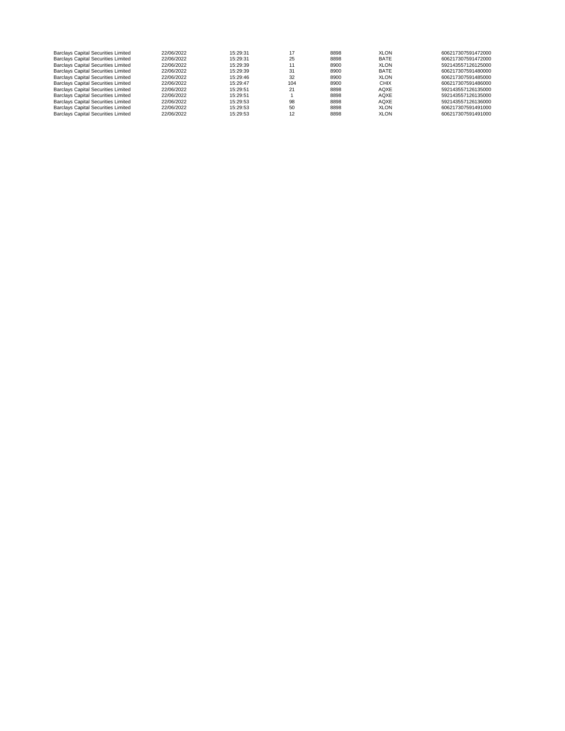| | | | | | | |
|---|---|---|---|---|---|---|
| Barclays Capital Securities Limited | 22/06/2022 | 15:29:31 | 17 | 8898 | XLON | 606217307591472000 |
| Barclays Capital Securities Limited | 22/06/2022 | 15:29:31 | 25 | 8898 | BATE | 606217307591472000 |
| Barclays Capital Securities Limited | 22/06/2022 | 15:29:39 | 11 | 8900 | XLON | 592143557126125000 |
| Barclays Capital Securities Limited | 22/06/2022 | 15:29:39 | 31 | 8900 | BATE | 606217307591480000 |
| Barclays Capital Securities Limited | 22/06/2022 | 15:29:46 | 32 | 8900 | XLON | 606217307591485000 |
| Barclays Capital Securities Limited | 22/06/2022 | 15:29:47 | 104 | 8900 | CHIX | 606217307591486000 |
| Barclays Capital Securities Limited | 22/06/2022 | 15:29:51 | 21 | 8898 | AQXE | 592143557126135000 |
| Barclays Capital Securities Limited | 22/06/2022 | 15:29:51 | 1 | 8898 | AQXE | 592143557126135000 |
| Barclays Capital Securities Limited | 22/06/2022 | 15:29:53 | 98 | 8898 | AQXE | 592143557126136000 |
| Barclays Capital Securities Limited | 22/06/2022 | 15:29:53 | 50 | 8898 | XLON | 606217307591491000 |
| Barclays Capital Securities Limited | 22/06/2022 | 15:29:53 | 12 | 8898 | XLON | 606217307591491000 |